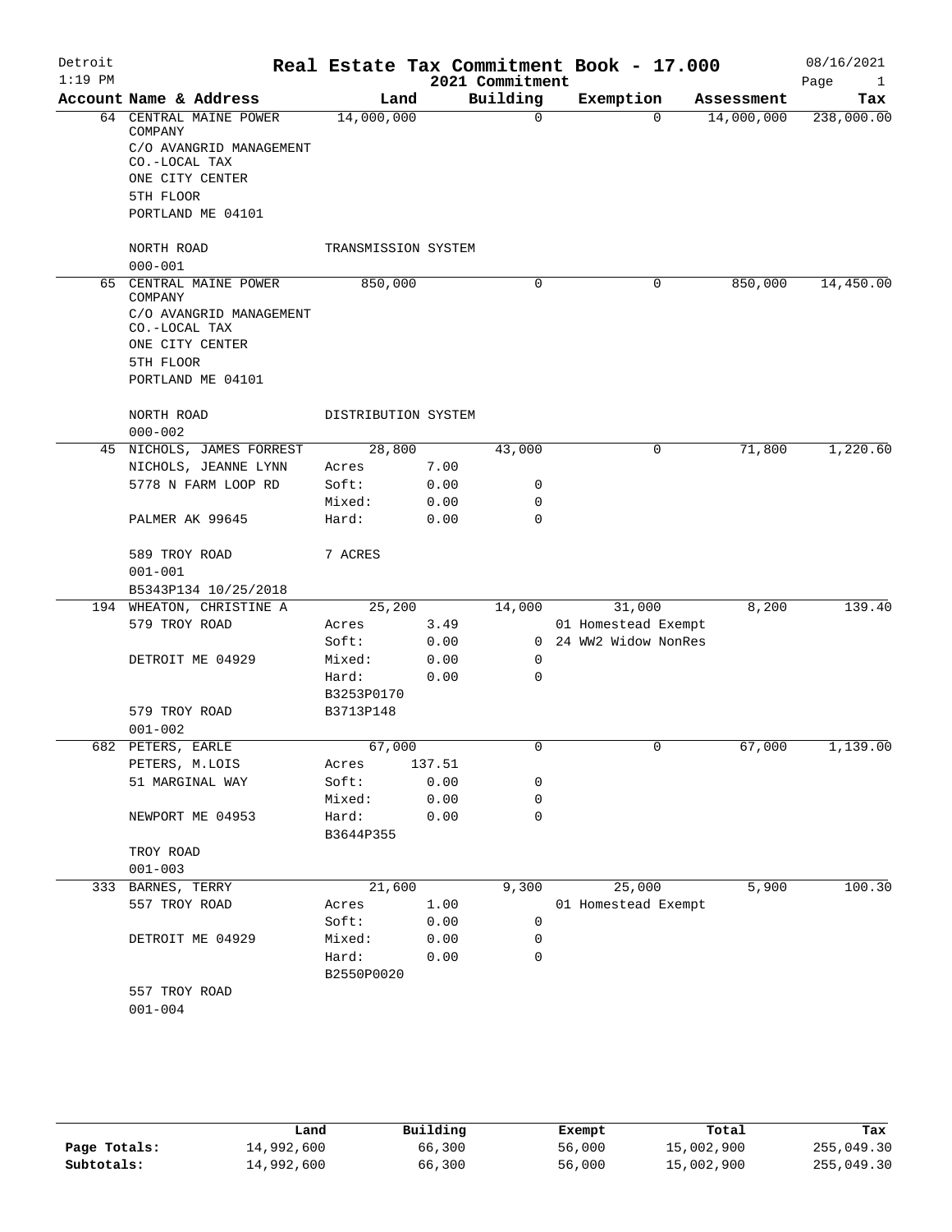# Real Estate Tax Commitment Book - 17.000

Detroit
1:19 PM

2021 Commitment

08/16/2021

| Account | Name & Address | Land | | Building | Exemption | Assessment | Tax |
|---|---|---|---|---|---|---|---|
| 64 | CENTRAL MAINE POWER COMPANY | 14,000,000 | | 0 | 0 | 14,000,000 | 238,000.00 |
| | C/O AVANGRID MANAGEMENT CO.-LOCAL TAX | | | | | | |
| | ONE CITY CENTER | | | | | | |
| | 5TH FLOOR | | | | | | |
| | PORTLAND ME 04101 | | | | | | |
| | NORTH ROAD | TRANSMISSION SYSTEM | | | | | |
| | 000-001 | | | | | | |
| 65 | CENTRAL MAINE POWER COMPANY | 850,000 | | 0 | 0 | 850,000 | 14,450.00 |
| | C/O AVANGRID MANAGEMENT CO.-LOCAL TAX | | | | | | |
| | ONE CITY CENTER | | | | | | |
| | 5TH FLOOR | | | | | | |
| | PORTLAND ME 04101 | | | | | | |
| | NORTH ROAD | DISTRIBUTION SYSTEM | | | | | |
| | 000-002 | | | | | | |
| 45 | NICHOLS, JAMES FORREST | 28,800 | | 43,000 | 0 | 71,800 | 1,220.60 |
| | NICHOLS, JEANNE LYNN | Acres | 7.00 | | | | |
| | 5778 N FARM LOOP RD | Soft: | 0.00 | 0 | | | |
| | | Mixed: | 0.00 | 0 | | | |
| | PALMER AK 99645 | Hard: | 0.00 | 0 | | | |
| | 589 TROY ROAD | 7 ACRES | | | | | |
| | 001-001 | | | | | | |
| | B5343P134 10/25/2018 | | | | | | |
| 194 | WHEATON, CHRISTINE A | 25,200 | | 14,000 | 31,000 | 8,200 | 139.40 |
| | 579 TROY ROAD | Acres | 3.49 | | 01 Homestead Exempt | | |
| | | Soft: | 0.00 | 0 | 24 WW2 Widow NonRes | | |
| | DETROIT ME 04929 | Mixed: | 0.00 | 0 | | | |
| | | Hard: | 0.00 | 0 | | | |
| | | B3253P0170 | | | | | |
| | 579 TROY ROAD | B3713P148 | | | | | |
| | 001-002 | | | | | | |
| 682 | PETERS, EARLE | 67,000 | | 0 | 0 | 67,000 | 1,139.00 |
| | PETERS, M.LOIS | Acres | 137.51 | | | | |
| | 51 MARGINAL WAY | Soft: | 0.00 | 0 | | | |
| | | Mixed: | 0.00 | 0 | | | |
| | NEWPORT ME 04953 | Hard: | 0.00 | 0 | | | |
| | | B3644P355 | | | | | |
| | TROY ROAD | | | | | | |
| | 001-003 | | | | | | |
| 333 | BARNES, TERRY | 21,600 | | 9,300 | 25,000 | 5,900 | 100.30 |
| | 557 TROY ROAD | Acres | 1.00 | | 01 Homestead Exempt | | |
| | | Soft: | 0.00 | 0 | | | |
| | DETROIT ME 04929 | Mixed: | 0.00 | 0 | | | |
| | | Hard: | 0.00 | 0 | | | |
| | | B2550P0020 | | | | | |
| | 557 TROY ROAD | | | | | | |
| | 001-004 | | | | | | |

| | Land | Building | Exempt | Total | Tax |
|---|---|---|---|---|---|
| Page Totals: | 14,992,600 | 66,300 | 56,000 | 15,002,900 | 255,049.30 |
| Subtotals: | 14,992,600 | 66,300 | 56,000 | 15,002,900 | 255,049.30 |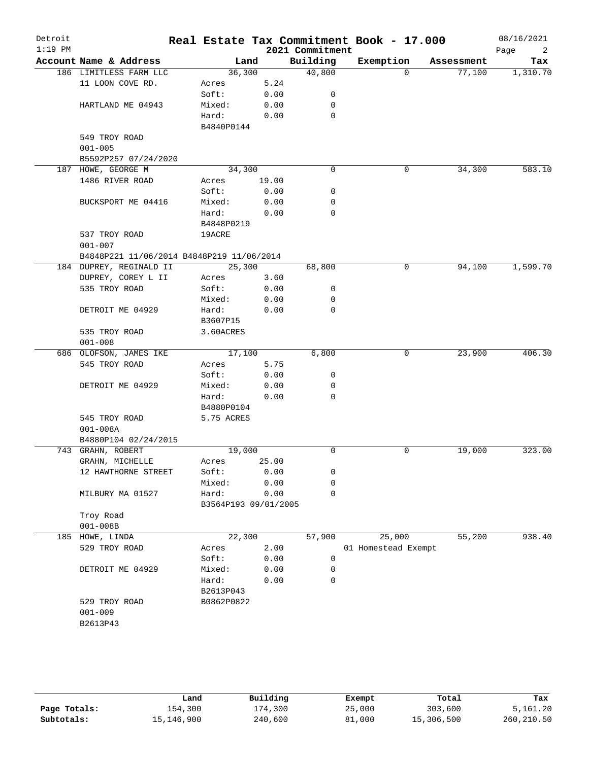# Real Estate Tax Commitment Book - 17.000

Detroit
1:19 PM
2021 Commitment
08/16/2021

| Account Name & Address | Land | | Building | Exemption | Assessment | Tax |
|---|---|---|---|---|---|---|
| 186 LIMITLESS FARM LLC | 36,300 | | 40,800 | 0 | 77,100 | 1,310.70 |
| 11 LOON COVE RD. | Acres | 5.24 | | | | |
| | Soft: | 0.00 | 0 | | | |
| HARTLAND ME 04943 | Mixed: | 0.00 | 0 | | | |
| | Hard: | 0.00 | 0 | | | |
| | B4840P0144 | | | | | |
| 549 TROY ROAD | | | | | | |
| 001-005 | | | | | | |
| B5592P257 07/24/2020 | | | | | | |
| 187 HOWE, GEORGE M | 34,300 | | 0 | 0 | 34,300 | 583.10 |
| 1486 RIVER ROAD | Acres | 19.00 | | | | |
| | Soft: | 0.00 | 0 | | | |
| BUCKSPORT ME 04416 | Mixed: | 0.00 | 0 | | | |
| | Hard: | 0.00 | 0 | | | |
| | B4848P0219 | | | | | |
| 537 TROY ROAD | 19ACRE | | | | | |
| 001-007 | | | | | | |
| B4848P221 11/06/2014 B4848P219 11/06/2014 | | | | | | |
| 184 DUPREY, REGINALD II | 25,300 | | 68,800 | 0 | 94,100 | 1,599.70 |
| DUPREY, COREY L II | Acres | 3.60 | | | | |
| 535 TROY ROAD | Soft: | 0.00 | 0 | | | |
| | Mixed: | 0.00 | 0 | | | |
| DETROIT ME 04929 | Hard: | 0.00 | 0 | | | |
| | B3607P15 | | | | | |
| 535 TROY ROAD | 3.60ACRES | | | | | |
| 001-008 | | | | | | |
| 686 OLOFSON, JAMES IKE | 17,100 | | 6,800 | 0 | 23,900 | 406.30 |
| 545 TROY ROAD | Acres | 5.75 | | | | |
| | Soft: | 0.00 | 0 | | | |
| DETROIT ME 04929 | Mixed: | 0.00 | 0 | | | |
| | Hard: | 0.00 | 0 | | | |
| | B4880P0104 | | | | | |
| 545 TROY ROAD | 5.75 ACRES | | | | | |
| 001-008A | | | | | | |
| B4880P104 02/24/2015 | | | | | | |
| 743 GRAHN, ROBERT | 19,000 | | 0 | 0 | 19,000 | 323.00 |
| GRAHN, MICHELLE | Acres | 25.00 | | | | |
| 12 HAWTHORNE STREET | Soft: | 0.00 | 0 | | | |
| | Mixed: | 0.00 | 0 | | | |
| MILBURY MA 01527 | Hard: | 0.00 | 0 | | | |
| | B3564P193 09/01/2005 | | | | | |
| Troy Road | | | | | | |
| 001-008B | | | | | | |
| 185 HOWE, LINDA | 22,300 | | 57,900 | 25,000 | 55,200 | 938.40 |
| 529 TROY ROAD | Acres | 2.00 | | 01 Homestead Exempt | | |
| | Soft: | 0.00 | 0 | | | |
| DETROIT ME 04929 | Mixed: | 0.00 | 0 | | | |
| | Hard: | 0.00 | 0 | | | |
| | B2613P043 | | | | | |
| 529 TROY ROAD | B0862P0822 | | | | | |
| 001-009 | | | | | | |
| B2613P43 | | | | | | |

| | Land | Building | Exempt | Total | Tax |
|---|---|---|---|---|---|
| **Page Totals:** | 154,300 | 174,300 | 25,000 | 303,600 | 5,161.20 |
| **Subtotals:** | 15,146,900 | 240,600 | 81,000 | 15,306,500 | 260,210.50 |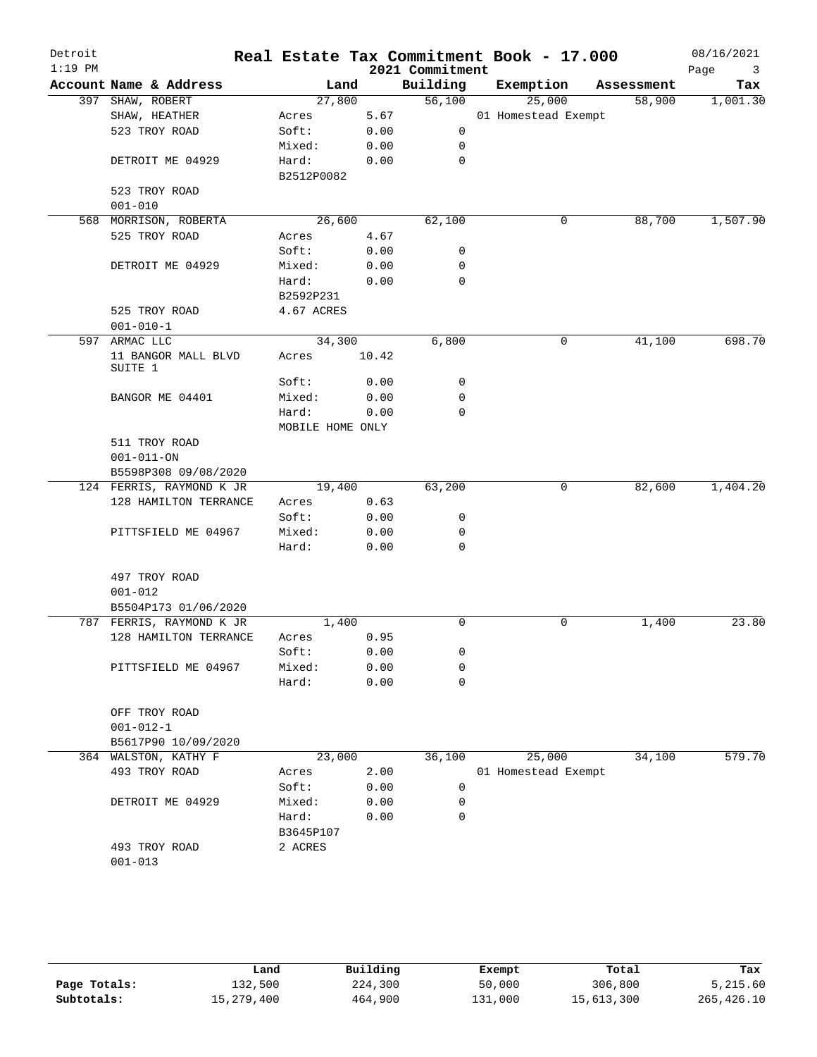# Real Estate Tax Commitment Book - 17.000

Detroit
1:19 PM

2021 Commitment

08/16/2021

| Account Name & Address | Land | | Building | Exemption | Assessment | Tax |
|---|---|---|---|---|---|---|
| 397 SHAW, ROBERT | 27,800 | | 56,100 | 25,000 | 58,900 | 1,001.30 |
| SHAW, HEATHER | Acres | 5.67 | | 01 Homestead Exempt | | |
| 523 TROY ROAD | Soft: | 0.00 | 0 | | | |
| | Mixed: | 0.00 | 0 | | | |
| DETROIT ME 04929 | Hard: | 0.00 | 0 | | | |
| | B2512P0082 | | | | | |
| 523 TROY ROAD | | | | | | |
| 001-010 | | | | | | |
| 568 MORRISON, ROBERTA | 26,600 | | 62,100 | 0 | 88,700 | 1,507.90 |
| 525 TROY ROAD | Acres | 4.67 | | | | |
| | Soft: | 0.00 | 0 | | | |
| DETROIT ME 04929 | Mixed: | 0.00 | 0 | | | |
| | Hard: | 0.00 | 0 | | | |
| | B2592P231 | | | | | |
| 525 TROY ROAD | 4.67 ACRES | | | | | |
| 001-010-1 | | | | | | |
| 597 ARMAC LLC | 34,300 | | 6,800 | 0 | 41,100 | 698.70 |
| 11 BANGOR MALL BLVD SUITE 1 | Acres | 10.42 | | | | |
| | Soft: | 0.00 | 0 | | | |
| BANGOR ME 04401 | Mixed: | 0.00 | 0 | | | |
| | Hard: | 0.00 | 0 | | | |
| | MOBILE HOME ONLY | | | | | |
| 511 TROY ROAD | | | | | | |
| 001-011-ON | | | | | | |
| B5598P308 09/08/2020 | | | | | | |
| 124 FERRIS, RAYMOND K JR | 19,400 | | 63,200 | 0 | 82,600 | 1,404.20 |
| 128 HAMILTON TERRANCE | Acres | 0.63 | | | | |
| | Soft: | 0.00 | 0 | | | |
| PITTSFIELD ME 04967 | Mixed: | 0.00 | 0 | | | |
| | Hard: | 0.00 | 0 | | | |
| 497 TROY ROAD | | | | | | |
| 001-012 | | | | | | |
| B5504P173 01/06/2020 | | | | | | |
| 787 FERRIS, RAYMOND K JR | 1,400 | | 0 | 0 | 1,400 | 23.80 |
| 128 HAMILTON TERRANCE | Acres | 0.95 | | | | |
| | Soft: | 0.00 | 0 | | | |
| PITTSFIELD ME 04967 | Mixed: | 0.00 | 0 | | | |
| | Hard: | 0.00 | 0 | | | |
| OFF TROY ROAD | | | | | | |
| 001-012-1 | | | | | | |
| B5617P90 10/09/2020 | | | | | | |
| 364 WALSTON, KATHY F | 23,000 | | 36,100 | 25,000 | 34,100 | 579.70 |
| 493 TROY ROAD | Acres | 2.00 | | 01 Homestead Exempt | | |
| | Soft: | 0.00 | 0 | | | |
| DETROIT ME 04929 | Mixed: | 0.00 | 0 | | | |
| | Hard: | 0.00 | 0 | | | |
| | B3645P107 | | | | | |
| 493 TROY ROAD | 2 ACRES | | | | | |
| 001-013 | | | | | | |

| | Land | Building | Exempt | Total | Tax |
|---|---|---|---|---|---|
| Page Totals: | 132,500 | 224,300 | 50,000 | 306,800 | 5,215.60 |
| Subtotals: | 15,279,400 | 464,900 | 131,000 | 15,613,300 | 265,426.10 |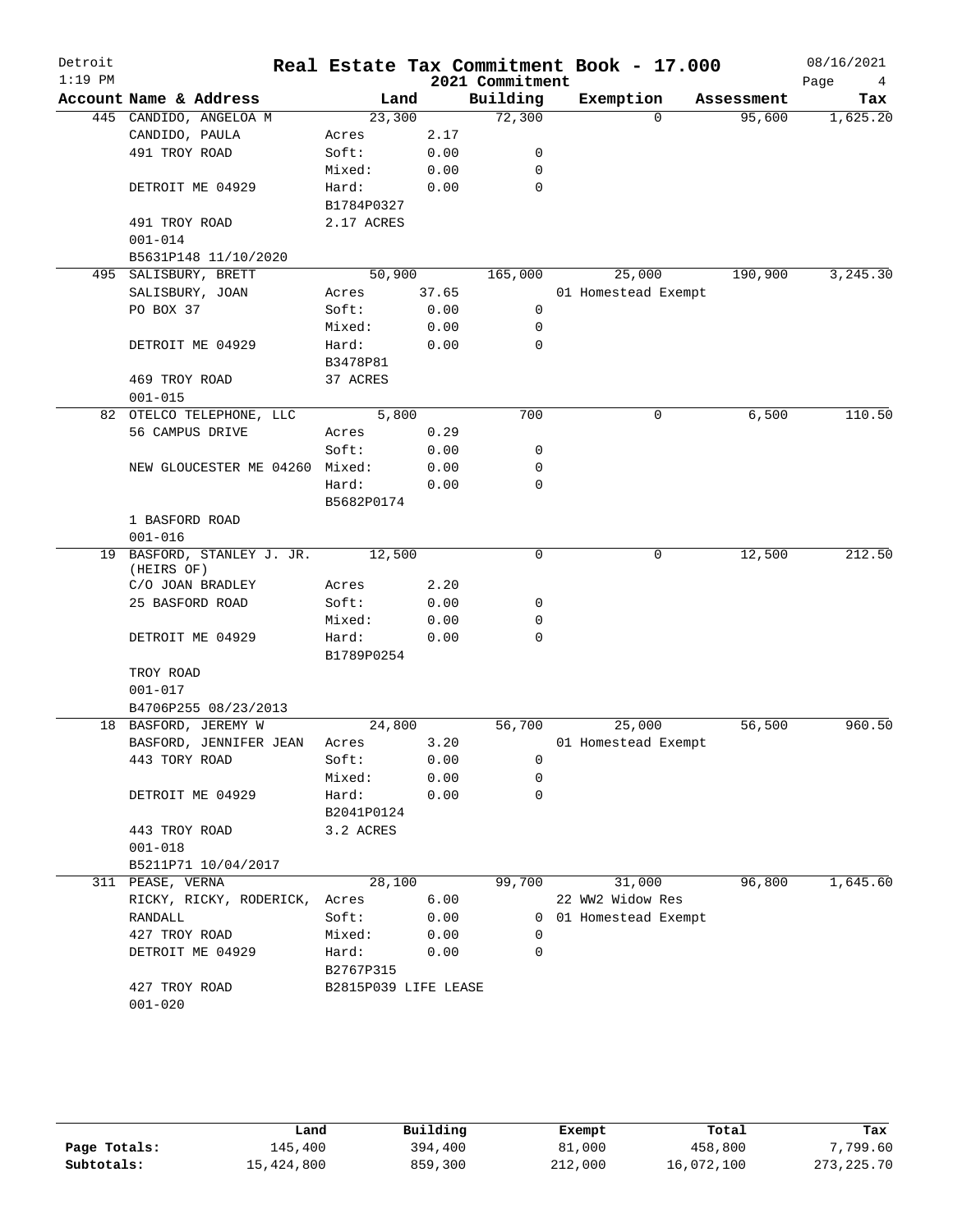# Real Estate Tax Commitment Book - 17.000

Detroit
1:19 PM

2021 Commitment

08/16/2021

| Account Name & Address | Land | | Building | Exemption | Assessment | Tax |
|---|---|---|---|---|---|---|
| 445 CANDIDO, ANGELOA M | 23,300 | | 72,300 | 0 | 95,600 | 1,625.20 |
| CANDIDO, PAULA | Acres | 2.17 | | | | |
| 491 TROY ROAD | Soft: | 0.00 | 0 | | | |
| | Mixed: | 0.00 | 0 | | | |
| DETROIT ME 04929 | Hard: | 0.00 | 0 | | | |
| | B1784P0327 | | | | | |
| 491 TROY ROAD | 2.17 ACRES | | | | | |
| 001-014 | | | | | | |
| B5631P148 11/10/2020 | | | | | | |
| 495 SALISBURY, BRETT | 50,900 | | 165,000 | 25,000 | 190,900 | 3,245.30 |
| SALISBURY, JOAN | Acres | 37.65 | | 01 Homestead Exempt | | |
| PO BOX 37 | Soft: | 0.00 | 0 | | | |
| | Mixed: | 0.00 | 0 | | | |
| DETROIT ME 04929 | Hard: | 0.00 | 0 | | | |
| | B3478P81 | | | | | |
| 469 TROY ROAD | 37 ACRES | | | | | |
| 001-015 | | | | | | |
| 82 OTELCO TELEPHONE, LLC | 5,800 | | 700 | 0 | 6,500 | 110.50 |
| 56 CAMPUS DRIVE | Acres | 0.29 | | | | |
| | Soft: | 0.00 | 0 | | | |
| NEW GLOUCESTER ME 04260 | Mixed: | 0.00 | 0 | | | |
| | Hard: | 0.00 | 0 | | | |
| | B5682P0174 | | | | | |
| 1 BASFORD ROAD | | | | | | |
| 001-016 | | | | | | |
| 19 BASFORD, STANLEY J. JR. (HEIRS OF) | 12,500 | | 0 | 0 | 12,500 | 212.50 |
| C/O JOAN BRADLEY | Acres | 2.20 | | | | |
| 25 BASFORD ROAD | Soft: | 0.00 | 0 | | | |
| | Mixed: | 0.00 | 0 | | | |
| DETROIT ME 04929 | Hard: | 0.00 | 0 | | | |
| | B1789P0254 | | | | | |
| TROY ROAD | | | | | | |
| 001-017 | | | | | | |
| B4706P255 08/23/2013 | | | | | | |
| 18 BASFORD, JEREMY W | 24,800 | | 56,700 | 25,000 | 56,500 | 960.50 |
| BASFORD, JENNIFER JEAN | Acres | 3.20 | | 01 Homestead Exempt | | |
| 443 TORY ROAD | Soft: | 0.00 | 0 | | | |
| | Mixed: | 0.00 | 0 | | | |
| DETROIT ME 04929 | Hard: | 0.00 | 0 | | | |
| | B2041P0124 | | | | | |
| 443 TROY ROAD | 3.2 ACRES | | | | | |
| 001-018 | | | | | | |
| B5211P71 10/04/2017 | | | | | | |
| 311 PEASE, VERNA | 28,100 | | 99,700 | 31,000 | 96,800 | 1,645.60 |
| RICKY, RICKY, RODERICK, | Acres | 6.00 | | 22 WW2 Widow Res | | |
| RANDALL | Soft: | 0.00 | 0 | 01 Homestead Exempt | | |
| 427 TROY ROAD | Mixed: | 0.00 | 0 | | | |
| DETROIT ME 04929 | Hard: | 0.00 | 0 | | | |
| | B2767P315 | | | | | |
| 427 TROY ROAD | B2815P039 LIFE LEASE | | | | | |
| 001-020 | | | | | | |

| | Land | Building | Exempt | Total | Tax |
|---|---|---|---|---|---|
| Page Totals: | 145,400 | 394,400 | 81,000 | 458,800 | 7,799.60 |
| Subtotals: | 15,424,800 | 859,300 | 212,000 | 16,072,100 | 273,225.70 |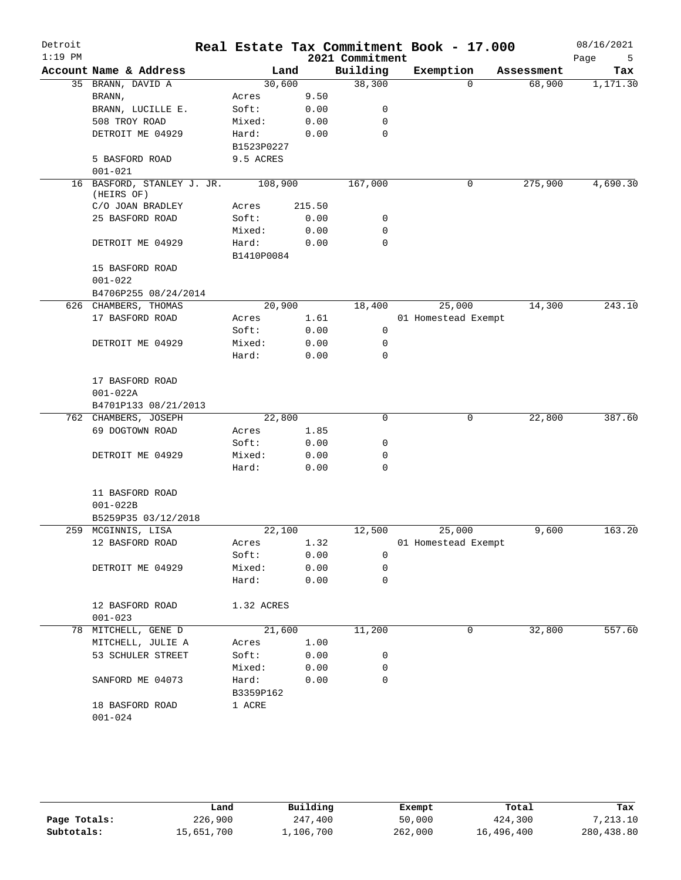# Real Estate Tax Commitment Book - 17.000

Detroit
1:19 PM

2021 Commitment

08/16/2021

| Account Name & Address | Land | | Building | Exemption | Assessment | Tax |
|---|---|---|---|---|---|---|
| 35 BRANN, DAVID A | 30,600 | | 38,300 | 0 | 68,900 | 1,171.30 |
| BRANN, | Acres | 9.50 | | | | |
| BRANN, LUCILLE E. | Soft: | 0.00 | 0 | | | |
| 508 TROY ROAD | Mixed: | 0.00 | 0 | | | |
| DETROIT ME 04929 | Hard: | 0.00 | 0 | | | |
| | B1523P0227 | | | | | |
| 5 BASFORD ROAD | 9.5 ACRES | | | | | |
| 001-021 | | | | | | |
| 16 BASFORD, STANLEY J. JR. (HEIRS OF) | 108,900 | | 167,000 | 0 | 275,900 | 4,690.30 |
| C/O JOAN BRADLEY | Acres | 215.50 | | | | |
| 25 BASFORD ROAD | Soft: | 0.00 | 0 | | | |
| | Mixed: | 0.00 | 0 | | | |
| DETROIT ME 04929 | Hard: | 0.00 | 0 | | | |
| | B1410P0084 | | | | | |
| 15 BASFORD ROAD | | | | | | |
| 001-022 | | | | | | |
| B4706P255 08/24/2014 | | | | | | |
| 626 CHAMBERS, THOMAS | 20,900 | | 18,400 | 25,000 | 14,300 | 243.10 |
| 17 BASFORD ROAD | Acres | 1.61 | | 01 Homestead Exempt | | |
| | Soft: | 0.00 | 0 | | | |
| DETROIT ME 04929 | Mixed: | 0.00 | 0 | | | |
| | Hard: | 0.00 | 0 | | | |
| 17 BASFORD ROAD | | | | | | |
| 001-022A | | | | | | |
| B4701P133 08/21/2013 | | | | | | |
| 762 CHAMBERS, JOSEPH | 22,800 | | 0 | 0 | 22,800 | 387.60 |
| 69 DOGTOWN ROAD | Acres | 1.85 | | | | |
| | Soft: | 0.00 | 0 | | | |
| DETROIT ME 04929 | Mixed: | 0.00 | 0 | | | |
| | Hard: | 0.00 | 0 | | | |
| 11 BASFORD ROAD | | | | | | |
| 001-022B | | | | | | |
| B5259P35 03/12/2018 | | | | | | |
| 259 MCGINNIS, LISA | 22,100 | | 12,500 | 25,000 | 9,600 | 163.20 |
| 12 BASFORD ROAD | Acres | 1.32 | | 01 Homestead Exempt | | |
| | Soft: | 0.00 | 0 | | | |
| DETROIT ME 04929 | Mixed: | 0.00 | 0 | | | |
| | Hard: | 0.00 | 0 | | | |
| 12 BASFORD ROAD | 1.32 ACRES | | | | | |
| 001-023 | | | | | | |
| 78 MITCHELL, GENE D | 21,600 | | 11,200 | 0 | 32,800 | 557.60 |
| MITCHELL, JULIE A | Acres | 1.00 | | | | |
| 53 SCHULER STREET | Soft: | 0.00 | 0 | | | |
| | Mixed: | 0.00 | 0 | | | |
| SANFORD ME 04073 | Hard: | 0.00 | 0 | | | |
| | B3359P162 | | | | | |
| 18 BASFORD ROAD | 1 ACRE | | | | | |
| 001-024 | | | | | | |

| | Land | Building | Exempt | Total | Tax |
|---|---|---|---|---|---|
| Page Totals: | 226,900 | 247,400 | 50,000 | 424,300 | 7,213.10 |
| Subtotals: | 15,651,700 | 1,106,700 | 262,000 | 16,496,400 | 280,438.80 |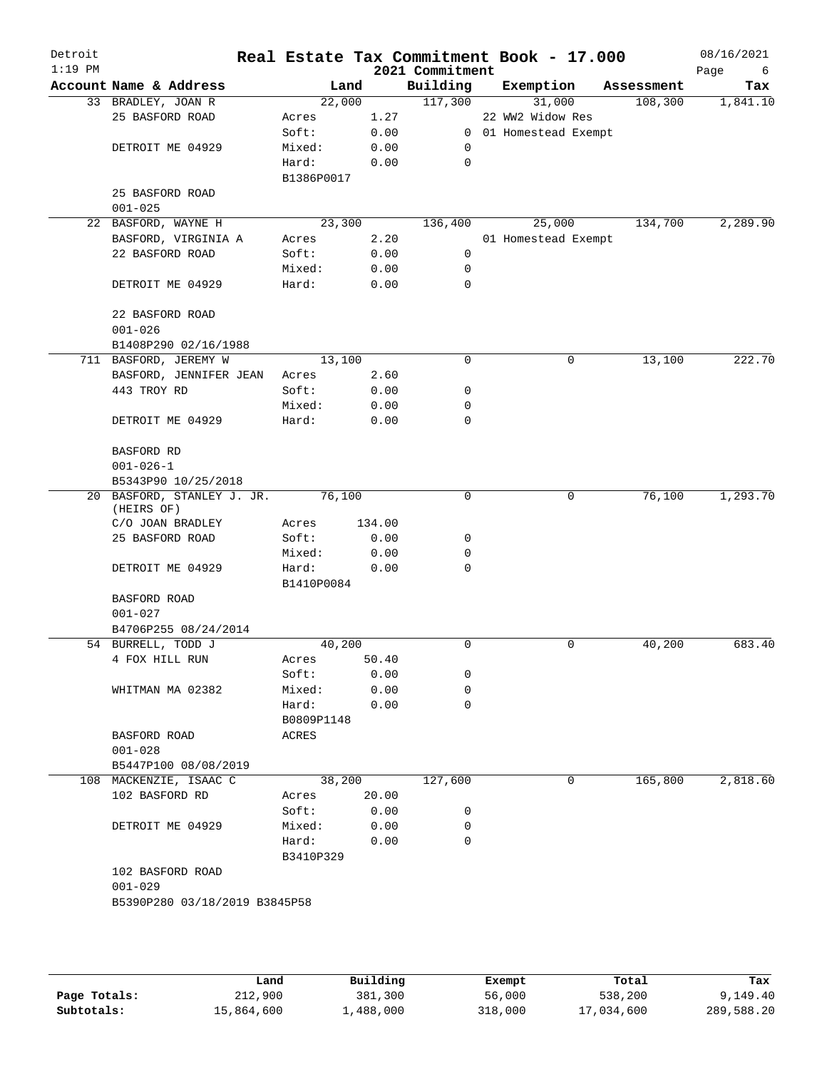# Real Estate Tax Commitment Book - 17.000

Detroit
1:19 PM

2021 Commitment

08/16/2021

| Account Name & Address | Land | | Building | Exemption | Assessment | Tax |
|---|---|---|---|---|---|---|
| 33 BRADLEY, JOAN R | 22,000 | | 117,300 | 31,000 | 108,300 | 1,841.10 |
| 25 BASFORD ROAD | Acres | 1.27 | | 22 WW2 Widow Res | | |
| | Soft: | 0.00 | 0 | 01 Homestead Exempt | | |
| DETROIT ME 04929 | Mixed: | 0.00 | 0 | | | |
| | Hard: | 0.00 | 0 | | | |
| | B1386P0017 | | | | | |
| 25 BASFORD ROAD | | | | | | |
| 001-025 | | | | | | |
| 22 BASFORD, WAYNE H | 23,300 | | 136,400 | 25,000 | 134,700 | 2,289.90 |
| BASFORD, VIRGINIA A | Acres | 2.20 | | 01 Homestead Exempt | | |
| 22 BASFORD ROAD | Soft: | 0.00 | 0 | | | |
| | Mixed: | 0.00 | 0 | | | |
| DETROIT ME 04929 | Hard: | 0.00 | 0 | | | |
| 22 BASFORD ROAD | | | | | | |
| 001-026 | | | | | | |
| B1408P290 02/16/1988 | | | | | | |
| 711 BASFORD, JEREMY W | 13,100 | | 0 | 0 | 13,100 | 222.70 |
| BASFORD, JENNIFER JEAN | Acres | 2.60 | | | | |
| 443 TROY RD | Soft: | 0.00 | 0 | | | |
| | Mixed: | 0.00 | 0 | | | |
| DETROIT ME 04929 | Hard: | 0.00 | 0 | | | |
| BASFORD RD | | | | | | |
| 001-026-1 | | | | | | |
| B5343P90 10/25/2018 | | | | | | |
| 20 BASFORD, STANLEY J. JR. (HEIRS OF) | 76,100 | | 0 | 0 | 76,100 | 1,293.70 |
| C/O JOAN BRADLEY | Acres | 134.00 | | | | |
| 25 BASFORD ROAD | Soft: | 0.00 | 0 | | | |
| | Mixed: | 0.00 | 0 | | | |
| DETROIT ME 04929 | Hard: | 0.00 | 0 | | | |
| | B1410P0084 | | | | | |
| BASFORD ROAD | | | | | | |
| 001-027 | | | | | | |
| B4706P255 08/24/2014 | | | | | | |
| 54 BURRELL, TODD J | 40,200 | | 0 | 0 | 40,200 | 683.40 |
| 4 FOX HILL RUN | Acres | 50.40 | | | | |
| | Soft: | 0.00 | 0 | | | |
| WHITMAN MA 02382 | Mixed: | 0.00 | 0 | | | |
| | Hard: | 0.00 | 0 | | | |
| | B0809P1148 | | | | | |
| BASFORD ROAD | ACRES | | | | | |
| 001-028 | | | | | | |
| B5447P100 08/08/2019 | | | | | | |
| 108 MACKENZIE, ISAAC C | 38,200 | | 127,600 | 0 | 165,800 | 2,818.60 |
| 102 BASFORD RD | Acres | 20.00 | | | | |
| | Soft: | 0.00 | 0 | | | |
| DETROIT ME 04929 | Mixed: | 0.00 | 0 | | | |
| | Hard: | 0.00 | 0 | | | |
| | B3410P329 | | | | | |
| 102 BASFORD ROAD | | | | | | |
| 001-029 | | | | | | |
| B5390P280 03/18/2019 B3845P58 | | | | | | |

| | Land | Building | Exempt | Total | Tax |
|---|---|---|---|---|---|
| Page Totals: | 212,900 | 381,300 | 56,000 | 538,200 | 9,149.40 |
| Subtotals: | 15,864,600 | 1,488,000 | 318,000 | 17,034,600 | 289,588.20 |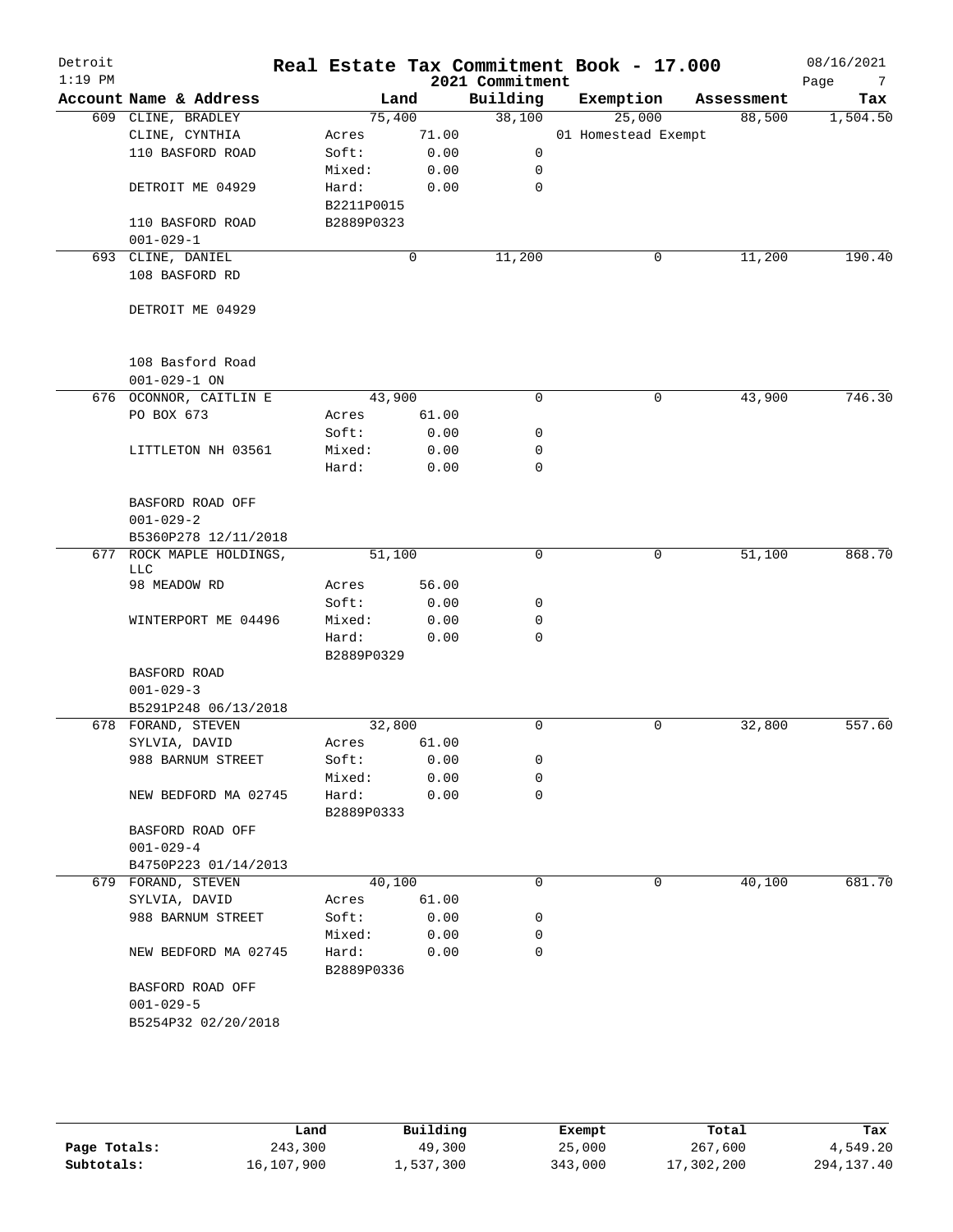# Real Estate Tax Commitment Book - 17.000

Detroit
1:19 PM

2021 Commitment

08/16/2021

| Account Name & Address | Land | | Building | Exemption | Assessment | Tax |
|---|---|---|---|---|---|---|
| 609 CLINE, BRADLEY | 75,400 | | 38,100 | 25,000 | 88,500 | 1,504.50 |
| CLINE, CYNTHIA | Acres | 71.00 | | 01 Homestead Exempt | | |
| 110 BASFORD ROAD | Soft: | 0.00 | 0 | | | |
| | Mixed: | 0.00 | 0 | | | |
| DETROIT ME 04929 | Hard: | 0.00 | 0 | | | |
| | B2211P0015 | | | | | |
| 110 BASFORD ROAD | B2889P0323 | | | | | |
| 001-029-1 | | | | | | |
| 693 CLINE, DANIEL | 0 | | 11,200 | 0 | 11,200 | 190.40 |
| 108 BASFORD RD | | | | | | |
| DETROIT ME 04929 | | | | | | |
| 108 Basford Road | | | | | | |
| 001-029-1 ON | | | | | | |
| 676 OCONNOR, CAITLIN E | 43,900 | | 0 | 0 | 43,900 | 746.30 |
| PO BOX 673 | Acres | 61.00 | | | | |
| | Soft: | 0.00 | 0 | | | |
| LITTLETON NH 03561 | Mixed: | 0.00 | 0 | | | |
| | Hard: | 0.00 | 0 | | | |
| BASFORD ROAD OFF | | | | | | |
| 001-029-2 | | | | | | |
| B5360P278 12/11/2018 | | | | | | |
| 677 ROCK MAPLE HOLDINGS, LLC | 51,100 | | 0 | 0 | 51,100 | 868.70 |
| 98 MEADOW RD | Acres | 56.00 | | | | |
| | Soft: | 0.00 | 0 | | | |
| WINTERPORT ME 04496 | Mixed: | 0.00 | 0 | | | |
| | Hard: | 0.00 | 0 | | | |
| | B2889P0329 | | | | | |
| BASFORD ROAD | | | | | | |
| 001-029-3 | | | | | | |
| B5291P248 06/13/2018 | | | | | | |
| 678 FORAND, STEVEN | 32,800 | | 0 | 0 | 32,800 | 557.60 |
| SYLVIA, DAVID | Acres | 61.00 | | | | |
| 988 BARNUM STREET | Soft: | 0.00 | 0 | | | |
| | Mixed: | 0.00 | 0 | | | |
| NEW BEDFORD MA 02745 | Hard: | 0.00 | 0 | | | |
| | B2889P0333 | | | | | |
| BASFORD ROAD OFF | | | | | | |
| 001-029-4 | | | | | | |
| B4750P223 01/14/2013 | | | | | | |
| 679 FORAND, STEVEN | 40,100 | | 0 | 0 | 40,100 | 681.70 |
| SYLVIA, DAVID | Acres | 61.00 | | | | |
| 988 BARNUM STREET | Soft: | 0.00 | 0 | | | |
| | Mixed: | 0.00 | 0 | | | |
| NEW BEDFORD MA 02745 | Hard: | 0.00 | 0 | | | |
| | B2889P0336 | | | | | |
| BASFORD ROAD OFF | | | | | | |
| 001-029-5 | | | | | | |
| B5254P32 02/20/2018 | | | | | | |

| | Land | Building | Exempt | Total | Tax |
|---|---|---|---|---|---|
| Page Totals: | 243,300 | 49,300 | 25,000 | 267,600 | 4,549.20 |
| Subtotals: | 16,107,900 | 1,537,300 | 343,000 | 17,302,200 | 294,137.40 |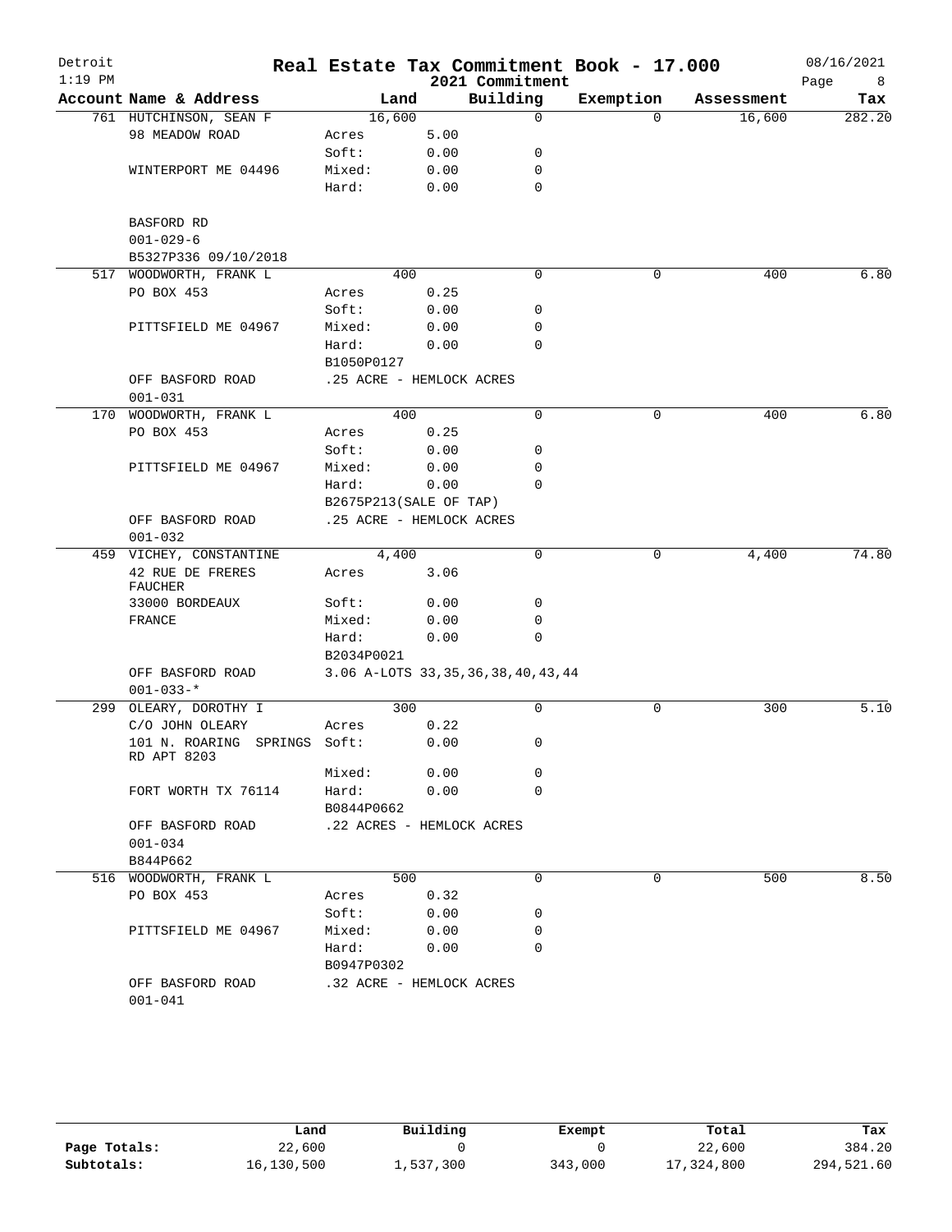# Detroit — Real Estate Tax Commitment Book - 17.000

2021 Commitment

08/16/2021 1:19 PM

| Account Name & Address | Land | | Building | Exemption | Assessment | Tax |
|---|---|---|---|---|---|---|
| 761 HUTCHINSON, SEAN F | 16,600 | | 0 | 0 | 16,600 | 282.20 |
| 98 MEADOW ROAD | Acres | 5.00 | | | | |
| | Soft: | 0.00 | 0 | | | |
| WINTERPORT ME 04496 | Mixed: | 0.00 | 0 | | | |
| | Hard: | 0.00 | 0 | | | |
| BASFORD RD | | | | | | |
| 001-029-6 | | | | | | |
| B5327P336 09/10/2018 | | | | | | |
| 517 WOODWORTH, FRANK L | 400 | | 0 | 0 | 400 | 6.80 |
| PO BOX 453 | Acres | 0.25 | | | | |
| | Soft: | 0.00 | 0 | | | |
| PITTSFIELD ME 04967 | Mixed: | 0.00 | 0 | | | |
| | Hard: | 0.00 | 0 | | | |
| | B1050P0127 | | | | | |
| OFF BASFORD ROAD | .25 ACRE - HEMLOCK ACRES | | | | | |
| 001-031 | | | | | | |
| 170 WOODWORTH, FRANK L | 400 | | 0 | 0 | 400 | 6.80 |
| PO BOX 453 | Acres | 0.25 | | | | |
| | Soft: | 0.00 | 0 | | | |
| PITTSFIELD ME 04967 | Mixed: | 0.00 | 0 | | | |
| | Hard: | 0.00 | 0 | | | |
| | B2675P213(SALE OF TAP) | | | | | |
| OFF BASFORD ROAD | .25 ACRE - HEMLOCK ACRES | | | | | |
| 001-032 | | | | | | |
| 459 VICHEY, CONSTANTINE | 4,400 | | 0 | 0 | 4,400 | 74.80 |
| 42 RUE DE FRERES FAUCHER | Acres | 3.06 | | | | |
| 33000 BORDEAUX | Soft: | 0.00 | 0 | | | |
| FRANCE | Mixed: | 0.00 | 0 | | | |
| | Hard: | 0.00 | 0 | | | |
| | B2034P0021 | | | | | |
| OFF BASFORD ROAD | 3.06 A-LOTS 33,35,36,38,40,43,44 | | | | | |
| 001-033-* | | | | | | |
| 299 OLEARY, DOROTHY I | 300 | | 0 | 0 | 300 | 5.10 |
| C/O JOHN OLEARY | Acres | 0.22 | | | | |
| 101 N. ROARING SPRINGS RD APT 8203 | Soft: | 0.00 | 0 | | | |
| | Mixed: | 0.00 | 0 | | | |
| FORT WORTH TX 76114 | Hard: | 0.00 | 0 | | | |
| | B0844P0662 | | | | | |
| OFF BASFORD ROAD | .22 ACRES - HEMLOCK ACRES | | | | | |
| 001-034 | | | | | | |
| B844P662 | | | | | | |
| 516 WOODWORTH, FRANK L | 500 | | 0 | 0 | 500 | 8.50 |
| PO BOX 453 | Acres | 0.32 | | | | |
| | Soft: | 0.00 | 0 | | | |
| PITTSFIELD ME 04967 | Mixed: | 0.00 | 0 | | | |
| | Hard: | 0.00 | 0 | | | |
| | B0947P0302 | | | | | |
| OFF BASFORD ROAD | .32 ACRE - HEMLOCK ACRES | | | | | |
| 001-041 | | | | | | |

| | Land | Building | Exempt | Total | Tax |
|---|---|---|---|---|---|
| Page Totals: | 22,600 | 0 | 0 | 22,600 | 384.20 |
| Subtotals: | 16,130,500 | 1,537,300 | 343,000 | 17,324,800 | 294,521.60 |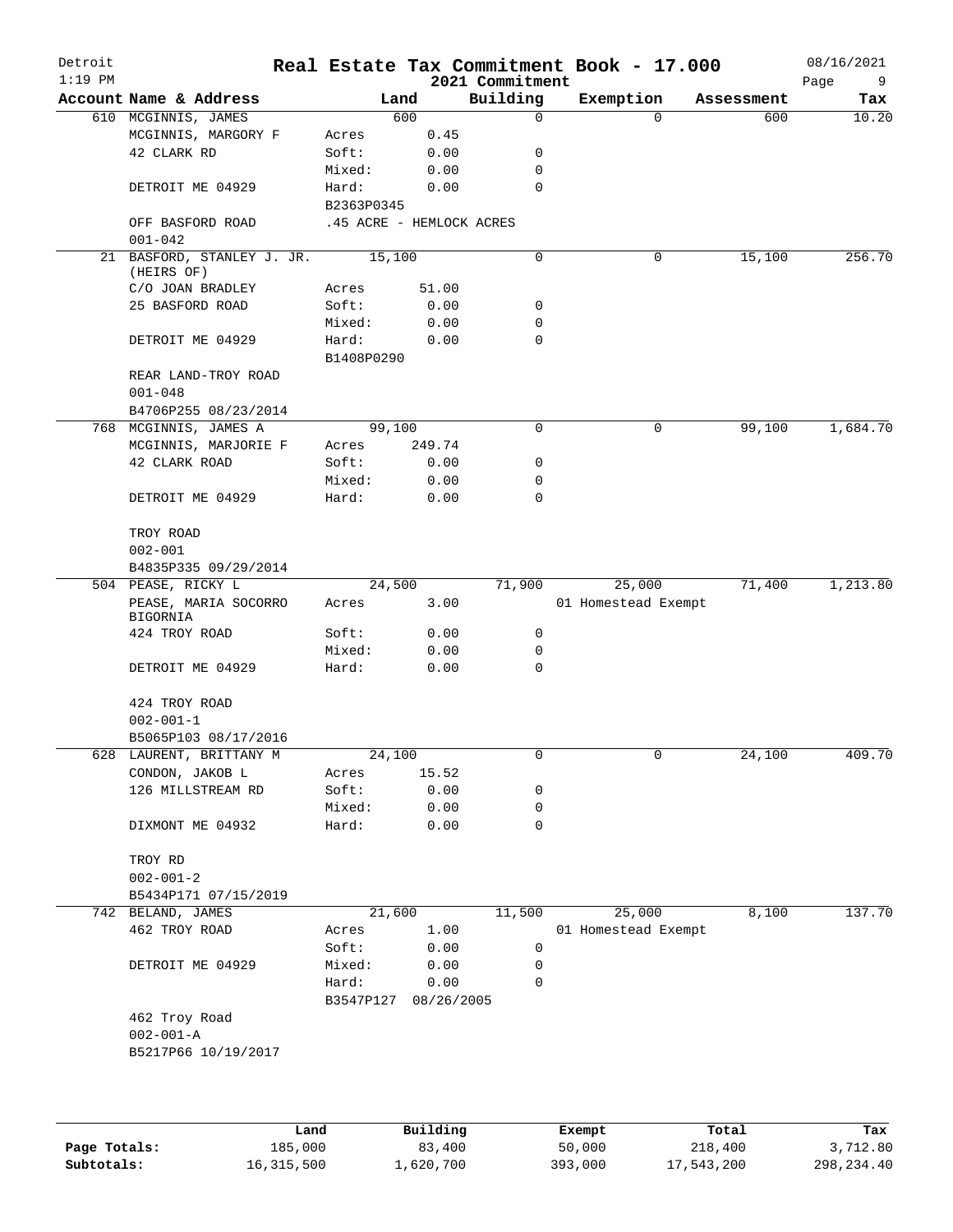# Real Estate Tax Commitment Book - 17.000

Detroit
1:19 PM

2021 Commitment

08/16/2021

| Account Name & Address | Land | | Building | Exemption | Assessment | Tax |
|---|---|---|---|---|---|---|
| 610 MCGINNIS, JAMES | 600 | | 0 | 0 | 600 | 10.20 |
| MCGINNIS, MARGORY F | Acres | 0.45 | | | | |
| 42 CLARK RD | Soft: | 0.00 | 0 | | | |
| | Mixed: | 0.00 | 0 | | | |
| DETROIT ME 04929 | Hard: | 0.00 | 0 | | | |
| | B2363P0345 | | | | | |
| OFF BASFORD ROAD | .45 ACRE - HEMLOCK ACRES | | | | | |
| 001-042 | | | | | | |
| 21 BASFORD, STANLEY J. JR. (HEIRS OF) | 15,100 | | 0 | 0 | 15,100 | 256.70 |
| C/O JOAN BRADLEY | Acres | 51.00 | | | | |
| 25 BASFORD ROAD | Soft: | 0.00 | 0 | | | |
| | Mixed: | 0.00 | 0 | | | |
| DETROIT ME 04929 | Hard: | 0.00 | 0 | | | |
| | B1408P0290 | | | | | |
| REAR LAND-TROY ROAD | | | | | | |
| 001-048 | | | | | | |
| B4706P255 08/23/2014 | | | | | | |
| 768 MCGINNIS, JAMES A | 99,100 | | 0 | 0 | 99,100 | 1,684.70 |
| MCGINNIS, MARJORIE F | Acres | 249.74 | | | | |
| 42 CLARK ROAD | Soft: | 0.00 | 0 | | | |
| | Mixed: | 0.00 | 0 | | | |
| DETROIT ME 04929 | Hard: | 0.00 | 0 | | | |
| TROY ROAD | | | | | | |
| 002-001 | | | | | | |
| B4835P335 09/29/2014 | | | | | | |
| 504 PEASE, RICKY L | 24,500 | | 71,900 | 25,000 | 71,400 | 1,213.80 |
| PEASE, MARIA SOCORRO BIGORNIA | Acres | 3.00 | | 01 Homestead Exempt | | |
| 424 TROY ROAD | Soft: | 0.00 | 0 | | | |
| | Mixed: | 0.00 | 0 | | | |
| DETROIT ME 04929 | Hard: | 0.00 | 0 | | | |
| 424 TROY ROAD | | | | | | |
| 002-001-1 | | | | | | |
| B5065P103 08/17/2016 | | | | | | |
| 628 LAURENT, BRITTANY M | 24,100 | | 0 | 0 | 24,100 | 409.70 |
| CONDON, JAKOB L | Acres | 15.52 | | | | |
| 126 MILLSTREAM RD | Soft: | 0.00 | 0 | | | |
| | Mixed: | 0.00 | 0 | | | |
| DIXMONT ME 04932 | Hard: | 0.00 | 0 | | | |
| TROY RD | | | | | | |
| 002-001-2 | | | | | | |
| B5434P171 07/15/2019 | | | | | | |
| 742 BELAND, JAMES | 21,600 | | 11,500 | 25,000 | 8,100 | 137.70 |
| 462 TROY ROAD | Acres | 1.00 | | 01 Homestead Exempt | | |
| | Soft: | 0.00 | 0 | | | |
| DETROIT ME 04929 | Mixed: | 0.00 | 0 | | | |
| | Hard: | 0.00 | 0 | | | |
| | B3547P127 | 08/26/2005 | | | | |
| 462 Troy Road | | | | | | |
| 002-001-A | | | | | | |
| B5217P66 10/19/2017 | | | | | | |

| | Land | Building | Exempt | Total | Tax |
|---|---|---|---|---|---|
| Page Totals: | 185,000 | 83,400 | 50,000 | 218,400 | 3,712.80 |
| Subtotals: | 16,315,500 | 1,620,700 | 393,000 | 17,543,200 | 298,234.40 |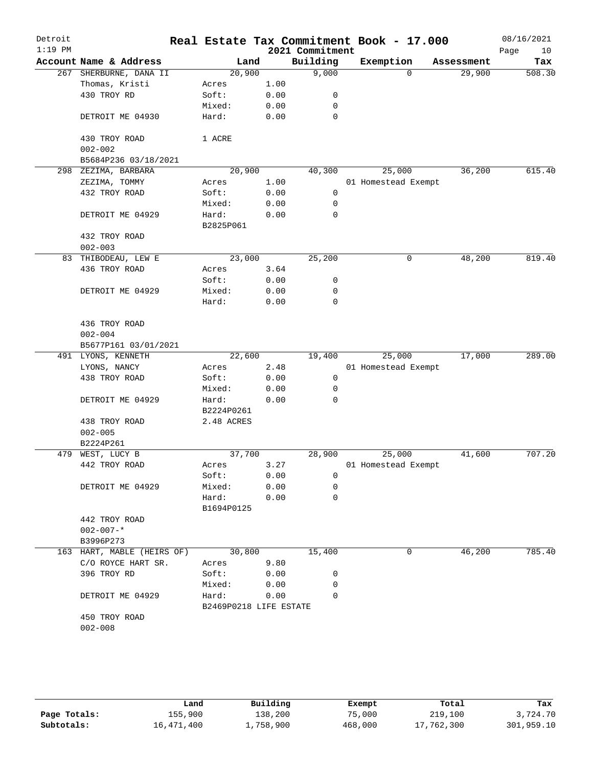# Real Estate Tax Commitment Book - 17.000

Detroit
1:19 PM

2021 Commitment

08/16/2021

| Account Name & Address | Land | | Building | Exemption | Assessment | Tax |
|---|---|---|---|---|---|---|
| 267 SHERBURNE, DANA II | 20,900 | | 9,000 | 0 | 29,900 | 508.30 |
| Thomas, Kristi | Acres | 1.00 | | | | |
| 430 TROY RD | Soft: | 0.00 | 0 | | | |
| | Mixed: | 0.00 | 0 | | | |
| DETROIT ME 04930 | Hard: | 0.00 | 0 | | | |
| 430 TROY ROAD | 1 ACRE | | | | | |
| 002-002 | | | | | | |
| B5684P236 03/18/2021 | | | | | | |
| 298 ZEZIMA, BARBARA | 20,900 | | 40,300 | 25,000 | 36,200 | 615.40 |
| ZEZIMA, TOMMY | Acres | 1.00 | | 01 Homestead Exempt | | |
| 432 TROY ROAD | Soft: | 0.00 | 0 | | | |
| | Mixed: | 0.00 | 0 | | | |
| DETROIT ME 04929 | Hard: | 0.00 | 0 | | | |
| | B2825P061 | | | | | |
| 432 TROY ROAD | | | | | | |
| 002-003 | | | | | | |
| 83 THIBODEAU, LEW E | 23,000 | | 25,200 | 0 | 48,200 | 819.40 |
| 436 TROY ROAD | Acres | 3.64 | | | | |
| | Soft: | 0.00 | 0 | | | |
| DETROIT ME 04929 | Mixed: | 0.00 | 0 | | | |
| | Hard: | 0.00 | 0 | | | |
| 436 TROY ROAD | | | | | | |
| 002-004 | | | | | | |
| B5677P161 03/01/2021 | | | | | | |
| 491 LYONS, KENNETH | 22,600 | | 19,400 | 25,000 | 17,000 | 289.00 |
| LYONS, NANCY | Acres | 2.48 | | 01 Homestead Exempt | | |
| 438 TROY ROAD | Soft: | 0.00 | 0 | | | |
| | Mixed: | 0.00 | 0 | | | |
| DETROIT ME 04929 | Hard: | 0.00 | 0 | | | |
| | B2224P0261 | | | | | |
| 438 TROY ROAD | 2.48 ACRES | | | | | |
| 002-005 | | | | | | |
| B2224P261 | | | | | | |
| 479 WEST, LUCY B | 37,700 | | 28,900 | 25,000 | 41,600 | 707.20 |
| 442 TROY ROAD | Acres | 3.27 | | 01 Homestead Exempt | | |
| | Soft: | 0.00 | 0 | | | |
| DETROIT ME 04929 | Mixed: | 0.00 | 0 | | | |
| | Hard: | 0.00 | 0 | | | |
| | B1694P0125 | | | | | |
| 442 TROY ROAD | | | | | | |
| 002-007-* | | | | | | |
| B3996P273 | | | | | | |
| 163 HART, MABLE (HEIRS OF) | 30,800 | | 15,400 | 0 | 46,200 | 785.40 |
| C/O ROYCE HART SR. | Acres | 9.80 | | | | |
| 396 TROY RD | Soft: | 0.00 | 0 | | | |
| | Mixed: | 0.00 | 0 | | | |
| DETROIT ME 04929 | Hard: | 0.00 | 0 | | | |
| | B2469P0218 LIFE ESTATE | | | | | |
| 450 TROY ROAD | | | | | | |
| 002-008 | | | | | | |

| | Land | Building | Exempt | Total | Tax |
|---|---|---|---|---|---|
| Page Totals: | 155,900 | 138,200 | 75,000 | 219,100 | 3,724.70 |
| Subtotals: | 16,471,400 | 1,758,900 | 468,000 | 17,762,300 | 301,959.10 |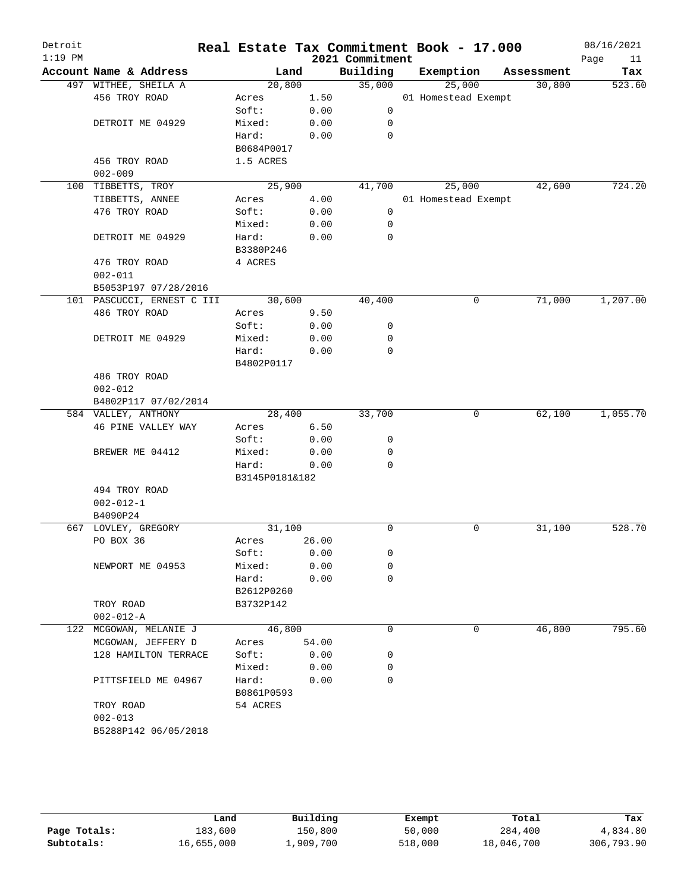# Real Estate Tax Commitment Book - 17.000

Detroit
1:19 PM

2021 Commitment

08/16/2021

| Account | Name & Address | Land | | Building | Exemption | Assessment | Tax |
|---|---|---|---|---|---|---|---|
| 497 | WITHEE, SHEILA A | 20,800 | | 35,000 | 25,000 | 30,800 | 523.60 |
| | 456 TROY ROAD | Acres | 1.50 | | 01 Homestead Exempt | | |
| | | Soft: | 0.00 | 0 | | | |
| | DETROIT ME 04929 | Mixed: | 0.00 | 0 | | | |
| | | Hard: | 0.00 | 0 | | | |
| | | B0684P0017 | | | | | |
| | 456 TROY ROAD | 1.5 ACRES | | | | | |
| | 002-009 | | | | | | |
| 100 | TIBBETTS, TROY | 25,900 | | 41,700 | 25,000 | 42,600 | 724.20 |
| | TIBBETTS, ANNEE | Acres | 4.00 | | 01 Homestead Exempt | | |
| | 476 TROY ROAD | Soft: | 0.00 | 0 | | | |
| | | Mixed: | 0.00 | 0 | | | |
| | DETROIT ME 04929 | Hard: | 0.00 | 0 | | | |
| | | B3380P246 | | | | | |
| | 476 TROY ROAD | 4 ACRES | | | | | |
| | 002-011 | | | | | | |
| | B5053P197 07/28/2016 | | | | | | |
| 101 | PASCUCCI, ERNEST C III | 30,600 | | 40,400 | 0 | 71,000 | 1,207.00 |
| | 486 TROY ROAD | Acres | 9.50 | | | | |
| | | Soft: | 0.00 | 0 | | | |
| | DETROIT ME 04929 | Mixed: | 0.00 | 0 | | | |
| | | Hard: | 0.00 | 0 | | | |
| | | B4802P0117 | | | | | |
| | 486 TROY ROAD | | | | | | |
| | 002-012 | | | | | | |
| | B4802P117 07/02/2014 | | | | | | |
| 584 | VALLEY, ANTHONY | 28,400 | | 33,700 | 0 | 62,100 | 1,055.70 |
| | 46 PINE VALLEY WAY | Acres | 6.50 | | | | |
| | | Soft: | 0.00 | 0 | | | |
| | BREWER ME 04412 | Mixed: | 0.00 | 0 | | | |
| | | Hard: | 0.00 | 0 | | | |
| | | B3145P0181&182 | | | | | |
| | 494 TROY ROAD | | | | | | |
| | 002-012-1 | | | | | | |
| | B4090P24 | | | | | | |
| 667 | LOVLEY, GREGORY | 31,100 | | 0 | 0 | 31,100 | 528.70 |
| | PO BOX 36 | Acres | 26.00 | | | | |
| | | Soft: | 0.00 | 0 | | | |
| | NEWPORT ME 04953 | Mixed: | 0.00 | 0 | | | |
| | | Hard: | 0.00 | 0 | | | |
| | | B2612P0260 | | | | | |
| | TROY ROAD | B3732P142 | | | | | |
| | 002-012-A | | | | | | |
| 122 | MCGOWAN, MELANIE J | 46,800 | | 0 | 0 | 46,800 | 795.60 |
| | MCGOWAN, JEFFERY D | Acres | 54.00 | | | | |
| | 128 HAMILTON TERRACE | Soft: | 0.00 | 0 | | | |
| | | Mixed: | 0.00 | 0 | | | |
| | PITTSFIELD ME 04967 | Hard: | 0.00 | 0 | | | |
| | | B0861P0593 | | | | | |
| | TROY ROAD | 54 ACRES | | | | | |
| | 002-013 | | | | | | |
| | B5288P142 06/05/2018 | | | | | | |

| | Land | Building | Exempt | Total | Tax |
|---|---|---|---|---|---|
| Page Totals: | 183,600 | 150,800 | 50,000 | 284,400 | 4,834.80 |
| Subtotals: | 16,655,000 | 1,909,700 | 518,000 | 18,046,700 | 306,793.90 |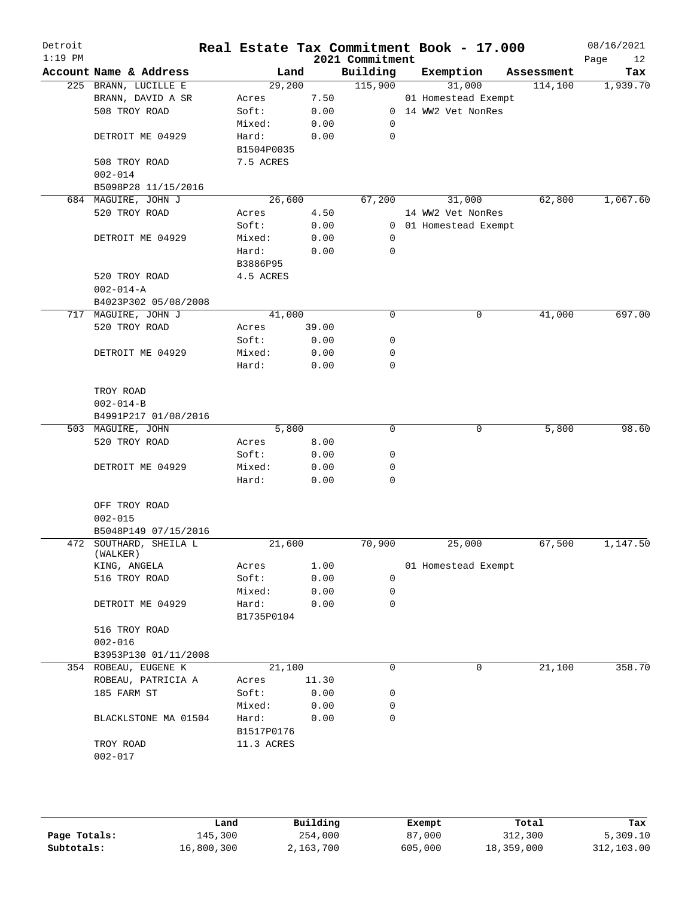# Real Estate Tax Commitment Book - 17.000

Detroit
1:19 PM

2021 Commitment

08/16/2021

| Account Name & Address | Land | | Building | Exemption | Assessment | Tax |
|---|---|---|---|---|---|---|
| 225 BRANN, LUCILLE E | 29,200 | | 115,900 | 31,000 | 114,100 | 1,939.70 |
| BRANN, DAVID A SR | Acres | 7.50 | | 01 Homestead Exempt | | |
| 508 TROY ROAD | Soft: | 0.00 | 0 | 14 WW2 Vet NonRes | | |
| | Mixed: | 0.00 | 0 | | | |
| DETROIT ME 04929 | Hard: | 0.00 | 0 | | | |
| | B1504P0035 | | | | | |
| 508 TROY ROAD | 7.5 ACRES | | | | | |
| 002-014 | | | | | | |
| B5098P28 11/15/2016 | | | | | | |
| 684 MAGUIRE, JOHN J | 26,600 | | 67,200 | 31,000 | 62,800 | 1,067.60 |
| 520 TROY ROAD | Acres | 4.50 | | 14 WW2 Vet NonRes | | |
| | Soft: | 0.00 | 0 | 01 Homestead Exempt | | |
| DETROIT ME 04929 | Mixed: | 0.00 | 0 | | | |
| | Hard: | 0.00 | 0 | | | |
| | B3886P95 | | | | | |
| 520 TROY ROAD | 4.5 ACRES | | | | | |
| 002-014-A | | | | | | |
| B4023P302 05/08/2008 | | | | | | |
| 717 MAGUIRE, JOHN J | 41,000 | | 0 | 0 | 41,000 | 697.00 |
| 520 TROY ROAD | Acres | 39.00 | | | | |
| | Soft: | 0.00 | 0 | | | |
| DETROIT ME 04929 | Mixed: | 0.00 | 0 | | | |
| | Hard: | 0.00 | 0 | | | |
| TROY ROAD | | | | | | |
| 002-014-B | | | | | | |
| B4991P217 01/08/2016 | | | | | | |
| 503 MAGUIRE, JOHN | 5,800 | | 0 | 0 | 5,800 | 98.60 |
| 520 TROY ROAD | Acres | 8.00 | | | | |
| | Soft: | 0.00 | 0 | | | |
| DETROIT ME 04929 | Mixed: | 0.00 | 0 | | | |
| | Hard: | 0.00 | 0 | | | |
| OFF TROY ROAD | | | | | | |
| 002-015 | | | | | | |
| B5048P149 07/15/2016 | | | | | | |
| 472 SOUTHARD, SHEILA L (WALKER) | 21,600 | | 70,900 | 25,000 | 67,500 | 1,147.50 |
| KING, ANGELA | Acres | 1.00 | | 01 Homestead Exempt | | |
| 516 TROY ROAD | Soft: | 0.00 | 0 | | | |
| | Mixed: | 0.00 | 0 | | | |
| DETROIT ME 04929 | Hard: | 0.00 | 0 | | | |
| | B1735P0104 | | | | | |
| 516 TROY ROAD | | | | | | |
| 002-016 | | | | | | |
| B3953P130 01/11/2008 | | | | | | |
| 354 ROBEAU, EUGENE K | 21,100 | | 0 | 0 | 21,100 | 358.70 |
| ROBEAU, PATRICIA A | Acres | 11.30 | | | | |
| 185 FARM ST | Soft: | 0.00 | 0 | | | |
| | Mixed: | 0.00 | 0 | | | |
| BLACKLSTONE MA 01504 | Hard: | 0.00 | 0 | | | |
| | B1517P0176 | | | | | |
| TROY ROAD | 11.3 ACRES | | | | | |
| 002-017 | | | | | | |

| | Land | Building | Exempt | Total | Tax |
|---|---|---|---|---|---|
| Page Totals: | 145,300 | 254,000 | 87,000 | 312,300 | 5,309.10 |
| Subtotals: | 16,800,300 | 2,163,700 | 605,000 | 18,359,000 | 312,103.00 |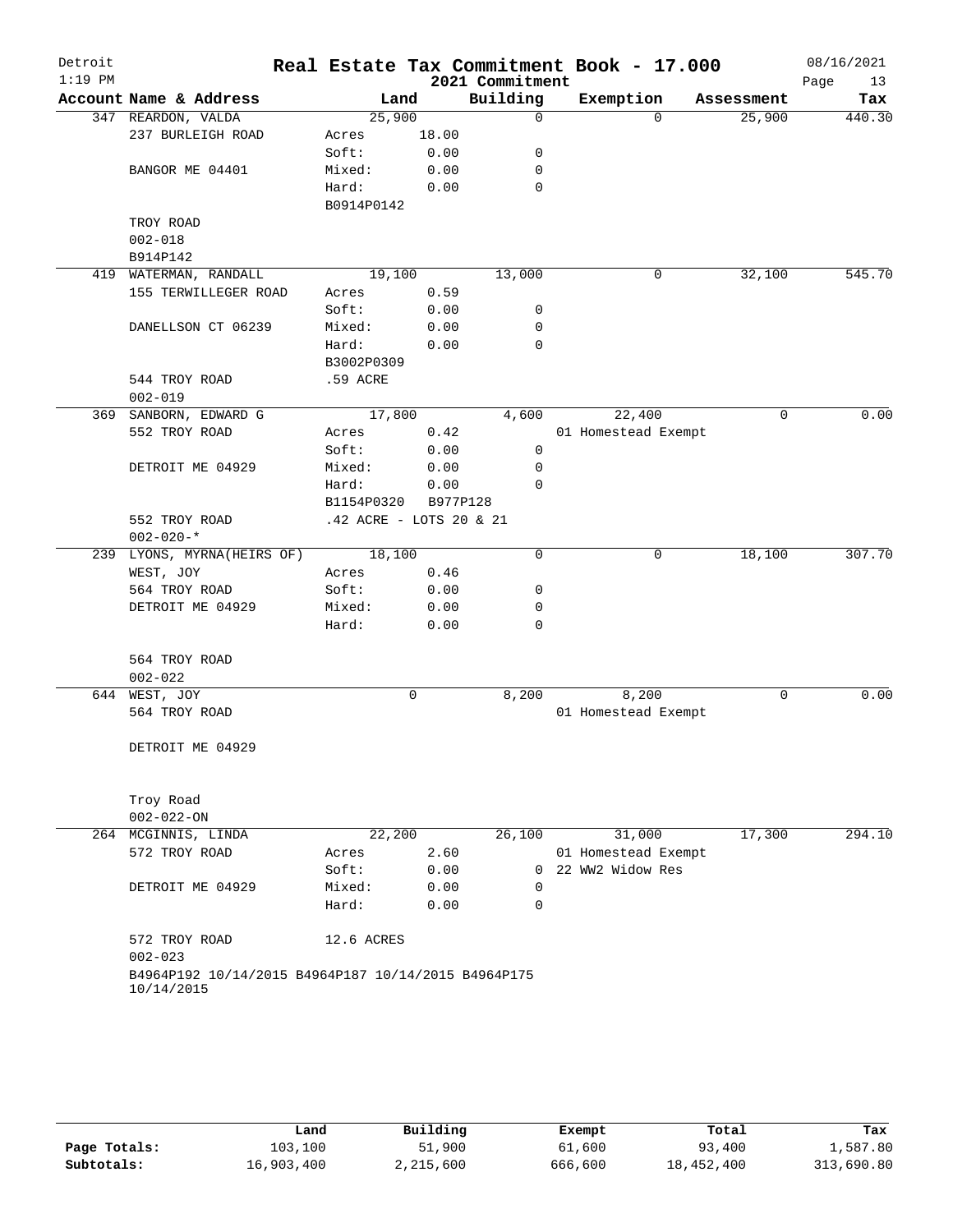# Real Estate Tax Commitment Book - 17.000

Detroit
1:19 PM
2021 Commitment
08/16/2021

| Account Name & Address | Land | | Building | Exemption | Assessment | Tax |
|---|---|---|---|---|---|---|
| 347 REARDON, VALDA | 25,900 | | 0 | 0 | 25,900 | 440.30 |
| 237 BURLEIGH ROAD | Acres | 18.00 | | | | |
| | Soft: | 0.00 | 0 | | | |
| BANGOR ME 04401 | Mixed: | 0.00 | 0 | | | |
| | Hard: | 0.00 | 0 | | | |
| | B0914P0142 | | | | | |
| TROY ROAD | | | | | | |
| 002-018 | | | | | | |
| B914P142 | | | | | | |
| 419 WATERMAN, RANDALL | 19,100 | | 13,000 | 0 | 32,100 | 545.70 |
| 155 TERWILLEGER ROAD | Acres | 0.59 | | | | |
| | Soft: | 0.00 | 0 | | | |
| DANELLSON CT 06239 | Mixed: | 0.00 | 0 | | | |
| | Hard: | 0.00 | 0 | | | |
| | B3002P0309 | | | | | |
| 544 TROY ROAD | .59 ACRE | | | | | |
| 002-019 | | | | | | |
| 369 SANBORN, EDWARD G | 17,800 | | 4,600 | 22,400 | 0 | 0.00 |
| 552 TROY ROAD | Acres | 0.42 | | 01 Homestead Exempt | | |
| | Soft: | 0.00 | 0 | | | |
| DETROIT ME 04929 | Mixed: | 0.00 | 0 | | | |
| | Hard: | 0.00 | 0 | | | |
| | B1154P0320 | B977P128 | | | | |
| 552 TROY ROAD | .42 ACRE - LOTS 20 & 21 | | | | | |
| 002-020-* | | | | | | |
| 239 LYONS, MYRNA(HEIRS OF) | 18,100 | | 0 | 0 | 18,100 | 307.70 |
| WEST, JOY | Acres | 0.46 | | | | |
| 564 TROY ROAD | Soft: | 0.00 | 0 | | | |
| DETROIT ME 04929 | Mixed: | 0.00 | 0 | | | |
| | Hard: | 0.00 | 0 | | | |
| 564 TROY ROAD | | | | | | |
| 002-022 | | | | | | |
| 644 WEST, JOY | 0 | | 8,200 | 8,200 | 0 | 0.00 |
| 564 TROY ROAD | | | | 01 Homestead Exempt | | |
| DETROIT ME 04929 | | | | | | |
| Troy Road | | | | | | |
| 002-022-ON | | | | | | |
| 264 MCGINNIS, LINDA | 22,200 | | 26,100 | 31,000 | 17,300 | 294.10 |
| 572 TROY ROAD | Acres | 2.60 | | 01 Homestead Exempt | | |
| | Soft: | 0.00 | 0 | 22 WW2 Widow Res | | |
| DETROIT ME 04929 | Mixed: | 0.00 | 0 | | | |
| | Hard: | 0.00 | 0 | | | |
| 572 TROY ROAD | 12.6 ACRES | | | | | |
| 002-023 | | | | | | |
| B4964P192 10/14/2015 B4964P187 10/14/2015 B4964P175 10/14/2015 | | | | | | |

| | Land | Building | Exempt | Total | Tax |
|---|---|---|---|---|---|
| Page Totals: | 103,100 | 51,900 | 61,600 | 93,400 | 1,587.80 |
| Subtotals: | 16,903,400 | 2,215,600 | 666,600 | 18,452,400 | 313,690.80 |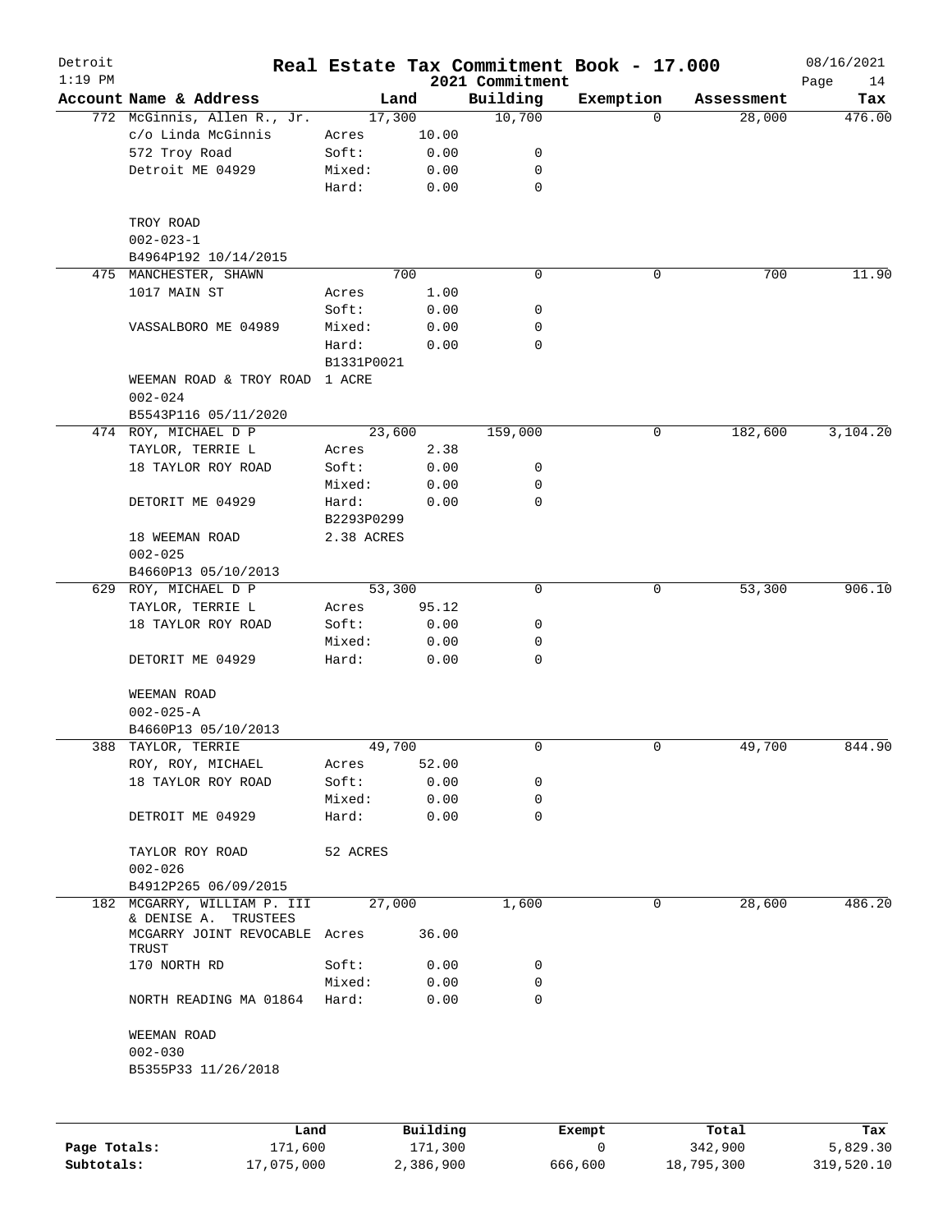# Real Estate Tax Commitment Book - 17.000

Detroit
1:19 PM

2021 Commitment

08/16/2021

| Account Name & Address | Land | | Building | Exemption | Assessment | Tax |
|---|---|---|---|---|---|---|
| 772 McGinnis, Allen R., Jr. | 17,300 | | 10,700 | 0 | 28,000 | 476.00 |
| c/o Linda McGinnis | Acres | 10.00 | | | | |
| 572 Troy Road | Soft: | 0.00 | 0 | | | |
| Detroit ME 04929 | Mixed: | 0.00 | 0 | | | |
| | Hard: | 0.00 | 0 | | | |
| TROY ROAD | | | | | | |
| 002-023-1 | | | | | | |
| B4964P192 10/14/2015 | | | | | | |
| 475 MANCHESTER, SHAWN | 700 | | 0 | 0 | 700 | 11.90 |
| 1017 MAIN ST | Acres | 1.00 | | | | |
| | Soft: | 0.00 | 0 | | | |
| VASSALBORO ME 04989 | Mixed: | 0.00 | 0 | | | |
| | Hard: | 0.00 | 0 | | | |
| | B1331P0021 | | | | | |
| WEEMAN ROAD & TROY ROAD | 1 ACRE | | | | | |
| 002-024 | | | | | | |
| B5543P116 05/11/2020 | | | | | | |
| 474 ROY, MICHAEL D P | 23,600 | | 159,000 | 0 | 182,600 | 3,104.20 |
| TAYLOR, TERRIE L | Acres | 2.38 | | | | |
| 18 TAYLOR ROY ROAD | Soft: | 0.00 | 0 | | | |
| | Mixed: | 0.00 | 0 | | | |
| DETORIT ME 04929 | Hard: | 0.00 | 0 | | | |
| | B2293P0299 | | | | | |
| 18 WEEMAN ROAD | 2.38 ACRES | | | | | |
| 002-025 | | | | | | |
| B4660P13 05/10/2013 | | | | | | |
| 629 ROY, MICHAEL D P | 53,300 | | 0 | 0 | 53,300 | 906.10 |
| TAYLOR, TERRIE L | Acres | 95.12 | | | | |
| 18 TAYLOR ROY ROAD | Soft: | 0.00 | 0 | | | |
| | Mixed: | 0.00 | 0 | | | |
| DETORIT ME 04929 | Hard: | 0.00 | 0 | | | |
| WEEMAN ROAD | | | | | | |
| 002-025-A | | | | | | |
| B4660P13 05/10/2013 | | | | | | |
| 388 TAYLOR, TERRIE | 49,700 | | 0 | 0 | 49,700 | 844.90 |
| ROY, ROY, MICHAEL | Acres | 52.00 | | | | |
| 18 TAYLOR ROY ROAD | Soft: | 0.00 | 0 | | | |
| | Mixed: | 0.00 | 0 | | | |
| DETROIT ME 04929 | Hard: | 0.00 | 0 | | | |
| TAYLOR ROY ROAD | 52 ACRES | | | | | |
| 002-026 | | | | | | |
| B4912P265 06/09/2015 | | | | | | |
| 182 MCGARRY, WILLIAM P. III & DENISE A. TRUSTEES | 27,000 | | 1,600 | 0 | 28,600 | 486.20 |
| MCGARRY JOINT REVOCABLE TRUST | Acres | 36.00 | | | | |
| 170 NORTH RD | Soft: | 0.00 | 0 | | | |
| | Mixed: | 0.00 | 0 | | | |
| NORTH READING MA 01864 | Hard: | 0.00 | 0 | | | |
| WEEMAN ROAD | | | | | | |
| 002-030 | | | | | | |
| B5355P33 11/26/2018 | | | | | | |

| | Land | Building | Exempt | Total | Tax |
|---|---|---|---|---|---|
| Page Totals: | 171,600 | 171,300 | 0 | 342,900 | 5,829.30 |
| Subtotals: | 17,075,000 | 2,386,900 | 666,600 | 18,795,300 | 319,520.10 |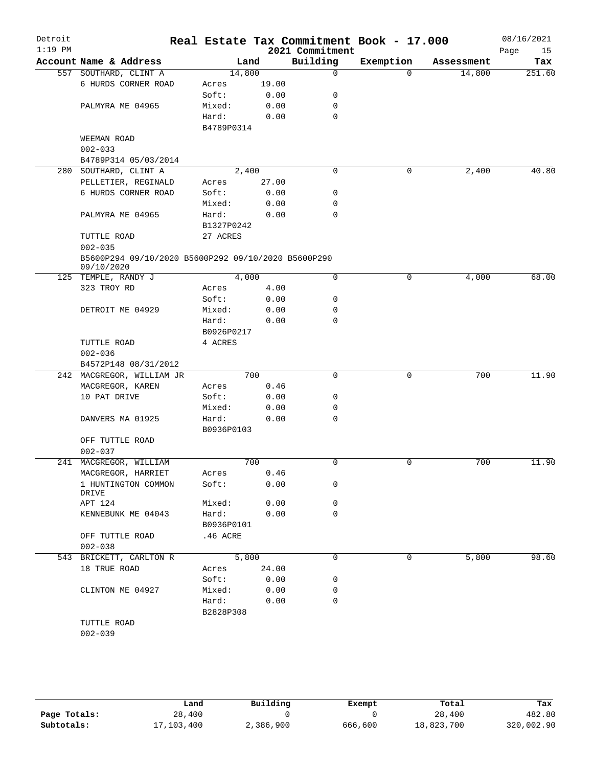# Real Estate Tax Commitment Book - 17.000

Detroit
1:19 PM

2021 Commitment

08/16/2021

| Account Name & Address | Land | | Building | Exemption | Assessment | Tax |
|---|---|---|---|---|---|---|
| 557 SOUTHARD, CLINT A | 14,800 | | 0 | 0 | 14,800 | 251.60 |
| 6 HURDS CORNER ROAD | Acres | 19.00 | | | | |
| | Soft: | 0.00 | 0 | | | |
| PALMYRA ME 04965 | Mixed: | 0.00 | 0 | | | |
| | Hard: | 0.00 | 0 | | | |
| | B4789P0314 | | | | | |
| WEEMAN ROAD | | | | | | |
| 002-033 | | | | | | |
| B4789P314 05/03/2014 | | | | | | |
| 280 SOUTHARD, CLINT A | 2,400 | | 0 | 0 | 2,400 | 40.80 |
| PELLETIER, REGINALD | Acres | 27.00 | | | | |
| 6 HURDS CORNER ROAD | Soft: | 0.00 | 0 | | | |
| | Mixed: | 0.00 | 0 | | | |
| PALMYRA ME 04965 | Hard: | 0.00 | 0 | | | |
| | B1327P0242 | | | | | |
| TUTTLE ROAD | 27 ACRES | | | | | |
| 002-035 | | | | | | |
| B5600P294 09/10/2020 B5600P292 09/10/2020 B5600P290 09/10/2020 | | | | | | |
| 125 TEMPLE, RANDY J | 4,000 | | 0 | 0 | 4,000 | 68.00 |
| 323 TROY RD | Acres | 4.00 | | | | |
| | Soft: | 0.00 | 0 | | | |
| DETROIT ME 04929 | Mixed: | 0.00 | 0 | | | |
| | Hard: | 0.00 | 0 | | | |
| | B0926P0217 | | | | | |
| TUTTLE ROAD | 4 ACRES | | | | | |
| 002-036 | | | | | | |
| B4572P148 08/31/2012 | | | | | | |
| 242 MACGREGOR, WILLIAM JR | 700 | | 0 | 0 | 700 | 11.90 |
| MACGREGOR, KAREN | Acres | 0.46 | | | | |
| 10 PAT DRIVE | Soft: | 0.00 | 0 | | | |
| | Mixed: | 0.00 | 0 | | | |
| DANVERS MA 01925 | Hard: | 0.00 | 0 | | | |
| | B0936P0103 | | | | | |
| OFF TUTTLE ROAD | | | | | | |
| 002-037 | | | | | | |
| 241 MACGREGOR, WILLIAM | 700 | | 0 | 0 | 700 | 11.90 |
| MACGREGOR, HARRIET | Acres | 0.46 | | | | |
| 1 HUNTINGTON COMMON DRIVE | Soft: | 0.00 | 0 | | | |
| APT 124 | Mixed: | 0.00 | 0 | | | |
| KENNEBUNK ME 04043 | Hard: | 0.00 | 0 | | | |
| | B0936P0101 | | | | | |
| OFF TUTTLE ROAD | .46 ACRE | | | | | |
| 002-038 | | | | | | |
| 543 BRICKETT, CARLTON R | 5,800 | | 0 | 0 | 5,800 | 98.60 |
| 18 TRUE ROAD | Acres | 24.00 | | | | |
| | Soft: | 0.00 | 0 | | | |
| CLINTON ME 04927 | Mixed: | 0.00 | 0 | | | |
| | Hard: | 0.00 | 0 | | | |
| | B2828P308 | | | | | |
| TUTTLE ROAD | | | | | | |
| 002-039 | | | | | | |

| | Land | Building | Exempt | Total | Tax |
|---|---|---|---|---|---|
| Page Totals: | 28,400 | 0 | 0 | 28,400 | 482.80 |
| Subtotals: | 17,103,400 | 2,386,900 | 666,600 | 18,823,700 | 320,002.90 |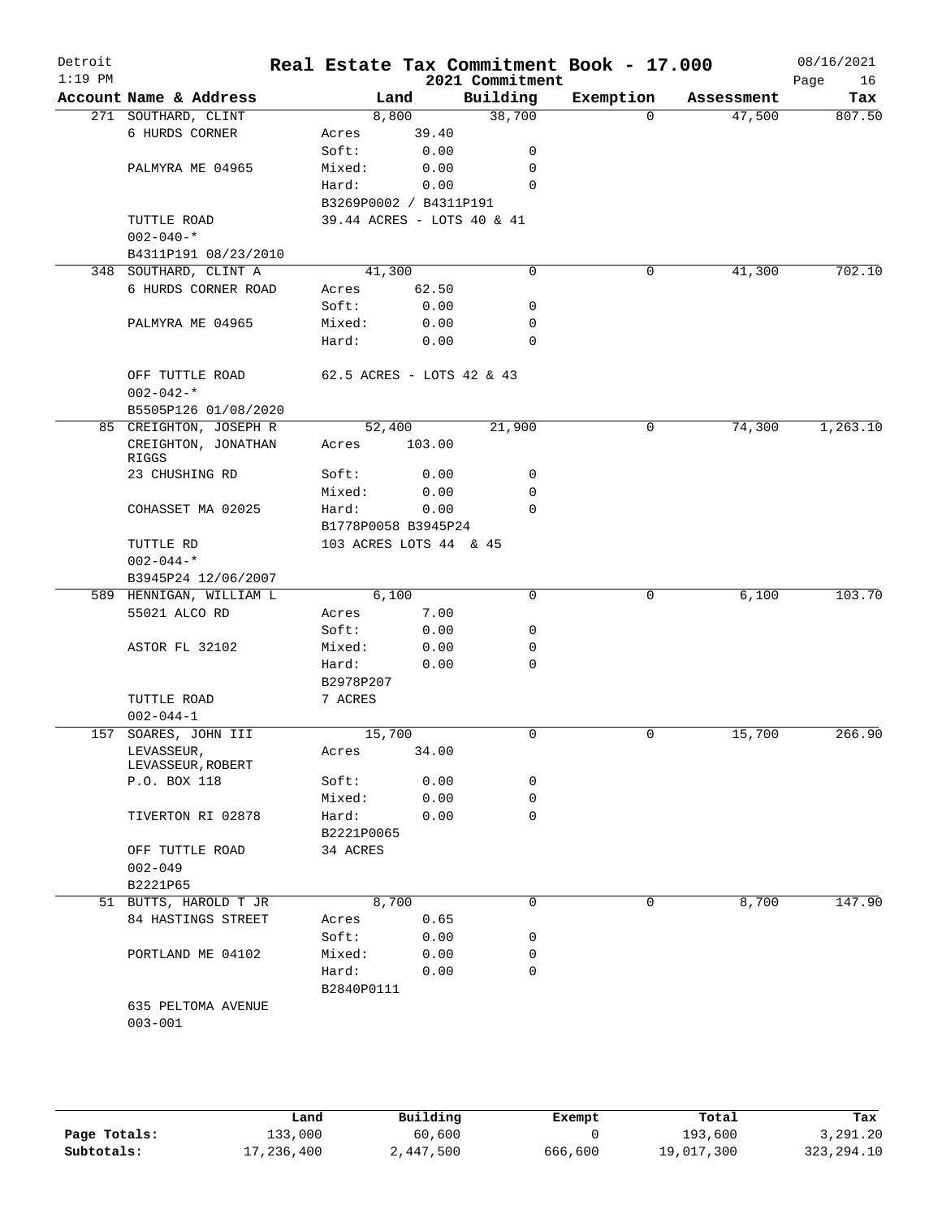# Detroit — Real Estate Tax Commitment Book - 17.000 — 2021 Commitment

1:19 PM — 08/16/2021

| Account Name & Address | Land | | Building | Exemption | Assessment | Tax |
|---|---|---|---|---|---|---|
| 271 SOUTHARD, CLINT | 8,800 | | 38,700 | 0 | 47,500 | 807.50 |
| 6 HURDS CORNER | Acres | 39.40 | | | | |
| | Soft: | 0.00 | 0 | | | |
| PALMYRA ME 04965 | Mixed: | 0.00 | 0 | | | |
| | Hard: | 0.00 | 0 | | | |
| | B3269P0002 / B4311P191 | | | | | |
| TUTTLE ROAD | 39.44 ACRES - LOTS 40 & 41 | | | | | |
| 002-040-* | | | | | | |
| B4311P191 08/23/2010 | | | | | | |
| 348 SOUTHARD, CLINT A | 41,300 | | 0 | 0 | 41,300 | 702.10 |
| 6 HURDS CORNER ROAD | Acres | 62.50 | | | | |
| | Soft: | 0.00 | 0 | | | |
| PALMYRA ME 04965 | Mixed: | 0.00 | 0 | | | |
| | Hard: | 0.00 | 0 | | | |
| OFF TUTTLE ROAD | 62.5 ACRES - LOTS 42 & 43 | | | | | |
| 002-042-* | | | | | | |
| B5505P126 01/08/2020 | | | | | | |
| 85 CREIGHTON, JOSEPH R | 52,400 | | 21,900 | 0 | 74,300 | 1,263.10 |
| CREIGHTON, JONATHAN RIGGS | Acres | 103.00 | | | | |
| 23 CHUSHING RD | Soft: | 0.00 | 0 | | | |
| | Mixed: | 0.00 | 0 | | | |
| COHASSET MA 02025 | Hard: | 0.00 | 0 | | | |
| | B1778P0058 B3945P24 | | | | | |
| TUTTLE RD | 103 ACRES LOTS 44 & 45 | | | | | |
| 002-044-* | | | | | | |
| B3945P24 12/06/2007 | | | | | | |
| 589 HENNIGAN, WILLIAM L | 6,100 | | 0 | 0 | 6,100 | 103.70 |
| 55021 ALCO RD | Acres | 7.00 | | | | |
| | Soft: | 0.00 | 0 | | | |
| ASTOR FL 32102 | Mixed: | 0.00 | 0 | | | |
| | Hard: | 0.00 | 0 | | | |
| | B2978P207 | | | | | |
| TUTTLE ROAD | 7 ACRES | | | | | |
| 002-044-1 | | | | | | |
| 157 SOARES, JOHN III | 15,700 | | 0 | 0 | 15,700 | 266.90 |
| LEVASSEUR, LEVASSEUR,ROBERT | Acres | 34.00 | | | | |
| P.O. BOX 118 | Soft: | 0.00 | 0 | | | |
| | Mixed: | 0.00 | 0 | | | |
| TIVERTON RI 02878 | Hard: | 0.00 | 0 | | | |
| | B2221P0065 | | | | | |
| OFF TUTTLE ROAD | 34 ACRES | | | | | |
| 002-049 | | | | | | |
| B2221P65 | | | | | | |
| 51 BUTTS, HAROLD T JR | 8,700 | | 0 | 0 | 8,700 | 147.90 |
| 84 HASTINGS STREET | Acres | 0.65 | | | | |
| | Soft: | 0.00 | 0 | | | |
| PORTLAND ME 04102 | Mixed: | 0.00 | 0 | | | |
| | Hard: | 0.00 | 0 | | | |
| | B2840P0111 | | | | | |
| 635 PELTOMA AVENUE | | | | | | |
| 003-001 | | | | | | |

| | Land | Building | Exempt | Total | Tax |
|---|---|---|---|---|---|
| Page Totals: | 133,000 | 60,600 | 0 | 193,600 | 3,291.20 |
| Subtotals: | 17,236,400 | 2,447,500 | 666,600 | 19,017,300 | 323,294.10 |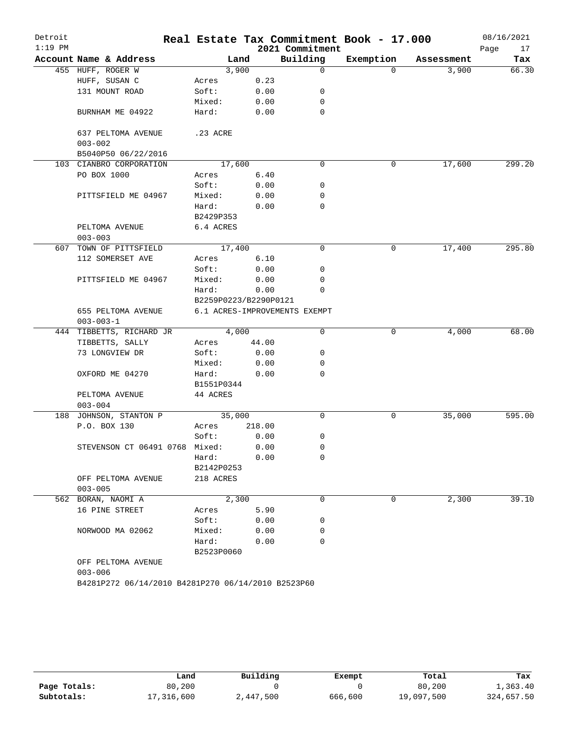Detroit 1:19 PM

# Real Estate Tax Commitment Book - 17.000

2021 Commitment

08/16/2021

| Account Name & Address | Land | | Building | Exemption | Assessment | Tax |
|---|---|---|---|---|---|---|
| 455 HUFF, ROGER W | 3,900 | | 0 | 0 | 3,900 | 66.30 |
| HUFF, SUSAN C | Acres | 0.23 | | | | |
| 131 MOUNT ROAD | Soft: | 0.00 | 0 | | | |
| | Mixed: | 0.00 | 0 | | | |
| BURNHAM ME 04922 | Hard: | 0.00 | 0 | | | |
| 637 PELTOMA AVENUE | .23 ACRE | | | | | |
| 003-002 | | | | | | |
| B5040P50 06/22/2016 | | | | | | |
| 103 CIANBRO CORPORATION | 17,600 | | 0 | 0 | 17,600 | 299.20 |
| PO BOX 1000 | Acres | 6.40 | | | | |
| | Soft: | 0.00 | 0 | | | |
| PITTSFIELD ME 04967 | Mixed: | 0.00 | 0 | | | |
| | Hard: | 0.00 | 0 | | | |
| | B2429P353 | | | | | |
| PELTOMA AVENUE | 6.4 ACRES | | | | | |
| 003-003 | | | | | | |
| 607 TOWN OF PITTSFIELD | 17,400 | | 0 | 0 | 17,400 | 295.80 |
| 112 SOMERSET AVE | Acres | 6.10 | | | | |
| | Soft: | 0.00 | 0 | | | |
| PITTSFIELD ME 04967 | Mixed: | 0.00 | 0 | | | |
| | Hard: | 0.00 | 0 | | | |
| | B2259P0223/B2290P0121 | | | | | |
| 655 PELTOMA AVENUE | 6.1 ACRES-IMPROVEMENTS EXEMPT | | | | | |
| 003-003-1 | | | | | | |
| 444 TIBBETTS, RICHARD JR | 4,000 | | 0 | 0 | 4,000 | 68.00 |
| TIBBETTS, SALLY | Acres | 44.00 | | | | |
| 73 LONGVIEW DR | Soft: | 0.00 | 0 | | | |
| | Mixed: | 0.00 | 0 | | | |
| OXFORD ME 04270 | Hard: | 0.00 | 0 | | | |
| | B1551P0344 | | | | | |
| PELTOMA AVENUE | 44 ACRES | | | | | |
| 003-004 | | | | | | |
| 188 JOHNSON, STANTON P | 35,000 | | 0 | 0 | 35,000 | 595.00 |
| P.O. BOX 130 | Acres | 218.00 | | | | |
| | Soft: | 0.00 | 0 | | | |
| STEVENSON CT 06491 0768 | Mixed: | 0.00 | 0 | | | |
| | Hard: | 0.00 | 0 | | | |
| | B2142P0253 | | | | | |
| OFF PELTOMA AVENUE | 218 ACRES | | | | | |
| 003-005 | | | | | | |
| 562 BORAN, NAOMI A | 2,300 | | 0 | 0 | 2,300 | 39.10 |
| 16 PINE STREET | Acres | 5.90 | | | | |
| | Soft: | 0.00 | 0 | | | |
| NORWOOD MA 02062 | Mixed: | 0.00 | 0 | | | |
| | Hard: | 0.00 | 0 | | | |
| | B2523P0060 | | | | | |
| OFF PELTOMA AVENUE | | | | | | |
| 003-006 | | | | | | |

B4281P272 06/14/2010 B4281P270 06/14/2010 B2523P60

| | Land | Building | Exempt | Total | Tax |
|---|---|---|---|---|---|
| Page Totals: | 80,200 | 0 | 0 | 80,200 | 1,363.40 |
| Subtotals: | 17,316,600 | 2,447,500 | 666,600 | 19,097,500 | 324,657.50 |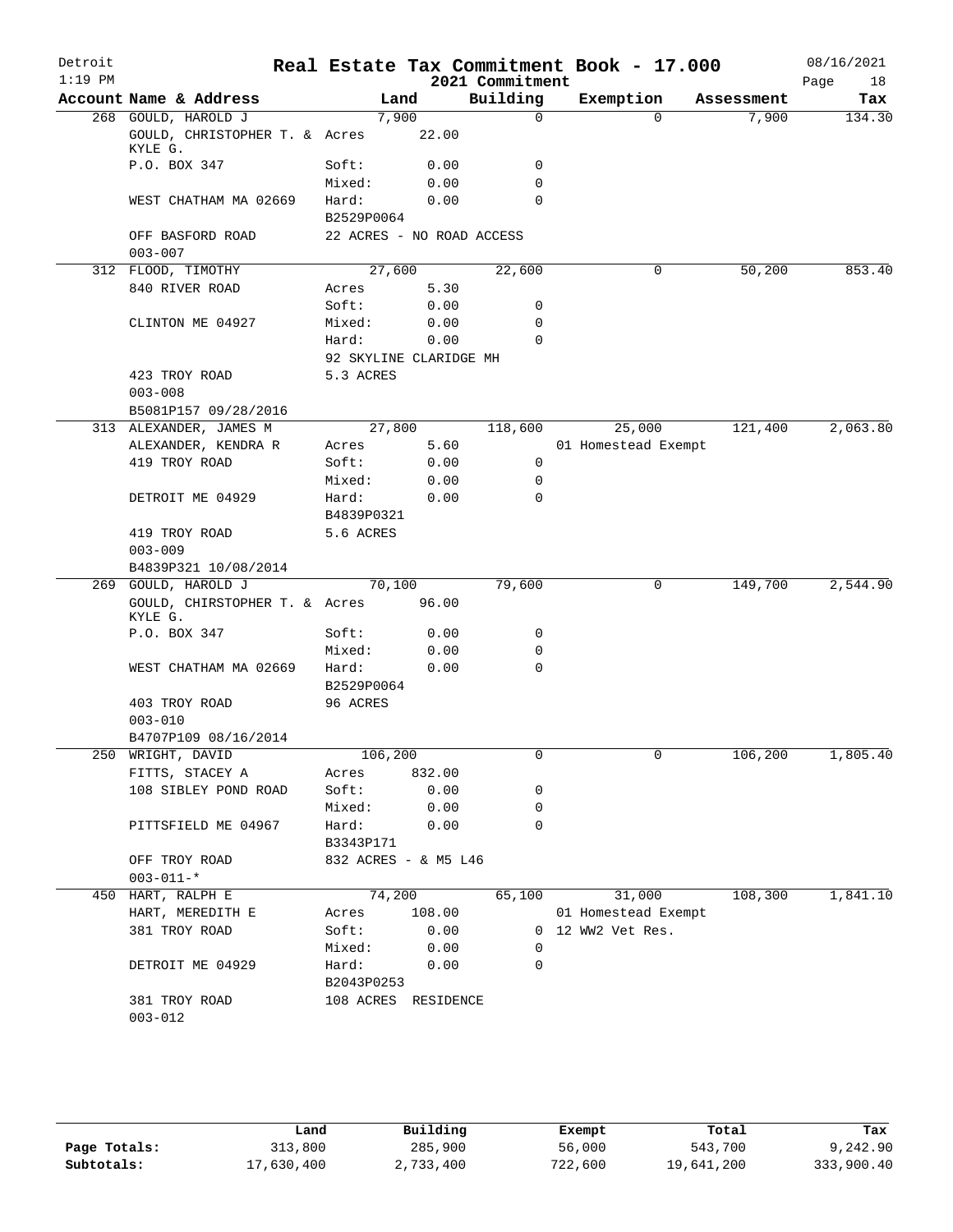# Real Estate Tax Commitment Book - 17.000

Detroit
1:19 PM

2021 Commitment

08/16/2021

| Account Name & Address | Land | | Building | Exemption | Assessment | Tax |
|---|---|---|---|---|---|---|
| 268 GOULD, HAROLD J | 7,900 | | 0 | 0 | 7,900 | 134.30 |
| GOULD, CHRISTOPHER T. & KYLE G. | Acres | 22.00 | | | | |
| P.O. BOX 347 | Soft: | 0.00 | 0 | | | |
| | Mixed: | 0.00 | 0 | | | |
| WEST CHATHAM MA 02669 | Hard: | 0.00 | 0 | | | |
| | B2529P0064 | | | | | |
| OFF BASFORD ROAD | 22 ACRES - NO ROAD ACCESS | | | | | |
| 003-007 | | | | | | |
| 312 FLOOD, TIMOTHY | 27,600 | | 22,600 | 0 | 50,200 | 853.40 |
| 840 RIVER ROAD | Acres | 5.30 | | | | |
| | Soft: | 0.00 | 0 | | | |
| CLINTON ME 04927 | Mixed: | 0.00 | 0 | | | |
| | Hard: | 0.00 | 0 | | | |
| | 92 SKYLINE CLARIDGE MH | | | | | |
| 423 TROY ROAD | 5.3 ACRES | | | | | |
| 003-008 | | | | | | |
| B5081P157 09/28/2016 | | | | | | |
| 313 ALEXANDER, JAMES M | 27,800 | | 118,600 | 25,000 | 121,400 | 2,063.80 |
| ALEXANDER, KENDRA R | Acres | 5.60 | | 01 Homestead Exempt | | |
| 419 TROY ROAD | Soft: | 0.00 | 0 | | | |
| | Mixed: | 0.00 | 0 | | | |
| DETROIT ME 04929 | Hard: | 0.00 | 0 | | | |
| | B4839P0321 | | | | | |
| 419 TROY ROAD | 5.6 ACRES | | | | | |
| 003-009 | | | | | | |
| B4839P321 10/08/2014 | | | | | | |
| 269 GOULD, HAROLD J | 70,100 | | 79,600 | 0 | 149,700 | 2,544.90 |
| GOULD, CHIRSTOPHER T. & KYLE G. | Acres | 96.00 | | | | |
| P.O. BOX 347 | Soft: | 0.00 | 0 | | | |
| | Mixed: | 0.00 | 0 | | | |
| WEST CHATHAM MA 02669 | Hard: | 0.00 | 0 | | | |
| | B2529P0064 | | | | | |
| 403 TROY ROAD | 96 ACRES | | | | | |
| 003-010 | | | | | | |
| B4707P109 08/16/2014 | | | | | | |
| 250 WRIGHT, DAVID | 106,200 | | 0 | 0 | 106,200 | 1,805.40 |
| FITTS, STACEY A | Acres | 832.00 | | | | |
| 108 SIBLEY POND ROAD | Soft: | 0.00 | 0 | | | |
| | Mixed: | 0.00 | 0 | | | |
| PITTSFIELD ME 04967 | Hard: | 0.00 | 0 | | | |
| | B3343P171 | | | | | |
| OFF TROY ROAD | 832 ACRES - & M5 L46 | | | | | |
| 003-011-* | | | | | | |
| 450 HART, RALPH E | 74,200 | | 65,100 | 31,000 | 108,300 | 1,841.10 |
| HART, MEREDITH E | Acres | 108.00 | | 01 Homestead Exempt | | |
| 381 TROY ROAD | Soft: | 0.00 | 0 | 12 WW2 Vet Res. | | |
| | Mixed: | 0.00 | 0 | | | |
| DETROIT ME 04929 | Hard: | 0.00 | 0 | | | |
| | B2043P0253 | | | | | |
| 381 TROY ROAD | 108 ACRES RESIDENCE | | | | | |
| 003-012 | | | | | | |

| | Land | Building | Exempt | Total | Tax |
|---|---|---|---|---|---|
| Page Totals: | 313,800 | 285,900 | 56,000 | 543,700 | 9,242.90 |
| Subtotals: | 17,630,400 | 2,733,400 | 722,600 | 19,641,200 | 333,900.40 |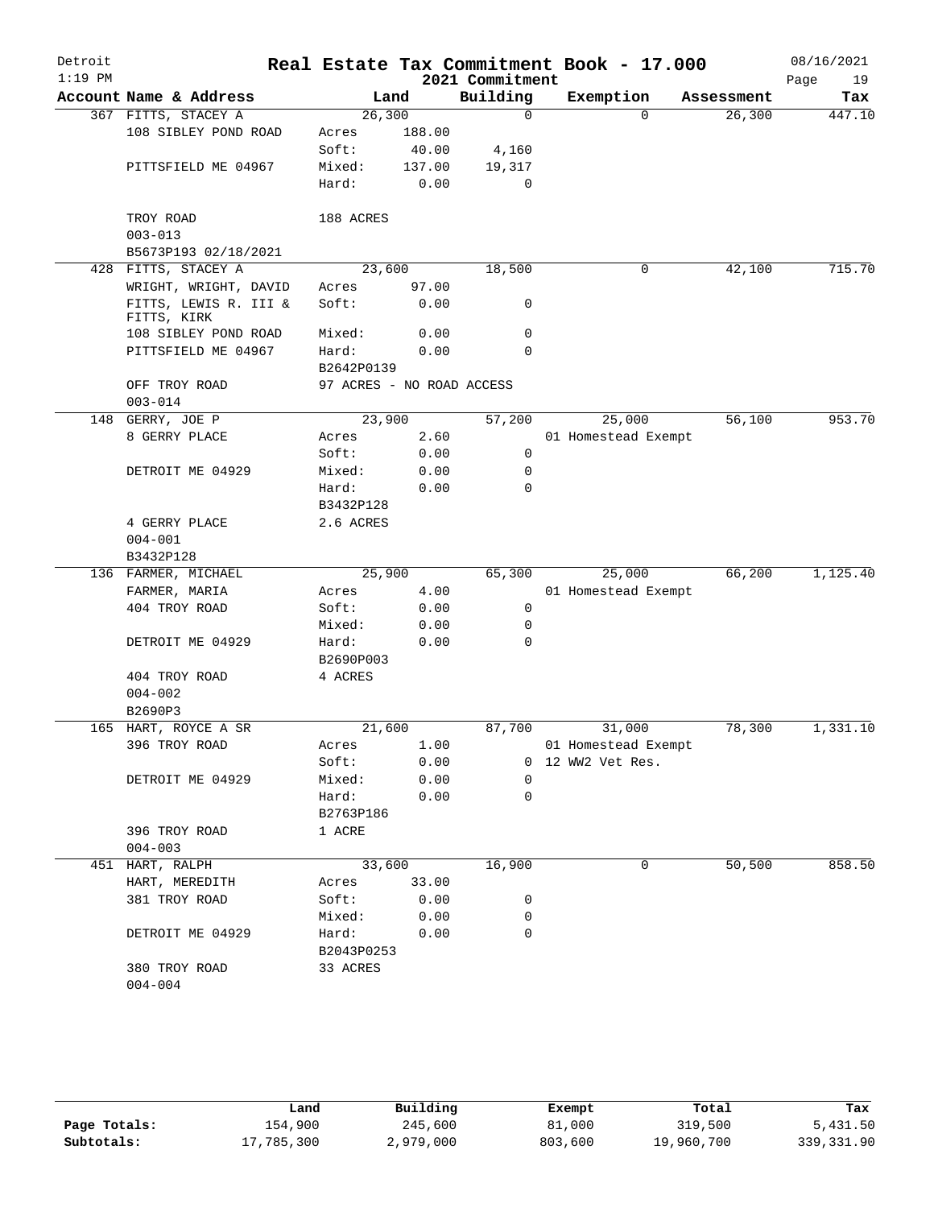# Real Estate Tax Commitment Book - 17.000

Detroit
1:19 PM

2021 Commitment

08/16/2021

| Account | Name & Address | Land | | Building | Exemption | Assessment | Tax |
|---|---|---|---|---|---|---|---|
| 367 | FITTS, STACEY A | 26,300 | | 0 | 0 | 26,300 | 447.10 |
| | 108 SIBLEY POND ROAD | Acres | 188.00 | | | | |
| | | Soft: | 40.00 | 4,160 | | | |
| | PITTSFIELD ME 04967 | Mixed: | 137.00 | 19,317 | | | |
| | | Hard: | 0.00 | 0 | | | |
| | TROY ROAD | 188 ACRES | | | | | |
| | 003-013 | | | | | | |
| | B5673P193 02/18/2021 | | | | | | |
| 428 | FITTS, STACEY A | 23,600 | | 18,500 | 0 | 42,100 | 715.70 |
| | WRIGHT, WRIGHT, DAVID | Acres | 97.00 | | | | |
| | FITTS, LEWIS R. III & FITTS, KIRK | Soft: | 0.00 | 0 | | | |
| | 108 SIBLEY POND ROAD | Mixed: | 0.00 | 0 | | | |
| | PITTSFIELD ME 04967 | Hard: | 0.00 | 0 | | | |
| | | B2642P0139 | | | | | |
| | OFF TROY ROAD | 97 ACRES - NO ROAD ACCESS | | | | | |
| | 003-014 | | | | | | |
| 148 | GERRY, JOE P | 23,900 | | 57,200 | 25,000 | 56,100 | 953.70 |
| | 8 GERRY PLACE | Acres | 2.60 | | 01 Homestead Exempt | | |
| | | Soft: | 0.00 | 0 | | | |
| | DETROIT ME 04929 | Mixed: | 0.00 | 0 | | | |
| | | Hard: | 0.00 | 0 | | | |
| | | B3432P128 | | | | | |
| | 4 GERRY PLACE | 2.6 ACRES | | | | | |
| | 004-001 | | | | | | |
| | B3432P128 | | | | | | |
| 136 | FARMER, MICHAEL | 25,900 | | 65,300 | 25,000 | 66,200 | 1,125.40 |
| | FARMER, MARIA | Acres | 4.00 | | 01 Homestead Exempt | | |
| | 404 TROY ROAD | Soft: | 0.00 | 0 | | | |
| | | Mixed: | 0.00 | 0 | | | |
| | DETROIT ME 04929 | Hard: | 0.00 | 0 | | | |
| | | B2690P003 | | | | | |
| | 404 TROY ROAD | 4 ACRES | | | | | |
| | 004-002 | | | | | | |
| | B2690P3 | | | | | | |
| 165 | HART, ROYCE A SR | 21,600 | | 87,700 | 31,000 | 78,300 | 1,331.10 |
| | 396 TROY ROAD | Acres | 1.00 | | 01 Homestead Exempt | | |
| | | Soft: | 0.00 | 0 | 12 WW2 Vet Res. | | |
| | DETROIT ME 04929 | Mixed: | 0.00 | 0 | | | |
| | | Hard: | 0.00 | 0 | | | |
| | | B2763P186 | | | | | |
| | 396 TROY ROAD | 1 ACRE | | | | | |
| | 004-003 | | | | | | |
| 451 | HART, RALPH | 33,600 | | 16,900 | 0 | 50,500 | 858.50 |
| | HART, MEREDITH | Acres | 33.00 | | | | |
| | 381 TROY ROAD | Soft: | 0.00 | 0 | | | |
| | | Mixed: | 0.00 | 0 | | | |
| | DETROIT ME 04929 | Hard: | 0.00 | 0 | | | |
| | | B2043P0253 | | | | | |
| | 380 TROY ROAD | 33 ACRES | | | | | |
| | 004-004 | | | | | | |

| | Land | Building | Exempt | Total | Tax |
|---|---|---|---|---|---|
| Page Totals: | 154,900 | 245,600 | 81,000 | 319,500 | 5,431.50 |
| Subtotals: | 17,785,300 | 2,979,000 | 803,600 | 19,960,700 | 339,331.90 |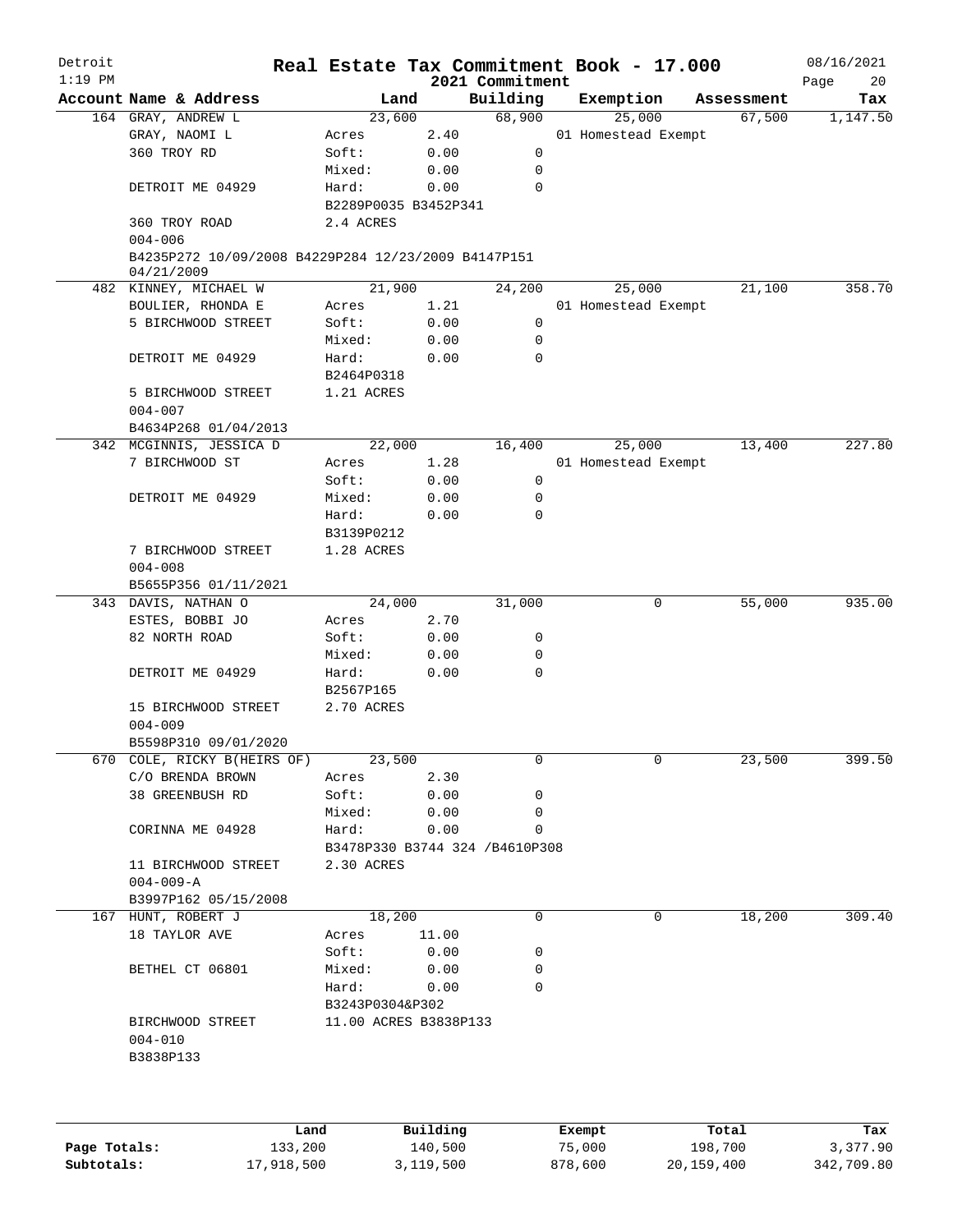# Real Estate Tax Commitment Book - 17.000

Detroit
1:19 PM

2021 Commitment

08/16/2021

| Account Name & Address | Land | | Building | Exemption | Assessment | Tax |
|---|---|---|---|---|---|---|
| 164 GRAY, ANDREW L | 23,600 | | 68,900 | 25,000 | 67,500 | 1,147.50 |
| GRAY, NAOMI L | Acres | 2.40 | | 01 Homestead Exempt | | |
| 360 TROY RD | Soft: | 0.00 | 0 | | | |
| | Mixed: | 0.00 | 0 | | | |
| DETROIT ME 04929 | Hard: | 0.00 | 0 | | | |
| | B2289P0035 B3452P341 | | | | | |
| 360 TROY ROAD | 2.4 ACRES | | | | | |
| 004-006 | | | | | | |
| B4235P272 10/09/2008 B4229P284 12/23/2009 B4147P151 04/21/2009 | | | | | | |
| 482 KINNEY, MICHAEL W | 21,900 | | 24,200 | 25,000 | 21,100 | 358.70 |
| BOULIER, RHONDA E | Acres | 1.21 | | 01 Homestead Exempt | | |
| 5 BIRCHWOOD STREET | Soft: | 0.00 | 0 | | | |
| | Mixed: | 0.00 | 0 | | | |
| DETROIT ME 04929 | Hard: | 0.00 | 0 | | | |
| | B2464P0318 | | | | | |
| 5 BIRCHWOOD STREET | 1.21 ACRES | | | | | |
| 004-007 | | | | | | |
| B4634P268 01/04/2013 | | | | | | |
| 342 MCGINNIS, JESSICA D | 22,000 | | 16,400 | 25,000 | 13,400 | 227.80 |
| 7 BIRCHWOOD ST | Acres | 1.28 | | 01 Homestead Exempt | | |
| | Soft: | 0.00 | 0 | | | |
| DETROIT ME 04929 | Mixed: | 0.00 | 0 | | | |
| | Hard: | 0.00 | 0 | | | |
| | B3139P0212 | | | | | |
| 7 BIRCHWOOD STREET | 1.28 ACRES | | | | | |
| 004-008 | | | | | | |
| B5655P356 01/11/2021 | | | | | | |
| 343 DAVIS, NATHAN O | 24,000 | | 31,000 | 0 | 55,000 | 935.00 |
| ESTES, BOBBI JO | Acres | 2.70 | | | | |
| 82 NORTH ROAD | Soft: | 0.00 | 0 | | | |
| | Mixed: | 0.00 | 0 | | | |
| DETROIT ME 04929 | Hard: | 0.00 | 0 | | | |
| | B2567P165 | | | | | |
| 15 BIRCHWOOD STREET | 2.70 ACRES | | | | | |
| 004-009 | | | | | | |
| B5598P310 09/01/2020 | | | | | | |
| 670 COLE, RICKY B(HEIRS OF) | 23,500 | | 0 | 0 | 23,500 | 399.50 |
| C/O BRENDA BROWN | Acres | 2.30 | | | | |
| 38 GREENBUSH RD | Soft: | 0.00 | 0 | | | |
| | Mixed: | 0.00 | 0 | | | |
| CORINNA ME 04928 | Hard: | 0.00 | 0 | | | |
| | B3478P330 B3744 324 /B4610P308 | | | | | |
| 11 BIRCHWOOD STREET | 2.30 ACRES | | | | | |
| 004-009-A | | | | | | |
| B3997P162 05/15/2008 | | | | | | |
| 167 HUNT, ROBERT J | 18,200 | | 0 | 0 | 18,200 | 309.40 |
| 18 TAYLOR AVE | Acres | 11.00 | | | | |
| | Soft: | 0.00 | 0 | | | |
| BETHEL CT 06801 | Mixed: | 0.00 | 0 | | | |
| | Hard: | 0.00 | 0 | | | |
| | B3243P0304&P302 | | | | | |
| BIRCHWOOD STREET | 11.00 ACRES B3838P133 | | | | | |
| 004-010 | | | | | | |
| B3838P133 | | | | | | |

| | Land | Building | Exempt | Total | Tax |
|---|---|---|---|---|---|
| Page Totals: | 133,200 | 140,500 | 75,000 | 198,700 | 3,377.90 |
| Subtotals: | 17,918,500 | 3,119,500 | 878,600 | 20,159,400 | 342,709.80 |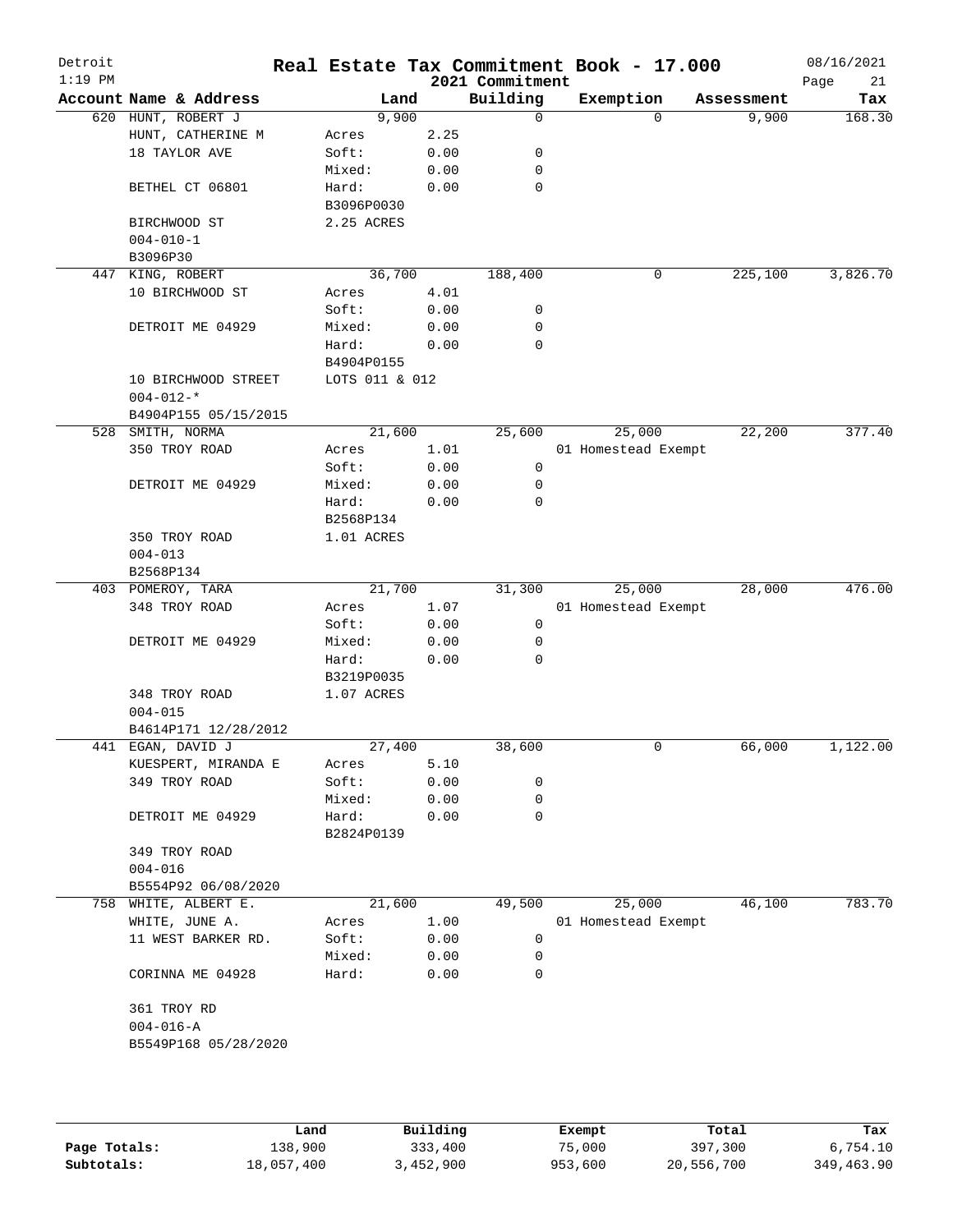Detroit 1:19 PM

# Real Estate Tax Commitment Book - 17.000

2021 Commitment

08/16/2021

| Account | Name & Address | Land | | Building | Exemption | Assessment | Tax |
|---|---|---|---|---|---|---|---|
| 620 | HUNT, ROBERT J | 9,900 | | 0 | 0 | 9,900 | 168.30 |
| | HUNT, CATHERINE M | Acres | 2.25 | | | | |
| | 18 TAYLOR AVE | Soft: | 0.00 | 0 | | | |
| | | Mixed: | 0.00 | 0 | | | |
| | BETHEL CT 06801 | Hard: | 0.00 | 0 | | | |
| | | B3096P0030 | | | | | |
| | BIRCHWOOD ST | 2.25 ACRES | | | | | |
| | 004-010-1 | | | | | | |
| | B3096P30 | | | | | | |
| 447 | KING, ROBERT | 36,700 | | 188,400 | 0 | 225,100 | 3,826.70 |
| | 10 BIRCHWOOD ST | Acres | 4.01 | | | | |
| | | Soft: | 0.00 | 0 | | | |
| | DETROIT ME 04929 | Mixed: | 0.00 | 0 | | | |
| | | Hard: | 0.00 | 0 | | | |
| | | B4904P0155 | | | | | |
| | 10 BIRCHWOOD STREET | LOTS 011 & 012 | | | | | |
| | 004-012-* | | | | | | |
| | B4904P155 05/15/2015 | | | | | | |
| 528 | SMITH, NORMA | 21,600 | | 25,600 | 25,000 | 22,200 | 377.40 |
| | 350 TROY ROAD | Acres | 1.01 | | 01 Homestead Exempt | | |
| | | Soft: | 0.00 | 0 | | | |
| | DETROIT ME 04929 | Mixed: | 0.00 | 0 | | | |
| | | Hard: | 0.00 | 0 | | | |
| | | B2568P134 | | | | | |
| | 350 TROY ROAD | 1.01 ACRES | | | | | |
| | 004-013 | | | | | | |
| | B2568P134 | | | | | | |
| 403 | POMEROY, TARA | 21,700 | | 31,300 | 25,000 | 28,000 | 476.00 |
| | 348 TROY ROAD | Acres | 1.07 | | 01 Homestead Exempt | | |
| | | Soft: | 0.00 | 0 | | | |
| | DETROIT ME 04929 | Mixed: | 0.00 | 0 | | | |
| | | Hard: | 0.00 | 0 | | | |
| | | B3219P0035 | | | | | |
| | 348 TROY ROAD | 1.07 ACRES | | | | | |
| | 004-015 | | | | | | |
| | B4614P171 12/28/2012 | | | | | | |
| 441 | EGAN, DAVID J | 27,400 | | 38,600 | 0 | 66,000 | 1,122.00 |
| | KUESPERT, MIRANDA E | Acres | 5.10 | | | | |
| | 349 TROY ROAD | Soft: | 0.00 | 0 | | | |
| | | Mixed: | 0.00 | 0 | | | |
| | DETROIT ME 04929 | Hard: | 0.00 | 0 | | | |
| | | B2824P0139 | | | | | |
| | 349 TROY ROAD | | | | | | |
| | 004-016 | | | | | | |
| | B5554P92 06/08/2020 | | | | | | |
| 758 | WHITE, ALBERT E. | 21,600 | | 49,500 | 25,000 | 46,100 | 783.70 |
| | WHITE, JUNE A. | Acres | 1.00 | | 01 Homestead Exempt | | |
| | 11 WEST BARKER RD. | Soft: | 0.00 | 0 | | | |
| | | Mixed: | 0.00 | 0 | | | |
| | CORINNA ME 04928 | Hard: | 0.00 | 0 | | | |
| | 361 TROY RD | | | | | | |
| | 004-016-A | | | | | | |
| | B5549P168 05/28/2020 | | | | | | |

| | Land | Building | Exempt | Total | Tax |
|---|---|---|---|---|---|
| Page Totals: | 138,900 | 333,400 | 75,000 | 397,300 | 6,754.10 |
| Subtotals: | 18,057,400 | 3,452,900 | 953,600 | 20,556,700 | 349,463.90 |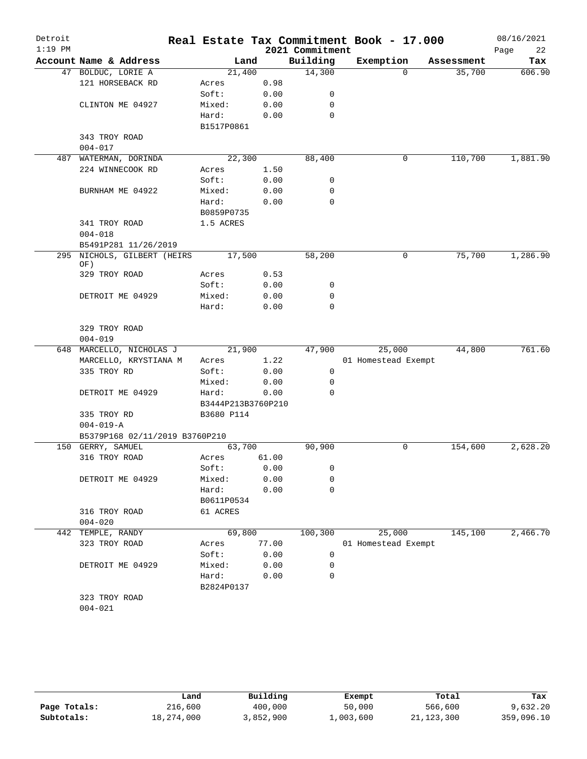# Real Estate Tax Commitment Book - 17.000

Detroit
1:19 PM

2021 Commitment

08/16/2021

| Account Name & Address | Land | | Building | Exemption | Assessment | Tax |
|---|---|---|---|---|---|---|
| 47 BOLDUC, LORIE A | 21,400 | | 14,300 | 0 | 35,700 | 606.90 |
| 121 HORSEBACK RD | Acres | 0.98 | | | | |
| | Soft: | 0.00 | 0 | | | |
| CLINTON ME 04927 | Mixed: | 0.00 | 0 | | | |
| | Hard: | 0.00 | 0 | | | |
| | B1517P0861 | | | | | |
| 343 TROY ROAD | | | | | | |
| 004-017 | | | | | | |
| 487 WATERMAN, DORINDA | 22,300 | | 88,400 | 0 | 110,700 | 1,881.90 |
| 224 WINNECOOK RD | Acres | 1.50 | | | | |
| | Soft: | 0.00 | 0 | | | |
| BURNHAM ME 04922 | Mixed: | 0.00 | 0 | | | |
| | Hard: | 0.00 | 0 | | | |
| | B0859P0735 | | | | | |
| 341 TROY ROAD | 1.5 ACRES | | | | | |
| 004-018 | | | | | | |
| B5491P281 11/26/2019 | | | | | | |
| 295 NICHOLS, GILBERT (HEIRS OF) | 17,500 | | 58,200 | 0 | 75,700 | 1,286.90 |
| 329 TROY ROAD | Acres | 0.53 | | | | |
| | Soft: | 0.00 | 0 | | | |
| DETROIT ME 04929 | Mixed: | 0.00 | 0 | | | |
| | Hard: | 0.00 | 0 | | | |
| 329 TROY ROAD | | | | | | |
| 004-019 | | | | | | |
| 648 MARCELLO, NICHOLAS J | 21,900 | | 47,900 | 25,000 | 44,800 | 761.60 |
| MARCELLO, KRYSTIANA M | Acres | 1.22 | | 01 Homestead Exempt | | |
| 335 TROY RD | Soft: | 0.00 | 0 | | | |
| | Mixed: | 0.00 | 0 | | | |
| DETROIT ME 04929 | Hard: | 0.00 | 0 | | | |
| | B3444P213B3760P210 | | | | | |
| 335 TROY RD | B3680 P114 | | | | | |
| 004-019-A | | | | | | |
| B5379P168 02/11/2019 B3760P210 | | | | | | |
| 150 GERRY, SAMUEL | 63,700 | | 90,900 | 0 | 154,600 | 2,628.20 |
| 316 TROY ROAD | Acres | 61.00 | | | | |
| | Soft: | 0.00 | 0 | | | |
| DETROIT ME 04929 | Mixed: | 0.00 | 0 | | | |
| | Hard: | 0.00 | 0 | | | |
| | B0611P0534 | | | | | |
| 316 TROY ROAD | 61 ACRES | | | | | |
| 004-020 | | | | | | |
| 442 TEMPLE, RANDY | 69,800 | | 100,300 | 25,000 | 145,100 | 2,466.70 |
| 323 TROY ROAD | Acres | 77.00 | | 01 Homestead Exempt | | |
| | Soft: | 0.00 | 0 | | | |
| DETROIT ME 04929 | Mixed: | 0.00 | 0 | | | |
| | Hard: | 0.00 | 0 | | | |
| | B2824P0137 | | | | | |
| 323 TROY ROAD | | | | | | |
| 004-021 | | | | | | |

| | Land | Building | Exempt | Total | Tax |
|---|---|---|---|---|---|
| Page Totals: | 216,600 | 400,000 | 50,000 | 566,600 | 9,632.20 |
| Subtotals: | 18,274,000 | 3,852,900 | 1,003,600 | 21,123,300 | 359,096.10 |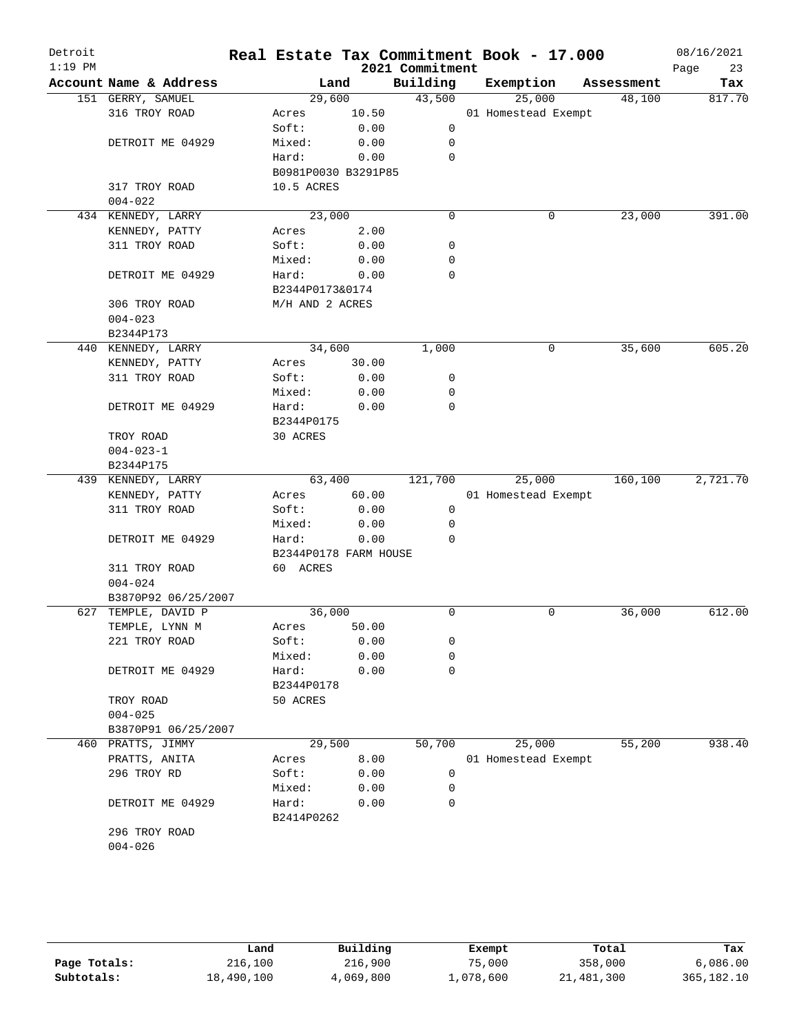# Real Estate Tax Commitment Book - 17.000

Detroit
1:19 PM

2021 Commitment

08/16/2021

| Account | Name & Address | Land | | Building | Exemption | Assessment | Tax |
|---|---|---|---|---|---|---|---|
| 151 | GERRY, SAMUEL | 29,600 | | 43,500 | 25,000 | 48,100 | 817.70 |
| | 316 TROY ROAD | Acres | 10.50 | | 01 Homestead Exempt | | |
| | | Soft: | 0.00 | 0 | | | |
| | DETROIT ME 04929 | Mixed: | 0.00 | 0 | | | |
| | | Hard: | 0.00 | 0 | | | |
| | | B0981P0030 B3291P85 | | | | | |
| | 317 TROY ROAD | 10.5 ACRES | | | | | |
| | 004-022 | | | | | | |
| 434 | KENNEDY, LARRY | 23,000 | | 0 | 0 | 23,000 | 391.00 |
| | KENNEDY, PATTY | Acres | 2.00 | | | | |
| | 311 TROY ROAD | Soft: | 0.00 | 0 | | | |
| | | Mixed: | 0.00 | 0 | | | |
| | DETROIT ME 04929 | Hard: | 0.00 | 0 | | | |
| | | B2344P0173&0174 | | | | | |
| | 306 TROY ROAD | M/H AND 2 ACRES | | | | | |
| | 004-023 | | | | | | |
| | B2344P173 | | | | | | |
| 440 | KENNEDY, LARRY | 34,600 | | 1,000 | 0 | 35,600 | 605.20 |
| | KENNEDY, PATTY | Acres | 30.00 | | | | |
| | 311 TROY ROAD | Soft: | 0.00 | 0 | | | |
| | | Mixed: | 0.00 | 0 | | | |
| | DETROIT ME 04929 | Hard: | 0.00 | 0 | | | |
| | | B2344P0175 | | | | | |
| | TROY ROAD | 30 ACRES | | | | | |
| | 004-023-1 | | | | | | |
| | B2344P175 | | | | | | |
| 439 | KENNEDY, LARRY | 63,400 | | 121,700 | 25,000 | 160,100 | 2,721.70 |
| | KENNEDY, PATTY | Acres | 60.00 | | 01 Homestead Exempt | | |
| | 311 TROY ROAD | Soft: | 0.00 | 0 | | | |
| | | Mixed: | 0.00 | 0 | | | |
| | DETROIT ME 04929 | Hard: | 0.00 | 0 | | | |
| | | B2344P0178 FARM HOUSE | | | | | |
| | 311 TROY ROAD | 60 ACRES | | | | | |
| | 004-024 | | | | | | |
| | B3870P92 06/25/2007 | | | | | | |
| 627 | TEMPLE, DAVID P | 36,000 | | 0 | 0 | 36,000 | 612.00 |
| | TEMPLE, LYNN M | Acres | 50.00 | | | | |
| | 221 TROY ROAD | Soft: | 0.00 | 0 | | | |
| | | Mixed: | 0.00 | 0 | | | |
| | DETROIT ME 04929 | Hard: | 0.00 | 0 | | | |
| | | B2344P0178 | | | | | |
| | TROY ROAD | 50 ACRES | | | | | |
| | 004-025 | | | | | | |
| | B3870P91 06/25/2007 | | | | | | |
| 460 | PRATTS, JIMMY | 29,500 | | 50,700 | 25,000 | 55,200 | 938.40 |
| | PRATTS, ANITA | Acres | 8.00 | | 01 Homestead Exempt | | |
| | 296 TROY RD | Soft: | 0.00 | 0 | | | |
| | | Mixed: | 0.00 | 0 | | | |
| | DETROIT ME 04929 | Hard: | 0.00 | 0 | | | |
| | | B2414P0262 | | | | | |
| | 296 TROY ROAD | | | | | | |
| | 004-026 | | | | | | |

| | Land | Building | Exempt | Total | Tax |
|---|---|---|---|---|---|
| Page Totals: | 216,100 | 216,900 | 75,000 | 358,000 | 6,086.00 |
| Subtotals: | 18,490,100 | 4,069,800 | 1,078,600 | 21,481,300 | 365,182.10 |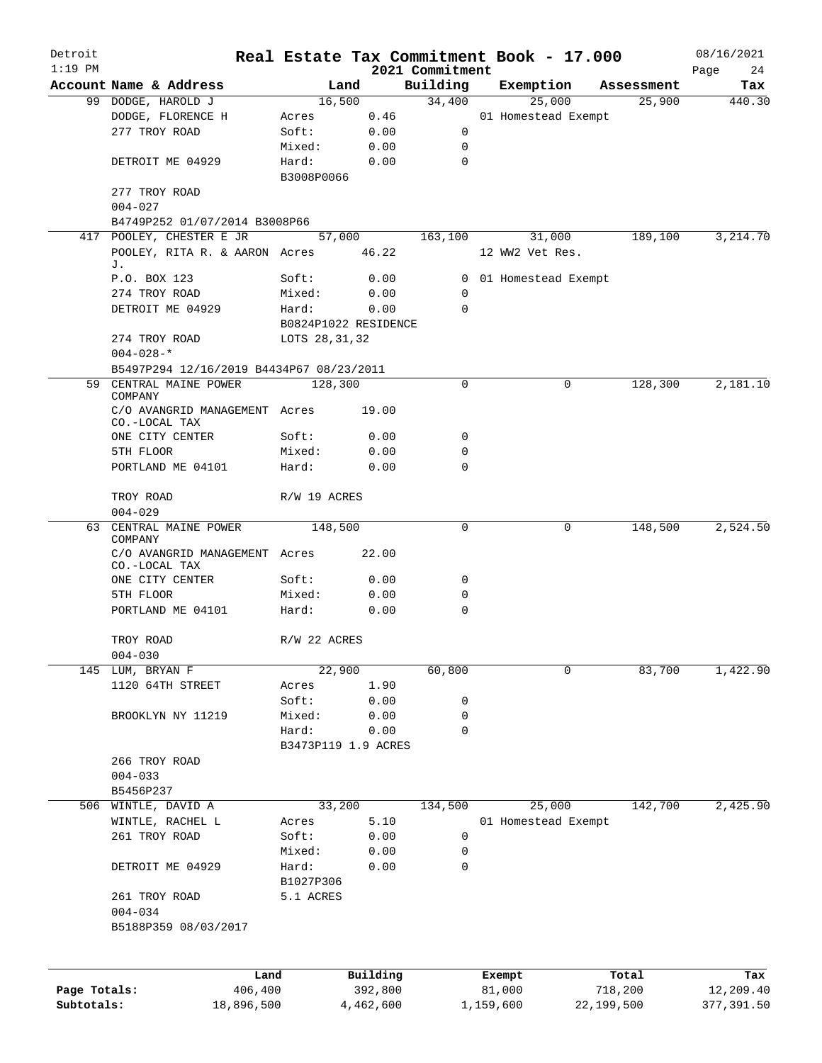# Real Estate Tax Commitment Book - 17.000

Detroit  
1:19 PM  
2021 Commitment  
08/16/2021

| Account | Name & Address | Land | | Building | Exemption | Assessment | Tax |
|---|---|---|---|---|---|---|---|
| 99 | DODGE, HAROLD J | 16,500 | | 34,400 | 25,000 | 25,900 | 440.30 |
| | DODGE, FLORENCE H | Acres | 0.46 | | 01 Homestead Exempt | | |
| | 277 TROY ROAD | Soft: | 0.00 | 0 | | | |
| | | Mixed: | 0.00 | 0 | | | |
| | DETROIT ME 04929 | Hard: | 0.00 | 0 | | | |
| | | B3008P0066 | | | | | |
| | 277 TROY ROAD | | | | | | |
| | 004-027 | | | | | | |
| | B4749P252 01/07/2014 B3008P66 | | | | | | |
| 417 | POOLEY, CHESTER E JR | 57,000 | | 163,100 | 31,000 | 189,100 | 3,214.70 |
| | POOLEY, RITA R. & AARON J. | Acres | 46.22 | | 12 WW2 Vet Res. | | |
| | P.O. BOX 123 | Soft: | 0.00 | 0 | 01 Homestead Exempt | | |
| | 274 TROY ROAD | Mixed: | 0.00 | 0 | | | |
| | DETROIT ME 04929 | Hard: | 0.00 | 0 | | | |
| | | B0824P1022 RESIDENCE | | | | | |
| | 274 TROY ROAD | LOTS 28,31,32 | | | | | |
| | 004-028-* | | | | | | |
| | B5497P294 12/16/2019 B4434P67 08/23/2011 | | | | | | |
| 59 | CENTRAL MAINE POWER COMPANY | 128,300 | | 0 | 0 | 128,300 | 2,181.10 |
| | C/O AVANGRID MANAGEMENT CO.-LOCAL TAX | Acres | 19.00 | | | | |
| | ONE CITY CENTER | Soft: | 0.00 | 0 | | | |
| | 5TH FLOOR | Mixed: | 0.00 | 0 | | | |
| | PORTLAND ME 04101 | Hard: | 0.00 | 0 | | | |
| | TROY ROAD | R/W 19 ACRES | | | | | |
| | 004-029 | | | | | | |
| 63 | CENTRAL MAINE POWER COMPANY | 148,500 | | 0 | 0 | 148,500 | 2,524.50 |
| | C/O AVANGRID MANAGEMENT CO.-LOCAL TAX | Acres | 22.00 | | | | |
| | ONE CITY CENTER | Soft: | 0.00 | 0 | | | |
| | 5TH FLOOR | Mixed: | 0.00 | 0 | | | |
| | PORTLAND ME 04101 | Hard: | 0.00 | 0 | | | |
| | TROY ROAD | R/W 22 ACRES | | | | | |
| | 004-030 | | | | | | |
| 145 | LUM, BRYAN F | 22,900 | | 60,800 | 0 | 83,700 | 1,422.90 |
| | 1120 64TH STREET | Acres | 1.90 | | | | |
| | | Soft: | 0.00 | 0 | | | |
| | BROOKLYN NY 11219 | Mixed: | 0.00 | 0 | | | |
| | | Hard: | 0.00 | 0 | | | |
| | | B3473P119 1.9 ACRES | | | | | |
| | 266 TROY ROAD | | | | | | |
| | 004-033 | | | | | | |
| | B5456P237 | | | | | | |
| 506 | WINTLE, DAVID A | 33,200 | | 134,500 | 25,000 | 142,700 | 2,425.90 |
| | WINTLE, RACHEL L | Acres | 5.10 | | 01 Homestead Exempt | | |
| | 261 TROY ROAD | Soft: | 0.00 | 0 | | | |
| | | Mixed: | 0.00 | 0 | | | |
| | DETROIT ME 04929 | Hard: | 0.00 | 0 | | | |
| | | B1027P306 | | | | | |
| | 261 TROY ROAD | 5.1 ACRES | | | | | |
| | 004-034 | | | | | | |
| | B5188P359 08/03/2017 | | | | | | |

| | Land | Building | Exempt | Total | Tax |
|---|---|---|---|---|---|
| Page Totals: | 406,400 | 392,800 | 81,000 | 718,200 | 12,209.40 |
| Subtotals: | 18,896,500 | 4,462,600 | 1,159,600 | 22,199,500 | 377,391.50 |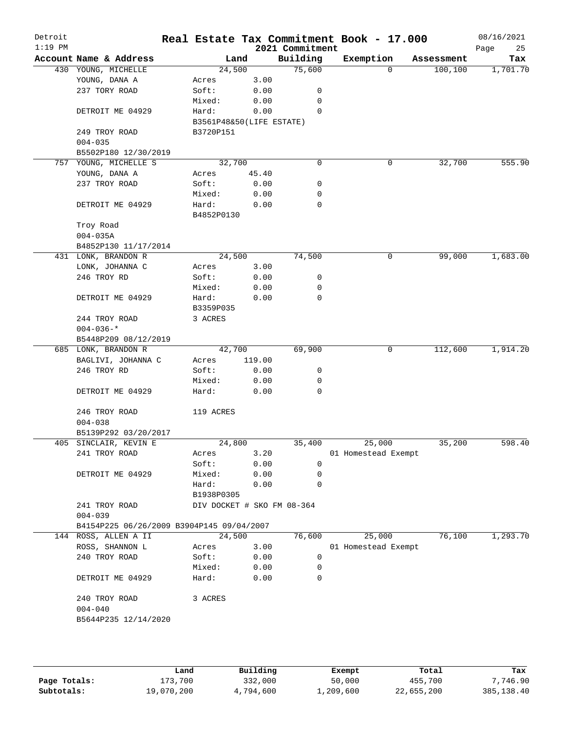# Real Estate Tax Commitment Book - 17.000

Detroit
1:19 PM

2021 Commitment

08/16/2021

| Account Name & Address | Land | | Building | Exemption | Assessment | Tax |
|---|---|---|---|---|---|---|
| 430 YOUNG, MICHELLE | 24,500 | | 75,600 | 0 | 100,100 | 1,701.70 |
| YOUNG, DANA A | Acres | 3.00 | | | | |
| 237 TORY ROAD | Soft: | 0.00 | 0 | | | |
| | Mixed: | 0.00 | 0 | | | |
| DETROIT ME 04929 | Hard: | 0.00 | 0 | | | |
| | B3561P48&50(LIFE ESTATE) | | | | | |
| 249 TROY ROAD | B3720P151 | | | | | |
| 004-035 | | | | | | |
| B5502P180 12/30/2019 | | | | | | |
| 757 YOUNG, MICHELLE S | 32,700 | | 0 | 0 | 32,700 | 555.90 |
| YOUNG, DANA A | Acres | 45.40 | | | | |
| 237 TROY ROAD | Soft: | 0.00 | 0 | | | |
| | Mixed: | 0.00 | 0 | | | |
| DETROIT ME 04929 | Hard: | 0.00 | 0 | | | |
| | B4852P0130 | | | | | |
| Troy Road | | | | | | |
| 004-035A | | | | | | |
| B4852P130 11/17/2014 | | | | | | |
| 431 LONK, BRANDON R | 24,500 | | 74,500 | 0 | 99,000 | 1,683.00 |
| LONK, JOHANNA C | Acres | 3.00 | | | | |
| 246 TROY RD | Soft: | 0.00 | 0 | | | |
| | Mixed: | 0.00 | 0 | | | |
| DETROIT ME 04929 | Hard: | 0.00 | 0 | | | |
| | B3359P035 | | | | | |
| 244 TROY ROAD | 3 ACRES | | | | | |
| 004-036-* | | | | | | |
| B5448P209 08/12/2019 | | | | | | |
| 685 LONK, BRANDON R | 42,700 | | 69,900 | 0 | 112,600 | 1,914.20 |
| BAGLIVI, JOHANNA C | Acres | 119.00 | | | | |
| 246 TROY RD | Soft: | 0.00 | 0 | | | |
| | Mixed: | 0.00 | 0 | | | |
| DETROIT ME 04929 | Hard: | 0.00 | 0 | | | |
| 246 TROY ROAD | 119 ACRES | | | | | |
| 004-038 | | | | | | |
| B5139P292 03/20/2017 | | | | | | |
| 405 SINCLAIR, KEVIN E | 24,800 | | 35,400 | 25,000 | 35,200 | 598.40 |
| 241 TROY ROAD | Acres | 3.20 | | 01 Homestead Exempt | | |
| | Soft: | 0.00 | 0 | | | |
| DETROIT ME 04929 | Mixed: | 0.00 | 0 | | | |
| | Hard: | 0.00 | 0 | | | |
| | B1938P0305 | | | | | |
| 241 TROY ROAD | DIV DOCKET # SKO FM 08-364 | | | | | |
| 004-039 | | | | | | |
| B4154P225 06/26/2009 B3904P145 09/04/2007 | | | | | | |
| 144 ROSS, ALLEN A II | 24,500 | | 76,600 | 25,000 | 76,100 | 1,293.70 |
| ROSS, SHANNON L | Acres | 3.00 | | 01 Homestead Exempt | | |
| 240 TROY ROAD | Soft: | 0.00 | 0 | | | |
| | Mixed: | 0.00 | 0 | | | |
| DETROIT ME 04929 | Hard: | 0.00 | 0 | | | |
| 240 TROY ROAD | 3 ACRES | | | | | |
| 004-040 | | | | | | |
| B5644P235 12/14/2020 | | | | | | |

| | Land | Building | Exempt | Total | Tax |
|---|---|---|---|---|---|
| Page Totals: | 173,700 | 332,000 | 50,000 | 455,700 | 7,746.90 |
| Subtotals: | 19,070,200 | 4,794,600 | 1,209,600 | 22,655,200 | 385,138.40 |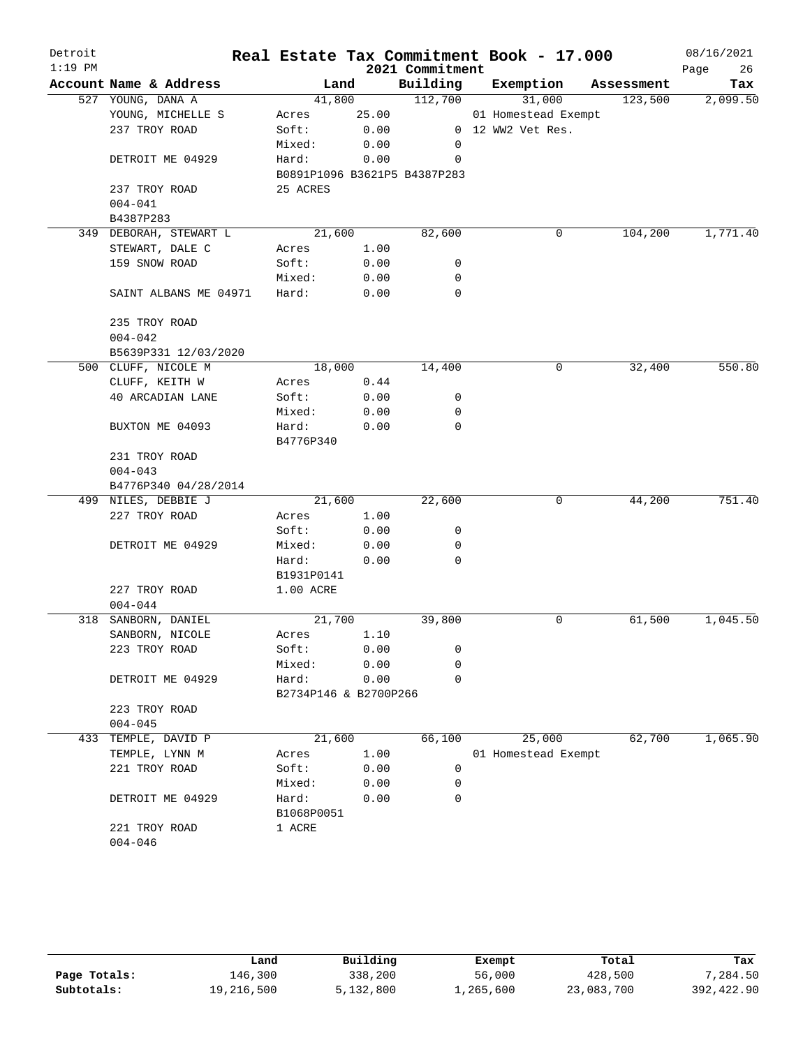# Real Estate Tax Commitment Book - 17.000

Detroit
1:19 PM

2021 Commitment

08/16/2021

| Account Name & Address | Land | | Building | Exemption | Assessment | Tax |
|---|---|---|---|---|---|---|
| 527 YOUNG, DANA A | 41,800 | | 112,700 | 31,000 | 123,500 | 2,099.50 |
| YOUNG, MICHELLE S | Acres | 25.00 | | 01 Homestead Exempt | | |
| 237 TROY ROAD | Soft: | 0.00 | 0 | 12 WW2 Vet Res. | | |
| | Mixed: | 0.00 | 0 | | | |
| DETROIT ME 04929 | Hard: | 0.00 | 0 | | | |
| | B0891P1096 B3621P5 B4387P283 | | | | | |
| 237 TROY ROAD | 25 ACRES | | | | | |
| 004-041 | | | | | | |
| B4387P283 | | | | | | |
| 349 DEBORAH, STEWART L | 21,600 | | 82,600 | 0 | 104,200 | 1,771.40 |
| STEWART, DALE C | Acres | 1.00 | | | | |
| 159 SNOW ROAD | Soft: | 0.00 | 0 | | | |
| | Mixed: | 0.00 | 0 | | | |
| SAINT ALBANS ME 04971 | Hard: | 0.00 | 0 | | | |
| 235 TROY ROAD | | | | | | |
| 004-042 | | | | | | |
| B5639P331 12/03/2020 | | | | | | |
| 500 CLUFF, NICOLE M | 18,000 | | 14,400 | 0 | 32,400 | 550.80 |
| CLUFF, KEITH W | Acres | 0.44 | | | | |
| 40 ARCADIAN LANE | Soft: | 0.00 | 0 | | | |
| | Mixed: | 0.00 | 0 | | | |
| BUXTON ME 04093 | Hard: | 0.00 | 0 | | | |
| | B4776P340 | | | | | |
| 231 TROY ROAD | | | | | | |
| 004-043 | | | | | | |
| B4776P340 04/28/2014 | | | | | | |
| 499 NILES, DEBBIE J | 21,600 | | 22,600 | 0 | 44,200 | 751.40 |
| 227 TROY ROAD | Acres | 1.00 | | | | |
| | Soft: | 0.00 | 0 | | | |
| DETROIT ME 04929 | Mixed: | 0.00 | 0 | | | |
| | Hard: | 0.00 | 0 | | | |
| | B1931P0141 | | | | | |
| 227 TROY ROAD | 1.00 ACRE | | | | | |
| 004-044 | | | | | | |
| 318 SANBORN, DANIEL | 21,700 | | 39,800 | 0 | 61,500 | 1,045.50 |
| SANBORN, NICOLE | Acres | 1.10 | | | | |
| 223 TROY ROAD | Soft: | 0.00 | 0 | | | |
| | Mixed: | 0.00 | 0 | | | |
| DETROIT ME 04929 | Hard: | 0.00 | 0 | | | |
| | B2734P146 & B2700P266 | | | | | |
| 223 TROY ROAD | | | | | | |
| 004-045 | | | | | | |
| 433 TEMPLE, DAVID P | 21,600 | | 66,100 | 25,000 | 62,700 | 1,065.90 |
| TEMPLE, LYNN M | Acres | 1.00 | | 01 Homestead Exempt | | |
| 221 TROY ROAD | Soft: | 0.00 | 0 | | | |
| | Mixed: | 0.00 | 0 | | | |
| DETROIT ME 04929 | Hard: | 0.00 | 0 | | | |
| | B1068P0051 | | | | | |
| 221 TROY ROAD | 1 ACRE | | | | | |
| 004-046 | | | | | | |

| | Land | Building | Exempt | Total | Tax |
|---|---|---|---|---|---|
| Page Totals: | 146,300 | 338,200 | 56,000 | 428,500 | 7,284.50 |
| Subtotals: | 19,216,500 | 5,132,800 | 1,265,600 | 23,083,700 | 392,422.90 |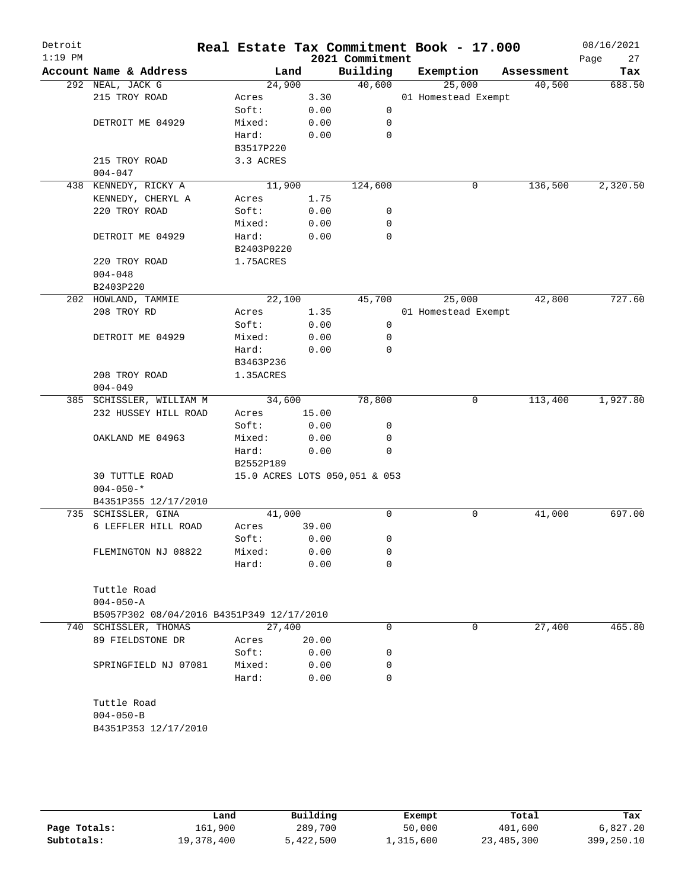# Real Estate Tax Commitment Book - 17.000

Detroit
1:19 PM
2021 Commitment
08/16/2021

| Account Name & Address | Land | | Building | Exemption | Assessment | Tax |
|---|---|---|---|---|---|---|
| 292 NEAL, JACK G | 24,900 | | 40,600 | 25,000 | 40,500 | 688.50 |
| 215 TROY ROAD | Acres | 3.30 | | 01 Homestead Exempt | | |
| | Soft: | 0.00 | 0 | | | |
| DETROIT ME 04929 | Mixed: | 0.00 | 0 | | | |
| | Hard: | 0.00 | 0 | | | |
| | B3517P220 | | | | | |
| 215 TROY ROAD | 3.3 ACRES | | | | | |
| 004-047 | | | | | | |
| 438 KENNEDY, RICKY A | 11,900 | | 124,600 | 0 | 136,500 | 2,320.50 |
| KENNEDY, CHERYL A | Acres | 1.75 | | | | |
| 220 TROY ROAD | Soft: | 0.00 | 0 | | | |
| | Mixed: | 0.00 | 0 | | | |
| DETROIT ME 04929 | Hard: | 0.00 | 0 | | | |
| | B2403P0220 | | | | | |
| 220 TROY ROAD | 1.75ACRES | | | | | |
| 004-048 | | | | | | |
| B2403P220 | | | | | | |
| 202 HOWLAND, TAMMIE | 22,100 | | 45,700 | 25,000 | 42,800 | 727.60 |
| 208 TROY RD | Acres | 1.35 | | 01 Homestead Exempt | | |
| | Soft: | 0.00 | 0 | | | |
| DETROIT ME 04929 | Mixed: | 0.00 | 0 | | | |
| | Hard: | 0.00 | 0 | | | |
| | B3463P236 | | | | | |
| 208 TROY ROAD | 1.35ACRES | | | | | |
| 004-049 | | | | | | |
| 385 SCHISSLER, WILLIAM M | 34,600 | | 78,800 | 0 | 113,400 | 1,927.80 |
| 232 HUSSEY HILL ROAD | Acres | 15.00 | | | | |
| | Soft: | 0.00 | 0 | | | |
| OAKLAND ME 04963 | Mixed: | 0.00 | 0 | | | |
| | Hard: | 0.00 | 0 | | | |
| | B2552P189 | | | | | |
| 30 TUTTLE ROAD | 15.0 ACRES LOTS 050,051 & 053 | | | | | |
| 004-050-* | | | | | | |
| B4351P355 12/17/2010 | | | | | | |
| 735 SCHISSLER, GINA | 41,000 | | 0 | 0 | 41,000 | 697.00 |
| 6 LEFFLER HILL ROAD | Acres | 39.00 | | | | |
| | Soft: | 0.00 | 0 | | | |
| FLEMINGTON NJ 08822 | Mixed: | 0.00 | 0 | | | |
| | Hard: | 0.00 | 0 | | | |
| Tuttle Road | | | | | | |
| 004-050-A | | | | | | |
| B5057P302 08/04/2016 B4351P349 12/17/2010 | | | | | | |
| 740 SCHISSLER, THOMAS | 27,400 | | 0 | 0 | 27,400 | 465.80 |
| 89 FIELDSTONE DR | Acres | 20.00 | | | | |
| | Soft: | 0.00 | 0 | | | |
| SPRINGFIELD NJ 07081 | Mixed: | 0.00 | 0 | | | |
| | Hard: | 0.00 | 0 | | | |
| Tuttle Road | | | | | | |
| 004-050-B | | | | | | |
| B4351P353 12/17/2010 | | | | | | |

| | Land | Building | Exempt | Total | Tax |
|---|---|---|---|---|---|
| Page Totals: | 161,900 | 289,700 | 50,000 | 401,600 | 6,827.20 |
| Subtotals: | 19,378,400 | 5,422,500 | 1,315,600 | 23,485,300 | 399,250.10 |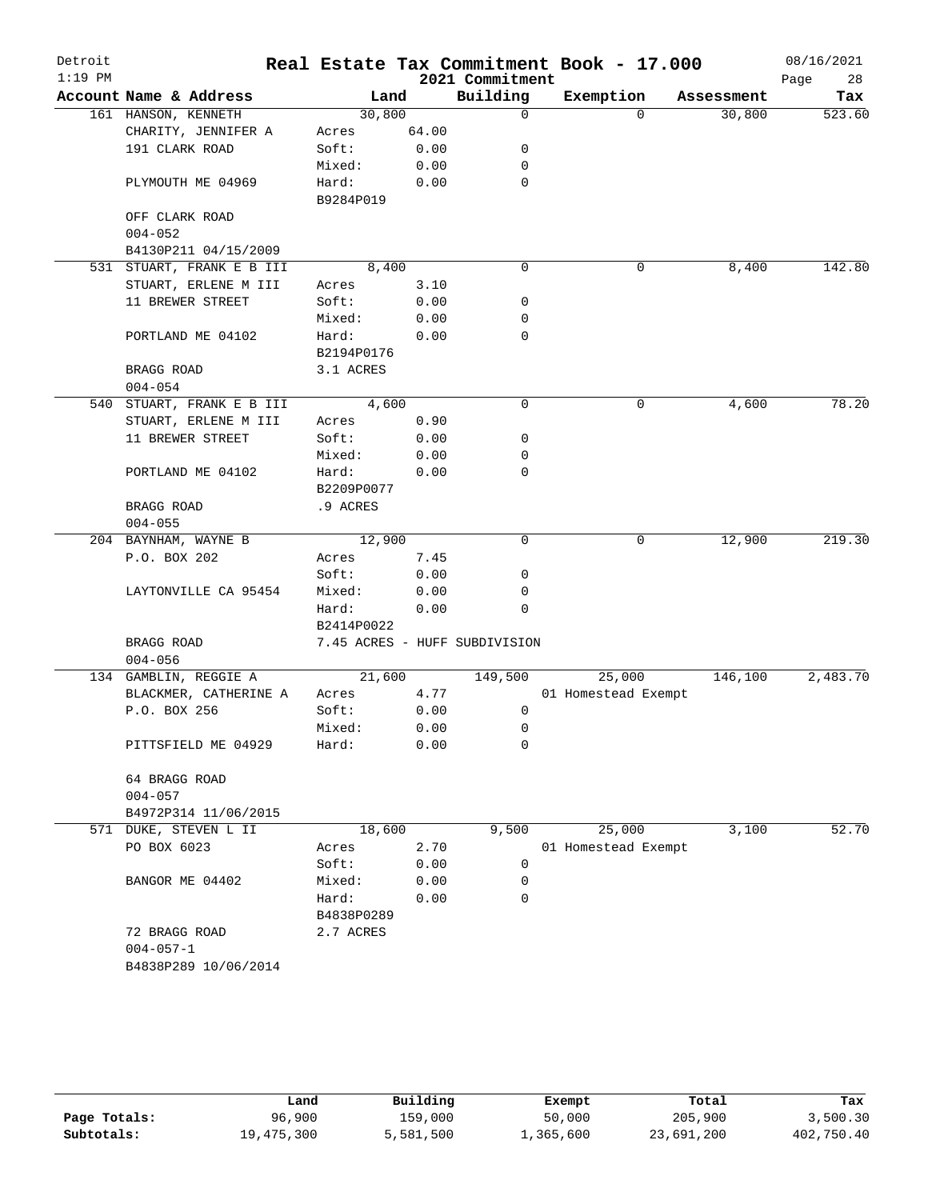# Real Estate Tax Commitment Book - 17.000

Detroit
1:19 PM

2021 Commitment

08/16/2021

| Account Name & Address | Land | | Building | Exemption | Assessment | Tax |
|---|---|---|---|---|---|---|
| 161 HANSON, KENNETH | 30,800 | | 0 | 0 | 30,800 | 523.60 |
| CHARITY, JENNIFER A | Acres | 64.00 | | | | |
| 191 CLARK ROAD | Soft: | 0.00 | 0 | | | |
| | Mixed: | 0.00 | 0 | | | |
| PLYMOUTH ME 04969 | Hard: | 0.00 | 0 | | | |
| | B9284P019 | | | | | |
| OFF CLARK ROAD | | | | | | |
| 004-052 | | | | | | |
| B4130P211 04/15/2009 | | | | | | |
| 531 STUART, FRANK E B III | 8,400 | | 0 | 0 | 8,400 | 142.80 |
| STUART, ERLENE M III | Acres | 3.10 | | | | |
| 11 BREWER STREET | Soft: | 0.00 | 0 | | | |
| | Mixed: | 0.00 | 0 | | | |
| PORTLAND ME 04102 | Hard: | 0.00 | 0 | | | |
| | B2194P0176 | | | | | |
| BRAGG ROAD | 3.1 ACRES | | | | | |
| 004-054 | | | | | | |
| 540 STUART, FRANK E B III | 4,600 | | 0 | 0 | 4,600 | 78.20 |
| STUART, ERLENE M III | Acres | 0.90 | | | | |
| 11 BREWER STREET | Soft: | 0.00 | 0 | | | |
| | Mixed: | 0.00 | 0 | | | |
| PORTLAND ME 04102 | Hard: | 0.00 | 0 | | | |
| | B2209P0077 | | | | | |
| BRAGG ROAD | .9 ACRES | | | | | |
| 004-055 | | | | | | |
| 204 BAYNHAM, WAYNE B | 12,900 | | 0 | 0 | 12,900 | 219.30 |
| P.O. BOX 202 | Acres | 7.45 | | | | |
| | Soft: | 0.00 | 0 | | | |
| LAYTONVILLE CA 95454 | Mixed: | 0.00 | 0 | | | |
| | Hard: | 0.00 | 0 | | | |
| | B2414P0022 | | | | | |
| BRAGG ROAD | 7.45 ACRES - HUFF SUBDIVISION | | | | | |
| 004-056 | | | | | | |
| 134 GAMBLIN, REGGIE A | 21,600 | | 149,500 | 25,000 | 146,100 | 2,483.70 |
| BLACKMER, CATHERINE A | Acres | 4.77 | | 01 Homestead Exempt | | |
| P.O. BOX 256 | Soft: | 0.00 | 0 | | | |
| | Mixed: | 0.00 | 0 | | | |
| PITTSFIELD ME 04929 | Hard: | 0.00 | 0 | | | |
| 64 BRAGG ROAD | | | | | | |
| 004-057 | | | | | | |
| B4972P314 11/06/2015 | | | | | | |
| 571 DUKE, STEVEN L II | 18,600 | | 9,500 | 25,000 | 3,100 | 52.70 |
| PO BOX 6023 | Acres | 2.70 | | 01 Homestead Exempt | | |
| | Soft: | 0.00 | 0 | | | |
| BANGOR ME 04402 | Mixed: | 0.00 | 0 | | | |
| | Hard: | 0.00 | 0 | | | |
| | B4838P0289 | | | | | |
| 72 BRAGG ROAD | 2.7 ACRES | | | | | |
| 004-057-1 | | | | | | |
| B4838P289 10/06/2014 | | | | | | |

| | Land | Building | Exempt | Total | Tax |
|---|---|---|---|---|---|
| Page Totals: | 96,900 | 159,000 | 50,000 | 205,900 | 3,500.30 |
| Subtotals: | 19,475,300 | 5,581,500 | 1,365,600 | 23,691,200 | 402,750.40 |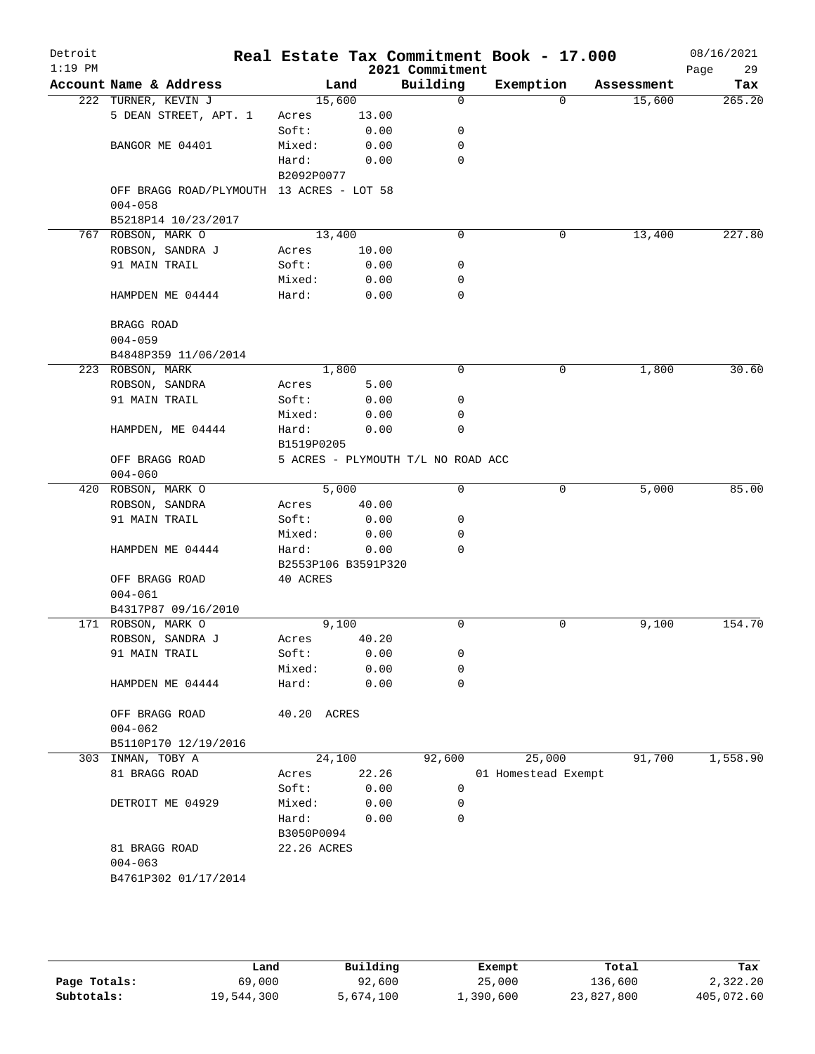# Real Estate Tax Commitment Book - 17.000

Detroit
1:19 PM

2021 Commitment

08/16/2021
Page 29

| Account Name & Address | Land | | Building | Exemption | Assessment | Tax |
|---|---|---|---|---|---|---|
| 222 TURNER, KEVIN J | 15,600 | | 0 | 0 | 15,600 | 265.20 |
| 5 DEAN STREET, APT. 1 | Acres | 13.00 | | | | |
| | Soft: | 0.00 | 0 | | | |
| BANGOR ME 04401 | Mixed: | 0.00 | 0 | | | |
| | Hard: | 0.00 | 0 | | | |
| | B2092P0077 | | | | | |
| OFF BRAGG ROAD/PLYMOUTH | 13 ACRES - LOT 58 | | | | | |
| 004-058 | | | | | | |
| B5218P14 10/23/2017 | | | | | | |
| 767 ROBSON, MARK O | 13,400 | | 0 | 0 | 13,400 | 227.80 |
| ROBSON, SANDRA J | Acres | 10.00 | | | | |
| 91 MAIN TRAIL | Soft: | 0.00 | 0 | | | |
| | Mixed: | 0.00 | 0 | | | |
| HAMPDEN ME 04444 | Hard: | 0.00 | 0 | | | |
| BRAGG ROAD | | | | | | |
| 004-059 | | | | | | |
| B4848P359 11/06/2014 | | | | | | |
| 223 ROBSON, MARK | 1,800 | | 0 | 0 | 1,800 | 30.60 |
| ROBSON, SANDRA | Acres | 5.00 | | | | |
| 91 MAIN TRAIL | Soft: | 0.00 | 0 | | | |
| | Mixed: | 0.00 | 0 | | | |
| HAMPDEN, ME 04444 | Hard: | 0.00 | 0 | | | |
| | B1519P0205 | | | | | |
| OFF BRAGG ROAD | 5 ACRES - PLYMOUTH T/L NO ROAD ACC | | | | | |
| 004-060 | | | | | | |
| 420 ROBSON, MARK O | 5,000 | | 0 | 0 | 5,000 | 85.00 |
| ROBSON, SANDRA | Acres | 40.00 | | | | |
| 91 MAIN TRAIL | Soft: | 0.00 | 0 | | | |
| | Mixed: | 0.00 | 0 | | | |
| HAMPDEN ME 04444 | Hard: | 0.00 | 0 | | | |
| | B2553P106 B3591P320 | | | | | |
| OFF BRAGG ROAD | 40 ACRES | | | | | |
| 004-061 | | | | | | |
| B4317P87 09/16/2010 | | | | | | |
| 171 ROBSON, MARK O | 9,100 | | 0 | 0 | 9,100 | 154.70 |
| ROBSON, SANDRA J | Acres | 40.20 | | | | |
| 91 MAIN TRAIL | Soft: | 0.00 | 0 | | | |
| | Mixed: | 0.00 | 0 | | | |
| HAMPDEN ME 04444 | Hard: | 0.00 | 0 | | | |
| OFF BRAGG ROAD | 40.20 ACRES | | | | | |
| 004-062 | | | | | | |
| B5110P170 12/19/2016 | | | | | | |
| 303 INMAN, TOBY A | 24,100 | | 92,600 | 25,000 | 91,700 | 1,558.90 |
| 81 BRAGG ROAD | Acres | 22.26 | | 01 Homestead Exempt | | |
| | Soft: | 0.00 | 0 | | | |
| DETROIT ME 04929 | Mixed: | 0.00 | 0 | | | |
| | Hard: | 0.00 | 0 | | | |
| | B3050P0094 | | | | | |
| 81 BRAGG ROAD | 22.26 ACRES | | | | | |
| 004-063 | | | | | | |
| B4761P302 01/17/2014 | | | | | | |

| | Land | Building | Exempt | Total | Tax |
|---|---|---|---|---|---|
| Page Totals: | 69,000 | 92,600 | 25,000 | 136,600 | 2,322.20 |
| Subtotals: | 19,544,300 | 5,674,100 | 1,390,600 | 23,827,800 | 405,072.60 |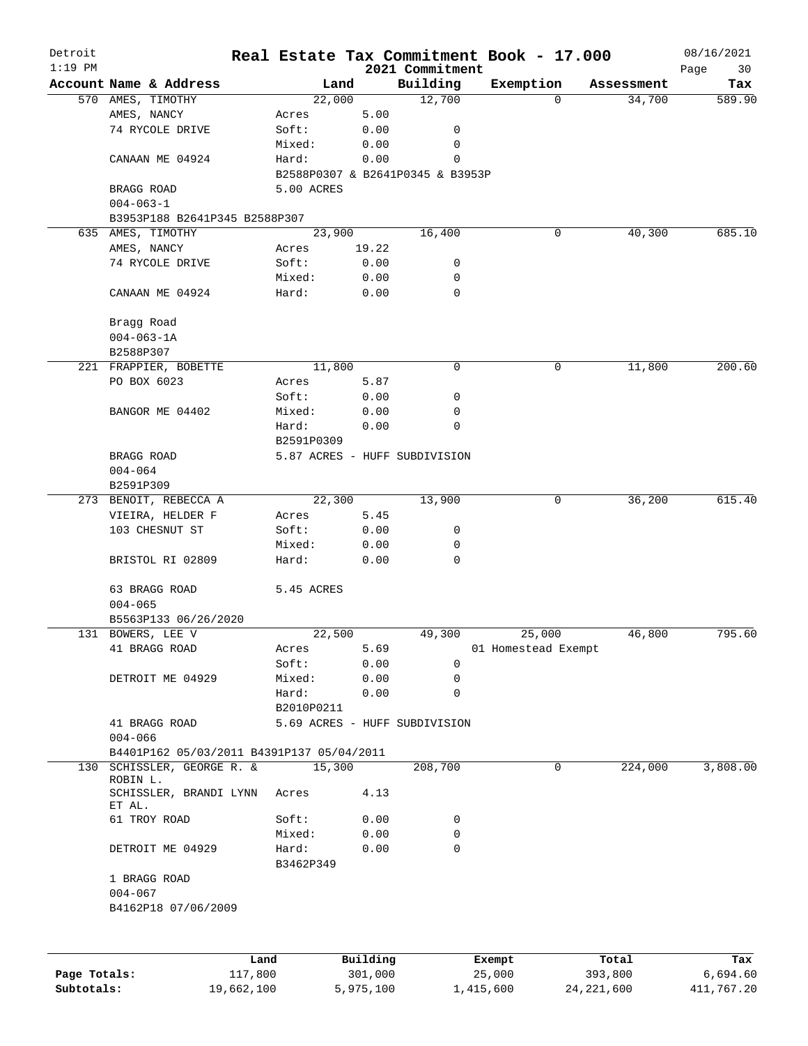# Detroit — Real Estate Tax Commitment Book - 17.000 — 2021 Commitment

1:19 PM — 08/16/2021

| Account Name & Address | Land | Building | Exemption | Assessment | Tax |
|---|---|---|---|---|---|
| 570 AMES, TIMOTHY | 22,000 | 12,700 | 0 | 34,700 | 589.90 |
| AMES, NANCY | Acres 5.00 | | | | |
| 74 RYCOLE DRIVE | Soft: 0.00 | 0 | | | |
| | Mixed: 0.00 | 0 | | | |
| CANAAN ME 04924 | Hard: 0.00 | 0 | | | |
| | B2588P0307 & B2641P0345 & B3953P | | | | |
| BRAGG ROAD | 5.00 ACRES | | | | |
| 004-063-1 | | | | | |
| B3953P188 B2641P345 B2588P307 | | | | | |
| 635 AMES, TIMOTHY | 23,900 | 16,400 | 0 | 40,300 | 685.10 |
| AMES, NANCY | Acres 19.22 | | | | |
| 74 RYCOLE DRIVE | Soft: 0.00 | 0 | | | |
| | Mixed: 0.00 | 0 | | | |
| CANAAN ME 04924 | Hard: 0.00 | 0 | | | |
| Bragg Road | | | | | |
| 004-063-1A | | | | | |
| B2588P307 | | | | | |
| 221 FRAPPIER, BOBETTE | 11,800 | 0 | 0 | 11,800 | 200.60 |
| PO BOX 6023 | Acres 5.87 | | | | |
| | Soft: 0.00 | 0 | | | |
| BANGOR ME 04402 | Mixed: 0.00 | 0 | | | |
| | Hard: 0.00 | 0 | | | |
| | B2591P0309 | | | | |
| BRAGG ROAD | 5.87 ACRES - HUFF SUBDIVISION | | | | |
| 004-064 | | | | | |
| B2591P309 | | | | | |
| 273 BENOIT, REBECCA A | 22,300 | 13,900 | 0 | 36,200 | 615.40 |
| VIEIRA, HELDER F | Acres 5.45 | | | | |
| 103 CHESNUT ST | Soft: 0.00 | 0 | | | |
| | Mixed: 0.00 | 0 | | | |
| BRISTOL RI 02809 | Hard: 0.00 | 0 | | | |
| 63 BRAGG ROAD | 5.45 ACRES | | | | |
| 004-065 | | | | | |
| B5563P133 06/26/2020 | | | | | |
| 131 BOWERS, LEE V | 22,500 | 49,300 | 25,000 | 46,800 | 795.60 |
| 41 BRAGG ROAD | Acres 5.69 | | 01 Homestead Exempt | | |
| | Soft: 0.00 | 0 | | | |
| DETROIT ME 04929 | Mixed: 0.00 | 0 | | | |
| | Hard: 0.00 | 0 | | | |
| | B2010P0211 | | | | |
| 41 BRAGG ROAD | 5.69 ACRES - HUFF SUBDIVISION | | | | |
| 004-066 | | | | | |
| B4401P162 05/03/2011 B4391P137 05/04/2011 | | | | | |
| 130 SCHISSLER, GEORGE R. & ROBIN L. | 15,300 | 208,700 | 0 | 224,000 | 3,808.00 |
| SCHISSLER, BRANDI LYNN ET AL. | Acres 4.13 | | | | |
| 61 TROY ROAD | Soft: 0.00 | 0 | | | |
| | Mixed: 0.00 | 0 | | | |
| DETROIT ME 04929 | Hard: 0.00 | 0 | | | |
| | B3462P349 | | | | |
| 1 BRAGG ROAD | | | | | |
| 004-067 | | | | | |
| B4162P18 07/06/2009 | | | | | |

| | Land | Building | Exempt | Total | Tax |
|---|---|---|---|---|---|
| Page Totals: | 117,800 | 301,000 | 25,000 | 393,800 | 6,694.60 |
| Subtotals: | 19,662,100 | 5,975,100 | 1,415,600 | 24,221,600 | 411,767.20 |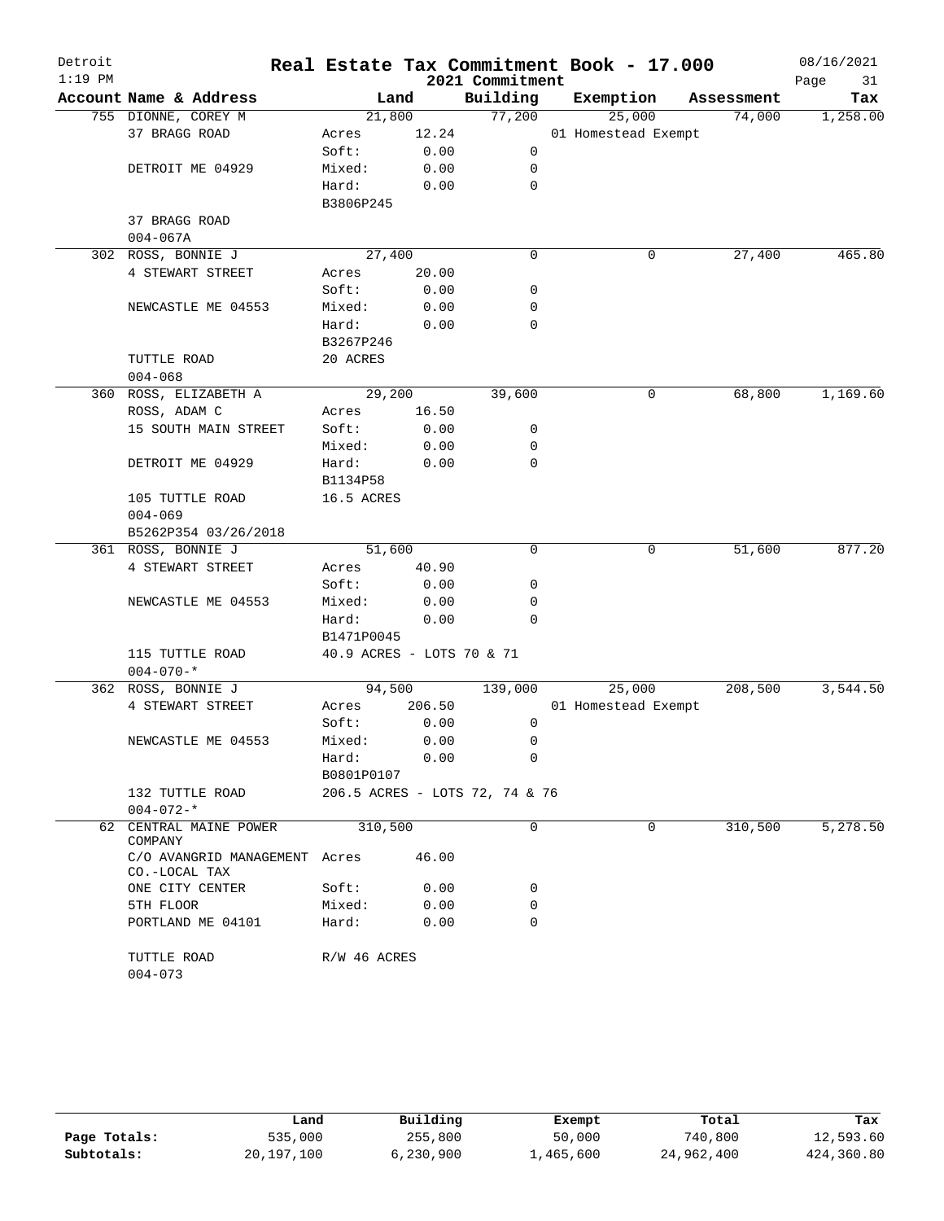# Real Estate Tax Commitment Book - 17.000

Detroit
1:19 PM

2021 Commitment

08/16/2021

| Account | Name & Address | Land | | Building | Exemption | Assessment | Tax |
|---|---|---|---|---|---|---|---|
| 755 | DIONNE, COREY M | 21,800 | | 77,200 | 25,000 | 74,000 | 1,258.00 |
| | 37 BRAGG ROAD | Acres | 12.24 | | 01 Homestead Exempt | | |
| | | Soft: | 0.00 | 0 | | | |
| | DETROIT ME 04929 | Mixed: | 0.00 | 0 | | | |
| | | Hard: | 0.00 | 0 | | | |
| | | B3806P245 | | | | | |
| | 37 BRAGG ROAD | | | | | | |
| | 004-067A | | | | | | |
| 302 | ROSS, BONNIE J | 27,400 | | 0 | 0 | 27,400 | 465.80 |
| | 4 STEWART STREET | Acres | 20.00 | | | | |
| | | Soft: | 0.00 | 0 | | | |
| | NEWCASTLE ME 04553 | Mixed: | 0.00 | 0 | | | |
| | | Hard: | 0.00 | 0 | | | |
| | | B3267P246 | | | | | |
| | TUTTLE ROAD | 20 ACRES | | | | | |
| | 004-068 | | | | | | |
| 360 | ROSS, ELIZABETH A | 29,200 | | 39,600 | 0 | 68,800 | 1,169.60 |
| | ROSS, ADAM C | Acres | 16.50 | | | | |
| | 15 SOUTH MAIN STREET | Soft: | 0.00 | 0 | | | |
| | | Mixed: | 0.00 | 0 | | | |
| | DETROIT ME 04929 | Hard: | 0.00 | 0 | | | |
| | | B1134P58 | | | | | |
| | 105 TUTTLE ROAD | 16.5 ACRES | | | | | |
| | 004-069 | | | | | | |
| | B5262P354 03/26/2018 | | | | | | |
| 361 | ROSS, BONNIE J | 51,600 | | 0 | 0 | 51,600 | 877.20 |
| | 4 STEWART STREET | Acres | 40.90 | | | | |
| | | Soft: | 0.00 | 0 | | | |
| | NEWCASTLE ME 04553 | Mixed: | 0.00 | 0 | | | |
| | | Hard: | 0.00 | 0 | | | |
| | | B1471P0045 | | | | | |
| | 115 TUTTLE ROAD | 40.9 ACRES - LOTS 70 & 71 | | | | | |
| | 004-070-* | | | | | | |
| 362 | ROSS, BONNIE J | 94,500 | | 139,000 | 25,000 | 208,500 | 3,544.50 |
| | 4 STEWART STREET | Acres | 206.50 | | 01 Homestead Exempt | | |
| | | Soft: | 0.00 | 0 | | | |
| | NEWCASTLE ME 04553 | Mixed: | 0.00 | 0 | | | |
| | | Hard: | 0.00 | 0 | | | |
| | | B0801P0107 | | | | | |
| | 132 TUTTLE ROAD | 206.5 ACRES - LOTS 72, 74 & 76 | | | | | |
| | 004-072-* | | | | | | |
| 62 | CENTRAL MAINE POWER COMPANY | 310,500 | | 0 | 0 | 310,500 | 5,278.50 |
| | C/O AVANGRID MANAGEMENT CO.-LOCAL TAX | Acres | 46.00 | | | | |
| | ONE CITY CENTER | Soft: | 0.00 | 0 | | | |
| | 5TH FLOOR | Mixed: | 0.00 | 0 | | | |
| | PORTLAND ME 04101 | Hard: | 0.00 | 0 | | | |
| | TUTTLE ROAD | R/W 46 ACRES | | | | | |
| | 004-073 | | | | | | |

| | Land | Building | Exempt | Total | Tax |
|---|---|---|---|---|---|
| Page Totals: | 535,000 | 255,800 | 50,000 | 740,800 | 12,593.60 |
| Subtotals: | 20,197,100 | 6,230,900 | 1,465,600 | 24,962,400 | 424,360.80 |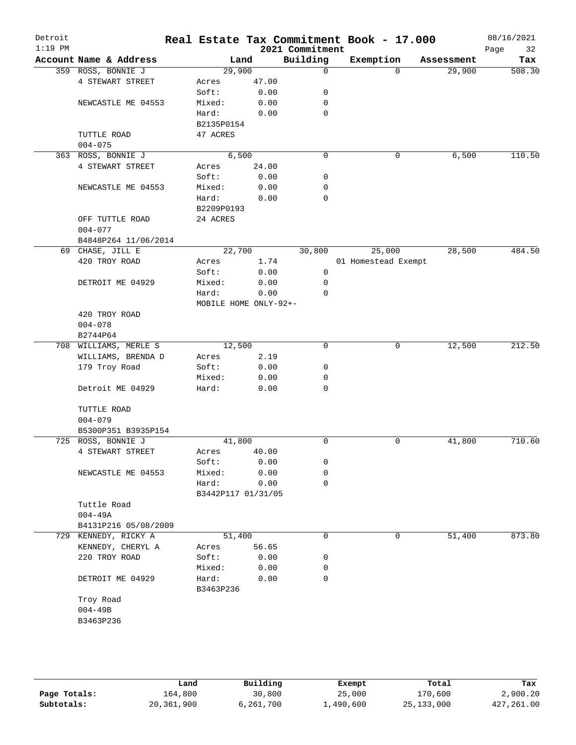# Real Estate Tax Commitment Book - 17.000

Detroit
1:19 PM

2021 Commitment

08/16/2021

| Account Name & Address | Land | | Building | Exemption | Assessment | Tax |
|---|---|---|---|---|---|---|
| 359 ROSS, BONNIE J | 29,900 | | 0 | 0 | 29,900 | 508.30 |
| 4 STEWART STREET | Acres | 47.00 | | | | |
| | Soft: | 0.00 | 0 | | | |
| NEWCASTLE ME 04553 | Mixed: | 0.00 | 0 | | | |
| | Hard: | 0.00 | 0 | | | |
| | B2135P0154 | | | | | |
| TUTTLE ROAD | 47 ACRES | | | | | |
| 004-075 | | | | | | |
| 363 ROSS, BONNIE J | 6,500 | | 0 | 0 | 6,500 | 110.50 |
| 4 STEWART STREET | Acres | 24.00 | | | | |
| | Soft: | 0.00 | 0 | | | |
| NEWCASTLE ME 04553 | Mixed: | 0.00 | 0 | | | |
| | Hard: | 0.00 | 0 | | | |
| | B2209P0193 | | | | | |
| OFF TUTTLE ROAD | 24 ACRES | | | | | |
| 004-077 | | | | | | |
| B4848P264 11/06/2014 | | | | | | |
| 69 CHASE, JILL E | 22,700 | | 30,800 | 25,000 | 28,500 | 484.50 |
| 420 TROY ROAD | Acres | 1.74 | | 01 Homestead Exempt | | |
| | Soft: | 0.00 | 0 | | | |
| DETROIT ME 04929 | Mixed: | 0.00 | 0 | | | |
| | Hard: | 0.00 | 0 | | | |
| | MOBILE HOME ONLY-92+- | | | | | |
| 420 TROY ROAD | | | | | | |
| 004-078 | | | | | | |
| B2744P64 | | | | | | |
| 708 WILLIAMS, MERLE S | 12,500 | | 0 | 0 | 12,500 | 212.50 |
| WILLIAMS, BRENDA D | Acres | 2.19 | | | | |
| 179 Troy Road | Soft: | 0.00 | 0 | | | |
| | Mixed: | 0.00 | 0 | | | |
| Detroit ME 04929 | Hard: | 0.00 | 0 | | | |
| TUTTLE ROAD | | | | | | |
| 004-079 | | | | | | |
| B5300P351 B3935P154 | | | | | | |
| 725 ROSS, BONNIE J | 41,800 | | 0 | 0 | 41,800 | 710.60 |
| 4 STEWART STREET | Acres | 40.00 | | | | |
| | Soft: | 0.00 | 0 | | | |
| NEWCASTLE ME 04553 | Mixed: | 0.00 | 0 | | | |
| | Hard: | 0.00 | 0 | | | |
| | B3442P117 01/31/05 | | | | | |
| Tuttle Road | | | | | | |
| 004-49A | | | | | | |
| B4131P216 05/08/2009 | | | | | | |
| 729 KENNEDY, RICKY A | 51,400 | | 0 | 0 | 51,400 | 873.80 |
| KENNEDY, CHERYL A | Acres | 56.65 | | | | |
| 220 TROY ROAD | Soft: | 0.00 | 0 | | | |
| | Mixed: | 0.00 | 0 | | | |
| DETROIT ME 04929 | Hard: | 0.00 | 0 | | | |
| | B3463P236 | | | | | |
| Troy Road | | | | | | |
| 004-49B | | | | | | |
| B3463P236 | | | | | | |

| | Land | Building | Exempt | Total | Tax |
|---|---|---|---|---|---|
| Page Totals: | 164,800 | 30,800 | 25,000 | 170,600 | 2,900.20 |
| Subtotals: | 20,361,900 | 6,261,700 | 1,490,600 | 25,133,000 | 427,261.00 |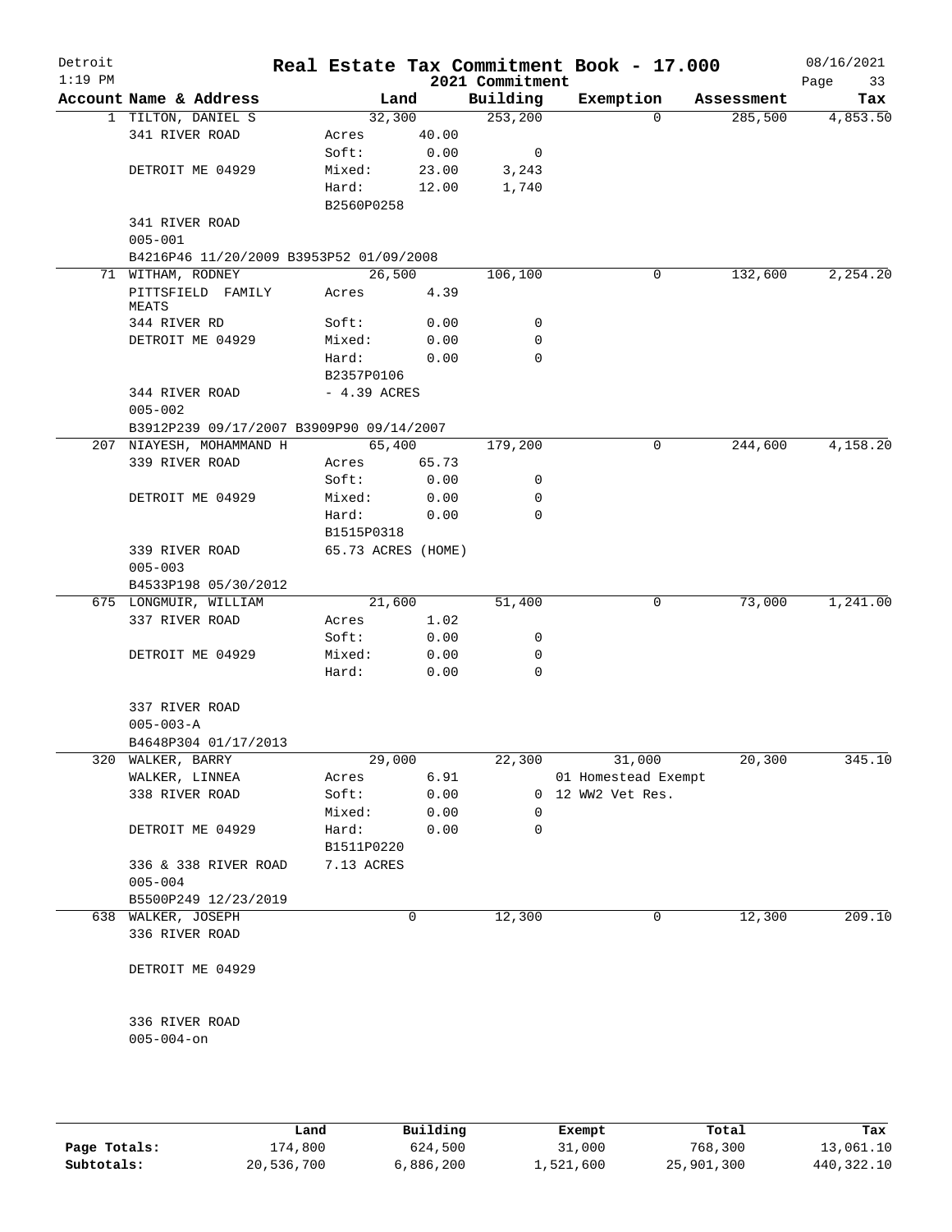# Real Estate Tax Commitment Book - 17.000

Detroit
2021 Commitment

| Account Name & Address | Land | | Building | Exemption | Assessment | Tax |
|---|---|---|---|---|---|---|
| 1 TILTON, DANIEL S | 32,300 | | 253,200 | 0 | 285,500 | 4,853.50 |
| 341 RIVER ROAD | Acres | 40.00 | | | | |
| | Soft: | 0.00 | 0 | | | |
| DETROIT ME 04929 | Mixed: | 23.00 | 3,243 | | | |
| | Hard: | 12.00 | 1,740 | | | |
| | B2560P0258 | | | | | |
| 341 RIVER ROAD | | | | | | |
| 005-001 | | | | | | |
| B4216P46 11/20/2009 B3953P52 01/09/2008 | | | | | | |
| 71 WITHAM, RODNEY | 26,500 | | 106,100 | 0 | 132,600 | 2,254.20 |
| PITTSFIELD FAMILY MEATS | Acres | 4.39 | | | | |
| 344 RIVER RD | Soft: | 0.00 | 0 | | | |
| DETROIT ME 04929 | Mixed: | 0.00 | 0 | | | |
| | Hard: | 0.00 | 0 | | | |
| | B2357P0106 | | | | | |
| 344 RIVER ROAD | - 4.39 ACRES | | | | | |
| 005-002 | | | | | | |
| B3912P239 09/17/2007 B3909P90 09/14/2007 | | | | | | |
| 207 NIAYESH, MOHAMMAND H | 65,400 | | 179,200 | 0 | 244,600 | 4,158.20 |
| 339 RIVER ROAD | Acres | 65.73 | | | | |
| | Soft: | 0.00 | 0 | | | |
| DETROIT ME 04929 | Mixed: | 0.00 | 0 | | | |
| | Hard: | 0.00 | 0 | | | |
| | B1515P0318 | | | | | |
| 339 RIVER ROAD | 65.73 ACRES (HOME) | | | | | |
| 005-003 | | | | | | |
| B4533P198 05/30/2012 | | | | | | |
| 675 LONGMUIR, WILLIAM | 21,600 | | 51,400 | 0 | 73,000 | 1,241.00 |
| 337 RIVER ROAD | Acres | 1.02 | | | | |
| | Soft: | 0.00 | 0 | | | |
| DETROIT ME 04929 | Mixed: | 0.00 | 0 | | | |
| | Hard: | 0.00 | 0 | | | |
| 337 RIVER ROAD | | | | | | |
| 005-003-A | | | | | | |
| B4648P304 01/17/2013 | | | | | | |
| 320 WALKER, BARRY | 29,000 | | 22,300 | 31,000 | 20,300 | 345.10 |
| WALKER, LINNEA | Acres | 6.91 | | 01 Homestead Exempt | | |
| 338 RIVER ROAD | Soft: | 0.00 | 0 | 12 WW2 Vet Res. | | |
| | Mixed: | 0.00 | 0 | | | |
| DETROIT ME 04929 | Hard: | 0.00 | 0 | | | |
| | B1511P0220 | | | | | |
| 336 & 338 RIVER ROAD | 7.13 ACRES | | | | | |
| 005-004 | | | | | | |
| B5500P249 12/23/2019 | | | | | | |
| 638 WALKER, JOSEPH | 0 | | 12,300 | 0 | 12,300 | 209.10 |
| 336 RIVER ROAD | | | | | | |
| DETROIT ME 04929 | | | | | | |
| 336 RIVER ROAD | | | | | | |
| 005-004-on | | | | | | |

| | Land | Building | Exempt | Total | Tax |
|---|---|---|---|---|---|
| Page Totals: | 174,800 | 624,500 | 31,000 | 768,300 | 13,061.10 |
| Subtotals: | 20,536,700 | 6,886,200 | 1,521,600 | 25,901,300 | 440,322.10 |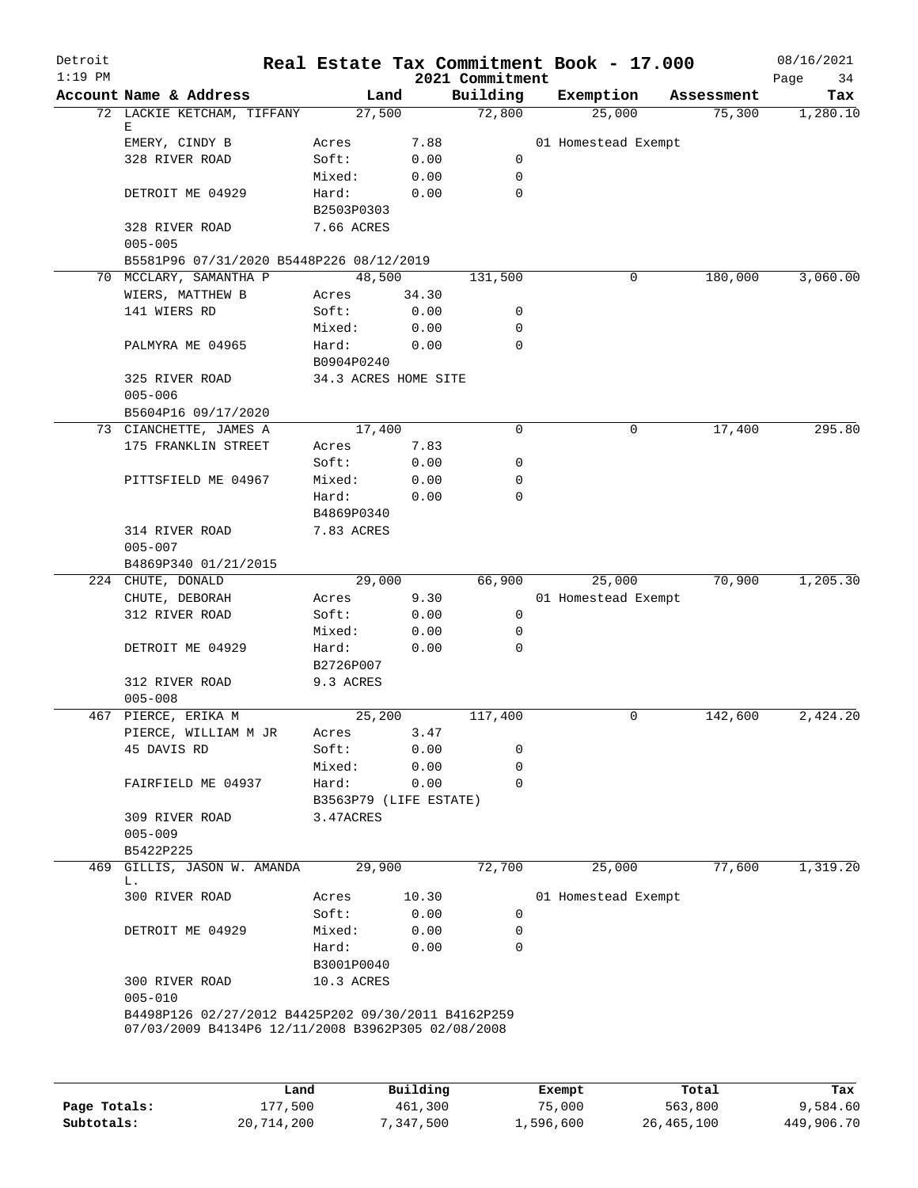Detroit
1:19 PM

# Real Estate Tax Commitment Book - 17.000

2021 Commitment

08/16/2021

| Account Name & Address | Land | | Building | Exemption | Assessment | Tax |
|---|---|---|---|---|---|---|
| 72 LACKIE KETCHAM, TIFFANY E | 27,500 | | 72,800 | 25,000 | 75,300 | 1,280.10 |
| EMERY, CINDY B | Acres | 7.88 | | 01 Homestead Exempt | | |
| 328 RIVER ROAD | Soft: | 0.00 | 0 | | | |
| | Mixed: | 0.00 | 0 | | | |
| DETROIT ME 04929 | Hard: | 0.00 | 0 | | | |
| | B2503P0303 | | | | | |
| 328 RIVER ROAD | 7.66 ACRES | | | | | |
| 005-005 | | | | | | |
| B5581P96 07/31/2020 B5448P226 08/12/2019 | | | | | | |
| 70 MCCLARY, SAMANTHA P | 48,500 | | 131,500 | 0 | 180,000 | 3,060.00 |
| WIERS, MATTHEW B | Acres | 34.30 | | | | |
| 141 WIERS RD | Soft: | 0.00 | 0 | | | |
| | Mixed: | 0.00 | 0 | | | |
| PALMYRA ME 04965 | Hard: | 0.00 | 0 | | | |
| | B0904P0240 | | | | | |
| 325 RIVER ROAD | 34.3 ACRES HOME SITE | | | | | |
| 005-006 | | | | | | |
| B5604P16 09/17/2020 | | | | | | |
| 73 CIANCHETTE, JAMES A | 17,400 | | 0 | 0 | 17,400 | 295.80 |
| 175 FRANKLIN STREET | Acres | 7.83 | | | | |
| | Soft: | 0.00 | 0 | | | |
| PITTSFIELD ME 04967 | Mixed: | 0.00 | 0 | | | |
| | Hard: | 0.00 | 0 | | | |
| | B4869P0340 | | | | | |
| 314 RIVER ROAD | 7.83 ACRES | | | | | |
| 005-007 | | | | | | |
| B4869P340 01/21/2015 | | | | | | |
| 224 CHUTE, DONALD | 29,000 | | 66,900 | 25,000 | 70,900 | 1,205.30 |
| CHUTE, DEBORAH | Acres | 9.30 | | 01 Homestead Exempt | | |
| 312 RIVER ROAD | Soft: | 0.00 | 0 | | | |
| | Mixed: | 0.00 | 0 | | | |
| DETROIT ME 04929 | Hard: | 0.00 | 0 | | | |
| | B2726P007 | | | | | |
| 312 RIVER ROAD | 9.3 ACRES | | | | | |
| 005-008 | | | | | | |
| 467 PIERCE, ERIKA M | 25,200 | | 117,400 | 0 | 142,600 | 2,424.20 |
| PIERCE, WILLIAM M JR | Acres | 3.47 | | | | |
| 45 DAVIS RD | Soft: | 0.00 | 0 | | | |
| | Mixed: | 0.00 | 0 | | | |
| FAIRFIELD ME 04937 | Hard: | 0.00 | 0 | | | |
| | B3563P79 (LIFE ESTATE) | | | | | |
| 309 RIVER ROAD | 3.47ACRES | | | | | |
| 005-009 | | | | | | |
| B5422P225 | | | | | | |
| 469 GILLIS, JASON W. AMANDA L. | 29,900 | | 72,700 | 25,000 | 77,600 | 1,319.20 |
| 300 RIVER ROAD | Acres | 10.30 | | 01 Homestead Exempt | | |
| | Soft: | 0.00 | 0 | | | |
| DETROIT ME 04929 | Mixed: | 0.00 | 0 | | | |
| | Hard: | 0.00 | 0 | | | |
| | B3001P0040 | | | | | |
| 300 RIVER ROAD | 10.3 ACRES | | | | | |
| 005-010 | | | | | | |
| B4498P126 02/27/2012 B4425P202 09/30/2011 B4162P259 07/03/2009 B4134P6 12/11/2008 B3962P305 02/08/2008 | | | | | | |

| | Land | Building | Exempt | Total | Tax |
|---|---|---|---|---|---|
| **Page Totals:** | 177,500 | 461,300 | 75,000 | 563,800 | 9,584.60 |
| **Subtotals:** | 20,714,200 | 7,347,500 | 1,596,600 | 26,465,100 | 449,906.70 |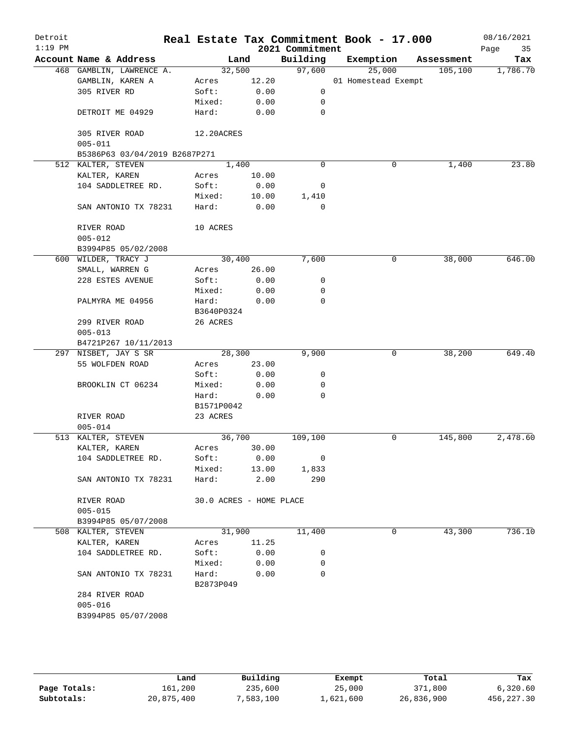# Real Estate Tax Commitment Book - 17.000

Detroit
2021 Commitment

| Account | Name & Address | Land | | Building | Exemption | Assessment | Tax |
|---|---|---|---|---|---|---|---|
| 468 | GAMBLIN, LAWRENCE A. | 32,500 | | 97,600 | 25,000 | 105,100 | 1,786.70 |
| | GAMBLIN, KAREN A | Acres | 12.20 | | 01 Homestead Exempt | | |
| | 305 RIVER RD | Soft: | 0.00 | 0 | | | |
| | | Mixed: | 0.00 | 0 | | | |
| | DETROIT ME 04929 | Hard: | 0.00 | 0 | | | |
| | 305 RIVER ROAD | 12.20ACRES | | | | | |
| | 005-011 | | | | | | |
| | B5386P63 03/04/2019 B2687P271 | | | | | | |
| 512 | KALTER, STEVEN | 1,400 | | 0 | 0 | 1,400 | 23.80 |
| | KALTER, KAREN | Acres | 10.00 | | | | |
| | 104 SADDLETREE RD. | Soft: | 0.00 | 0 | | | |
| | | Mixed: | 10.00 | 1,410 | | | |
| | SAN ANTONIO TX 78231 | Hard: | 0.00 | 0 | | | |
| | RIVER ROAD | 10 ACRES | | | | | |
| | 005-012 | | | | | | |
| | B3994P85 05/02/2008 | | | | | | |
| 600 | WILDER, TRACY J | 30,400 | | 7,600 | 0 | 38,000 | 646.00 |
| | SMALL, WARREN G | Acres | 26.00 | | | | |
| | 228 ESTES AVENUE | Soft: | 0.00 | 0 | | | |
| | | Mixed: | 0.00 | 0 | | | |
| | PALMYRA ME 04956 | Hard: | 0.00 | 0 | | | |
| | | B3640P0324 | | | | | |
| | 299 RIVER ROAD | 26 ACRES | | | | | |
| | 005-013 | | | | | | |
| | B4721P267 10/11/2013 | | | | | | |
| 297 | NISBET, JAY S SR | 28,300 | | 9,900 | 0 | 38,200 | 649.40 |
| | 55 WOLFDEN ROAD | Acres | 23.00 | | | | |
| | | Soft: | 0.00 | 0 | | | |
| | BROOKLIN CT 06234 | Mixed: | 0.00 | 0 | | | |
| | | Hard: | 0.00 | 0 | | | |
| | | B1571P0042 | | | | | |
| | RIVER ROAD | 23 ACRES | | | | | |
| | 005-014 | | | | | | |
| 513 | KALTER, STEVEN | 36,700 | | 109,100 | 0 | 145,800 | 2,478.60 |
| | KALTER, KAREN | Acres | 30.00 | | | | |
| | 104 SADDLETREE RD. | Soft: | 0.00 | 0 | | | |
| | | Mixed: | 13.00 | 1,833 | | | |
| | SAN ANTONIO TX 78231 | Hard: | 2.00 | 290 | | | |
| | RIVER ROAD | 30.0 ACRES - HOME PLACE | | | | | |
| | 005-015 | | | | | | |
| | B3994P85 05/07/2008 | | | | | | |
| 508 | KALTER, STEVEN | 31,900 | | 11,400 | 0 | 43,300 | 736.10 |
| | KALTER, KAREN | Acres | 11.25 | | | | |
| | 104 SADDLETREE RD. | Soft: | 0.00 | 0 | | | |
| | | Mixed: | 0.00 | 0 | | | |
| | SAN ANTONIO TX 78231 | Hard: | 0.00 | 0 | | | |
| | | B2873P049 | | | | | |
| | 284 RIVER ROAD | | | | | | |
| | 005-016 | | | | | | |
| | B3994P85 05/07/2008 | | | | | | |

| | Land | Building | Exempt | Total | Tax |
|---|---|---|---|---|---|
| Page Totals: | 161,200 | 235,600 | 25,000 | 371,800 | 6,320.60 |
| Subtotals: | 20,875,400 | 7,583,100 | 1,621,600 | 26,836,900 | 456,227.30 |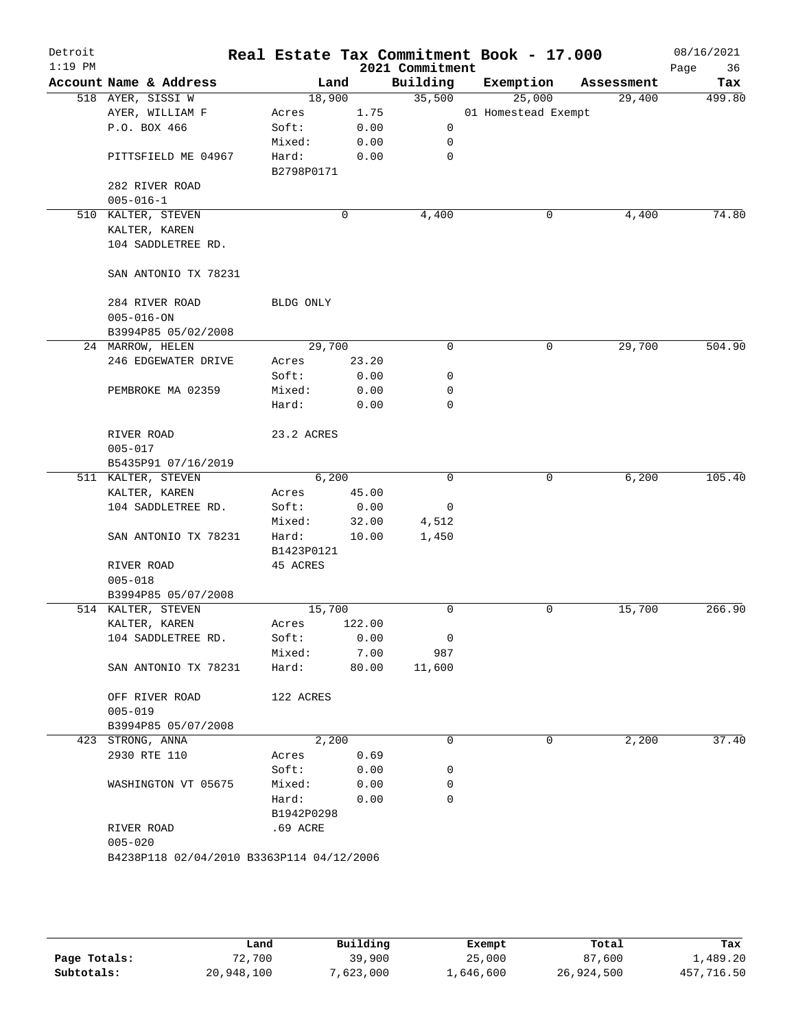# Real Estate Tax Commitment Book - 17.000

Detroit
1:19 PM
2021 Commitment
08/16/2021

| Account Name & Address | Land | | Building | Exemption | Assessment | Tax |
|---|---|---|---|---|---|---|
| 518 AYER, SISSI W | 18,900 | | 35,500 | 25,000 | 29,400 | 499.80 |
| AYER, WILLIAM F | Acres | 1.75 | | 01 Homestead Exempt | | |
| P.O. BOX 466 | Soft: | 0.00 | 0 | | | |
| | Mixed: | 0.00 | 0 | | | |
| PITTSFIELD ME 04967 | Hard: | 0.00 | 0 | | | |
| | B2798P0171 | | | | | |
| 282 RIVER ROAD | | | | | | |
| 005-016-1 | | | | | | |
| 510 KALTER, STEVEN | 0 | | 4,400 | 0 | 4,400 | 74.80 |
| KALTER, KAREN | | | | | | |
| 104 SADDLETREE RD. | | | | | | |
| SAN ANTONIO TX 78231 | | | | | | |
| 284 RIVER ROAD | BLDG ONLY | | | | | |
| 005-016-ON | | | | | | |
| B3994P85 05/02/2008 | | | | | | |
| 24 MARROW, HELEN | 29,700 | | 0 | 0 | 29,700 | 504.90 |
| 246 EDGEWATER DRIVE | Acres | 23.20 | | | | |
| | Soft: | 0.00 | 0 | | | |
| PEMBROKE MA 02359 | Mixed: | 0.00 | 0 | | | |
| | Hard: | 0.00 | 0 | | | |
| RIVER ROAD | 23.2 ACRES | | | | | |
| 005-017 | | | | | | |
| B5435P91 07/16/2019 | | | | | | |
| 511 KALTER, STEVEN | 6,200 | | 0 | 0 | 6,200 | 105.40 |
| KALTER, KAREN | Acres | 45.00 | | | | |
| 104 SADDLETREE RD. | Soft: | 0.00 | 0 | | | |
| | Mixed: | 32.00 | 4,512 | | | |
| SAN ANTONIO TX 78231 | Hard: | 10.00 | 1,450 | | | |
| | B1423P0121 | | | | | |
| RIVER ROAD | 45 ACRES | | | | | |
| 005-018 | | | | | | |
| B3994P85 05/07/2008 | | | | | | |
| 514 KALTER, STEVEN | 15,700 | | 0 | 0 | 15,700 | 266.90 |
| KALTER, KAREN | Acres | 122.00 | | | | |
| 104 SADDLETREE RD. | Soft: | 0.00 | 0 | | | |
| | Mixed: | 7.00 | 987 | | | |
| SAN ANTONIO TX 78231 | Hard: | 80.00 | 11,600 | | | |
| OFF RIVER ROAD | 122 ACRES | | | | | |
| 005-019 | | | | | | |
| B3994P85 05/07/2008 | | | | | | |
| 423 STRONG, ANNA | 2,200 | | 0 | 0 | 2,200 | 37.40 |
| 2930 RTE 110 | Acres | 0.69 | | | | |
| | Soft: | 0.00 | 0 | | | |
| WASHINGTON VT 05675 | Mixed: | 0.00 | 0 | | | |
| | Hard: | 0.00 | 0 | | | |
| | B1942P0298 | | | | | |
| RIVER ROAD | .69 ACRE | | | | | |
| 005-020 | | | | | | |
| B4238P118 02/04/2010 B3363P114 04/12/2006 | | | | | | |

| | Land | Building | Exempt | Total | Tax |
|---|---|---|---|---|---|
| Page Totals: | 72,700 | 39,900 | 25,000 | 87,600 | 1,489.20 |
| Subtotals: | 20,948,100 | 7,623,000 | 1,646,600 | 26,924,500 | 457,716.50 |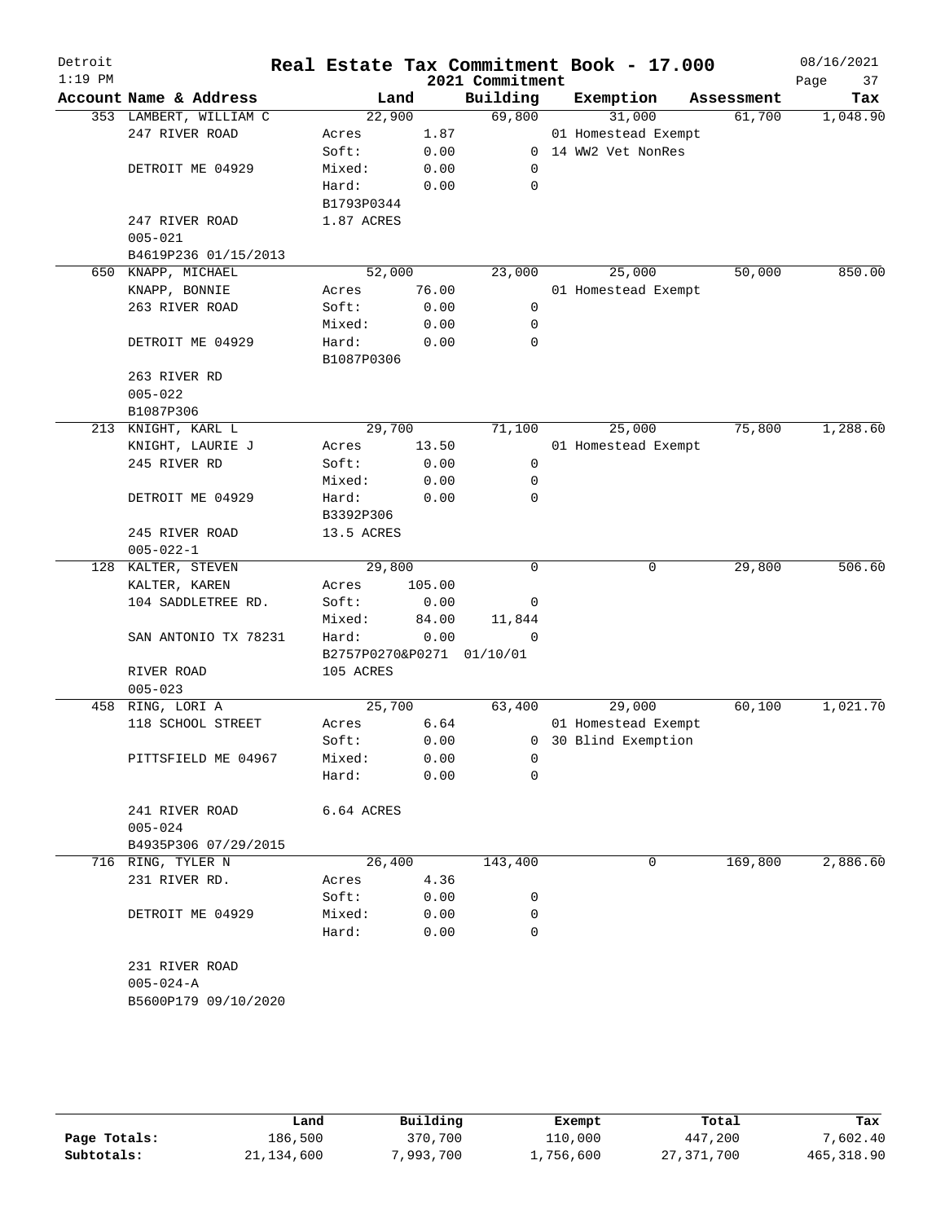# Real Estate Tax Commitment Book - 17.000

Detroit
1:19 PM

2021 Commitment

08/16/2021

| Account Name & Address | Land | | Building | Exemption | Assessment | Tax |
|---|---|---|---|---|---|---|
| 353 LAMBERT, WILLIAM C | 22,900 | | 69,800 | 31,000 | 61,700 | 1,048.90 |
| 247 RIVER ROAD | Acres | 1.87 | | 01 Homestead Exempt | | |
| | Soft: | 0.00 | 0 | 14 WW2 Vet NonRes | | |
| DETROIT ME 04929 | Mixed: | 0.00 | 0 | | | |
| | Hard: | 0.00 | 0 | | | |
| | B1793P0344 | | | | | |
| 247 RIVER ROAD | 1.87 ACRES | | | | | |
| 005-021 | | | | | | |
| B4619P236 01/15/2013 | | | | | | |
| 650 KNAPP, MICHAEL | 52,000 | | 23,000 | 25,000 | 50,000 | 850.00 |
| KNAPP, BONNIE | Acres | 76.00 | | 01 Homestead Exempt | | |
| 263 RIVER ROAD | Soft: | 0.00 | 0 | | | |
| | Mixed: | 0.00 | 0 | | | |
| DETROIT ME 04929 | Hard: | 0.00 | 0 | | | |
| | B1087P0306 | | | | | |
| 263 RIVER RD | | | | | | |
| 005-022 | | | | | | |
| B1087P306 | | | | | | |
| 213 KNIGHT, KARL L | 29,700 | | 71,100 | 25,000 | 75,800 | 1,288.60 |
| KNIGHT, LAURIE J | Acres | 13.50 | | 01 Homestead Exempt | | |
| 245 RIVER RD | Soft: | 0.00 | 0 | | | |
| | Mixed: | 0.00 | 0 | | | |
| DETROIT ME 04929 | Hard: | 0.00 | 0 | | | |
| | B3392P306 | | | | | |
| 245 RIVER ROAD | 13.5 ACRES | | | | | |
| 005-022-1 | | | | | | |
| 128 KALTER, STEVEN | 29,800 | | 0 | 0 | 29,800 | 506.60 |
| KALTER, KAREN | Acres | 105.00 | | | | |
| 104 SADDLETREE RD. | Soft: | 0.00 | 0 | | | |
| | Mixed: | 84.00 | 11,844 | | | |
| SAN ANTONIO TX 78231 | Hard: | 0.00 | 0 | | | |
| | B2757P0270&P0271 | | 01/10/01 | | | |
| RIVER ROAD | 105 ACRES | | | | | |
| 005-023 | | | | | | |
| 458 RING, LORI A | 25,700 | | 63,400 | 29,000 | 60,100 | 1,021.70 |
| 118 SCHOOL STREET | Acres | 6.64 | | 01 Homestead Exempt | | |
| | Soft: | 0.00 | 0 | 30 Blind Exemption | | |
| PITTSFIELD ME 04967 | Mixed: | 0.00 | 0 | | | |
| | Hard: | 0.00 | 0 | | | |
| 241 RIVER ROAD | 6.64 ACRES | | | | | |
| 005-024 | | | | | | |
| B4935P306 07/29/2015 | | | | | | |
| 716 RING, TYLER N | 26,400 | | 143,400 | 0 | 169,800 | 2,886.60 |
| 231 RIVER RD. | Acres | 4.36 | | | | |
| | Soft: | 0.00 | 0 | | | |
| DETROIT ME 04929 | Mixed: | 0.00 | 0 | | | |
| | Hard: | 0.00 | 0 | | | |
| 231 RIVER ROAD | | | | | | |
| 005-024-A | | | | | | |
| B5600P179 09/10/2020 | | | | | | |

| | Land | Building | Exempt | Total | Tax |
|---|---|---|---|---|---|
| Page Totals: | 186,500 | 370,700 | 110,000 | 447,200 | 7,602.40 |
| Subtotals: | 21,134,600 | 7,993,700 | 1,756,600 | 27,371,700 | 465,318.90 |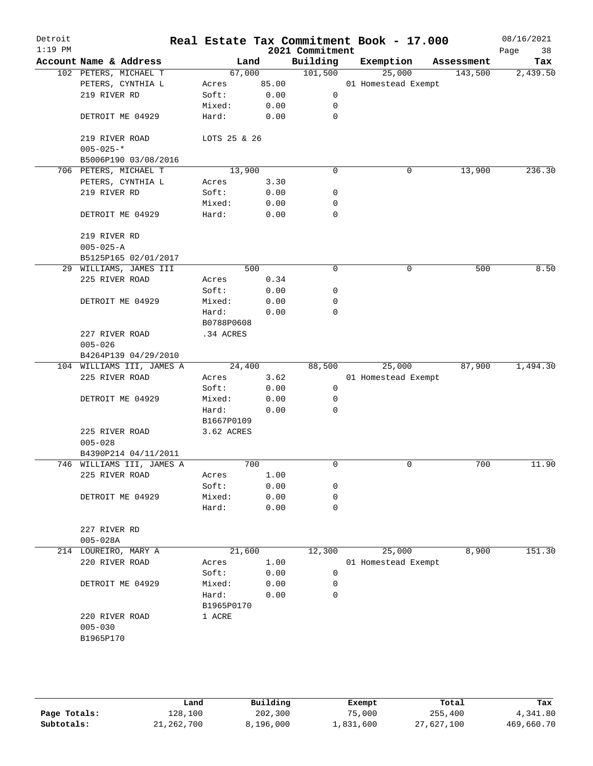# Real Estate Tax Commitment Book - 17.000

Detroit
1:19 PM

2021 Commitment

08/16/2021

| Account Name & Address | Land | | Building | Exemption | Assessment | Tax |
|---|---|---|---|---|---|---|
| 102 PETERS, MICHAEL T | 67,000 | | 101,500 | 25,000 | 143,500 | 2,439.50 |
| PETERS, CYNTHIA L | Acres | 85.00 | | 01 Homestead Exempt | | |
| 219 RIVER RD | Soft: | 0.00 | 0 | | | |
| | Mixed: | 0.00 | 0 | | | |
| DETROIT ME 04929 | Hard: | 0.00 | 0 | | | |
| 219 RIVER ROAD | LOTS 25 & 26 | | | | | |
| 005-025-* | | | | | | |
| B5006P190 03/08/2016 | | | | | | |
| 706 PETERS, MICHAEL T | 13,900 | | 0 | 0 | 13,900 | 236.30 |
| PETERS, CYNTHIA L | Acres | 3.30 | | | | |
| 219 RIVER RD | Soft: | 0.00 | 0 | | | |
| | Mixed: | 0.00 | 0 | | | |
| DETROIT ME 04929 | Hard: | 0.00 | 0 | | | |
| 219 RIVER RD | | | | | | |
| 005-025-A | | | | | | |
| B5125P165 02/01/2017 | | | | | | |
| 29 WILLIAMS, JAMES III | 500 | | 0 | 0 | 500 | 8.50 |
| 225 RIVER ROAD | Acres | 0.34 | | | | |
| | Soft: | 0.00 | 0 | | | |
| DETROIT ME 04929 | Mixed: | 0.00 | 0 | | | |
| | Hard: | 0.00 | 0 | | | |
| | B0788P0608 | | | | | |
| 227 RIVER ROAD | .34 ACRES | | | | | |
| 005-026 | | | | | | |
| B4264P139 04/29/2010 | | | | | | |
| 104 WILLIAMS III, JAMES A | 24,400 | | 88,500 | 25,000 | 87,900 | 1,494.30 |
| 225 RIVER ROAD | Acres | 3.62 | | 01 Homestead Exempt | | |
| | Soft: | 0.00 | 0 | | | |
| DETROIT ME 04929 | Mixed: | 0.00 | 0 | | | |
| | Hard: | 0.00 | 0 | | | |
| | B1667P0109 | | | | | |
| 225 RIVER ROAD | 3.62 ACRES | | | | | |
| 005-028 | | | | | | |
| B4390P214 04/11/2011 | | | | | | |
| 746 WILLIAMS III, JAMES A | 700 | | 0 | 0 | 700 | 11.90 |
| 225 RIVER ROAD | Acres | 1.00 | | | | |
| | Soft: | 0.00 | 0 | | | |
| DETROIT ME 04929 | Mixed: | 0.00 | 0 | | | |
| | Hard: | 0.00 | 0 | | | |
| 227 RIVER RD | | | | | | |
| 005-028A | | | | | | |
| 214 LOUREIRO, MARY A | 21,600 | | 12,300 | 25,000 | 8,900 | 151.30 |
| 220 RIVER ROAD | Acres | 1.00 | | 01 Homestead Exempt | | |
| | Soft: | 0.00 | 0 | | | |
| DETROIT ME 04929 | Mixed: | 0.00 | 0 | | | |
| | Hard: | 0.00 | 0 | | | |
| | B1965P0170 | | | | | |
| 220 RIVER ROAD | 1 ACRE | | | | | |
| 005-030 | | | | | | |
| B1965P170 | | | | | | |

| | Land | Building | Exempt | Total | Tax |
|---|---|---|---|---|---|
| Page Totals: | 128,100 | 202,300 | 75,000 | 255,400 | 4,341.80 |
| Subtotals: | 21,262,700 | 8,196,000 | 1,831,600 | 27,627,100 | 469,660.70 |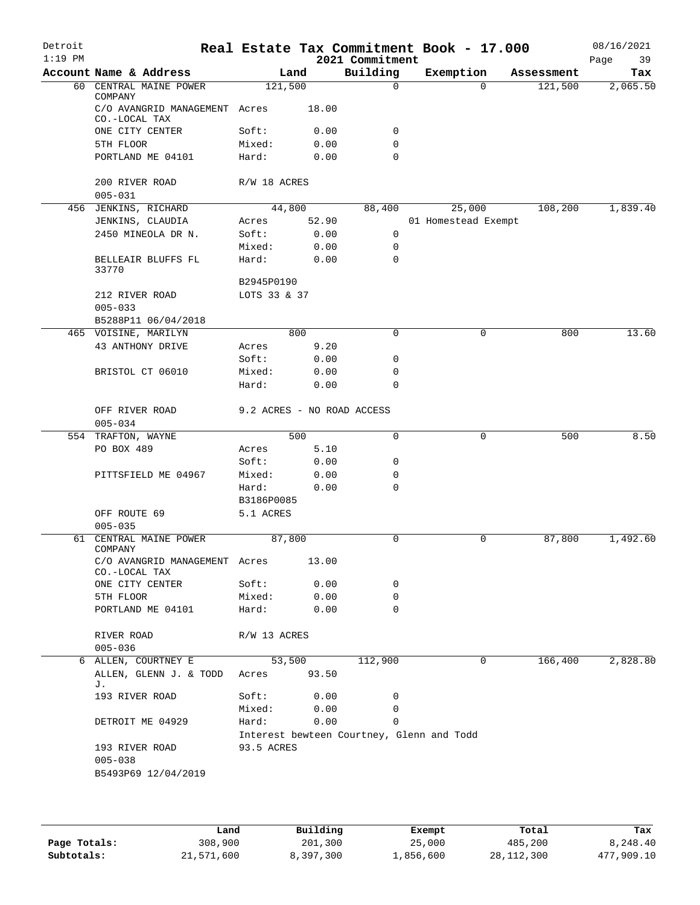# Real Estate Tax Commitment Book - 17.000

Detroit
1:19 PM

2021 Commitment

08/16/2021

| Account Name & Address | Land | | Building | Exemption | Assessment | Tax |
|---|---|---|---|---|---|---|
| 60 CENTRAL MAINE POWER COMPANY | 121,500 | | 0 | 0 | 121,500 | 2,065.50 |
| C/O AVANGRID MANAGEMENT CO.-LOCAL TAX | Acres | 18.00 | | | | |
| ONE CITY CENTER | Soft: | 0.00 | 0 | | | |
| 5TH FLOOR | Mixed: | 0.00 | 0 | | | |
| PORTLAND ME 04101 | Hard: | 0.00 | 0 | | | |
| 200 RIVER ROAD | R/W 18 ACRES | | | | | |
| 005-031 | | | | | | |
| 456 JENKINS, RICHARD | 44,800 | | 88,400 | 25,000 | 108,200 | 1,839.40 |
| JENKINS, CLAUDIA | Acres | 52.90 | | 01 Homestead Exempt | | |
| 2450 MINEOLA DR N. | Soft: | 0.00 | 0 | | | |
| | Mixed: | 0.00 | 0 | | | |
| BELLEAIR BLUFFS FL 33770 | Hard: | 0.00 | 0 | | | |
| | B2945P0190 | | | | | |
| 212 RIVER ROAD | LOTS 33 & 37 | | | | | |
| 005-033 | | | | | | |
| B5288P11 06/04/2018 | | | | | | |
| 465 VOISINE, MARILYN | 800 | | 0 | 0 | 800 | 13.60 |
| 43 ANTHONY DRIVE | Acres | 9.20 | | | | |
| | Soft: | 0.00 | 0 | | | |
| BRISTOL CT 06010 | Mixed: | 0.00 | 0 | | | |
| | Hard: | 0.00 | 0 | | | |
| OFF RIVER ROAD | 9.2 ACRES - NO ROAD ACCESS | | | | | |
| 005-034 | | | | | | |
| 554 TRAFTON, WAYNE | 500 | | 0 | 0 | 500 | 8.50 |
| PO BOX 489 | Acres | 5.10 | | | | |
| | Soft: | 0.00 | 0 | | | |
| PITTSFIELD ME 04967 | Mixed: | 0.00 | 0 | | | |
| | Hard: | 0.00 | 0 | | | |
| | B3186P0085 | | | | | |
| OFF ROUTE 69 | 5.1 ACRES | | | | | |
| 005-035 | | | | | | |
| 61 CENTRAL MAINE POWER COMPANY | 87,800 | | 0 | 0 | 87,800 | 1,492.60 |
| C/O AVANGRID MANAGEMENT CO.-LOCAL TAX | Acres | 13.00 | | | | |
| ONE CITY CENTER | Soft: | 0.00 | 0 | | | |
| 5TH FLOOR | Mixed: | 0.00 | 0 | | | |
| PORTLAND ME 04101 | Hard: | 0.00 | 0 | | | |
| RIVER ROAD | R/W 13 ACRES | | | | | |
| 005-036 | | | | | | |
| 6 ALLEN, COURTNEY E | 53,500 | | 112,900 | 0 | 166,400 | 2,828.80 |
| ALLEN, GLENN J. & TODD J. | Acres | 93.50 | | | | |
| 193 RIVER ROAD | Soft: | 0.00 | 0 | | | |
| | Mixed: | 0.00 | 0 | | | |
| DETROIT ME 04929 | Hard: | 0.00 | 0 | | | |
| | Interest bewteen Courtney, Glenn and Todd | | | | | |
| 193 RIVER ROAD | 93.5 ACRES | | | | | |
| 005-038 | | | | | | |
| B5493P69 12/04/2019 | | | | | | |

| | Land | Building | Exempt | Total | Tax |
|---|---|---|---|---|---|
| Page Totals: | 308,900 | 201,300 | 25,000 | 485,200 | 8,248.40 |
| Subtotals: | 21,571,600 | 8,397,300 | 1,856,600 | 28,112,300 | 477,909.10 |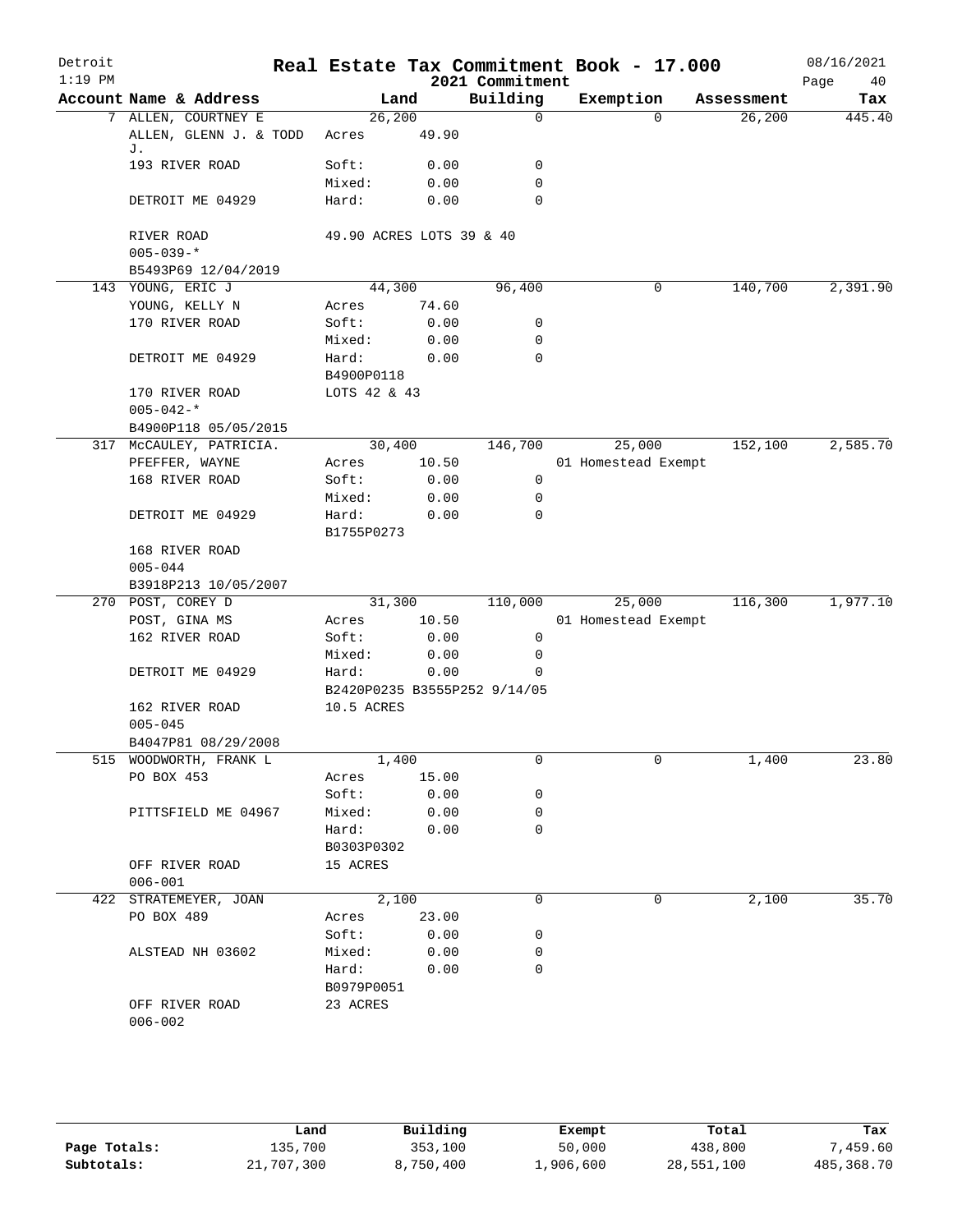# Real Estate Tax Commitment Book - 17.000

Detroit
1:19 PM

2021 Commitment

08/16/2021

| Account Name & Address | Land | | Building | Exemption | Assessment | Tax |
|---|---|---|---|---|---|---|
| 7 ALLEN, COURTNEY E | 26,200 | | 0 | 0 | 26,200 | 445.40 |
| ALLEN, GLENN J. & TODD J. | Acres | 49.90 | | | | |
| 193 RIVER ROAD | Soft: | 0.00 | 0 | | | |
| | Mixed: | 0.00 | 0 | | | |
| DETROIT ME 04929 | Hard: | 0.00 | 0 | | | |
| RIVER ROAD | 49.90 ACRES LOTS 39 & 40 | | | | | |
| 005-039-* | | | | | | |
| B5493P69 12/04/2019 | | | | | | |
| 143 YOUNG, ERIC J | 44,300 | | 96,400 | 0 | 140,700 | 2,391.90 |
| YOUNG, KELLY N | Acres | 74.60 | | | | |
| 170 RIVER ROAD | Soft: | 0.00 | 0 | | | |
| | Mixed: | 0.00 | 0 | | | |
| DETROIT ME 04929 | Hard: | 0.00 | 0 | | | |
| | B4900P0118 | | | | | |
| 170 RIVER ROAD | LOTS 42 & 43 | | | | | |
| 005-042-* | | | | | | |
| B4900P118 05/05/2015 | | | | | | |
| 317 McCAULEY, PATRICIA. | 30,400 | | 146,700 | 25,000 | 152,100 | 2,585.70 |
| PFEFFER, WAYNE | Acres | 10.50 | | 01 Homestead Exempt | | |
| 168 RIVER ROAD | Soft: | 0.00 | 0 | | | |
| | Mixed: | 0.00 | 0 | | | |
| DETROIT ME 04929 | Hard: | 0.00 | 0 | | | |
| | B1755P0273 | | | | | |
| 168 RIVER ROAD | | | | | | |
| 005-044 | | | | | | |
| B3918P213 10/05/2007 | | | | | | |
| 270 POST, COREY D | 31,300 | | 110,000 | 25,000 | 116,300 | 1,977.10 |
| POST, GINA MS | Acres | 10.50 | | 01 Homestead Exempt | | |
| 162 RIVER ROAD | Soft: | 0.00 | 0 | | | |
| | Mixed: | 0.00 | 0 | | | |
| DETROIT ME 04929 | Hard: | 0.00 | 0 | | | |
| | B2420P0235 B3555P252 9/14/05 | | | | | |
| 162 RIVER ROAD | 10.5 ACRES | | | | | |
| 005-045 | | | | | | |
| B4047P81 08/29/2008 | | | | | | |
| 515 WOODWORTH, FRANK L | 1,400 | | 0 | 0 | 1,400 | 23.80 |
| PO BOX 453 | Acres | 15.00 | | | | |
| | Soft: | 0.00 | 0 | | | |
| PITTSFIELD ME 04967 | Mixed: | 0.00 | 0 | | | |
| | Hard: | 0.00 | 0 | | | |
| | B0303P0302 | | | | | |
| OFF RIVER ROAD | 15 ACRES | | | | | |
| 006-001 | | | | | | |
| 422 STRATEMEYER, JOAN | 2,100 | | 0 | 0 | 2,100 | 35.70 |
| PO BOX 489 | Acres | 23.00 | | | | |
| | Soft: | 0.00 | 0 | | | |
| ALSTEAD NH 03602 | Mixed: | 0.00 | 0 | | | |
| | Hard: | 0.00 | 0 | | | |
| | B0979P0051 | | | | | |
| OFF RIVER ROAD | 23 ACRES | | | | | |
| 006-002 | | | | | | |

| | Land | Building | Exempt | Total | Tax |
|---|---|---|---|---|---|
| Page Totals: | 135,700 | 353,100 | 50,000 | 438,800 | 7,459.60 |
| Subtotals: | 21,707,300 | 8,750,400 | 1,906,600 | 28,551,100 | 485,368.70 |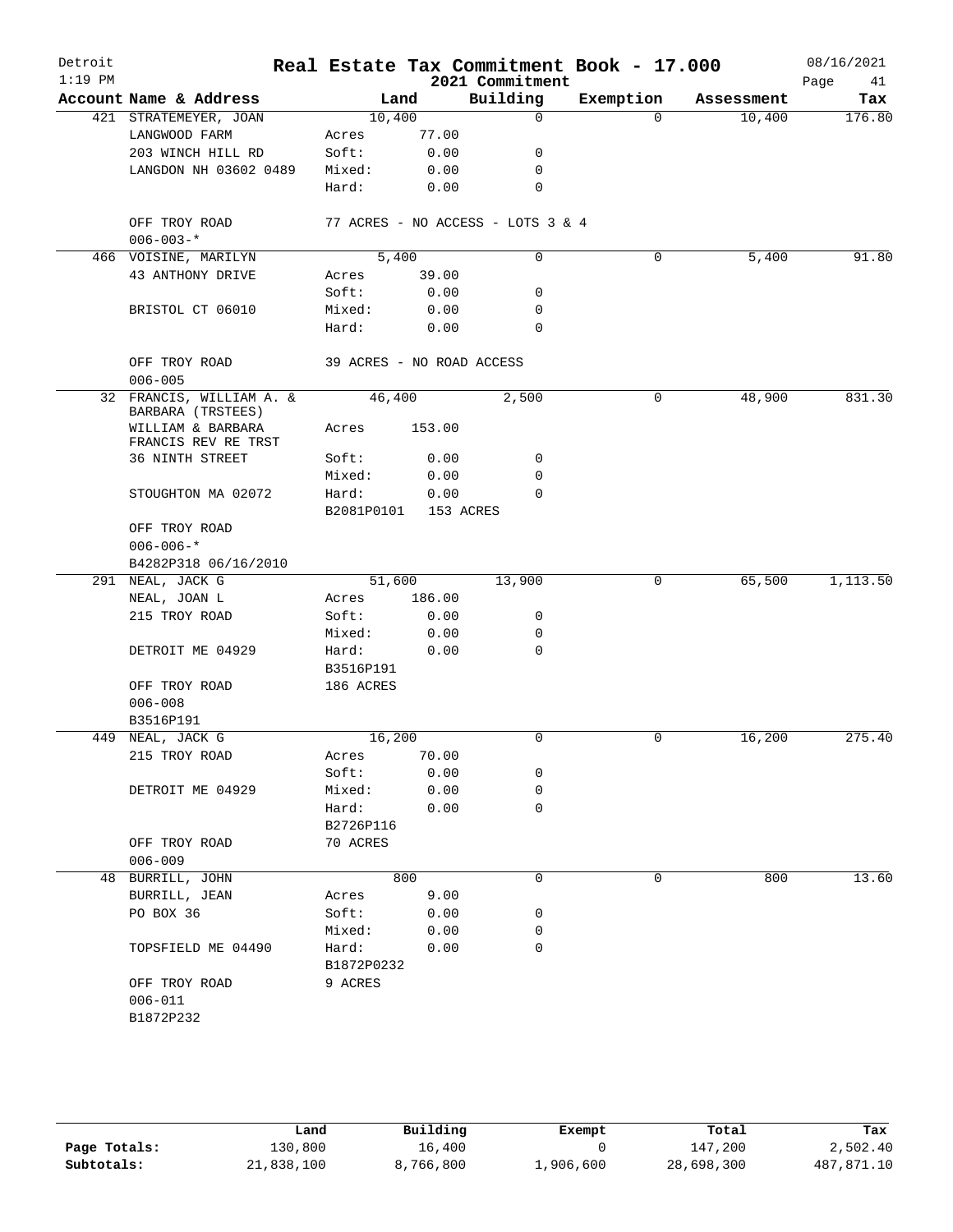# Detroit — Real Estate Tax Commitment Book - 17.000 — 2021 Commitment

1:19 PM — 08/16/2021

| Account | Name & Address | Land | | Building | Exemption | Assessment | Tax |
|---|---|---|---|---|---|---|---|
| 421 | STRATEMEYER, JOAN | | 10,400 | 0 | 0 | 10,400 | 176.80 |
| | LANGWOOD FARM | Acres | 77.00 | | | | |
| | 203 WINCH HILL RD | Soft: | 0.00 | 0 | | | |
| | LANGDON NH 03602 0489 | Mixed: | 0.00 | 0 | | | |
| | | Hard: | 0.00 | 0 | | | |
| | OFF TROY ROAD | 77 ACRES - NO ACCESS - LOTS 3 & 4 | | | | | |
| | 006-003-* | | | | | | |
| 466 | VOISINE, MARILYN | | 5,400 | 0 | 0 | 5,400 | 91.80 |
| | 43 ANTHONY DRIVE | Acres | 39.00 | | | | |
| | | Soft: | 0.00 | 0 | | | |
| | BRISTOL CT 06010 | Mixed: | 0.00 | 0 | | | |
| | | Hard: | 0.00 | 0 | | | |
| | OFF TROY ROAD | 39 ACRES - NO ROAD ACCESS | | | | | |
| | 006-005 | | | | | | |
| 32 | FRANCIS, WILLIAM A. & BARBARA (TRSTEES) | | 46,400 | 2,500 | 0 | 48,900 | 831.30 |
| | WILLIAM & BARBARA FRANCIS REV RE TRST | Acres | 153.00 | | | | |
| | 36 NINTH STREET | Soft: | 0.00 | 0 | | | |
| | | Mixed: | 0.00 | 0 | | | |
| | STOUGHTON MA 02072 | Hard: | 0.00 | 0 | | | |
| | | B2081P0101 | 153 ACRES | | | | |
| | OFF TROY ROAD | | | | | | |
| | 006-006-* | | | | | | |
| | B4282P318 06/16/2010 | | | | | | |
| 291 | NEAL, JACK G | | 51,600 | 13,900 | 0 | 65,500 | 1,113.50 |
| | NEAL, JOAN L | Acres | 186.00 | | | | |
| | 215 TROY ROAD | Soft: | 0.00 | 0 | | | |
| | | Mixed: | 0.00 | 0 | | | |
| | DETROIT ME 04929 | Hard: | 0.00 | 0 | | | |
| | | B3516P191 | | | | | |
| | OFF TROY ROAD | 186 ACRES | | | | | |
| | 006-008 | | | | | | |
| | B3516P191 | | | | | | |
| 449 | NEAL, JACK G | | 16,200 | 0 | 0 | 16,200 | 275.40 |
| | 215 TROY ROAD | Acres | 70.00 | | | | |
| | | Soft: | 0.00 | 0 | | | |
| | DETROIT ME 04929 | Mixed: | 0.00 | 0 | | | |
| | | Hard: | 0.00 | 0 | | | |
| | | B2726P116 | | | | | |
| | OFF TROY ROAD | 70 ACRES | | | | | |
| | 006-009 | | | | | | |
| 48 | BURRILL, JOHN | | 800 | 0 | 0 | 800 | 13.60 |
| | BURRILL, JEAN | Acres | 9.00 | | | | |
| | PO BOX 36 | Soft: | 0.00 | 0 | | | |
| | | Mixed: | 0.00 | 0 | | | |
| | TOPSFIELD ME 04490 | Hard: | 0.00 | 0 | | | |
| | | B1872P0232 | | | | | |
| | OFF TROY ROAD | 9 ACRES | | | | | |
| | 006-011 | | | | | | |
| | B1872P232 | | | | | | |

| | Land | Building | Exempt | Total | Tax |
|---|---|---|---|---|---|
| Page Totals: | 130,800 | 16,400 | 0 | 147,200 | 2,502.40 |
| Subtotals: | 21,838,100 | 8,766,800 | 1,906,600 | 28,698,300 | 487,871.10 |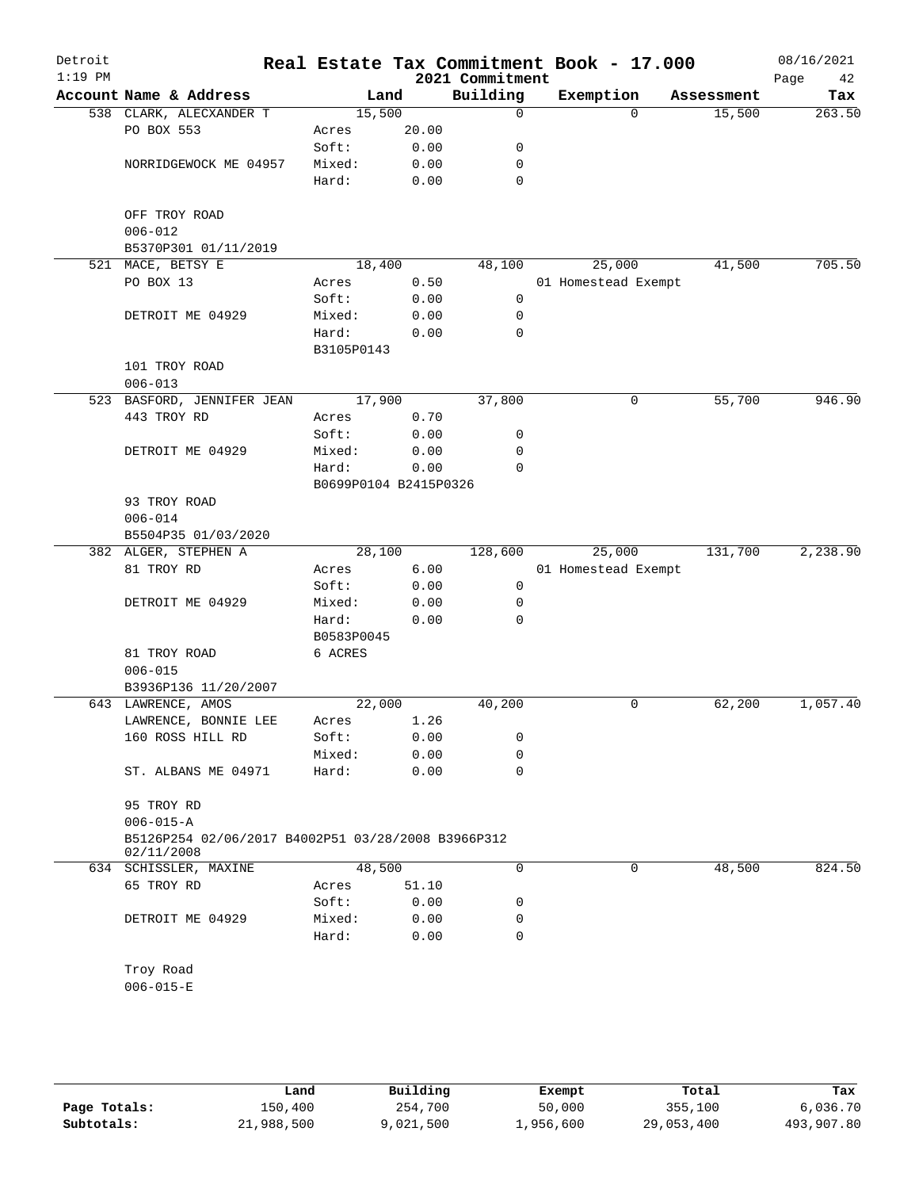# Real Estate Tax Commitment Book - 17.000

Detroit
1:19 PM

2021 Commitment

08/16/2021

| Account Name & Address | Land | | Building | Exemption | Assessment | Tax |
|---|---|---|---|---|---|---|
| 538 CLARK, ALECXANDER T | 15,500 | | 0 | 0 | 15,500 | 263.50 |
| PO BOX 553 | Acres | 20.00 | | | | |
| | Soft: | 0.00 | 0 | | | |
| NORRIDGEWOCK ME 04957 | Mixed: | 0.00 | 0 | | | |
| | Hard: | 0.00 | 0 | | | |
| OFF TROY ROAD | | | | | | |
| 006-012 | | | | | | |
| B5370P301 01/11/2019 | | | | | | |
| 521 MACE, BETSY E | 18,400 | | 48,100 | 25,000 | 41,500 | 705.50 |
| PO BOX 13 | Acres | 0.50 | | 01 Homestead Exempt | | |
| | Soft: | 0.00 | 0 | | | |
| DETROIT ME 04929 | Mixed: | 0.00 | 0 | | | |
| | Hard: | 0.00 | 0 | | | |
| | B3105P0143 | | | | | |
| 101 TROY ROAD | | | | | | |
| 006-013 | | | | | | |
| 523 BASFORD, JENNIFER JEAN | 17,900 | | 37,800 | 0 | 55,700 | 946.90 |
| 443 TROY RD | Acres | 0.70 | | | | |
| | Soft: | 0.00 | 0 | | | |
| DETROIT ME 04929 | Mixed: | 0.00 | 0 | | | |
| | Hard: | 0.00 | 0 | | | |
| | B0699P0104 B2415P0326 | | | | | |
| 93 TROY ROAD | | | | | | |
| 006-014 | | | | | | |
| B5504P35 01/03/2020 | | | | | | |
| 382 ALGER, STEPHEN A | 28,100 | | 128,600 | 25,000 | 131,700 | 2,238.90 |
| 81 TROY RD | Acres | 6.00 | | 01 Homestead Exempt | | |
| | Soft: | 0.00 | 0 | | | |
| DETROIT ME 04929 | Mixed: | 0.00 | 0 | | | |
| | Hard: | 0.00 | 0 | | | |
| | B0583P0045 | | | | | |
| 81 TROY ROAD | 6 ACRES | | | | | |
| 006-015 | | | | | | |
| B3936P136 11/20/2007 | | | | | | |
| 643 LAWRENCE, AMOS | 22,000 | | 40,200 | 0 | 62,200 | 1,057.40 |
| LAWRENCE, BONNIE LEE | Acres | 1.26 | | | | |
| 160 ROSS HILL RD | Soft: | 0.00 | 0 | | | |
| | Mixed: | 0.00 | 0 | | | |
| ST. ALBANS ME 04971 | Hard: | 0.00 | 0 | | | |
| 95 TROY RD | | | | | | |
| 006-015-A | | | | | | |
| B5126P254 02/06/2017 B4002P51 03/28/2008 B3966P312 02/11/2008 | | | | | | |
| 634 SCHISSLER, MAXINE | 48,500 | | 0 | 0 | 48,500 | 824.50 |
| 65 TROY RD | Acres | 51.10 | | | | |
| | Soft: | 0.00 | 0 | | | |
| DETROIT ME 04929 | Mixed: | 0.00 | 0 | | | |
| | Hard: | 0.00 | 0 | | | |
| Troy Road | | | | | | |
| 006-015-E | | | | | | |

| | Land | Building | Exempt | Total | Tax |
|---|---|---|---|---|---|
| Page Totals: | 150,400 | 254,700 | 50,000 | 355,100 | 6,036.70 |
| Subtotals: | 21,988,500 | 9,021,500 | 1,956,600 | 29,053,400 | 493,907.80 |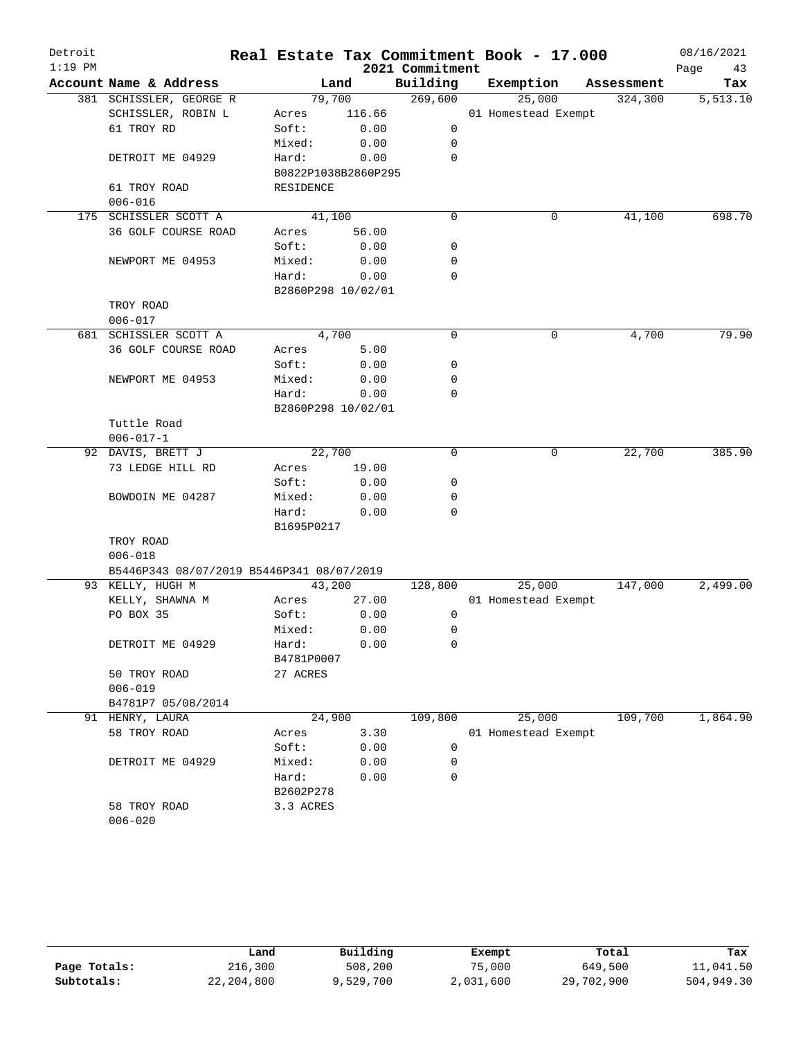# Real Estate Tax Commitment Book - 17.000

Detroit
1:19 PM

2021 Commitment

08/16/2021

| Account Name & Address | Land | | Building | Exemption | Assessment | Tax |
|---|---|---|---|---|---|---|
| 381 SCHISSLER, GEORGE R | 79,700 | | 269,600 | 25,000 | 324,300 | 5,513.10 |
| SCHISSLER, ROBIN L | Acres | 116.66 | | 01 Homestead Exempt | | |
| 61 TROY RD | Soft: | 0.00 | 0 | | | |
| | Mixed: | 0.00 | 0 | | | |
| DETROIT ME 04929 | Hard: | 0.00 | 0 | | | |
| | B0822P1038B2860P295 | | | | | |
| 61 TROY ROAD | RESIDENCE | | | | | |
| 006-016 | | | | | | |
| 175 SCHISSLER SCOTT A | 41,100 | | 0 | 0 | 41,100 | 698.70 |
| 36 GOLF COURSE ROAD | Acres | 56.00 | | | | |
| | Soft: | 0.00 | 0 | | | |
| NEWPORT ME 04953 | Mixed: | 0.00 | 0 | | | |
| | Hard: | 0.00 | 0 | | | |
| | B2860P298 10/02/01 | | | | | |
| TROY ROAD | | | | | | |
| 006-017 | | | | | | |
| 681 SCHISSLER SCOTT A | 4,700 | | 0 | 0 | 4,700 | 79.90 |
| 36 GOLF COURSE ROAD | Acres | 5.00 | | | | |
| | Soft: | 0.00 | 0 | | | |
| NEWPORT ME 04953 | Mixed: | 0.00 | 0 | | | |
| | Hard: | 0.00 | 0 | | | |
| | B2860P298 10/02/01 | | | | | |
| Tuttle Road | | | | | | |
| 006-017-1 | | | | | | |
| 92 DAVIS, BRETT J | 22,700 | | 0 | 0 | 22,700 | 385.90 |
| 73 LEDGE HILL RD | Acres | 19.00 | | | | |
| | Soft: | 0.00 | 0 | | | |
| BOWDOIN ME 04287 | Mixed: | 0.00 | 0 | | | |
| | Hard: | 0.00 | 0 | | | |
| | B1695P0217 | | | | | |
| TROY ROAD | | | | | | |
| 006-018 | | | | | | |
| B5446P343 08/07/2019 B5446P341 08/07/2019 | | | | | | |
| 93 KELLY, HUGH M | 43,200 | | 128,800 | 25,000 | 147,000 | 2,499.00 |
| KELLY, SHAWNA M | Acres | 27.00 | | 01 Homestead Exempt | | |
| PO BOX 35 | Soft: | 0.00 | 0 | | | |
| | Mixed: | 0.00 | 0 | | | |
| DETROIT ME 04929 | Hard: | 0.00 | 0 | | | |
| | B4781P0007 | | | | | |
| 50 TROY ROAD | 27 ACRES | | | | | |
| 006-019 | | | | | | |
| B4781P7 05/08/2014 | | | | | | |
| 91 HENRY, LAURA | 24,900 | | 109,800 | 25,000 | 109,700 | 1,864.90 |
| 58 TROY ROAD | Acres | 3.30 | | 01 Homestead Exempt | | |
| | Soft: | 0.00 | 0 | | | |
| DETROIT ME 04929 | Mixed: | 0.00 | 0 | | | |
| | Hard: | 0.00 | 0 | | | |
| | B2602P278 | | | | | |
| 58 TROY ROAD | 3.3 ACRES | | | | | |
| 006-020 | | | | | | |

| | Land | Building | Exempt | Total | Tax |
|---|---|---|---|---|---|
| Page Totals: | 216,300 | 508,200 | 75,000 | 649,500 | 11,041.50 |
| Subtotals: | 22,204,800 | 9,529,700 | 2,031,600 | 29,702,900 | 504,949.30 |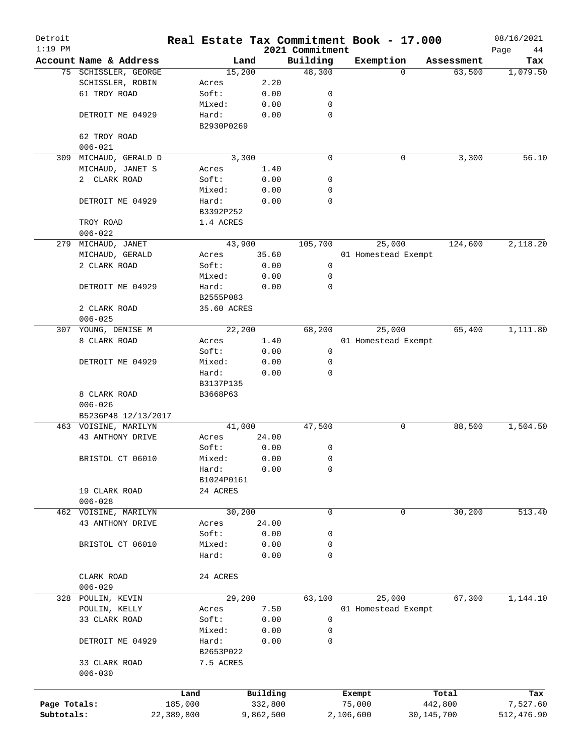# Real Estate Tax Commitment Book - 17.000

Detroit
1:19 PM

2021 Commitment

08/16/2021

| Account Name & Address | Land | | Building | Exemption | Assessment | Tax |
|---|---|---|---|---|---|---|
| 75 SCHISSLER, GEORGE | 15,200 | | 48,300 | 0 | 63,500 | 1,079.50 |
| SCHISSLER, ROBIN | Acres | 2.20 | | | | |
| 61 TROY ROAD | Soft: | 0.00 | 0 | | | |
| | Mixed: | 0.00 | 0 | | | |
| DETROIT ME 04929 | Hard: | 0.00 | 0 | | | |
| | B2930P0269 | | | | | |
| 62 TROY ROAD | | | | | | |
| 006-021 | | | | | | |
| 309 MICHAUD, GERALD D | 3,300 | | 0 | 0 | 3,300 | 56.10 |
| MICHAUD, JANET S | Acres | 1.40 | | | | |
| 2 CLARK ROAD | Soft: | 0.00 | 0 | | | |
| | Mixed: | 0.00 | 0 | | | |
| DETROIT ME 04929 | Hard: | 0.00 | 0 | | | |
| | B3392P252 | | | | | |
| TROY ROAD | 1.4 ACRES | | | | | |
| 006-022 | | | | | | |
| 279 MICHAUD, JANET | 43,900 | | 105,700 | 25,000 | 124,600 | 2,118.20 |
| MICHAUD, GERALD | Acres | 35.60 | | 01 Homestead Exempt | | |
| 2 CLARK ROAD | Soft: | 0.00 | 0 | | | |
| | Mixed: | 0.00 | 0 | | | |
| DETROIT ME 04929 | Hard: | 0.00 | 0 | | | |
| | B2555P083 | | | | | |
| 2 CLARK ROAD | 35.60 ACRES | | | | | |
| 006-025 | | | | | | |
| 307 YOUNG, DENISE M | 22,200 | | 68,200 | 25,000 | 65,400 | 1,111.80 |
| 8 CLARK ROAD | Acres | 1.40 | | 01 Homestead Exempt | | |
| | Soft: | 0.00 | 0 | | | |
| DETROIT ME 04929 | Mixed: | 0.00 | 0 | | | |
| | Hard: | 0.00 | 0 | | | |
| | B3137P135 | | | | | |
| 8 CLARK ROAD | B3668P63 | | | | | |
| 006-026 | | | | | | |
| B5236P48 12/13/2017 | | | | | | |
| 463 VOISINE, MARILYN | 41,000 | | 47,500 | 0 | 88,500 | 1,504.50 |
| 43 ANTHONY DRIVE | Acres | 24.00 | | | | |
| | Soft: | 0.00 | 0 | | | |
| BRISTOL CT 06010 | Mixed: | 0.00 | 0 | | | |
| | Hard: | 0.00 | 0 | | | |
| | B1024P0161 | | | | | |
| 19 CLARK ROAD | 24 ACRES | | | | | |
| 006-028 | | | | | | |
| 462 VOISINE, MARILYN | 30,200 | | 0 | 0 | 30,200 | 513.40 |
| 43 ANTHONY DRIVE | Acres | 24.00 | | | | |
| | Soft: | 0.00 | 0 | | | |
| BRISTOL CT 06010 | Mixed: | 0.00 | 0 | | | |
| | Hard: | 0.00 | 0 | | | |
| CLARK ROAD | 24 ACRES | | | | | |
| 006-029 | | | | | | |
| 328 POULIN, KEVIN | 29,200 | | 63,100 | 25,000 | 67,300 | 1,144.10 |
| POULIN, KELLY | Acres | 7.50 | | 01 Homestead Exempt | | |
| 33 CLARK ROAD | Soft: | 0.00 | 0 | | | |
| | Mixed: | 0.00 | 0 | | | |
| DETROIT ME 04929 | Hard: | 0.00 | 0 | | | |
| | B2653P022 | | | | | |
| 33 CLARK ROAD | 7.5 ACRES | | | | | |
| 006-030 | | | | | | |

| | Land | Building | Exempt | Total | Tax |
|---|---|---|---|---|---|
| Page Totals: | 185,000 | 332,800 | 75,000 | 442,800 | 7,527.60 |
| Subtotals: | 22,389,800 | 9,862,500 | 2,106,600 | 30,145,700 | 512,476.90 |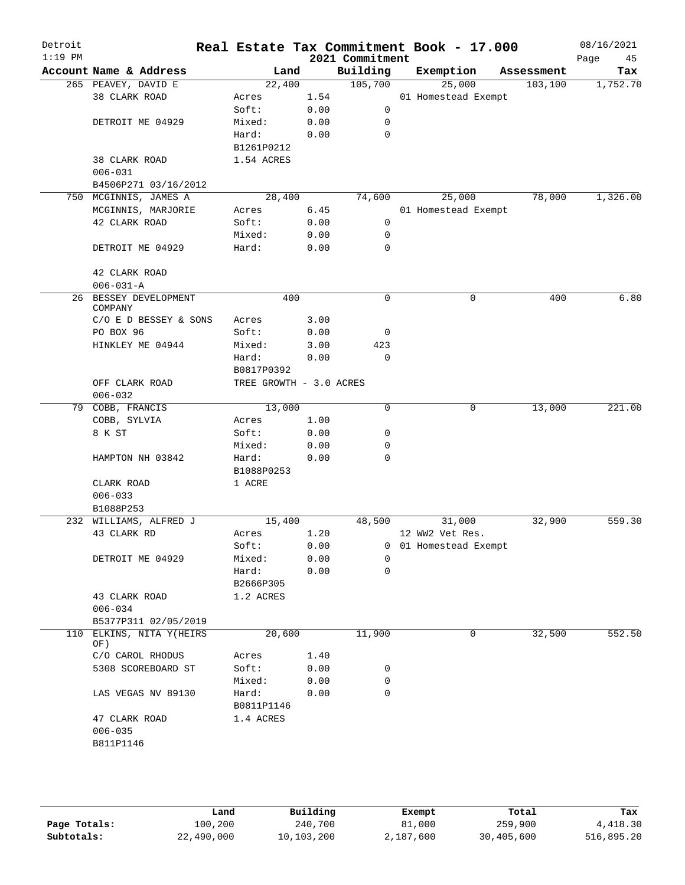# Real Estate Tax Commitment Book - 17.000

Detroit, 1:19 PM — 2021 Commitment — 08/16/2021

| Account Name & Address | Land | | Building | Exemption | Assessment | Tax |
|---|---|---|---|---|---|---|
| 265 PEAVEY, DAVID E | 22,400 | | 105,700 | 25,000 | 103,100 | 1,752.70 |
| 38 CLARK ROAD | Acres | 1.54 | | 01 Homestead Exempt | | |
| | Soft: | 0.00 | 0 | | | |
| DETROIT ME 04929 | Mixed: | 0.00 | 0 | | | |
| | Hard: | 0.00 | 0 | | | |
| | B1261P0212 | | | | | |
| 38 CLARK ROAD | 1.54 ACRES | | | | | |
| 006-031 | | | | | | |
| B4506P271 03/16/2012 | | | | | | |
| 750 MCGINNIS, JAMES A | 28,400 | | 74,600 | 25,000 | 78,000 | 1,326.00 |
| MCGINNIS, MARJORIE | Acres | 6.45 | | 01 Homestead Exempt | | |
| 42 CLARK ROAD | Soft: | 0.00 | 0 | | | |
| | Mixed: | 0.00 | 0 | | | |
| DETROIT ME 04929 | Hard: | 0.00 | 0 | | | |
| 42 CLARK ROAD | | | | | | |
| 006-031-A | | | | | | |
| 26 BESSEY DEVELOPMENT COMPANY | 400 | | 0 | 0 | 400 | 6.80 |
| C/O E D BESSEY & SONS | Acres | 3.00 | | | | |
| PO BOX 96 | Soft: | 0.00 | 0 | | | |
| HINKLEY ME 04944 | Mixed: | 3.00 | 423 | | | |
| | Hard: | 0.00 | 0 | | | |
| | B0817P0392 | | | | | |
| OFF CLARK ROAD | TREE GROWTH - 3.0 ACRES | | | | | |
| 006-032 | | | | | | |
| 79 COBB, FRANCIS | 13,000 | | 0 | 0 | 13,000 | 221.00 |
| COBB, SYLVIA | Acres | 1.00 | | | | |
| 8 K ST | Soft: | 0.00 | 0 | | | |
| | Mixed: | 0.00 | 0 | | | |
| HAMPTON NH 03842 | Hard: | 0.00 | 0 | | | |
| | B1088P0253 | | | | | |
| CLARK ROAD | 1 ACRE | | | | | |
| 006-033 | | | | | | |
| B1088P253 | | | | | | |
| 232 WILLIAMS, ALFRED J | 15,400 | | 48,500 | 31,000 | 32,900 | 559.30 |
| 43 CLARK RD | Acres | 1.20 | | 12 WW2 Vet Res. | | |
| | Soft: | 0.00 | 0 | 01 Homestead Exempt | | |
| DETROIT ME 04929 | Mixed: | 0.00 | 0 | | | |
| | Hard: | 0.00 | 0 | | | |
| | B2666P305 | | | | | |
| 43 CLARK ROAD | 1.2 ACRES | | | | | |
| 006-034 | | | | | | |
| B5377P311 02/05/2019 | | | | | | |
| 110 ELKINS, NITA Y(HEIRS OF) | 20,600 | | 11,900 | 0 | 32,500 | 552.50 |
| C/O CAROL RHODUS | Acres | 1.40 | | | | |
| 5308 SCOREBOARD ST | Soft: | 0.00 | 0 | | | |
| | Mixed: | 0.00 | 0 | | | |
| LAS VEGAS NV 89130 | Hard: | 0.00 | 0 | | | |
| | B0811P1146 | | | | | |
| 47 CLARK ROAD | 1.4 ACRES | | | | | |
| 006-035 | | | | | | |
| B811P1146 | | | | | | |

| | Land | Building | Exempt | Total | Tax |
|---|---|---|---|---|---|
| Page Totals: | 100,200 | 240,700 | 81,000 | 259,900 | 4,418.30 |
| Subtotals: | 22,490,000 | 10,103,200 | 2,187,600 | 30,405,600 | 516,895.20 |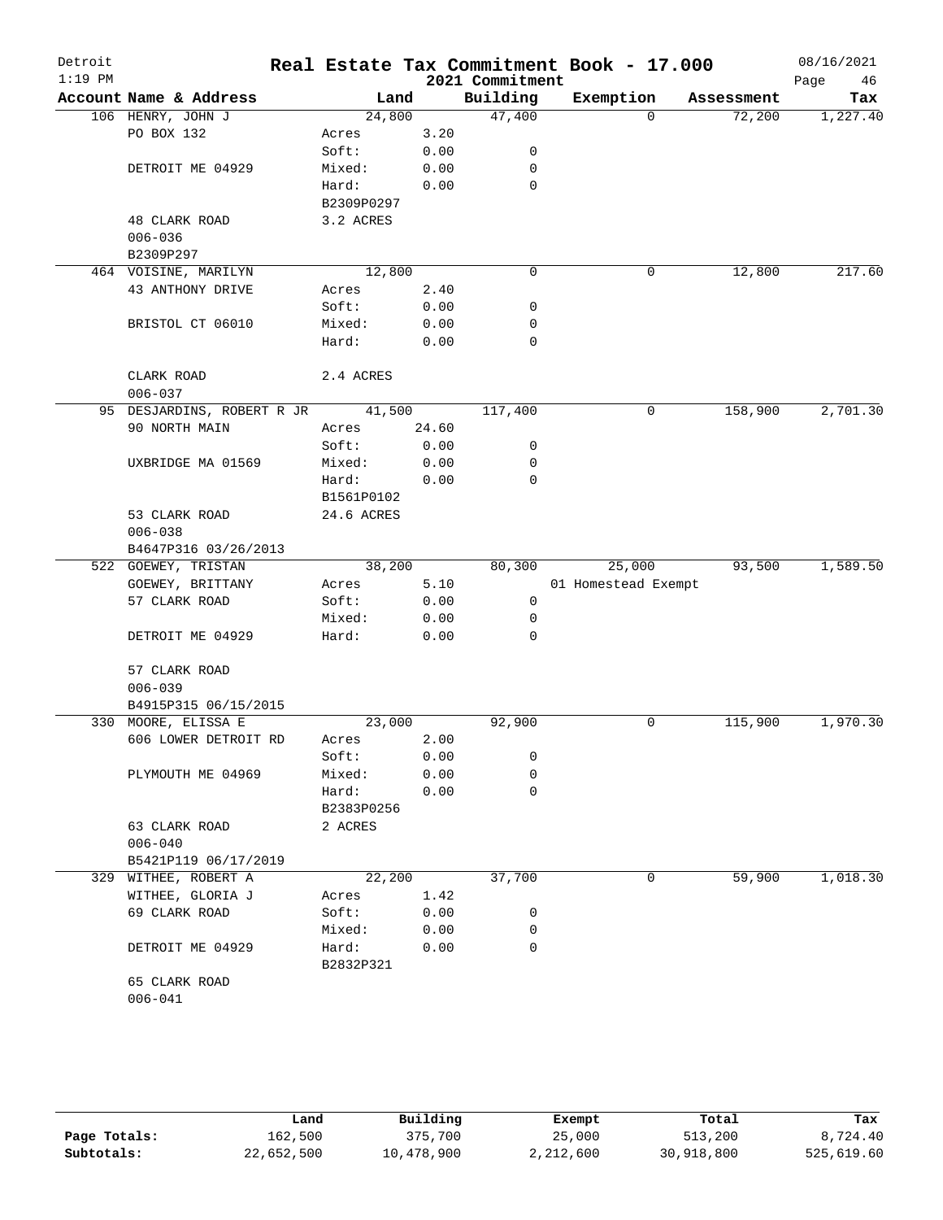# Real Estate Tax Commitment Book - 17.000

Detroit, 1:19 PM — 2021 Commitment — 08/16/2021

| Account Name & Address | Land | | Building | Exemption | Assessment | Tax |
|---|---|---|---|---|---|---|
| 106 HENRY, JOHN J | 24,800 | | 47,400 | 0 | 72,200 | 1,227.40 |
| PO BOX 132 | Acres | 3.20 | | | | |
| | Soft: | 0.00 | 0 | | | |
| DETROIT ME 04929 | Mixed: | 0.00 | 0 | | | |
| | Hard: | 0.00 | 0 | | | |
| | B2309P0297 | | | | | |
| 48 CLARK ROAD | 3.2 ACRES | | | | | |
| 006-036 | | | | | | |
| B2309P297 | | | | | | |
| 464 VOISINE, MARILYN | 12,800 | | 0 | 0 | 12,800 | 217.60 |
| 43 ANTHONY DRIVE | Acres | 2.40 | | | | |
| | Soft: | 0.00 | 0 | | | |
| BRISTOL CT 06010 | Mixed: | 0.00 | 0 | | | |
| | Hard: | 0.00 | 0 | | | |
| CLARK ROAD | 2.4 ACRES | | | | | |
| 006-037 | | | | | | |
| 95 DESJARDINS, ROBERT R JR | 41,500 | | 117,400 | 0 | 158,900 | 2,701.30 |
| 90 NORTH MAIN | Acres | 24.60 | | | | |
| | Soft: | 0.00 | 0 | | | |
| UXBRIDGE MA 01569 | Mixed: | 0.00 | 0 | | | |
| | Hard: | 0.00 | 0 | | | |
| | B1561P0102 | | | | | |
| 53 CLARK ROAD | 24.6 ACRES | | | | | |
| 006-038 | | | | | | |
| B4647P316 03/26/2013 | | | | | | |
| 522 GOEWEY, TRISTAN | 38,200 | | 80,300 | 25,000 | 93,500 | 1,589.50 |
| GOEWEY, BRITTANY | Acres | 5.10 | | 01 Homestead Exempt | | |
| 57 CLARK ROAD | Soft: | 0.00 | 0 | | | |
| | Mixed: | 0.00 | 0 | | | |
| DETROIT ME 04929 | Hard: | 0.00 | 0 | | | |
| 57 CLARK ROAD | | | | | | |
| 006-039 | | | | | | |
| B4915P315 06/15/2015 | | | | | | |
| 330 MOORE, ELISSA E | 23,000 | | 92,900 | 0 | 115,900 | 1,970.30 |
| 606 LOWER DETROIT RD | Acres | 2.00 | | | | |
| | Soft: | 0.00 | 0 | | | |
| PLYMOUTH ME 04969 | Mixed: | 0.00 | 0 | | | |
| | Hard: | 0.00 | 0 | | | |
| | B2383P0256 | | | | | |
| 63 CLARK ROAD | 2 ACRES | | | | | |
| 006-040 | | | | | | |
| B5421P119 06/17/2019 | | | | | | |
| 329 WITHEE, ROBERT A | 22,200 | | 37,700 | 0 | 59,900 | 1,018.30 |
| WITHEE, GLORIA J | Acres | 1.42 | | | | |
| 69 CLARK ROAD | Soft: | 0.00 | 0 | | | |
| | Mixed: | 0.00 | 0 | | | |
| DETROIT ME 04929 | Hard: | 0.00 | 0 | | | |
| | B2832P321 | | | | | |
| 65 CLARK ROAD | | | | | | |
| 006-041 | | | | | | |

| | Land | Building | Exempt | Total | Tax |
|---|---|---|---|---|---|
| Page Totals: | 162,500 | 375,700 | 25,000 | 513,200 | 8,724.40 |
| Subtotals: | 22,652,500 | 10,478,900 | 2,212,600 | 30,918,800 | 525,619.60 |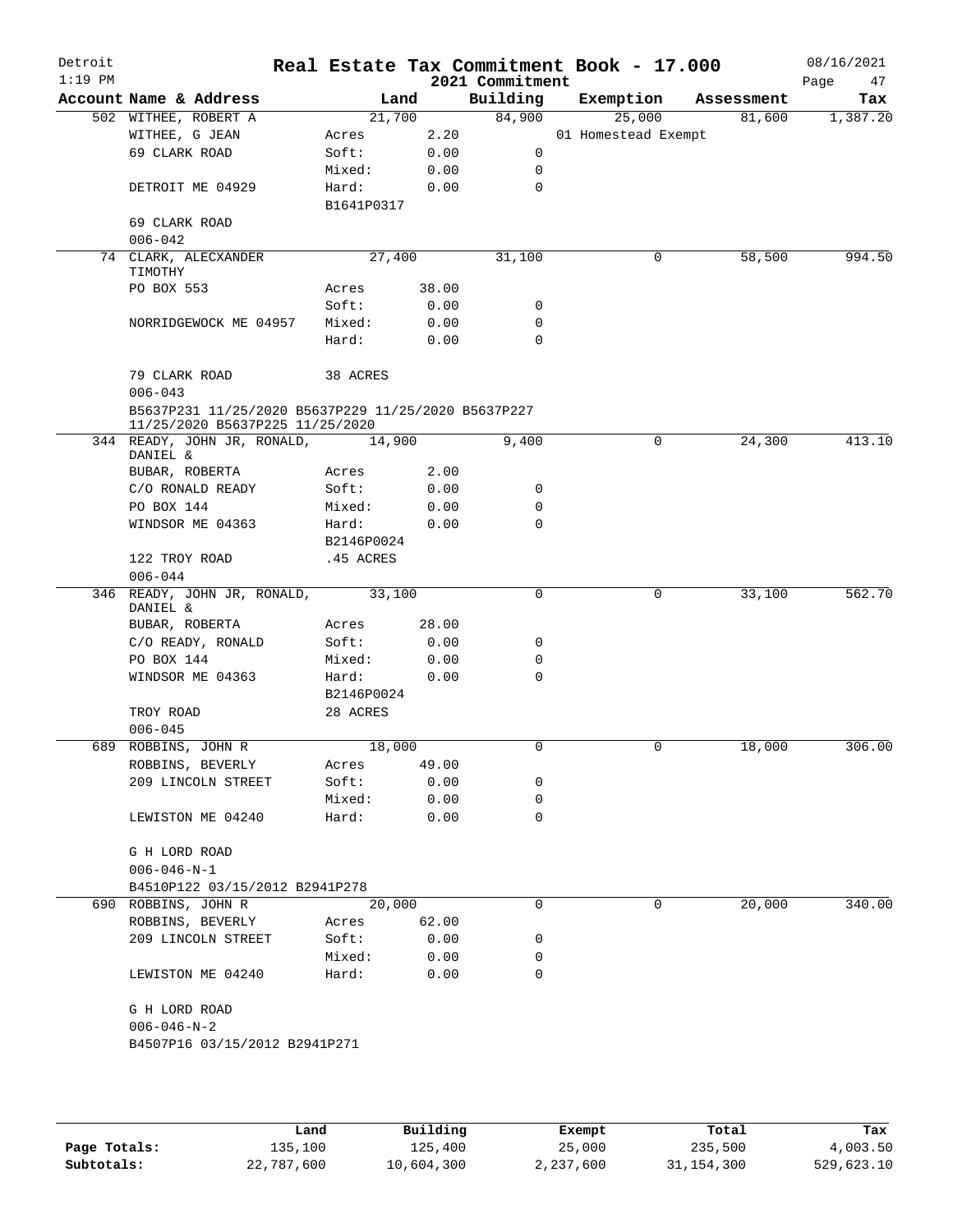# Real Estate Tax Commitment Book - 17.000

Detroit
1:19 PM

2021 Commitment

08/16/2021

| Account Name & Address | Land | | Building | Exemption | Assessment | Tax |
|---|---|---|---|---|---|---|
| 502 WITHEE, ROBERT A | 21,700 | | 84,900 | 25,000 | 81,600 | 1,387.20 |
| WITHEE, G JEAN | Acres | 2.20 | | 01 Homestead Exempt | | |
| 69 CLARK ROAD | Soft: | 0.00 | 0 | | | |
| | Mixed: | 0.00 | 0 | | | |
| DETROIT ME 04929 | Hard: | 0.00 | 0 | | | |
| | B1641P0317 | | | | | |
| 69 CLARK ROAD | | | | | | |
| 006-042 | | | | | | |
| 74 CLARK, ALECXANDER TIMOTHY | 27,400 | | 31,100 | 0 | 58,500 | 994.50 |
| PO BOX 553 | Acres | 38.00 | | | | |
| | Soft: | 0.00 | 0 | | | |
| NORRIDGEWOCK ME 04957 | Mixed: | 0.00 | 0 | | | |
| | Hard: | 0.00 | 0 | | | |
| 79 CLARK ROAD | 38 ACRES | | | | | |
| 006-043 | | | | | | |
| B5637P231 11/25/2020 B5637P229 11/25/2020 B5637P227 11/25/2020 B5637P225 11/25/2020 | | | | | | |
| 344 READY, JOHN JR, RONALD, DANIEL & | 14,900 | | 9,400 | 0 | 24,300 | 413.10 |
| BUBAR, ROBERTA | Acres | 2.00 | | | | |
| C/O RONALD READY | Soft: | 0.00 | 0 | | | |
| PO BOX 144 | Mixed: | 0.00 | 0 | | | |
| WINDSOR ME 04363 | Hard: | 0.00 | 0 | | | |
| | B2146P0024 | | | | | |
| 122 TROY ROAD | .45 ACRES | | | | | |
| 006-044 | | | | | | |
| 346 READY, JOHN JR, RONALD, DANIEL & | 33,100 | | 0 | 0 | 33,100 | 562.70 |
| BUBAR, ROBERTA | Acres | 28.00 | | | | |
| C/O READY, RONALD | Soft: | 0.00 | 0 | | | |
| PO BOX 144 | Mixed: | 0.00 | 0 | | | |
| WINDSOR ME 04363 | Hard: | 0.00 | 0 | | | |
| | B2146P0024 | | | | | |
| TROY ROAD | 28 ACRES | | | | | |
| 006-045 | | | | | | |
| 689 ROBBINS, JOHN R | 18,000 | | 0 | 0 | 18,000 | 306.00 |
| ROBBINS, BEVERLY | Acres | 49.00 | | | | |
| 209 LINCOLN STREET | Soft: | 0.00 | 0 | | | |
| | Mixed: | 0.00 | 0 | | | |
| LEWISTON ME 04240 | Hard: | 0.00 | 0 | | | |
| G H LORD ROAD | | | | | | |
| 006-046-N-1 | | | | | | |
| B4510P122 03/15/2012 B2941P278 | | | | | | |
| 690 ROBBINS, JOHN R | 20,000 | | 0 | 0 | 20,000 | 340.00 |
| ROBBINS, BEVERLY | Acres | 62.00 | | | | |
| 209 LINCOLN STREET | Soft: | 0.00 | 0 | | | |
| | Mixed: | 0.00 | 0 | | | |
| LEWISTON ME 04240 | Hard: | 0.00 | 0 | | | |
| G H LORD ROAD | | | | | | |
| 006-046-N-2 | | | | | | |
| B4507P16 03/15/2012 B2941P271 | | | | | | |

| | Land | Building | Exempt | Total | Tax |
|---|---|---|---|---|---|
| Page Totals: | 135,100 | 125,400 | 25,000 | 235,500 | 4,003.50 |
| Subtotals: | 22,787,600 | 10,604,300 | 2,237,600 | 31,154,300 | 529,623.10 |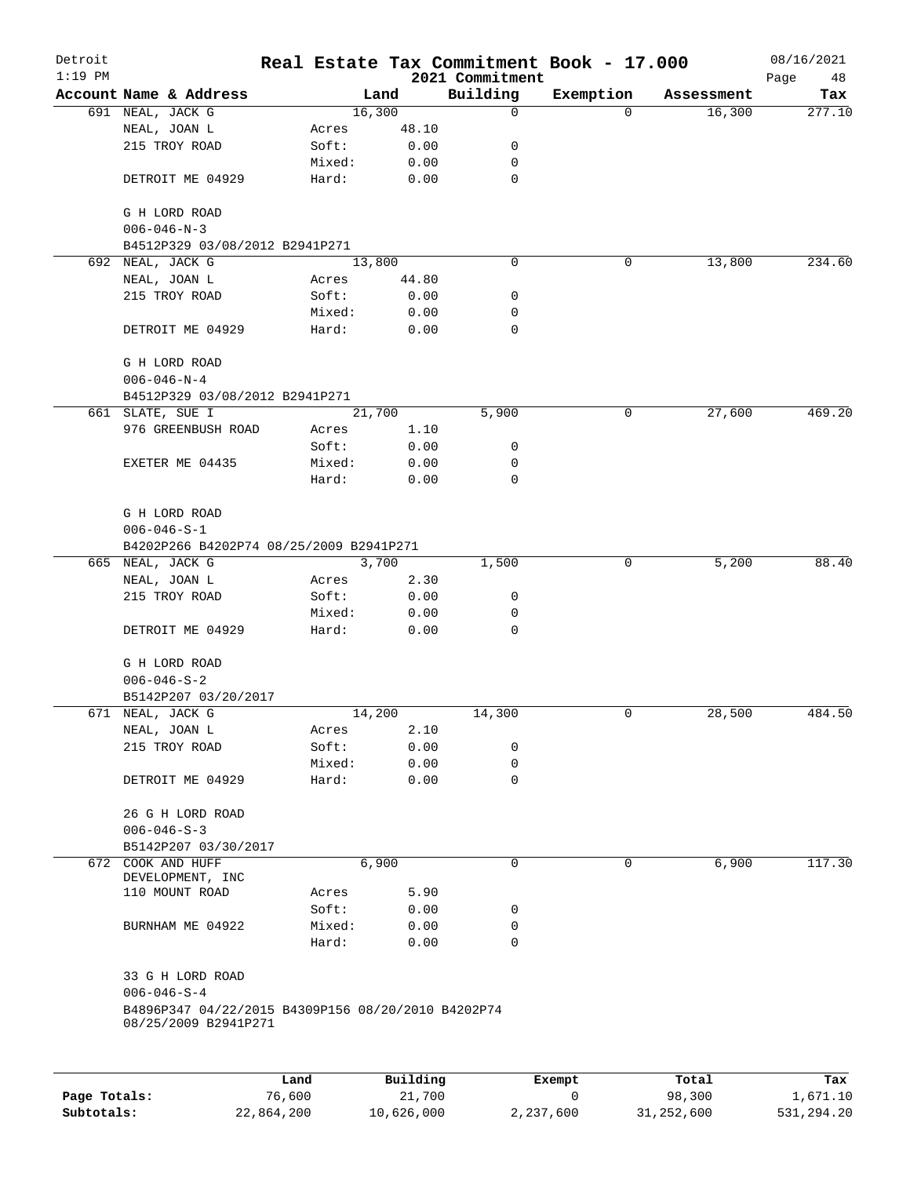# Real Estate Tax Commitment Book - 17.000

Detroit
1:19 PM

2021 Commitment

08/16/2021

| Account Name & Address | Land | | Building | Exemption | Assessment | Tax |
|---|---|---|---|---|---|---|
| 691 NEAL, JACK G | 16,300 | | 0 | 0 | 16,300 | 277.10 |
| NEAL, JOAN L | Acres | 48.10 | | | | |
| 215 TROY ROAD | Soft: | 0.00 | 0 | | | |
| | Mixed: | 0.00 | 0 | | | |
| DETROIT ME 04929 | Hard: | 0.00 | 0 | | | |
| G H LORD ROAD | | | | | | |
| 006-046-N-3 | | | | | | |
| B4512P329 03/08/2012 B2941P271 | | | | | | |
| 692 NEAL, JACK G | 13,800 | | 0 | 0 | 13,800 | 234.60 |
| NEAL, JOAN L | Acres | 44.80 | | | | |
| 215 TROY ROAD | Soft: | 0.00 | 0 | | | |
| | Mixed: | 0.00 | 0 | | | |
| DETROIT ME 04929 | Hard: | 0.00 | 0 | | | |
| G H LORD ROAD | | | | | | |
| 006-046-N-4 | | | | | | |
| B4512P329 03/08/2012 B2941P271 | | | | | | |
| 661 SLATE, SUE I | 21,700 | | 5,900 | 0 | 27,600 | 469.20 |
| 976 GREENBUSH ROAD | Acres | 1.10 | | | | |
| | Soft: | 0.00 | 0 | | | |
| EXETER ME 04435 | Mixed: | 0.00 | 0 | | | |
| | Hard: | 0.00 | 0 | | | |
| G H LORD ROAD | | | | | | |
| 006-046-S-1 | | | | | | |
| B4202P266 B4202P74 08/25/2009 B2941P271 | | | | | | |
| 665 NEAL, JACK G | 3,700 | | 1,500 | 0 | 5,200 | 88.40 |
| NEAL, JOAN L | Acres | 2.30 | | | | |
| 215 TROY ROAD | Soft: | 0.00 | 0 | | | |
| | Mixed: | 0.00 | 0 | | | |
| DETROIT ME 04929 | Hard: | 0.00 | 0 | | | |
| G H LORD ROAD | | | | | | |
| 006-046-S-2 | | | | | | |
| B5142P207 03/20/2017 | | | | | | |
| 671 NEAL, JACK G | 14,200 | | 14,300 | 0 | 28,500 | 484.50 |
| NEAL, JOAN L | Acres | 2.10 | | | | |
| 215 TROY ROAD | Soft: | 0.00 | 0 | | | |
| | Mixed: | 0.00 | 0 | | | |
| DETROIT ME 04929 | Hard: | 0.00 | 0 | | | |
| 26 G H LORD ROAD | | | | | | |
| 006-046-S-3 | | | | | | |
| B5142P207 03/30/2017 | | | | | | |
| 672 COOK AND HUFF DEVELOPMENT, INC | 6,900 | | 0 | 0 | 6,900 | 117.30 |
| 110 MOUNT ROAD | Acres | 5.90 | | | | |
| | Soft: | 0.00 | 0 | | | |
| BURNHAM ME 04922 | Mixed: | 0.00 | 0 | | | |
| | Hard: | 0.00 | 0 | | | |
| 33 G H LORD ROAD | | | | | | |
| 006-046-S-4 | | | | | | |
| B4896P347 04/22/2015 B4309P156 08/20/2010 B4202P74 08/25/2009 B2941P271 | | | | | | |

| | Land | Building | Exempt | Total | Tax |
|---|---|---|---|---|---|
| Page Totals: | 76,600 | 21,700 | 0 | 98,300 | 1,671.10 |
| Subtotals: | 22,864,200 | 10,626,000 | 2,237,600 | 31,252,600 | 531,294.20 |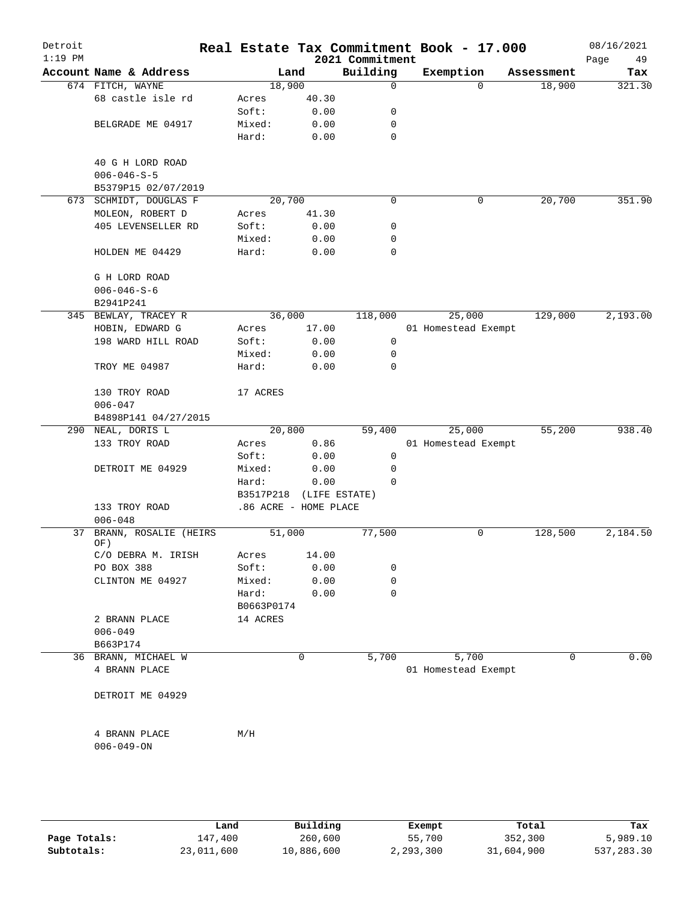# Real Estate Tax Commitment Book - 17.000

Detroit
1:19 PM

2021 Commitment

08/16/2021

| Account Name & Address | Land | | Building | Exemption | Assessment | Tax |
|---|---|---|---|---|---|---|
| 674 FITCH, WAYNE | 18,900 | | 0 | 0 | 18,900 | 321.30 |
| 68 castle isle rd | Acres | 40.30 | | | | |
| | Soft: | 0.00 | 0 | | | |
| BELGRADE ME 04917 | Mixed: | 0.00 | 0 | | | |
| | Hard: | 0.00 | 0 | | | |
| 40 G H LORD ROAD | | | | | | |
| 006-046-S-5 | | | | | | |
| B5379P15 02/07/2019 | | | | | | |
| 673 SCHMIDT, DOUGLAS F | 20,700 | | 0 | 0 | 20,700 | 351.90 |
| MOLEON, ROBERT D | Acres | 41.30 | | | | |
| 405 LEVENSELLER RD | Soft: | 0.00 | 0 | | | |
| | Mixed: | 0.00 | 0 | | | |
| HOLDEN ME 04429 | Hard: | 0.00 | 0 | | | |
| G H LORD ROAD | | | | | | |
| 006-046-S-6 | | | | | | |
| B2941P241 | | | | | | |
| 345 BEWLAY, TRACEY R | 36,000 | | 118,000 | 25,000 | 129,000 | 2,193.00 |
| HOBIN, EDWARD G | Acres | 17.00 | | 01 Homestead Exempt | | |
| 198 WARD HILL ROAD | Soft: | 0.00 | 0 | | | |
| | Mixed: | 0.00 | 0 | | | |
| TROY ME 04987 | Hard: | 0.00 | 0 | | | |
| 130 TROY ROAD | 17 ACRES | | | | | |
| 006-047 | | | | | | |
| B4898P141 04/27/2015 | | | | | | |
| 290 NEAL, DORIS L | 20,800 | | 59,400 | 25,000 | 55,200 | 938.40 |
| 133 TROY ROAD | Acres | 0.86 | | 01 Homestead Exempt | | |
| | Soft: | 0.00 | 0 | | | |
| DETROIT ME 04929 | Mixed: | 0.00 | 0 | | | |
| | Hard: | 0.00 | 0 | | | |
| | B3517P218 | (LIFE ESTATE) | | | | |
| 133 TROY ROAD | .86 ACRE - HOME PLACE | | | | | |
| 006-048 | | | | | | |
| 37 BRANN, ROSALIE (HEIRS OF) | 51,000 | | 77,500 | 0 | 128,500 | 2,184.50 |
| C/O DEBRA M. IRISH | Acres | 14.00 | | | | |
| PO BOX 388 | Soft: | 0.00 | 0 | | | |
| CLINTON ME 04927 | Mixed: | 0.00 | 0 | | | |
| | Hard: | 0.00 | 0 | | | |
| | B0663P0174 | | | | | |
| 2 BRANN PLACE | 14 ACRES | | | | | |
| 006-049 | | | | | | |
| B663P174 | | | | | | |
| 36 BRANN, MICHAEL W | 0 | | 5,700 | 5,700 | 0 | 0.00 |
| 4 BRANN PLACE | | | | 01 Homestead Exempt | | |
| DETROIT ME 04929 | | | | | | |
| 4 BRANN PLACE | M/H | | | | | |
| 006-049-ON | | | | | | |

| | Land | Building | Exempt | Total | Tax |
|---|---|---|---|---|---|
| Page Totals: | 147,400 | 260,600 | 55,700 | 352,300 | 5,989.10 |
| Subtotals: | 23,011,600 | 10,886,600 | 2,293,300 | 31,604,900 | 537,283.30 |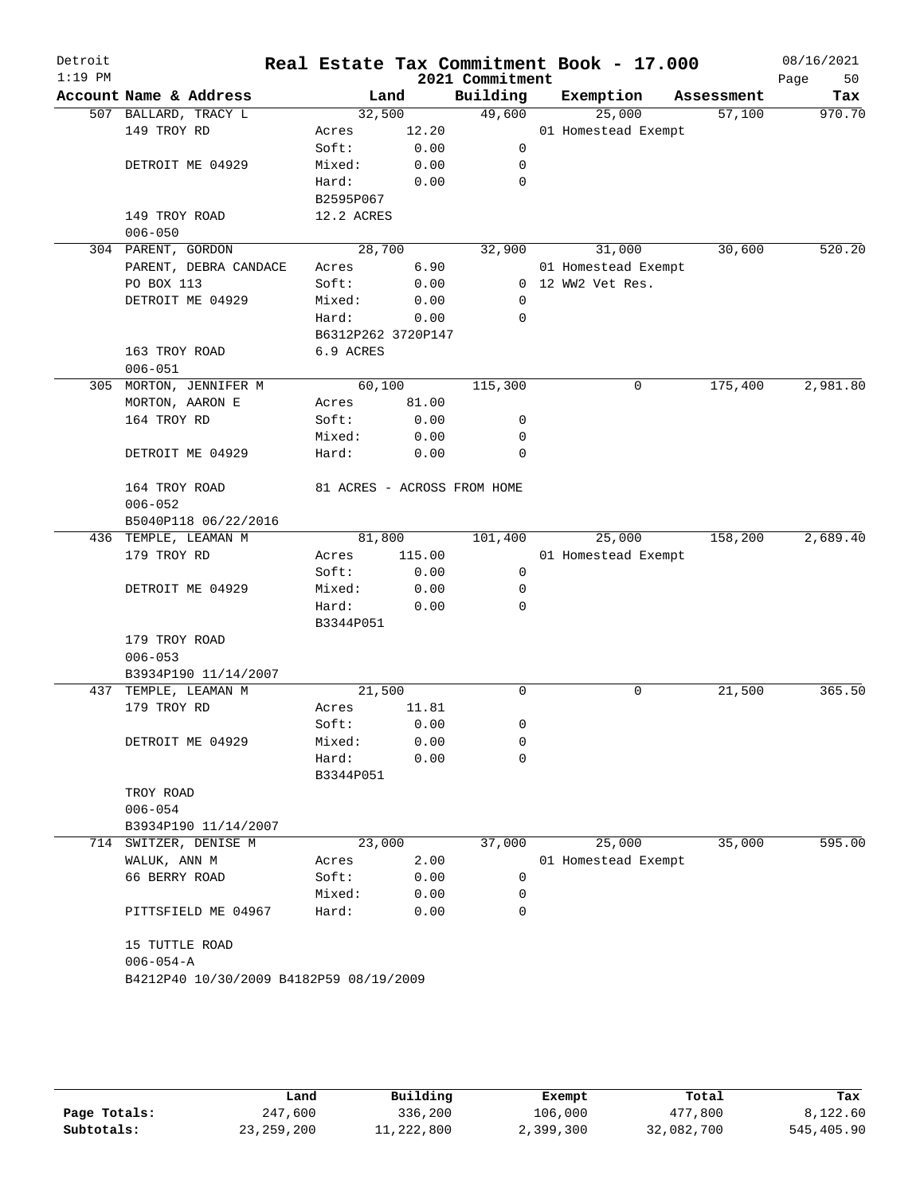# Real Estate Tax Commitment Book - 17.000

Detroit — 1:19 PM — 2021 Commitment — 08/16/2021

| Account Name & Address | Land | | Building | Exemption | Assessment | Tax |
|---|---|---|---|---|---|---|
| 507 BALLARD, TRACY L | 32,500 | | 49,600 | 25,000 | 57,100 | 970.70 |
| 149 TROY RD | Acres | 12.20 | | 01 Homestead Exempt | | |
| | Soft: | 0.00 | 0 | | | |
| DETROIT ME 04929 | Mixed: | 0.00 | 0 | | | |
| | Hard: | 0.00 | 0 | | | |
| | B2595P067 | | | | | |
| 149 TROY ROAD | 12.2 ACRES | | | | | |
| 006-050 | | | | | | |
| 304 PARENT, GORDON | 28,700 | | 32,900 | 31,000 | 30,600 | 520.20 |
| PARENT, DEBRA CANDACE | Acres | 6.90 | | 01 Homestead Exempt | | |
| PO BOX 113 | Soft: | 0.00 | 0 | 12 WW2 Vet Res. | | |
| DETROIT ME 04929 | Mixed: | 0.00 | 0 | | | |
| | Hard: | 0.00 | 0 | | | |
| | B6312P262 3720P147 | | | | | |
| 163 TROY ROAD | 6.9 ACRES | | | | | |
| 006-051 | | | | | | |
| 305 MORTON, JENNIFER M | 60,100 | | 115,300 | 0 | 175,400 | 2,981.80 |
| MORTON, AARON E | Acres | 81.00 | | | | |
| 164 TROY RD | Soft: | 0.00 | 0 | | | |
| | Mixed: | 0.00 | 0 | | | |
| DETROIT ME 04929 | Hard: | 0.00 | 0 | | | |
| 164 TROY ROAD | 81 ACRES - ACROSS FROM HOME | | | | | |
| 006-052 | | | | | | |
| B5040P118 06/22/2016 | | | | | | |
| 436 TEMPLE, LEAMAN M | 81,800 | | 101,400 | 25,000 | 158,200 | 2,689.40 |
| 179 TROY RD | Acres | 115.00 | | 01 Homestead Exempt | | |
| | Soft: | 0.00 | 0 | | | |
| DETROIT ME 04929 | Mixed: | 0.00 | 0 | | | |
| | Hard: | 0.00 | 0 | | | |
| | B3344P051 | | | | | |
| 179 TROY ROAD | | | | | | |
| 006-053 | | | | | | |
| B3934P190 11/14/2007 | | | | | | |
| 437 TEMPLE, LEAMAN M | 21,500 | | 0 | 0 | 21,500 | 365.50 |
| 179 TROY RD | Acres | 11.81 | | | | |
| | Soft: | 0.00 | 0 | | | |
| DETROIT ME 04929 | Mixed: | 0.00 | 0 | | | |
| | Hard: | 0.00 | 0 | | | |
| | B3344P051 | | | | | |
| TROY ROAD | | | | | | |
| 006-054 | | | | | | |
| B3934P190 11/14/2007 | | | | | | |
| 714 SWITZER, DENISE M | 23,000 | | 37,000 | 25,000 | 35,000 | 595.00 |
| WALUK, ANN M | Acres | 2.00 | | 01 Homestead Exempt | | |
| 66 BERRY ROAD | Soft: | 0.00 | 0 | | | |
| | Mixed: | 0.00 | 0 | | | |
| PITTSFIELD ME 04967 | Hard: | 0.00 | 0 | | | |
| 15 TUTTLE ROAD | | | | | | |
| 006-054-A | | | | | | |
| B4212P40 10/30/2009 B4182P59 08/19/2009 | | | | | | |

| | Land | Building | Exempt | Total | Tax |
|---|---|---|---|---|---|
| Page Totals: | 247,600 | 336,200 | 106,000 | 477,800 | 8,122.60 |
| Subtotals: | 23,259,200 | 11,222,800 | 2,399,300 | 32,082,700 | 545,405.90 |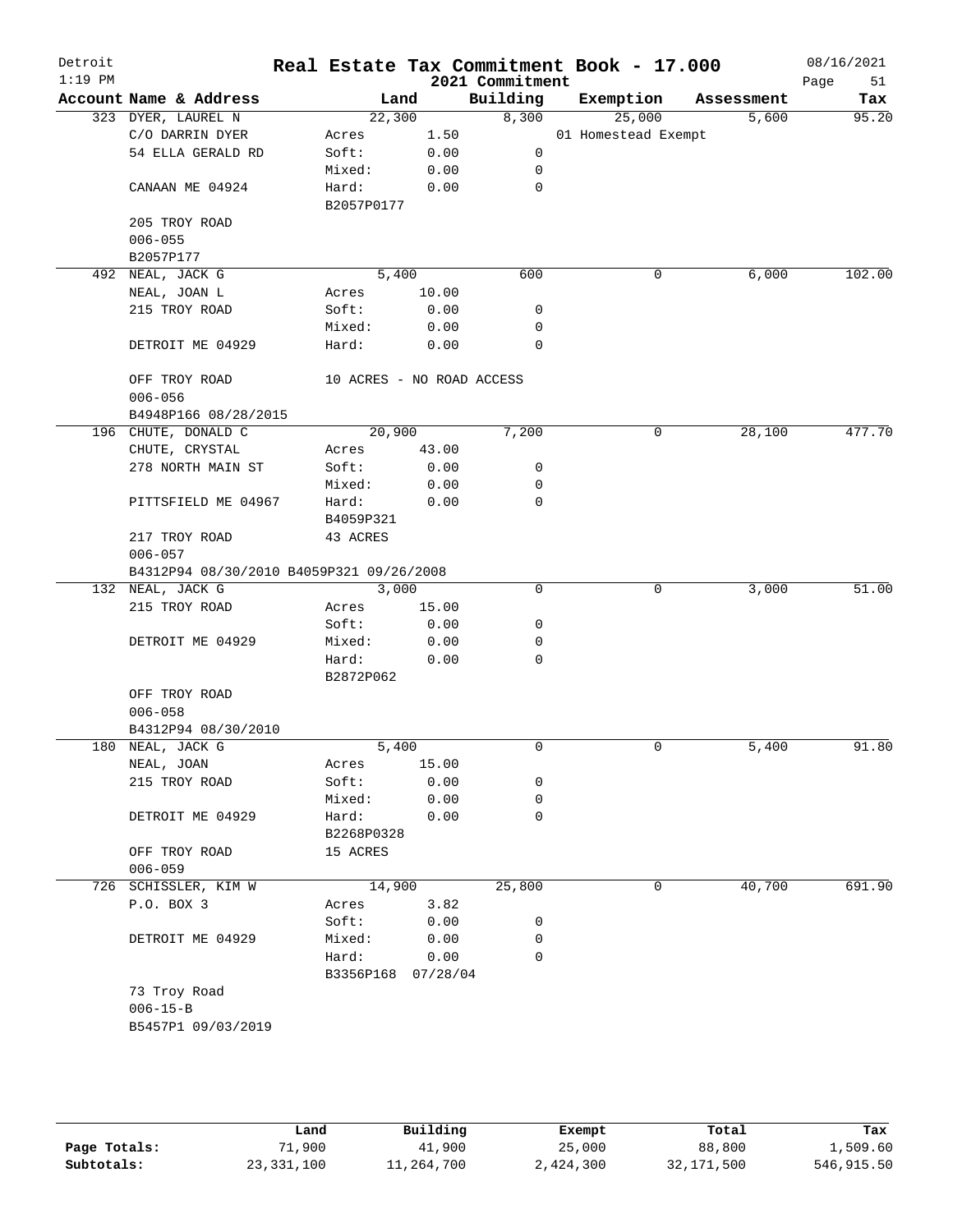# Real Estate Tax Commitment Book - 17.000

Detroit
1:19 PM

2021 Commitment

08/16/2021

| Account | Name & Address | Land | | Building | Exemption | Assessment | Tax |
|---|---|---|---|---|---|---|---|
| 323 | DYER, LAUREL N | 22,300 | | 8,300 | 25,000 | 5,600 | 95.20 |
| | C/O DARRIN DYER | Acres | 1.50 | | 01 Homestead Exempt | | |
| | 54 ELLA GERALD RD | Soft: | 0.00 | 0 | | | |
| | | Mixed: | 0.00 | 0 | | | |
| | CANAAN ME 04924 | Hard: | 0.00 | 0 | | | |
| | | B2057P0177 | | | | | |
| | 205 TROY ROAD | | | | | | |
| | 006-055 | | | | | | |
| | B2057P177 | | | | | | |
| 492 | NEAL, JACK G | 5,400 | | 600 | 0 | 6,000 | 102.00 |
| | NEAL, JOAN L | Acres | 10.00 | | | | |
| | 215 TROY ROAD | Soft: | 0.00 | 0 | | | |
| | | Mixed: | 0.00 | 0 | | | |
| | DETROIT ME 04929 | Hard: | 0.00 | 0 | | | |
| | OFF TROY ROAD | 10 ACRES - NO ROAD ACCESS | | | | | |
| | 006-056 | | | | | | |
| | B4948P166 08/28/2015 | | | | | | |
| 196 | CHUTE, DONALD C | 20,900 | | 7,200 | 0 | 28,100 | 477.70 |
| | CHUTE, CRYSTAL | Acres | 43.00 | | | | |
| | 278 NORTH MAIN ST | Soft: | 0.00 | 0 | | | |
| | | Mixed: | 0.00 | 0 | | | |
| | PITTSFIELD ME 04967 | Hard: | 0.00 | 0 | | | |
| | | B4059P321 | | | | | |
| | 217 TROY ROAD | 43 ACRES | | | | | |
| | 006-057 | | | | | | |
| | B4312P94 08/30/2010 B4059P321 09/26/2008 | | | | | | |
| 132 | NEAL, JACK G | 3,000 | | 0 | 0 | 3,000 | 51.00 |
| | 215 TROY ROAD | Acres | 15.00 | | | | |
| | | Soft: | 0.00 | 0 | | | |
| | DETROIT ME 04929 | Mixed: | 0.00 | 0 | | | |
| | | Hard: | 0.00 | 0 | | | |
| | | B2872P062 | | | | | |
| | OFF TROY ROAD | | | | | | |
| | 006-058 | | | | | | |
| | B4312P94 08/30/2010 | | | | | | |
| 180 | NEAL, JACK G | 5,400 | | 0 | 0 | 5,400 | 91.80 |
| | NEAL, JOAN | Acres | 15.00 | | | | |
| | 215 TROY ROAD | Soft: | 0.00 | 0 | | | |
| | | Mixed: | 0.00 | 0 | | | |
| | DETROIT ME 04929 | Hard: | 0.00 | 0 | | | |
| | | B2268P0328 | | | | | |
| | OFF TROY ROAD | 15 ACRES | | | | | |
| | 006-059 | | | | | | |
| 726 | SCHISSLER, KIM W | 14,900 | | 25,800 | 0 | 40,700 | 691.90 |
| | P.O. BOX 3 | Acres | 3.82 | | | | |
| | | Soft: | 0.00 | 0 | | | |
| | DETROIT ME 04929 | Mixed: | 0.00 | 0 | | | |
| | | Hard: | 0.00 | 0 | | | |
| | | B3356P168 | 07/28/04 | | | | |
| | 73 Troy Road | | | | | | |
| | 006-15-B | | | | | | |
| | B5457P1 09/03/2019 | | | | | | |

| | Land | Building | Exempt | Total | Tax |
|---|---|---|---|---|---|
| Page Totals: | 71,900 | 41,900 | 25,000 | 88,800 | 1,509.60 |
| Subtotals: | 23,331,100 | 11,264,700 | 2,424,300 | 32,171,500 | 546,915.50 |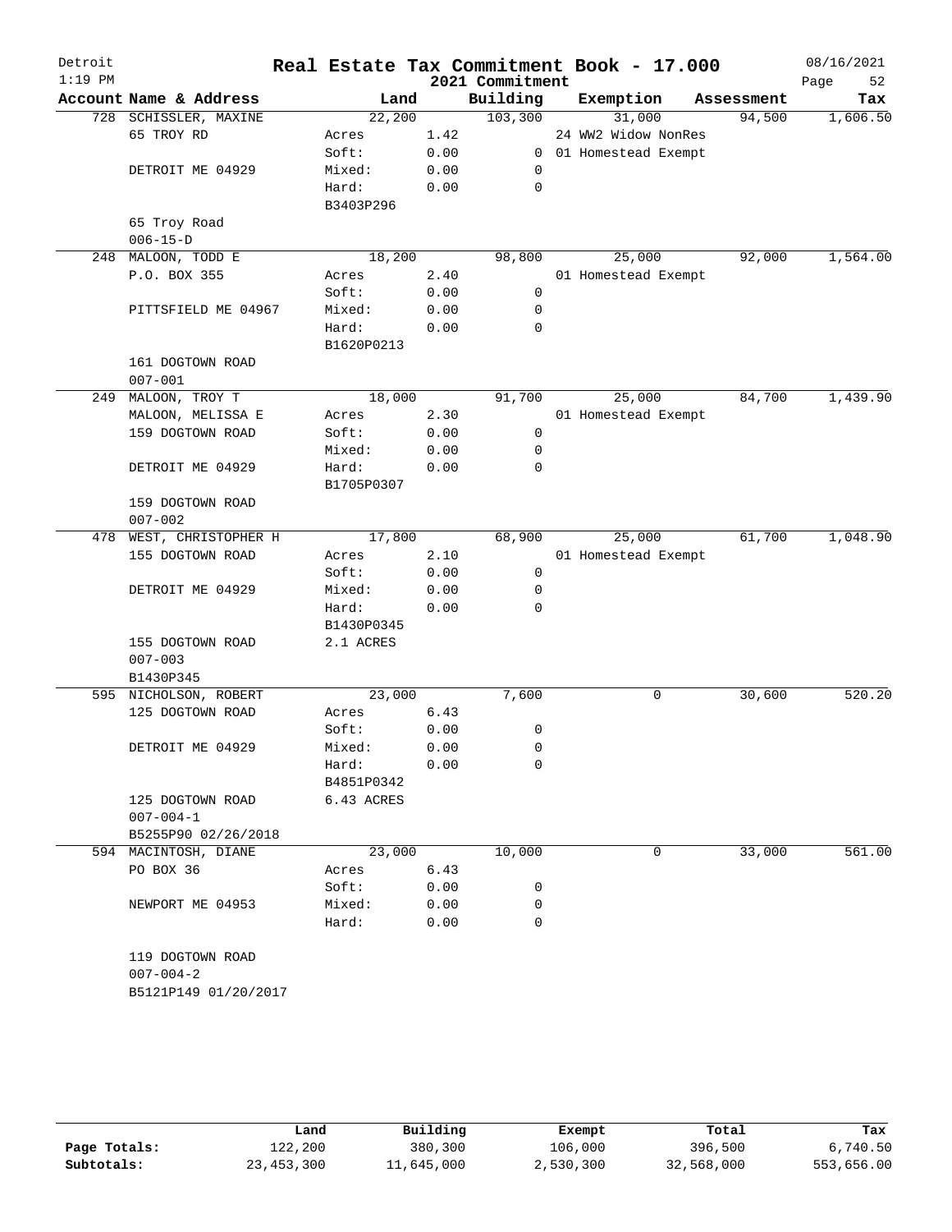# Real Estate Tax Commitment Book - 17.000

Detroit
1:19 PM
2021 Commitment
08/16/2021

| Account Name & Address | Land | | Building | Exemption | Assessment | Tax |
|---|---|---|---|---|---|---|
| 728 SCHISSLER, MAXINE | 22,200 | | 103,300 | 31,000 | 94,500 | 1,606.50 |
| 65 TROY RD | Acres | 1.42 | | 24 WW2 Widow NonRes | | |
| | Soft: | 0.00 | 0 | 01 Homestead Exempt | | |
| DETROIT ME 04929 | Mixed: | 0.00 | 0 | | | |
| | Hard: | 0.00 | 0 | | | |
| | B3403P296 | | | | | |
| 65 Troy Road | | | | | | |
| 006-15-D | | | | | | |
| 248 MALOON, TODD E | 18,200 | | 98,800 | 25,000 | 92,000 | 1,564.00 |
| P.O. BOX 355 | Acres | 2.40 | | 01 Homestead Exempt | | |
| | Soft: | 0.00 | 0 | | | |
| PITTSFIELD ME 04967 | Mixed: | 0.00 | 0 | | | |
| | Hard: | 0.00 | 0 | | | |
| | B1620P0213 | | | | | |
| 161 DOGTOWN ROAD | | | | | | |
| 007-001 | | | | | | |
| 249 MALOON, TROY T | 18,000 | | 91,700 | 25,000 | 84,700 | 1,439.90 |
| MALOON, MELISSA E | Acres | 2.30 | | 01 Homestead Exempt | | |
| 159 DOGTOWN ROAD | Soft: | 0.00 | 0 | | | |
| | Mixed: | 0.00 | 0 | | | |
| DETROIT ME 04929 | Hard: | 0.00 | 0 | | | |
| | B1705P0307 | | | | | |
| 159 DOGTOWN ROAD | | | | | | |
| 007-002 | | | | | | |
| 478 WEST, CHRISTOPHER H | 17,800 | | 68,900 | 25,000 | 61,700 | 1,048.90 |
| 155 DOGTOWN ROAD | Acres | 2.10 | | 01 Homestead Exempt | | |
| | Soft: | 0.00 | 0 | | | |
| DETROIT ME 04929 | Mixed: | 0.00 | 0 | | | |
| | Hard: | 0.00 | 0 | | | |
| | B1430P0345 | | | | | |
| 155 DOGTOWN ROAD | 2.1 ACRES | | | | | |
| 007-003 | | | | | | |
| B1430P345 | | | | | | |
| 595 NICHOLSON, ROBERT | 23,000 | | 7,600 | 0 | 30,600 | 520.20 |
| 125 DOGTOWN ROAD | Acres | 6.43 | | | | |
| | Soft: | 0.00 | 0 | | | |
| DETROIT ME 04929 | Mixed: | 0.00 | 0 | | | |
| | Hard: | 0.00 | 0 | | | |
| | B4851P0342 | | | | | |
| 125 DOGTOWN ROAD | 6.43 ACRES | | | | | |
| 007-004-1 | | | | | | |
| B5255P90 02/26/2018 | | | | | | |
| 594 MACINTOSH, DIANE | 23,000 | | 10,000 | 0 | 33,000 | 561.00 |
| PO BOX 36 | Acres | 6.43 | | | | |
| | Soft: | 0.00 | 0 | | | |
| NEWPORT ME 04953 | Mixed: | 0.00 | 0 | | | |
| | Hard: | 0.00 | 0 | | | |
| 119 DOGTOWN ROAD | | | | | | |
| 007-004-2 | | | | | | |
| B5121P149 01/20/2017 | | | | | | |

| | Land | Building | Exempt | Total | Tax |
|---|---|---|---|---|---|
| Page Totals: | 122,200 | 380,300 | 106,000 | 396,500 | 6,740.50 |
| Subtotals: | 23,453,300 | 11,645,000 | 2,530,300 | 32,568,000 | 553,656.00 |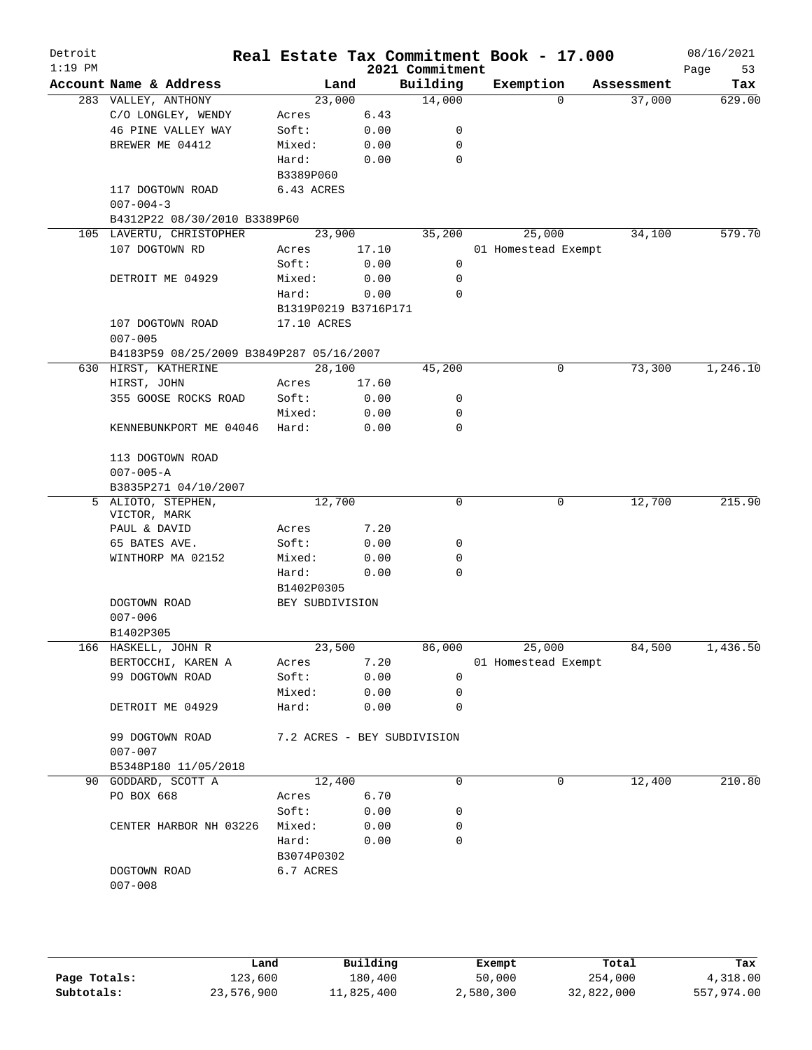# Real Estate Tax Commitment Book - 17.000

Detroit
1:19 PM

2021 Commitment

08/16/2021

| Account Name & Address | Land | | Building | Exemption | Assessment | Tax |
|---|---|---|---|---|---|---|
| 283 VALLEY, ANTHONY | 23,000 | | 14,000 | 0 | 37,000 | 629.00 |
| C/O LONGLEY, WENDY | Acres | 6.43 | | | | |
| 46 PINE VALLEY WAY | Soft: | 0.00 | 0 | | | |
| BREWER ME 04412 | Mixed: | 0.00 | 0 | | | |
| | Hard: | 0.00 | 0 | | | |
| | B3389P060 | | | | | |
| 117 DOGTOWN ROAD | 6.43 ACRES | | | | | |
| 007-004-3 | | | | | | |
| B4312P22 08/30/2010 B3389P60 | | | | | | |
| 105 LAVERTU, CHRISTOPHER | 23,900 | | 35,200 | 25,000 | 34,100 | 579.70 |
| 107 DOGTOWN RD | Acres | 17.10 | | 01 Homestead Exempt | | |
| | Soft: | 0.00 | 0 | | | |
| DETROIT ME 04929 | Mixed: | 0.00 | 0 | | | |
| | Hard: | 0.00 | 0 | | | |
| | B1319P0219 B3716P171 | | | | | |
| 107 DOGTOWN ROAD | 17.10 ACRES | | | | | |
| 007-005 | | | | | | |
| B4183P59 08/25/2009 B3849P287 05/16/2007 | | | | | | |
| 630 HIRST, KATHERINE | 28,100 | | 45,200 | 0 | 73,300 | 1,246.10 |
| HIRST, JOHN | Acres | 17.60 | | | | |
| 355 GOOSE ROCKS ROAD | Soft: | 0.00 | 0 | | | |
| | Mixed: | 0.00 | 0 | | | |
| KENNEBUNKPORT ME 04046 | Hard: | 0.00 | 0 | | | |
| 113 DOGTOWN ROAD | | | | | | |
| 007-005-A | | | | | | |
| B3835P271 04/10/2007 | | | | | | |
| 5 ALIOTO, STEPHEN, VICTOR, MARK | 12,700 | | 0 | 0 | 12,700 | 215.90 |
| PAUL & DAVID | Acres | 7.20 | | | | |
| 65 BATES AVE. | Soft: | 0.00 | 0 | | | |
| WINTHORP MA 02152 | Mixed: | 0.00 | 0 | | | |
| | Hard: | 0.00 | 0 | | | |
| | B1402P0305 | | | | | |
| DOGTOWN ROAD | BEY SUBDIVISION | | | | | |
| 007-006 | | | | | | |
| B1402P305 | | | | | | |
| 166 HASKELL, JOHN R | 23,500 | | 86,000 | 25,000 | 84,500 | 1,436.50 |
| BERTOCCHI, KAREN A | Acres | 7.20 | | 01 Homestead Exempt | | |
| 99 DOGTOWN ROAD | Soft: | 0.00 | 0 | | | |
| | Mixed: | 0.00 | 0 | | | |
| DETROIT ME 04929 | Hard: | 0.00 | 0 | | | |
| 99 DOGTOWN ROAD | 7.2 ACRES - BEY SUBDIVISION | | | | | |
| 007-007 | | | | | | |
| B5348P180 11/05/2018 | | | | | | |
| 90 GODDARD, SCOTT A | 12,400 | | 0 | 0 | 12,400 | 210.80 |
| PO BOX 668 | Acres | 6.70 | | | | |
| | Soft: | 0.00 | 0 | | | |
| CENTER HARBOR NH 03226 | Mixed: | 0.00 | 0 | | | |
| | Hard: | 0.00 | 0 | | | |
| | B3074P0302 | | | | | |
| DOGTOWN ROAD | 6.7 ACRES | | | | | |
| 007-008 | | | | | | |

| | Land | Building | Exempt | Total | Tax |
|---|---|---|---|---|---|
| Page Totals: | 123,600 | 180,400 | 50,000 | 254,000 | 4,318.00 |
| Subtotals: | 23,576,900 | 11,825,400 | 2,580,300 | 32,822,000 | 557,974.00 |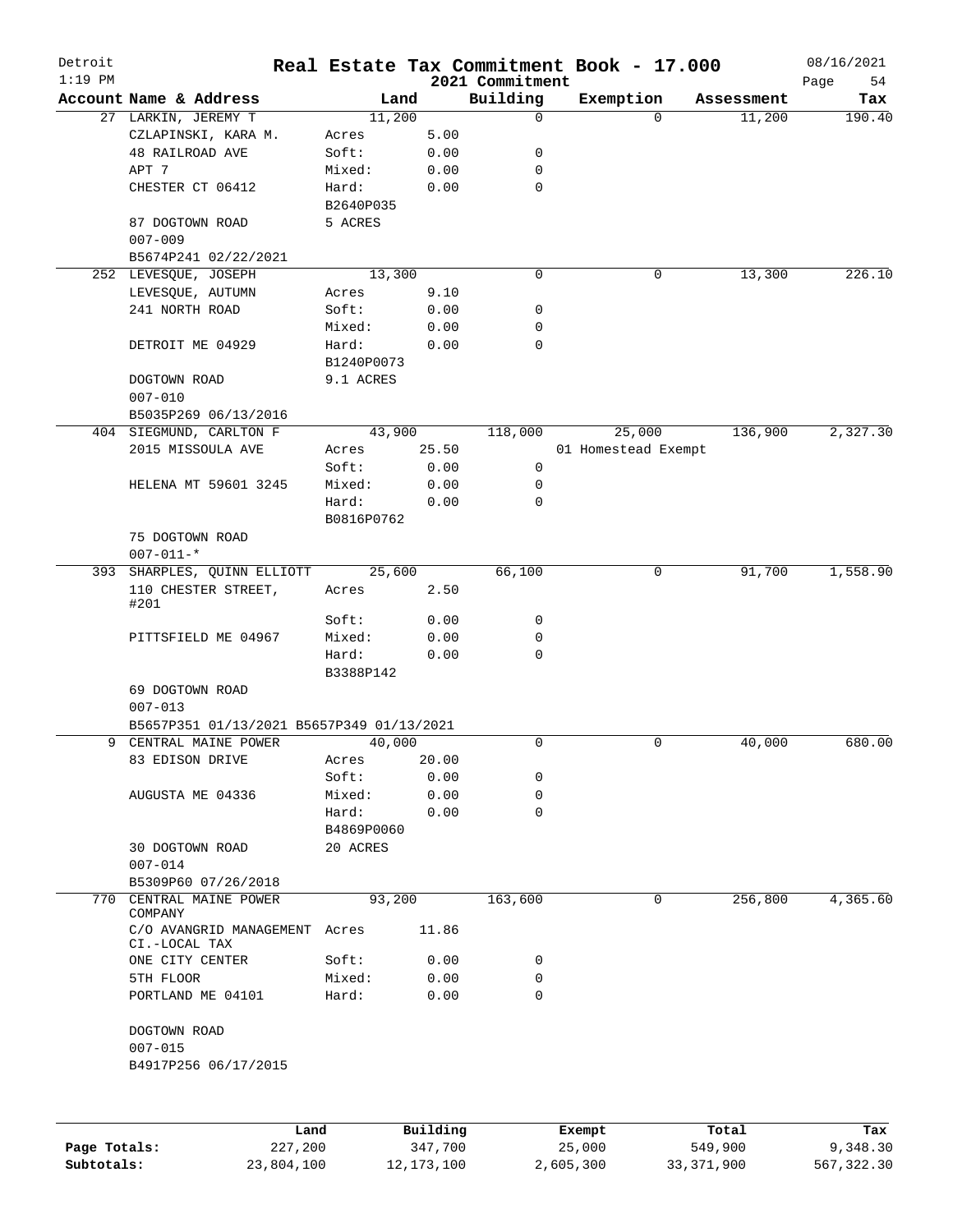# Real Estate Tax Commitment Book - 17.000

Detroit
1:19 PM
2021 Commitment
08/16/2021

| Account Name & Address | Land | | Building | Exemption | Assessment | Tax |
|---|---|---|---|---|---|---|
| 27 LARKIN, JEREMY T | 11,200 | | 0 | 0 | 11,200 | 190.40 |
| CZLAPINSKI, KARA M. | Acres | 5.00 | | | | |
| 48 RAILROAD AVE | Soft: | 0.00 | 0 | | | |
| APT 7 | Mixed: | 0.00 | 0 | | | |
| CHESTER CT 06412 | Hard: | 0.00 | 0 | | | |
| | B2640P035 | | | | | |
| 87 DOGTOWN ROAD | 5 ACRES | | | | | |
| 007-009 | | | | | | |
| B5674P241 02/22/2021 | | | | | | |
| 252 LEVESQUE, JOSEPH | 13,300 | | 0 | 0 | 13,300 | 226.10 |
| LEVESQUE, AUTUMN | Acres | 9.10 | | | | |
| 241 NORTH ROAD | Soft: | 0.00 | 0 | | | |
| | Mixed: | 0.00 | 0 | | | |
| DETROIT ME 04929 | Hard: | 0.00 | 0 | | | |
| | B1240P0073 | | | | | |
| DOGTOWN ROAD | 9.1 ACRES | | | | | |
| 007-010 | | | | | | |
| B5035P269 06/13/2016 | | | | | | |
| 404 SIEGMUND, CARLTON F | 43,900 | | 118,000 | 25,000 | 136,900 | 2,327.30 |
| 2015 MISSOULA AVE | Acres | 25.50 | | 01 Homestead Exempt | | |
| | Soft: | 0.00 | 0 | | | |
| HELENA MT 59601 3245 | Mixed: | 0.00 | 0 | | | |
| | Hard: | 0.00 | 0 | | | |
| | B0816P0762 | | | | | |
| 75 DOGTOWN ROAD | | | | | | |
| 007-011-* | | | | | | |
| 393 SHARPLES, QUINN ELLIOTT | 25,600 | | 66,100 | 0 | 91,700 | 1,558.90 |
| 110 CHESTER STREET, #201 | Acres | 2.50 | | | | |
| | Soft: | 0.00 | 0 | | | |
| PITTSFIELD ME 04967 | Mixed: | 0.00 | 0 | | | |
| | Hard: | 0.00 | 0 | | | |
| | B3388P142 | | | | | |
| 69 DOGTOWN ROAD | | | | | | |
| 007-013 | | | | | | |
| B5657P351 01/13/2021 B5657P349 01/13/2021 | | | | | | |
| 9 CENTRAL MAINE POWER | 40,000 | | 0 | 0 | 40,000 | 680.00 |
| 83 EDISON DRIVE | Acres | 20.00 | | | | |
| | Soft: | 0.00 | 0 | | | |
| AUGUSTA ME 04336 | Mixed: | 0.00 | 0 | | | |
| | Hard: | 0.00 | 0 | | | |
| | B4869P0060 | | | | | |
| 30 DOGTOWN ROAD | 20 ACRES | | | | | |
| 007-014 | | | | | | |
| B5309P60 07/26/2018 | | | | | | |
| 770 CENTRAL MAINE POWER COMPANY | 93,200 | | 163,600 | 0 | 256,800 | 4,365.60 |
| C/O AVANGRID MANAGEMENT CI.-LOCAL TAX | Acres | 11.86 | | | | |
| ONE CITY CENTER | Soft: | 0.00 | 0 | | | |
| 5TH FLOOR | Mixed: | 0.00 | 0 | | | |
| PORTLAND ME 04101 | Hard: | 0.00 | 0 | | | |
| DOGTOWN ROAD | | | | | | |
| 007-015 | | | | | | |
| B4917P256 06/17/2015 | | | | | | |

| | Land | Building | Exempt | Total | Tax |
|---|---|---|---|---|---|
| Page Totals: | 227,200 | 347,700 | 25,000 | 549,900 | 9,348.30 |
| Subtotals: | 23,804,100 | 12,173,100 | 2,605,300 | 33,371,900 | 567,322.30 |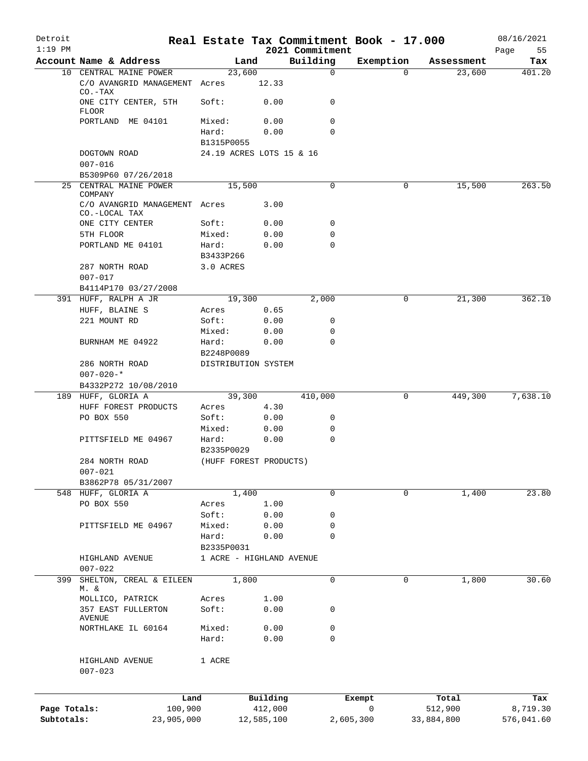# Real Estate Tax Commitment Book - 17.000

Detroit
1:19 PM

2021 Commitment

08/16/2021

| Account Name & Address | Land | | Building | Exemption | Assessment | Tax |
|---|---|---|---|---|---|---|
| 10 CENTRAL MAINE POWER | 23,600 | | 0 | 0 | 23,600 | 401.20 |
| C/O AVANGRID MANAGEMENT CO.-TAX | Acres | 12.33 | | | | |
| ONE CITY CENTER, 5TH FLOOR | Soft: | 0.00 | 0 | | | |
| PORTLAND ME 04101 | Mixed: | 0.00 | 0 | | | |
| | Hard: | 0.00 | 0 | | | |
| | B1315P0055 | | | | | |
| DOGTOWN ROAD | 24.19 ACRES LOTS 15 & 16 | | | | | |
| 007-016 | | | | | | |
| B5309P60 07/26/2018 | | | | | | |
| 25 CENTRAL MAINE POWER COMPANY | 15,500 | | 0 | 0 | 15,500 | 263.50 |
| C/O AVANGRID MANAGEMENT CO.-LOCAL TAX | Acres | 3.00 | | | | |
| ONE CITY CENTER | Soft: | 0.00 | 0 | | | |
| 5TH FLOOR | Mixed: | 0.00 | 0 | | | |
| PORTLAND ME 04101 | Hard: | 0.00 | 0 | | | |
| | B3433P266 | | | | | |
| 287 NORTH ROAD | 3.0 ACRES | | | | | |
| 007-017 | | | | | | |
| B4114P170 03/27/2008 | | | | | | |
| 391 HUFF, RALPH A JR | 19,300 | | 2,000 | 0 | 21,300 | 362.10 |
| HUFF, BLAINE S | Acres | 0.65 | | | | |
| 221 MOUNT RD | Soft: | 0.00 | 0 | | | |
| | Mixed: | 0.00 | 0 | | | |
| BURNHAM ME 04922 | Hard: | 0.00 | 0 | | | |
| | B2248P0089 | | | | | |
| 286 NORTH ROAD | DISTRIBUTION SYSTEM | | | | | |
| 007-020-* | | | | | | |
| B4332P272 10/08/2010 | | | | | | |
| 189 HUFF, GLORIA A | 39,300 | | 410,000 | 0 | 449,300 | 7,638.10 |
| HUFF FOREST PRODUCTS | Acres | 4.30 | | | | |
| PO BOX 550 | Soft: | 0.00 | 0 | | | |
| | Mixed: | 0.00 | 0 | | | |
| PITTSFIELD ME 04967 | Hard: | 0.00 | 0 | | | |
| | B2335P0029 | | | | | |
| 284 NORTH ROAD | (HUFF FOREST PRODUCTS) | | | | | |
| 007-021 | | | | | | |
| B3862P78 05/31/2007 | | | | | | |
| 548 HUFF, GLORIA A | 1,400 | | 0 | 0 | 1,400 | 23.80 |
| PO BOX 550 | Acres | 1.00 | | | | |
| | Soft: | 0.00 | 0 | | | |
| PITTSFIELD ME 04967 | Mixed: | 0.00 | 0 | | | |
| | Hard: | 0.00 | 0 | | | |
| | B2335P0031 | | | | | |
| HIGHLAND AVENUE | 1 ACRE - HIGHLAND AVENUE | | | | | |
| 007-022 | | | | | | |
| 399 SHELTON, CREAL & EILEEN M. & | 1,800 | | 0 | 0 | 1,800 | 30.60 |
| MOLLICO, PATRICK | Acres | 1.00 | | | | |
| 357 EAST FULLERTON AVENUE | Soft: | 0.00 | 0 | | | |
| NORTHLAKE IL 60164 | Mixed: | 0.00 | 0 | | | |
| | Hard: | 0.00 | 0 | | | |
| HIGHLAND AVENUE | 1 ACRE | | | | | |
| 007-023 | | | | | | |

| | Land | Building | Exempt | Total | Tax |
|---|---|---|---|---|---|
| Page Totals: | 100,900 | 412,000 | 0 | 512,900 | 8,719.30 |
| Subtotals: | 23,905,000 | 12,585,100 | 2,605,300 | 33,884,800 | 576,041.60 |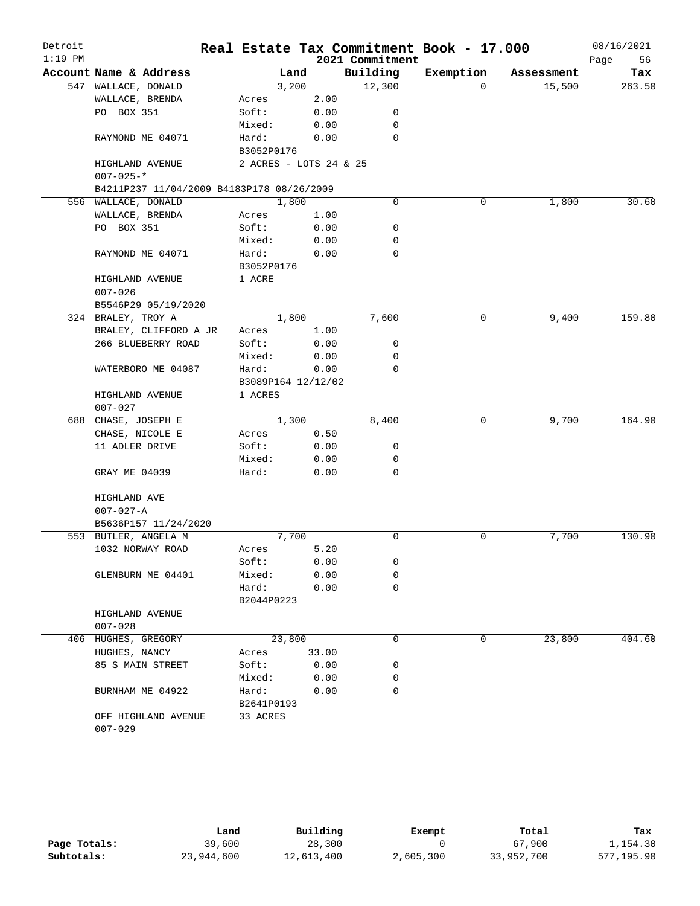# Real Estate Tax Commitment Book - 17.000

## 2021 Commitment

Detroit, 1:19 PM, 08/16/2021

| Account Name & Address | Land | | Building | Exemption | Assessment | Tax |
|---|---|---|---|---|---|---|
| 547 WALLACE, DONALD | | 3,200 | 12,300 | 0 | 15,500 | 263.50 |
| WALLACE, BRENDA | Acres | 2.00 | | | | |
| PO BOX 351 | Soft: | 0.00 | 0 | | | |
| | Mixed: | 0.00 | 0 | | | |
| RAYMOND ME 04071 | Hard: | 0.00 | 0 | | | |
| | B3052P0176 | | | | | |
| HIGHLAND AVENUE | 2 ACRES - LOTS 24 & 25 | | | | | |
| 007-025-* | | | | | | |
| B4211P237 11/04/2009 B4183P178 08/26/2009 | | | | | | |
| 556 WALLACE, DONALD | | 1,800 | 0 | 0 | 1,800 | 30.60 |
| WALLACE, BRENDA | Acres | 1.00 | | | | |
| PO BOX 351 | Soft: | 0.00 | 0 | | | |
| | Mixed: | 0.00 | 0 | | | |
| RAYMOND ME 04071 | Hard: | 0.00 | 0 | | | |
| | B3052P0176 | | | | | |
| HIGHLAND AVENUE | 1 ACRE | | | | | |
| 007-026 | | | | | | |
| B5546P29 05/19/2020 | | | | | | |
| 324 BRALEY, TROY A | | 1,800 | 7,600 | 0 | 9,400 | 159.80 |
| BRALEY, CLIFFORD A JR | Acres | 1.00 | | | | |
| 266 BLUEBERRY ROAD | Soft: | 0.00 | 0 | | | |
| | Mixed: | 0.00 | 0 | | | |
| WATERBORO ME 04087 | Hard: | 0.00 | 0 | | | |
| | B3089P164 12/12/02 | | | | | |
| HIGHLAND AVENUE | 1 ACRES | | | | | |
| 007-027 | | | | | | |
| 688 CHASE, JOSEPH E | | 1,300 | 8,400 | 0 | 9,700 | 164.90 |
| CHASE, NICOLE E | Acres | 0.50 | | | | |
| 11 ADLER DRIVE | Soft: | 0.00 | 0 | | | |
| | Mixed: | 0.00 | 0 | | | |
| GRAY ME 04039 | Hard: | 0.00 | 0 | | | |
| HIGHLAND AVE | | | | | | |
| 007-027-A | | | | | | |
| B5636P157 11/24/2020 | | | | | | |
| 553 BUTLER, ANGELA M | | 7,700 | 0 | 0 | 7,700 | 130.90 |
| 1032 NORWAY ROAD | Acres | 5.20 | | | | |
| | Soft: | 0.00 | 0 | | | |
| GLENBURN ME 04401 | Mixed: | 0.00 | 0 | | | |
| | Hard: | 0.00 | 0 | | | |
| | B2044P0223 | | | | | |
| HIGHLAND AVENUE | | | | | | |
| 007-028 | | | | | | |
| 406 HUGHES, GREGORY | | 23,800 | 0 | 0 | 23,800 | 404.60 |
| HUGHES, NANCY | Acres | 33.00 | | | | |
| 85 S MAIN STREET | Soft: | 0.00 | 0 | | | |
| | Mixed: | 0.00 | 0 | | | |
| BURNHAM ME 04922 | Hard: | 0.00 | 0 | | | |
| | B2641P0193 | | | | | |
| OFF HIGHLAND AVENUE | 33 ACRES | | | | | |
| 007-029 | | | | | | |

| | Land | Building | Exempt | Total | Tax |
|---|---|---|---|---|---|
| Page Totals: | 39,600 | 28,300 | 0 | 67,900 | 1,154.30 |
| Subtotals: | 23,944,600 | 12,613,400 | 2,605,300 | 33,952,700 | 577,195.90 |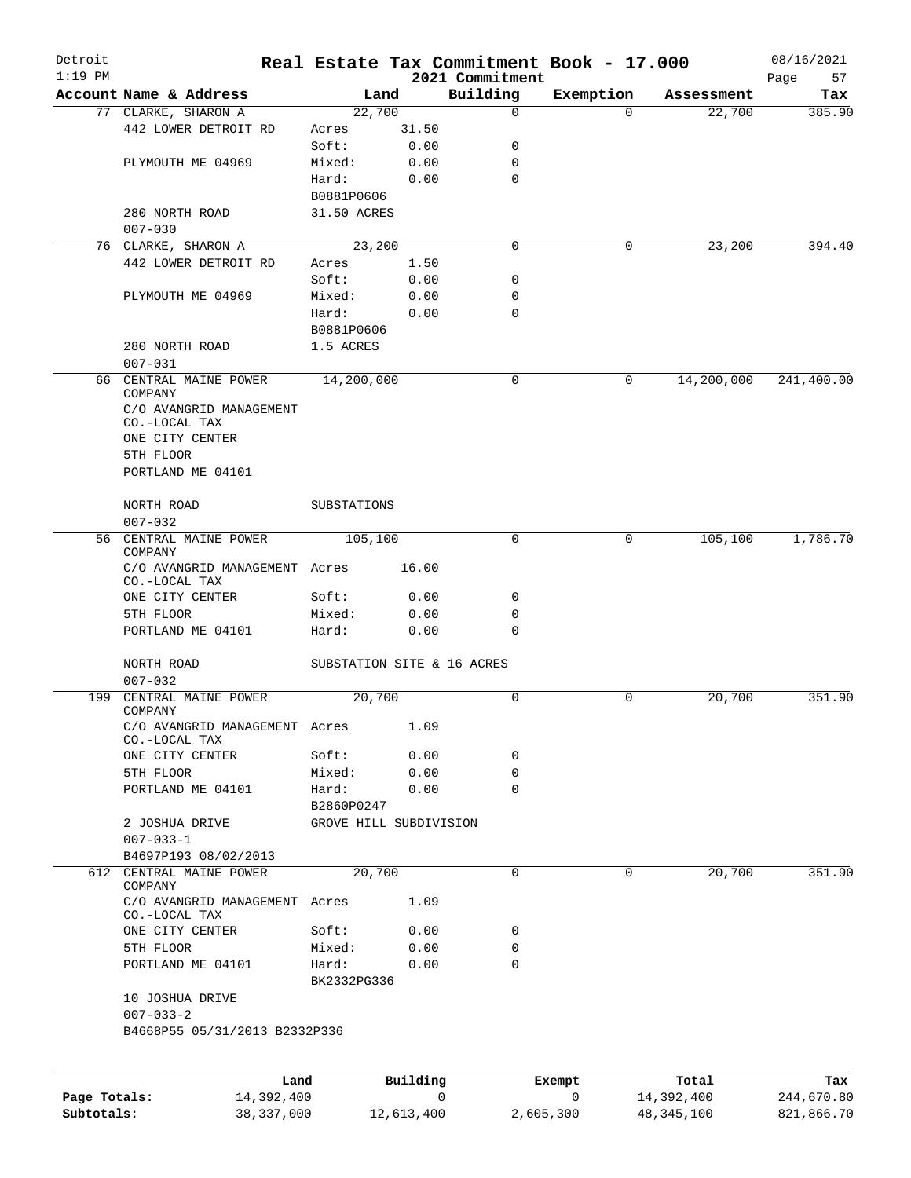# Detroit — Real Estate Tax Commitment Book - 17.000 — 2021 Commitment

1:19 PM — 08/16/2021

| Account Name & Address | Land | | Building | Exemption | Assessment | Tax |
|---|---|---|---|---|---|---|
| 77 CLARKE, SHARON A | 22,700 | | 0 | 0 | 22,700 | 385.90 |
| 442 LOWER DETROIT RD | Acres | 31.50 | | | | |
| | Soft: | 0.00 | 0 | | | |
| PLYMOUTH ME 04969 | Mixed: | 0.00 | 0 | | | |
| | Hard: | 0.00 | 0 | | | |
| | B0881P0606 | | | | | |
| 280 NORTH ROAD | 31.50 ACRES | | | | | |
| 007-030 | | | | | | |
| 76 CLARKE, SHARON A | 23,200 | | 0 | 0 | 23,200 | 394.40 |
| 442 LOWER DETROIT RD | Acres | 1.50 | | | | |
| | Soft: | 0.00 | 0 | | | |
| PLYMOUTH ME 04969 | Mixed: | 0.00 | 0 | | | |
| | Hard: | 0.00 | 0 | | | |
| | B0881P0606 | | | | | |
| 280 NORTH ROAD | 1.5 ACRES | | | | | |
| 007-031 | | | | | | |
| 66 CENTRAL MAINE POWER COMPANY | 14,200,000 | | 0 | 0 | 14,200,000 | 241,400.00 |
| C/O AVANGRID MANAGEMENT CO.-LOCAL TAX | | | | | | |
| ONE CITY CENTER | | | | | | |
| 5TH FLOOR | | | | | | |
| PORTLAND ME 04101 | | | | | | |
| NORTH ROAD | SUBSTATIONS | | | | | |
| 007-032 | | | | | | |
| 56 CENTRAL MAINE POWER COMPANY | 105,100 | | 0 | 0 | 105,100 | 1,786.70 |
| C/O AVANGRID MANAGEMENT CO.-LOCAL TAX | Acres | 16.00 | | | | |
| ONE CITY CENTER | Soft: | 0.00 | 0 | | | |
| 5TH FLOOR | Mixed: | 0.00 | 0 | | | |
| PORTLAND ME 04101 | Hard: | 0.00 | 0 | | | |
| NORTH ROAD | SUBSTATION SITE & 16 ACRES | | | | | |
| 007-032 | | | | | | |
| 199 CENTRAL MAINE POWER COMPANY | 20,700 | | 0 | 0 | 20,700 | 351.90 |
| C/O AVANGRID MANAGEMENT CO.-LOCAL TAX | Acres | 1.09 | | | | |
| ONE CITY CENTER | Soft: | 0.00 | 0 | | | |
| 5TH FLOOR | Mixed: | 0.00 | 0 | | | |
| PORTLAND ME 04101 | Hard: | 0.00 | 0 | | | |
| | B2860P0247 | | | | | |
| 2 JOSHUA DRIVE | GROVE HILL SUBDIVISION | | | | | |
| 007-033-1 | | | | | | |
| B4697P193 08/02/2013 | | | | | | |
| 612 CENTRAL MAINE POWER COMPANY | 20,700 | | 0 | 0 | 20,700 | 351.90 |
| C/O AVANGRID MANAGEMENT CO.-LOCAL TAX | Acres | 1.09 | | | | |
| ONE CITY CENTER | Soft: | 0.00 | 0 | | | |
| 5TH FLOOR | Mixed: | 0.00 | 0 | | | |
| PORTLAND ME 04101 | Hard: | 0.00 | 0 | | | |
| | BK2332PG336 | | | | | |
| 10 JOSHUA DRIVE | | | | | | |
| 007-033-2 | | | | | | |
| B4668P55 05/31/2013 B2332P336 | | | | | | |

| | Land | Building | Exempt | Total | Tax |
|---|---|---|---|---|---|
| Page Totals: | 14,392,400 | 0 | 0 | 14,392,400 | 244,670.80 |
| Subtotals: | 38,337,000 | 12,613,400 | 2,605,300 | 48,345,100 | 821,866.70 |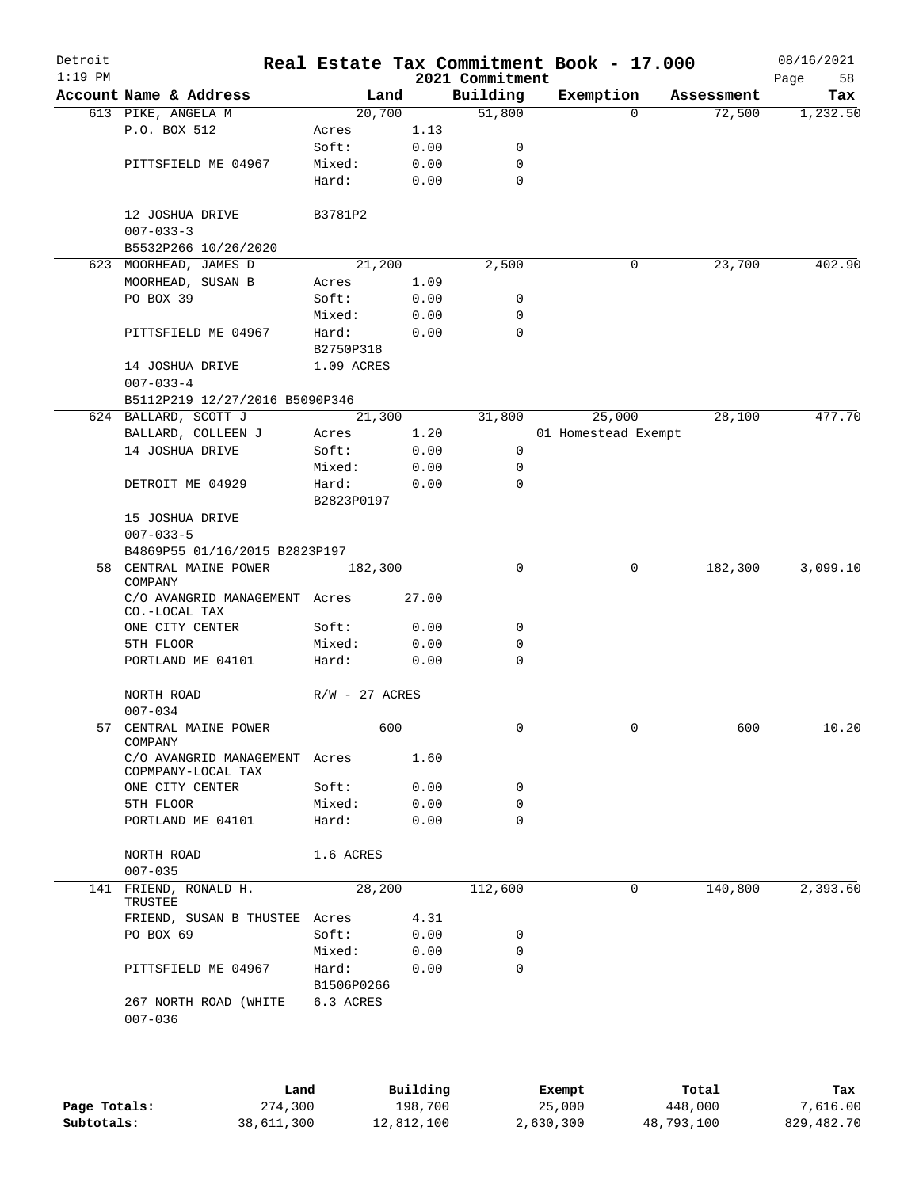# Real Estate Tax Commitment Book - 17.000

Detroit — 2021 Commitment — 08/16/2021 — 1:19 PM — Page 58

| Account Name & Address | Land | | Building | Exemption | Assessment | Tax |
|---|---|---|---|---|---|---|
| 613 PIKE, ANGELA M | 20,700 | | 51,800 | 0 | 72,500 | 1,232.50 |
| P.O. BOX 512 | Acres | 1.13 | | | | |
| | Soft: | 0.00 | 0 | | | |
| PITTSFIELD ME 04967 | Mixed: | 0.00 | 0 | | | |
| | Hard: | 0.00 | 0 | | | |
| 12 JOSHUA DRIVE | B3781P2 | | | | | |
| 007-033-3 | | | | | | |
| B5532P266 10/26/2020 | | | | | | |
| 623 MOORHEAD, JAMES D | 21,200 | | 2,500 | 0 | 23,700 | 402.90 |
| MOORHEAD, SUSAN B | Acres | 1.09 | | | | |
| PO BOX 39 | Soft: | 0.00 | 0 | | | |
| | Mixed: | 0.00 | 0 | | | |
| PITTSFIELD ME 04967 | Hard: | 0.00 | 0 | | | |
| | B2750P318 | | | | | |
| 14 JOSHUA DRIVE | 1.09 ACRES | | | | | |
| 007-033-4 | | | | | | |
| B5112P219 12/27/2016 B5090P346 | | | | | | |
| 624 BALLARD, SCOTT J | 21,300 | | 31,800 | 25,000 | 28,100 | 477.70 |
| BALLARD, COLLEEN J | Acres | 1.20 | | 01 Homestead Exempt | | |
| 14 JOSHUA DRIVE | Soft: | 0.00 | 0 | | | |
| | Mixed: | 0.00 | 0 | | | |
| DETROIT ME 04929 | Hard: | 0.00 | 0 | | | |
| | B2823P0197 | | | | | |
| 15 JOSHUA DRIVE | | | | | | |
| 007-033-5 | | | | | | |
| B4869P55 01/16/2015 B2823P197 | | | | | | |
| 58 CENTRAL MAINE POWER COMPANY | 182,300 | | 0 | 0 | 182,300 | 3,099.10 |
| C/O AVANGRID MANAGEMENT CO.-LOCAL TAX | Acres | 27.00 | | | | |
| ONE CITY CENTER | Soft: | 0.00 | 0 | | | |
| 5TH FLOOR | Mixed: | 0.00 | 0 | | | |
| PORTLAND ME 04101 | Hard: | 0.00 | 0 | | | |
| NORTH ROAD | R/W - 27 ACRES | | | | | |
| 007-034 | | | | | | |
| 57 CENTRAL MAINE POWER COMPANY | 600 | | 0 | 0 | 600 | 10.20 |
| C/O AVANGRID MANAGEMENT COPMPANY-LOCAL TAX | Acres | 1.60 | | | | |
| ONE CITY CENTER | Soft: | 0.00 | 0 | | | |
| 5TH FLOOR | Mixed: | 0.00 | 0 | | | |
| PORTLAND ME 04101 | Hard: | 0.00 | 0 | | | |
| NORTH ROAD | 1.6 ACRES | | | | | |
| 007-035 | | | | | | |
| 141 FRIEND, RONALD H. TRUSTEE | 28,200 | | 112,600 | 0 | 140,800 | 2,393.60 |
| FRIEND, SUSAN B THUSTEE | Acres | 4.31 | | | | |
| PO BOX 69 | Soft: | 0.00 | 0 | | | |
| | Mixed: | 0.00 | 0 | | | |
| PITTSFIELD ME 04967 | Hard: | 0.00 | 0 | | | |
| | B1506P0266 | | | | | |
| 267 NORTH ROAD (WHITE | 6.3 ACRES | | | | | |
| 007-036 | | | | | | |

| | Land | Building | Exempt | Total | Tax |
|---|---|---|---|---|---|
| Page Totals: | 274,300 | 198,700 | 25,000 | 448,000 | 7,616.00 |
| Subtotals: | 38,611,300 | 12,812,100 | 2,630,300 | 48,793,100 | 829,482.70 |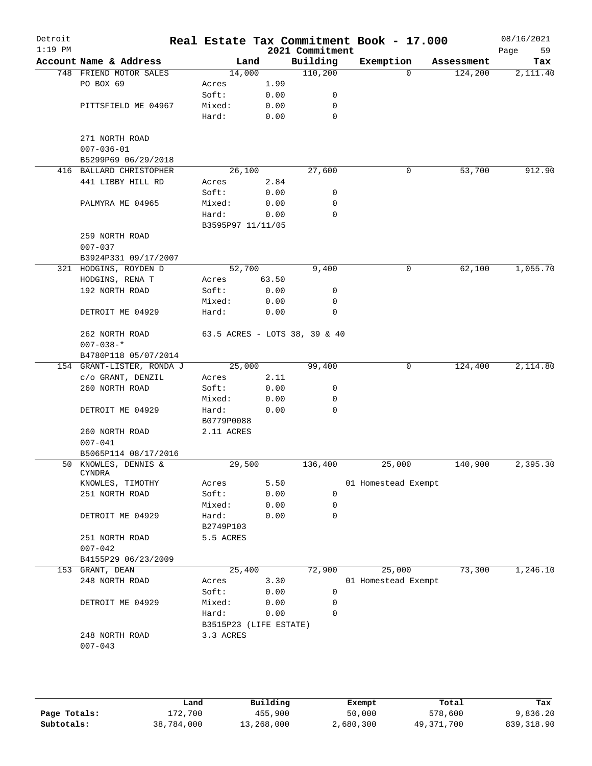# Real Estate Tax Commitment Book - 17.000

Detroit
1:19 PM

2021 Commitment

08/16/2021

| Account Name & Address | Land | | Building | Exemption | Assessment | Tax |
|---|---|---|---|---|---|---|
| 748 FRIEND MOTOR SALES | 14,000 | | 110,200 | 0 | 124,200 | 2,111.40 |
| PO BOX 69 | Acres | 1.99 | | | | |
| | Soft: | 0.00 | 0 | | | |
| PITTSFIELD ME 04967 | Mixed: | 0.00 | 0 | | | |
| | Hard: | 0.00 | 0 | | | |
| 271 NORTH ROAD | | | | | | |
| 007-036-01 | | | | | | |
| B5299P69 06/29/2018 | | | | | | |
| 416 BALLARD CHRISTOPHER | 26,100 | | 27,600 | 0 | 53,700 | 912.90 |
| 441 LIBBY HILL RD | Acres | 2.84 | | | | |
| | Soft: | 0.00 | 0 | | | |
| PALMYRA ME 04965 | Mixed: | 0.00 | 0 | | | |
| | Hard: | 0.00 | 0 | | | |
| | B3595P97 11/11/05 | | | | | |
| 259 NORTH ROAD | | | | | | |
| 007-037 | | | | | | |
| B3924P331 09/17/2007 | | | | | | |
| 321 HODGINS, ROYDEN D | 52,700 | | 9,400 | 0 | 62,100 | 1,055.70 |
| HODGINS, RENA T | Acres | 63.50 | | | | |
| 192 NORTH ROAD | Soft: | 0.00 | 0 | | | |
| | Mixed: | 0.00 | 0 | | | |
| DETROIT ME 04929 | Hard: | 0.00 | 0 | | | |
| 262 NORTH ROAD | 63.5 ACRES - LOTS 38, 39 & 40 | | | | | |
| 007-038-* | | | | | | |
| B4780P118 05/07/2014 | | | | | | |
| 154 GRANT-LISTER, RONDA J | 25,000 | | 99,400 | 0 | 124,400 | 2,114.80 |
| c/o GRANT, DENZIL | Acres | 2.11 | | | | |
| 260 NORTH ROAD | Soft: | 0.00 | 0 | | | |
| | Mixed: | 0.00 | 0 | | | |
| DETROIT ME 04929 | Hard: | 0.00 | 0 | | | |
| | B0779P0088 | | | | | |
| 260 NORTH ROAD | 2.11 ACRES | | | | | |
| 007-041 | | | | | | |
| B5065P114 08/17/2016 | | | | | | |
| 50 KNOWLES, DENNIS & CYNDRA | 29,500 | | 136,400 | 25,000 | 140,900 | 2,395.30 |
| KNOWLES, TIMOTHY | Acres | 5.50 | | 01 Homestead Exempt | | |
| 251 NORTH ROAD | Soft: | 0.00 | 0 | | | |
| | Mixed: | 0.00 | 0 | | | |
| DETROIT ME 04929 | Hard: | 0.00 | 0 | | | |
| | B2749P103 | | | | | |
| 251 NORTH ROAD | 5.5 ACRES | | | | | |
| 007-042 | | | | | | |
| B4155P29 06/23/2009 | | | | | | |
| 153 GRANT, DEAN | 25,400 | | 72,900 | 25,000 | 73,300 | 1,246.10 |
| 248 NORTH ROAD | Acres | 3.30 | | 01 Homestead Exempt | | |
| | Soft: | 0.00 | 0 | | | |
| DETROIT ME 04929 | Mixed: | 0.00 | 0 | | | |
| | Hard: | 0.00 | 0 | | | |
| | B3515P23 (LIFE ESTATE) | | | | | |
| 248 NORTH ROAD | 3.3 ACRES | | | | | |
| 007-043 | | | | | | |

| | Land | Building | Exempt | Total | Tax |
|---|---|---|---|---|---|
| Page Totals: | 172,700 | 455,900 | 50,000 | 578,600 | 9,836.20 |
| Subtotals: | 38,784,000 | 13,268,000 | 2,680,300 | 49,371,700 | 839,318.90 |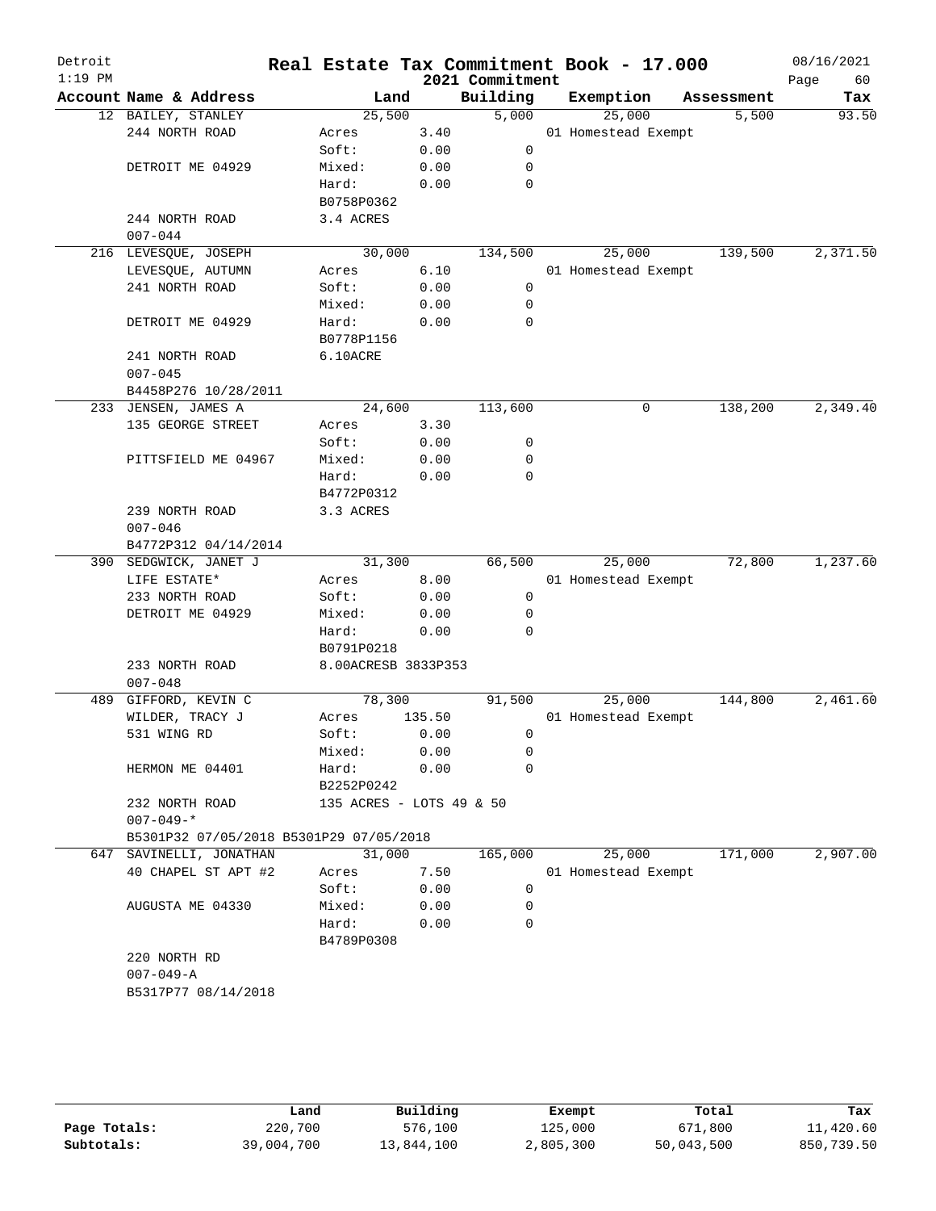# Real Estate Tax Commitment Book - 17.000

Detroit
1:19 PM

2021 Commitment

08/16/2021

| Account Name & Address | Land | | Building | Exemption | Assessment | Tax |
|---|---|---|---|---|---|---|
| 12 BAILEY, STANLEY | 25,500 | | 5,000 | 25,000 | 5,500 | 93.50 |
| 244 NORTH ROAD | Acres | 3.40 | | 01 Homestead Exempt | | |
| | Soft: | 0.00 | 0 | | | |
| DETROIT ME 04929 | Mixed: | 0.00 | 0 | | | |
| | Hard: | 0.00 | 0 | | | |
| | B0758P0362 | | | | | |
| 244 NORTH ROAD | 3.4 ACRES | | | | | |
| 007-044 | | | | | | |
| 216 LEVESQUE, JOSEPH | 30,000 | | 134,500 | 25,000 | 139,500 | 2,371.50 |
| LEVESQUE, AUTUMN | Acres | 6.10 | | 01 Homestead Exempt | | |
| 241 NORTH ROAD | Soft: | 0.00 | 0 | | | |
| | Mixed: | 0.00 | 0 | | | |
| DETROIT ME 04929 | Hard: | 0.00 | 0 | | | |
| | B0778P1156 | | | | | |
| 241 NORTH ROAD | 6.10ACRE | | | | | |
| 007-045 | | | | | | |
| B4458P276 10/28/2011 | | | | | | |
| 233 JENSEN, JAMES A | 24,600 | | 113,600 | 0 | 138,200 | 2,349.40 |
| 135 GEORGE STREET | Acres | 3.30 | | | | |
| | Soft: | 0.00 | 0 | | | |
| PITTSFIELD ME 04967 | Mixed: | 0.00 | 0 | | | |
| | Hard: | 0.00 | 0 | | | |
| | B4772P0312 | | | | | |
| 239 NORTH ROAD | 3.3 ACRES | | | | | |
| 007-046 | | | | | | |
| B4772P312 04/14/2014 | | | | | | |
| 390 SEDGWICK, JANET J | 31,300 | | 66,500 | 25,000 | 72,800 | 1,237.60 |
| LIFE ESTATE* | Acres | 8.00 | | 01 Homestead Exempt | | |
| 233 NORTH ROAD | Soft: | 0.00 | 0 | | | |
| DETROIT ME 04929 | Mixed: | 0.00 | 0 | | | |
| | Hard: | 0.00 | 0 | | | |
| | B0791P0218 | | | | | |
| 233 NORTH ROAD | 8.00ACRESB 3833P353 | | | | | |
| 007-048 | | | | | | |
| 489 GIFFORD, KEVIN C | 78,300 | | 91,500 | 25,000 | 144,800 | 2,461.60 |
| WILDER, TRACY J | Acres | 135.50 | | 01 Homestead Exempt | | |
| 531 WING RD | Soft: | 0.00 | 0 | | | |
| | Mixed: | 0.00 | 0 | | | |
| HERMON ME 04401 | Hard: | 0.00 | 0 | | | |
| | B2252P0242 | | | | | |
| 232 NORTH ROAD | 135 ACRES - LOTS 49 & 50 | | | | | |
| 007-049-* | | | | | | |
| B5301P32 07/05/2018 B5301P29 07/05/2018 | | | | | | |
| 647 SAVINELLI, JONATHAN | 31,000 | | 165,000 | 25,000 | 171,000 | 2,907.00 |
| 40 CHAPEL ST APT #2 | Acres | 7.50 | | 01 Homestead Exempt | | |
| | Soft: | 0.00 | 0 | | | |
| AUGUSTA ME 04330 | Mixed: | 0.00 | 0 | | | |
| | Hard: | 0.00 | 0 | | | |
| | B4789P0308 | | | | | |
| 220 NORTH RD | | | | | | |
| 007-049-A | | | | | | |
| B5317P77 08/14/2018 | | | | | | |

| | Land | Building | Exempt | Total | Tax |
|---|---|---|---|---|---|
| Page Totals: | 220,700 | 576,100 | 125,000 | 671,800 | 11,420.60 |
| Subtotals: | 39,004,700 | 13,844,100 | 2,805,300 | 50,043,500 | 850,739.50 |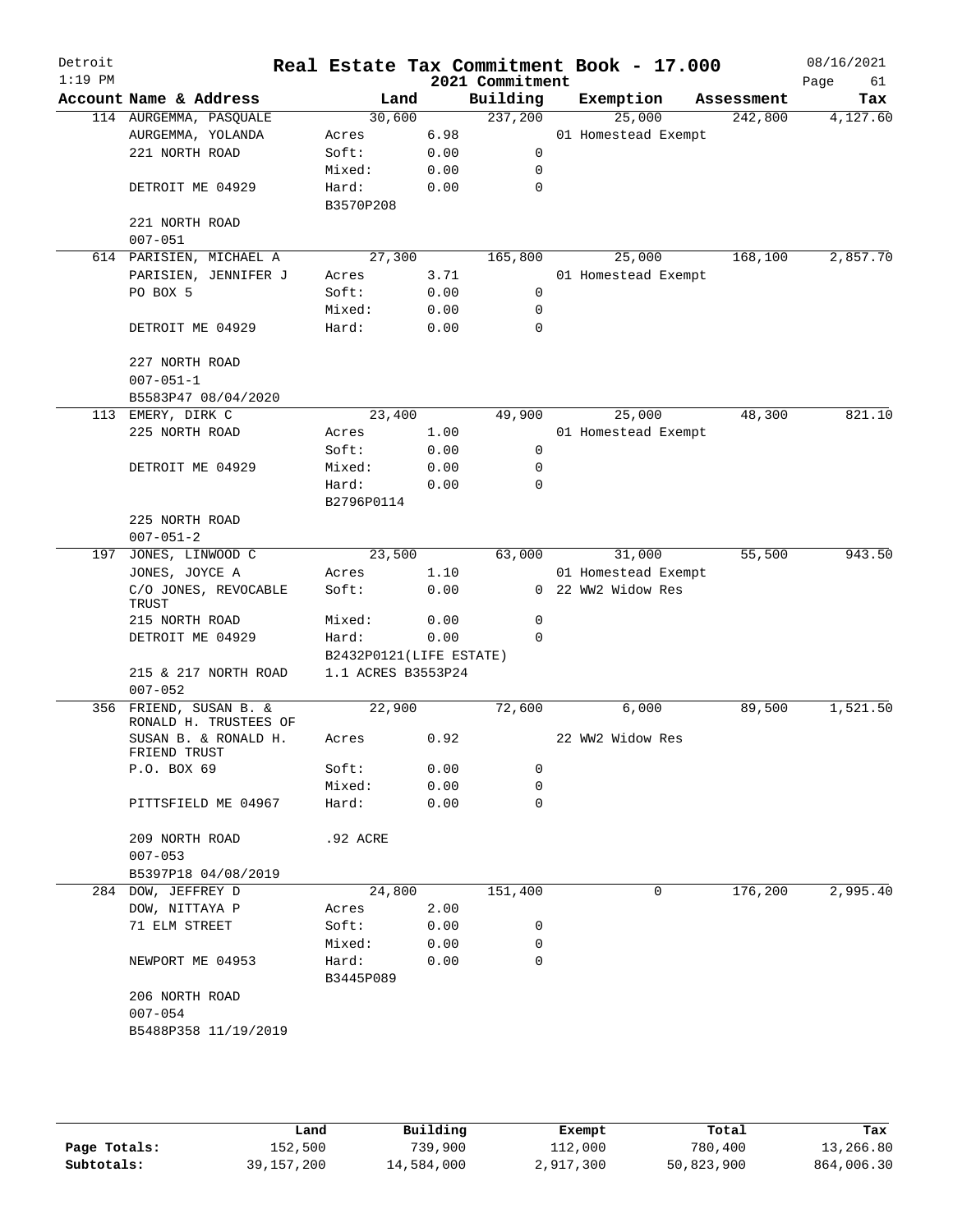# Real Estate Tax Commitment Book - 17.000

Detroit
1:19 PM

2021 Commitment

08/16/2021

| Account Name & Address | Land | | Building | Exemption | Assessment | Tax |
|---|---|---|---|---|---|---|
| 114 AURGEMMA, PASQUALE | 30,600 | | 237,200 | 25,000 | 242,800 | 4,127.60 |
| AURGEMMA, YOLANDA | Acres | 6.98 | | 01 Homestead Exempt | | |
| 221 NORTH ROAD | Soft: | 0.00 | 0 | | | |
| | Mixed: | 0.00 | 0 | | | |
| DETROIT ME 04929 | Hard: | 0.00 | 0 | | | |
| | B3570P208 | | | | | |
| 221 NORTH ROAD | | | | | | |
| 007-051 | | | | | | |
| 614 PARISIEN, MICHAEL A | 27,300 | | 165,800 | 25,000 | 168,100 | 2,857.70 |
| PARISIEN, JENNIFER J | Acres | 3.71 | | 01 Homestead Exempt | | |
| PO BOX 5 | Soft: | 0.00 | 0 | | | |
| | Mixed: | 0.00 | 0 | | | |
| DETROIT ME 04929 | Hard: | 0.00 | 0 | | | |
| 227 NORTH ROAD | | | | | | |
| 007-051-1 | | | | | | |
| B5583P47 08/04/2020 | | | | | | |
| 113 EMERY, DIRK C | 23,400 | | 49,900 | 25,000 | 48,300 | 821.10 |
| 225 NORTH ROAD | Acres | 1.00 | | 01 Homestead Exempt | | |
| | Soft: | 0.00 | 0 | | | |
| DETROIT ME 04929 | Mixed: | 0.00 | 0 | | | |
| | Hard: | 0.00 | 0 | | | |
| | B2796P0114 | | | | | |
| 225 NORTH ROAD | | | | | | |
| 007-051-2 | | | | | | |
| 197 JONES, LINWOOD C | 23,500 | | 63,000 | 31,000 | 55,500 | 943.50 |
| JONES, JOYCE A | Acres | 1.10 | | 01 Homestead Exempt | | |
| C/O JONES, REVOCABLE TRUST | Soft: | 0.00 | 0 | 22 WW2 Widow Res | | |
| 215 NORTH ROAD | Mixed: | 0.00 | 0 | | | |
| DETROIT ME 04929 | Hard: | 0.00 | 0 | | | |
| | B2432P0121(LIFE ESTATE) | | | | | |
| 215 & 217 NORTH ROAD | 1.1 ACRES B3553P24 | | | | | |
| 007-052 | | | | | | |
| 356 FRIEND, SUSAN B. & RONALD H. TRUSTEES OF | 22,900 | | 72,600 | 6,000 | 89,500 | 1,521.50 |
| SUSAN B. & RONALD H. FRIEND TRUST | Acres | 0.92 | | 22 WW2 Widow Res | | |
| P.O. BOX 69 | Soft: | 0.00 | 0 | | | |
| | Mixed: | 0.00 | 0 | | | |
| PITTSFIELD ME 04967 | Hard: | 0.00 | 0 | | | |
| 209 NORTH ROAD | .92 ACRE | | | | | |
| 007-053 | | | | | | |
| B5397P18 04/08/2019 | | | | | | |
| 284 DOW, JEFFREY D | 24,800 | | 151,400 | 0 | 176,200 | 2,995.40 |
| DOW, NITTAYA P | Acres | 2.00 | | | | |
| 71 ELM STREET | Soft: | 0.00 | 0 | | | |
| | Mixed: | 0.00 | 0 | | | |
| NEWPORT ME 04953 | Hard: | 0.00 | 0 | | | |
| | B3445P089 | | | | | |
| 206 NORTH ROAD | | | | | | |
| 007-054 | | | | | | |
| B5488P358 11/19/2019 | | | | | | |

| | Land | Building | Exempt | Total | Tax |
|---|---|---|---|---|---|
| Page Totals: | 152,500 | 739,900 | 112,000 | 780,400 | 13,266.80 |
| Subtotals: | 39,157,200 | 14,584,000 | 2,917,300 | 50,823,900 | 864,006.30 |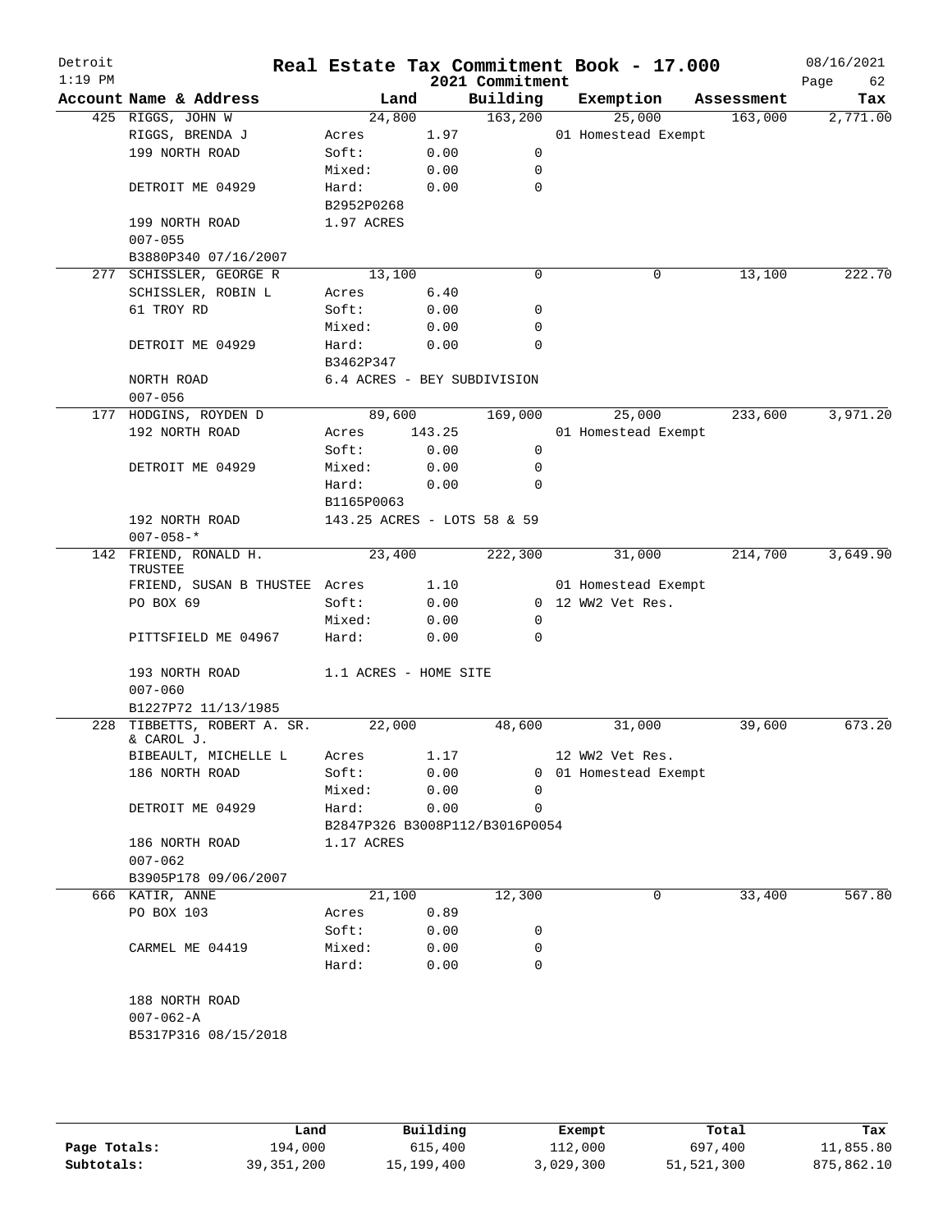# Real Estate Tax Commitment Book - 17.000

Detroit 1:19 PM — 2021 Commitment — 08/16/2021

| Account Name & Address | Land | | Building | Exemption | Assessment | Tax |
|---|---|---|---|---|---|---|
| 425 RIGGS, JOHN W | 24,800 | | 163,200 | 25,000 | 163,000 | 2,771.00 |
| RIGGS, BRENDA J | Acres | 1.97 | | 01 Homestead Exempt | | |
| 199 NORTH ROAD | Soft: | 0.00 | 0 | | | |
| | Mixed: | 0.00 | 0 | | | |
| DETROIT ME 04929 | Hard: | 0.00 | 0 | | | |
| | B2952P0268 | | | | | |
| 199 NORTH ROAD | 1.97 ACRES | | | | | |
| 007-055 | | | | | | |
| B3880P340 07/16/2007 | | | | | | |
| 277 SCHISSLER, GEORGE R | 13,100 | | 0 | 0 | 13,100 | 222.70 |
| SCHISSLER, ROBIN L | Acres | 6.40 | | | | |
| 61 TROY RD | Soft: | 0.00 | 0 | | | |
| | Mixed: | 0.00 | 0 | | | |
| DETROIT ME 04929 | Hard: | 0.00 | 0 | | | |
| | B3462P347 | | | | | |
| NORTH ROAD | 6.4 ACRES - BEY SUBDIVISION | | | | | |
| 007-056 | | | | | | |
| 177 HODGINS, ROYDEN D | 89,600 | | 169,000 | 25,000 | 233,600 | 3,971.20 |
| 192 NORTH ROAD | Acres | 143.25 | | 01 Homestead Exempt | | |
| | Soft: | 0.00 | 0 | | | |
| DETROIT ME 04929 | Mixed: | 0.00 | 0 | | | |
| | Hard: | 0.00 | 0 | | | |
| | B1165P0063 | | | | | |
| 192 NORTH ROAD | 143.25 ACRES - LOTS 58 & 59 | | | | | |
| 007-058-* | | | | | | |
| 142 FRIEND, RONALD H. TRUSTEE | 23,400 | | 222,300 | 31,000 | 214,700 | 3,649.90 |
| FRIEND, SUSAN B THUSTEE | Acres | 1.10 | | 01 Homestead Exempt | | |
| PO BOX 69 | Soft: | 0.00 | 0 | 12 WW2 Vet Res. | | |
| | Mixed: | 0.00 | 0 | | | |
| PITTSFIELD ME 04967 | Hard: | 0.00 | 0 | | | |
| 193 NORTH ROAD | 1.1 ACRES - HOME SITE | | | | | |
| 007-060 | | | | | | |
| B1227P72 11/13/1985 | | | | | | |
| 228 TIBBETTS, ROBERT A. SR. & CAROL J. | 22,000 | | 48,600 | 31,000 | 39,600 | 673.20 |
| BIBEAULT, MICHELLE L | Acres | 1.17 | | 12 WW2 Vet Res. | | |
| 186 NORTH ROAD | Soft: | 0.00 | 0 | 01 Homestead Exempt | | |
| | Mixed: | 0.00 | 0 | | | |
| DETROIT ME 04929 | Hard: | 0.00 | 0 | | | |
| | B2847P326 B3008P112/B3016P0054 | | | | | |
| 186 NORTH ROAD | 1.17 ACRES | | | | | |
| 007-062 | | | | | | |
| B3905P178 09/06/2007 | | | | | | |
| 666 KATIR, ANNE | 21,100 | | 12,300 | 0 | 33,400 | 567.80 |
| PO BOX 103 | Acres | 0.89 | | | | |
| | Soft: | 0.00 | 0 | | | |
| CARMEL ME 04419 | Mixed: | 0.00 | 0 | | | |
| | Hard: | 0.00 | 0 | | | |
| 188 NORTH ROAD | | | | | | |
| 007-062-A | | | | | | |
| B5317P316 08/15/2018 | | | | | | |

| | Land | Building | Exempt | Total | Tax |
|---|---|---|---|---|---|
| Page Totals: | 194,000 | 615,400 | 112,000 | 697,400 | 11,855.80 |
| Subtotals: | 39,351,200 | 15,199,400 | 3,029,300 | 51,521,300 | 875,862.10 |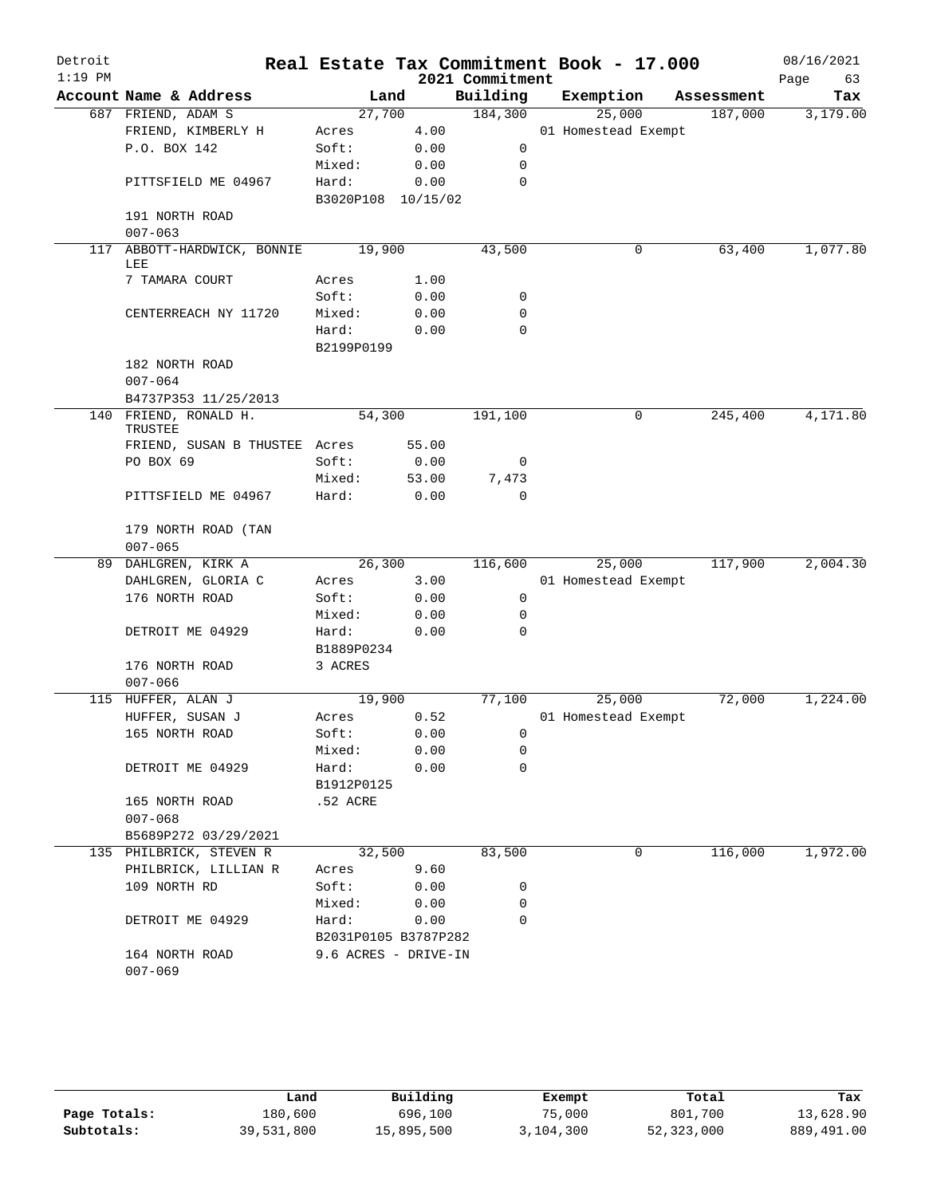# Real Estate Tax Commitment Book - 17.000

Detroit
1:19 PM

2021 Commitment

08/16/2021

| Account Name & Address | Land | | Building | Exemption | Assessment | Tax |
|---|---|---|---|---|---|---|
| 687 FRIEND, ADAM S | 27,700 | | 184,300 | 25,000 | 187,000 | 3,179.00 |
| FRIEND, KIMBERLY H | Acres | 4.00 | | 01 Homestead Exempt | | |
| P.O. BOX 142 | Soft: | 0.00 | 0 | | | |
| | Mixed: | 0.00 | 0 | | | |
| PITTSFIELD ME 04967 | Hard: | 0.00 | 0 | | | |
| | B3020P108 | 10/15/02 | | | | |
| 191 NORTH ROAD | | | | | | |
| 007-063 | | | | | | |
| 117 ABBOTT-HARDWICK, BONNIE LEE | 19,900 | | 43,500 | 0 | 63,400 | 1,077.80 |
| 7 TAMARA COURT | Acres | 1.00 | | | | |
| | Soft: | 0.00 | 0 | | | |
| CENTERREACH NY 11720 | Mixed: | 0.00 | 0 | | | |
| | Hard: | 0.00 | 0 | | | |
| | B2199P0199 | | | | | |
| 182 NORTH ROAD | | | | | | |
| 007-064 | | | | | | |
| B4737P353 11/25/2013 | | | | | | |
| 140 FRIEND, RONALD H. TRUSTEE | 54,300 | | 191,100 | 0 | 245,400 | 4,171.80 |
| FRIEND, SUSAN B THUSTEE | Acres | 55.00 | | | | |
| PO BOX 69 | Soft: | 0.00 | 0 | | | |
| | Mixed: | 53.00 | 7,473 | | | |
| PITTSFIELD ME 04967 | Hard: | 0.00 | 0 | | | |
| 179 NORTH ROAD (TAN | | | | | | |
| 007-065 | | | | | | |
| 89 DAHLGREN, KIRK A | 26,300 | | 116,600 | 25,000 | 117,900 | 2,004.30 |
| DAHLGREN, GLORIA C | Acres | 3.00 | | 01 Homestead Exempt | | |
| 176 NORTH ROAD | Soft: | 0.00 | 0 | | | |
| | Mixed: | 0.00 | 0 | | | |
| DETROIT ME 04929 | Hard: | 0.00 | 0 | | | |
| | B1889P0234 | | | | | |
| 176 NORTH ROAD | 3 ACRES | | | | | |
| 007-066 | | | | | | |
| 115 HUFFER, ALAN J | 19,900 | | 77,100 | 25,000 | 72,000 | 1,224.00 |
| HUFFER, SUSAN J | Acres | 0.52 | | 01 Homestead Exempt | | |
| 165 NORTH ROAD | Soft: | 0.00 | 0 | | | |
| | Mixed: | 0.00 | 0 | | | |
| DETROIT ME 04929 | Hard: | 0.00 | 0 | | | |
| | B1912P0125 | | | | | |
| 165 NORTH ROAD | .52 ACRE | | | | | |
| 007-068 | | | | | | |
| B5689P272 03/29/2021 | | | | | | |
| 135 PHILBRICK, STEVEN R | 32,500 | | 83,500 | 0 | 116,000 | 1,972.00 |
| PHILBRICK, LILLIAN R | Acres | 9.60 | | | | |
| 109 NORTH RD | Soft: | 0.00 | 0 | | | |
| | Mixed: | 0.00 | 0 | | | |
| DETROIT ME 04929 | Hard: | 0.00 | 0 | | | |
| | B2031P0105 B3787P282 | | | | | |
| 164 NORTH ROAD | 9.6 ACRES - DRIVE-IN | | | | | |
| 007-069 | | | | | | |

| | Land | Building | Exempt | Total | Tax |
|---|---|---|---|---|---|
| Page Totals: | 180,600 | 696,100 | 75,000 | 801,700 | 13,628.90 |
| Subtotals: | 39,531,800 | 15,895,500 | 3,104,300 | 52,323,000 | 889,491.00 |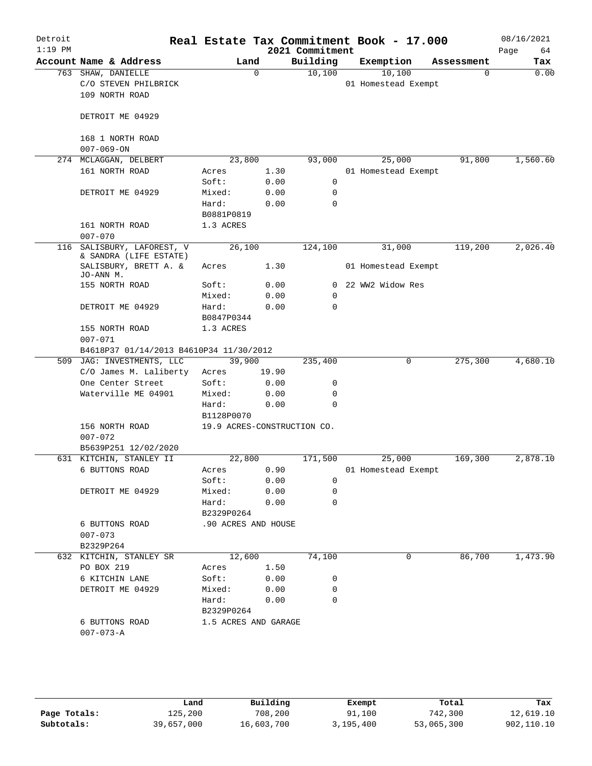# Real Estate Tax Commitment Book - 17.000

2021 Commitment

Detroit 1:19 PM — 08/16/2021

| Account | Name & Address | Land | | Building | Exemption | Assessment | Tax |
|---|---|---|---|---|---|---|---|
| 763 | SHAW, DANIELLE | 0 | | 10,100 | 10,100 | 0 | 0.00 |
| | C/O STEVEN PHILBRICK | | | | 01 Homestead Exempt | | |
| | 109 NORTH ROAD | | | | | | |
| | DETROIT ME 04929 | | | | | | |
| | 168 1 NORTH ROAD | | | | | | |
| | 007-069-ON | | | | | | |
| 274 | MCLAGGAN, DELBERT | 23,800 | | 93,000 | 25,000 | 91,800 | 1,560.60 |
| | 161 NORTH ROAD | Acres | 1.30 | | 01 Homestead Exempt | | |
| | | Soft: | 0.00 | 0 | | | |
| | DETROIT ME 04929 | Mixed: | 0.00 | 0 | | | |
| | | Hard: | 0.00 | 0 | | | |
| | | B0881P0819 | | | | | |
| | 161 NORTH ROAD | 1.3 ACRES | | | | | |
| | 007-070 | | | | | | |
| 116 | SALISBURY, LAFOREST, V & SANDRA (LIFE ESTATE) | 26,100 | | 124,100 | 31,000 | 119,200 | 2,026.40 |
| | SALISBURY, BRETT A. & JO-ANN M. | Acres | 1.30 | | 01 Homestead Exempt | | |
| | 155 NORTH ROAD | Soft: | 0.00 | 0 | 22 WW2 Widow Res | | |
| | | Mixed: | 0.00 | 0 | | | |
| | DETROIT ME 04929 | Hard: | 0.00 | 0 | | | |
| | | B0847P0344 | | | | | |
| | 155 NORTH ROAD | 1.3 ACRES | | | | | |
| | 007-071 | | | | | | |
| | B4618P37 01/14/2013 B4610P34 11/30/2012 | | | | | | |
| 509 | JAG: INVESTMENTS, LLC | 39,900 | | 235,400 | 0 | 275,300 | 4,680.10 |
| | C/O James M. Laliberty | Acres | 19.90 | | | | |
| | One Center Street | Soft: | 0.00 | 0 | | | |
| | Waterville ME 04901 | Mixed: | 0.00 | 0 | | | |
| | | Hard: | 0.00 | 0 | | | |
| | | B1128P0070 | | | | | |
| | 156 NORTH ROAD | 19.9 ACRES-CONSTRUCTION CO. | | | | | |
| | 007-072 | | | | | | |
| | B5639P251 12/02/2020 | | | | | | |
| 631 | KITCHIN, STANLEY II | 22,800 | | 171,500 | 25,000 | 169,300 | 2,878.10 |
| | 6 BUTTONS ROAD | Acres | 0.90 | | 01 Homestead Exempt | | |
| | | Soft: | 0.00 | 0 | | | |
| | DETROIT ME 04929 | Mixed: | 0.00 | 0 | | | |
| | | Hard: | 0.00 | 0 | | | |
| | | B2329P0264 | | | | | |
| | 6 BUTTONS ROAD | .90 ACRES AND HOUSE | | | | | |
| | 007-073 | | | | | | |
| | B2329P264 | | | | | | |
| 632 | KITCHIN, STANLEY SR | 12,600 | | 74,100 | 0 | 86,700 | 1,473.90 |
| | PO BOX 219 | Acres | 1.50 | | | | |
| | 6 KITCHIN LANE | Soft: | 0.00 | 0 | | | |
| | DETROIT ME 04929 | Mixed: | 0.00 | 0 | | | |
| | | Hard: | 0.00 | 0 | | | |
| | | B2329P0264 | | | | | |
| | 6 BUTTONS ROAD | 1.5 ACRES AND GARAGE | | | | | |
| | 007-073-A | | | | | | |

| | Land | Building | Exempt | Total | Tax |
|---|---|---|---|---|---|
| Page Totals: | 125,200 | 708,200 | 91,100 | 742,300 | 12,619.10 |
| Subtotals: | 39,657,000 | 16,603,700 | 3,195,400 | 53,065,300 | 902,110.10 |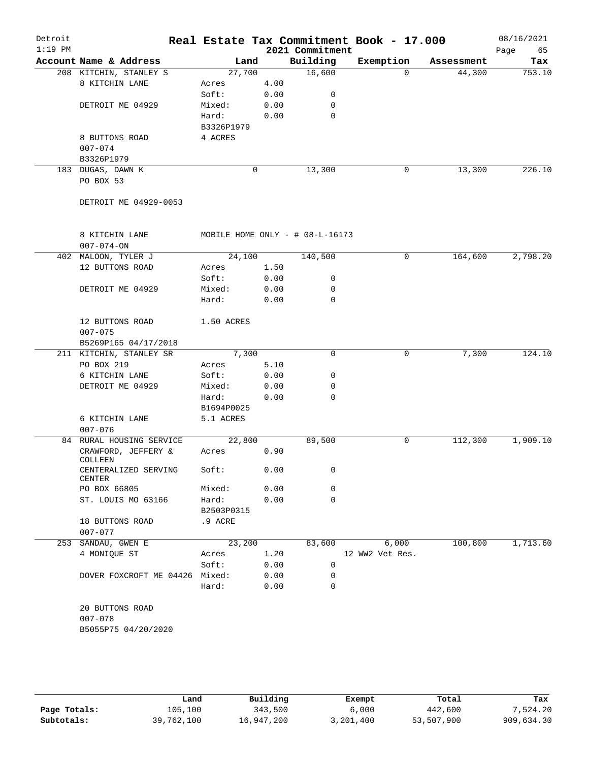# Real Estate Tax Commitment Book - 17.000

Detroit
1:19 PM

2021 Commitment

08/16/2021

| Account Name & Address | Land | | Building | Exemption | Assessment | Tax |
|---|---|---|---|---|---|---|
| 208 KITCHIN, STANLEY S | 27,700 | | 16,600 | 0 | 44,300 | 753.10 |
| 8 KITCHIN LANE | Acres | 4.00 | | | | |
| | Soft: | 0.00 | 0 | | | |
| DETROIT ME 04929 | Mixed: | 0.00 | 0 | | | |
| | Hard: | 0.00 | 0 | | | |
| | B3326P1979 | | | | | |
| 8 BUTTONS ROAD | 4 ACRES | | | | | |
| 007-074 | | | | | | |
| B3326P1979 | | | | | | |
| 183 DUGAS, DAWN K | 0 | | 13,300 | 0 | 13,300 | 226.10 |
| PO BOX 53 | | | | | | |
| DETROIT ME 04929-0053 | | | | | | |
| 8 KITCHIN LANE | MOBILE HOME ONLY - # 08-L-16173 | | | | | |
| 007-074-ON | | | | | | |
| 402 MALOON, TYLER J | 24,100 | | 140,500 | 0 | 164,600 | 2,798.20 |
| 12 BUTTONS ROAD | Acres | 1.50 | | | | |
| | Soft: | 0.00 | 0 | | | |
| DETROIT ME 04929 | Mixed: | 0.00 | 0 | | | |
| | Hard: | 0.00 | 0 | | | |
| 12 BUTTONS ROAD | 1.50 ACRES | | | | | |
| 007-075 | | | | | | |
| B5269P165 04/17/2018 | | | | | | |
| 211 KITCHIN, STANLEY SR | 7,300 | | 0 | 0 | 7,300 | 124.10 |
| PO BOX 219 | Acres | 5.10 | | | | |
| 6 KITCHIN LANE | Soft: | 0.00 | 0 | | | |
| DETROIT ME 04929 | Mixed: | 0.00 | 0 | | | |
| | Hard: | 0.00 | 0 | | | |
| | B1694P0025 | | | | | |
| 6 KITCHIN LANE | 5.1 ACRES | | | | | |
| 007-076 | | | | | | |
| 84 RURAL HOUSING SERVICE | 22,800 | | 89,500 | 0 | 112,300 | 1,909.10 |
| CRAWFORD, JEFFERY & COLLEEN | Acres | 0.90 | | | | |
| CENTERALIZED SERVING CENTER | Soft: | 0.00 | 0 | | | |
| PO BOX 66805 | Mixed: | 0.00 | 0 | | | |
| ST. LOUIS MO 63166 | Hard: | 0.00 | 0 | | | |
| | B2503P0315 | | | | | |
| 18 BUTTONS ROAD | .9 ACRE | | | | | |
| 007-077 | | | | | | |
| 253 SANDAU, GWEN E | 23,200 | | 83,600 | 6,000 | 100,800 | 1,713.60 |
| 4 MONIQUE ST | Acres | 1.20 | | 12 WW2 Vet Res. | | |
| | Soft: | 0.00 | 0 | | | |
| DOVER FOXCROFT ME 04426 | Mixed: | 0.00 | 0 | | | |
| | Hard: | 0.00 | 0 | | | |
| 20 BUTTONS ROAD | | | | | | |
| 007-078 | | | | | | |
| B5055P75 04/20/2020 | | | | | | |

| | Land | Building | Exempt | Total | Tax |
|---|---|---|---|---|---|
| Page Totals: | 105,100 | 343,500 | 6,000 | 442,600 | 7,524.20 |
| Subtotals: | 39,762,100 | 16,947,200 | 3,201,400 | 53,507,900 | 909,634.30 |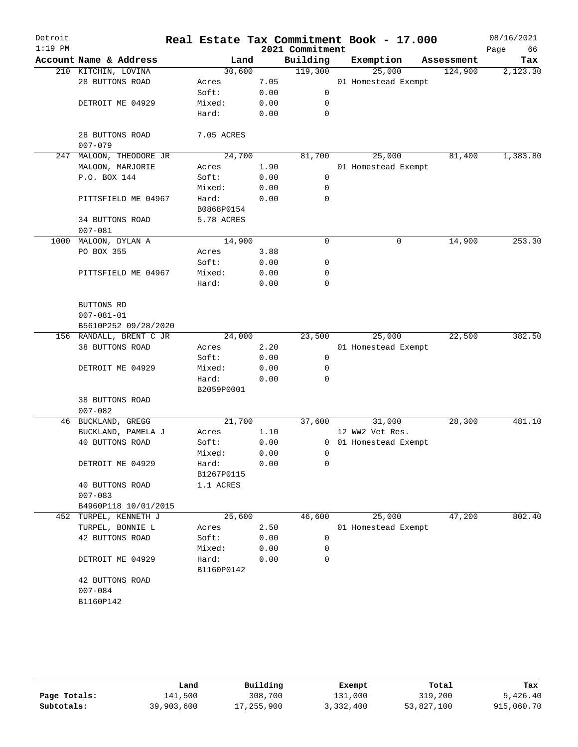# Real Estate Tax Commitment Book - 17.000

Detroit
1:19 PM

2021 Commitment

08/16/2021

| Account Name & Address | Land | | Building | Exemption | Assessment | Tax |
|---|---|---|---|---|---|---|
| 210 KITCHIN, LOVINA | 30,600 | | 119,300 | 25,000 | 124,900 | 2,123.30 |
| 28 BUTTONS ROAD | Acres | 7.05 | | 01 Homestead Exempt | | |
| | Soft: | 0.00 | 0 | | | |
| DETROIT ME 04929 | Mixed: | 0.00 | 0 | | | |
| | Hard: | 0.00 | 0 | | | |
| 28 BUTTONS ROAD | 7.05 ACRES | | | | | |
| 007-079 | | | | | | |
| 247 MALOON, THEODORE JR | 24,700 | | 81,700 | 25,000 | 81,400 | 1,383.80 |
| MALOON, MARJORIE | Acres | 1.90 | | 01 Homestead Exempt | | |
| P.O. BOX 144 | Soft: | 0.00 | 0 | | | |
| | Mixed: | 0.00 | 0 | | | |
| PITTSFIELD ME 04967 | Hard: | 0.00 | 0 | | | |
| | B0868P0154 | | | | | |
| 34 BUTTONS ROAD | 5.78 ACRES | | | | | |
| 007-081 | | | | | | |
| 1000 MALOON, DYLAN A | 14,900 | | 0 | 0 | 14,900 | 253.30 |
| PO BOX 355 | Acres | 3.88 | | | | |
| | Soft: | 0.00 | 0 | | | |
| PITTSFIELD ME 04967 | Mixed: | 0.00 | 0 | | | |
| | Hard: | 0.00 | 0 | | | |
| BUTTONS RD | | | | | | |
| 007-081-01 | | | | | | |
| B5610P252 09/28/2020 | | | | | | |
| 156 RANDALL, BRENT C JR | 24,000 | | 23,500 | 25,000 | 22,500 | 382.50 |
| 38 BUTTONS ROAD | Acres | 2.20 | | 01 Homestead Exempt | | |
| | Soft: | 0.00 | 0 | | | |
| DETROIT ME 04929 | Mixed: | 0.00 | 0 | | | |
| | Hard: | 0.00 | 0 | | | |
| | B2059P0001 | | | | | |
| 38 BUTTONS ROAD | | | | | | |
| 007-082 | | | | | | |
| 46 BUCKLAND, GREGG | 21,700 | | 37,600 | 31,000 | 28,300 | 481.10 |
| BUCKLAND, PAMELA J | Acres | 1.10 | | 12 WW2 Vet Res. | | |
| 40 BUTTONS ROAD | Soft: | 0.00 | 0 | 01 Homestead Exempt | | |
| | Mixed: | 0.00 | 0 | | | |
| DETROIT ME 04929 | Hard: | 0.00 | 0 | | | |
| | B1267P0115 | | | | | |
| 40 BUTTONS ROAD | 1.1 ACRES | | | | | |
| 007-083 | | | | | | |
| B4960P118 10/01/2015 | | | | | | |
| 452 TURPEL, KENNETH J | 25,600 | | 46,600 | 25,000 | 47,200 | 802.40 |
| TURPEL, BONNIE L | Acres | 2.50 | | 01 Homestead Exempt | | |
| 42 BUTTONS ROAD | Soft: | 0.00 | 0 | | | |
| | Mixed: | 0.00 | 0 | | | |
| DETROIT ME 04929 | Hard: | 0.00 | 0 | | | |
| | B1160P0142 | | | | | |
| 42 BUTTONS ROAD | | | | | | |
| 007-084 | | | | | | |
| B1160P142 | | | | | | |

| | Land | Building | Exempt | Total | Tax |
|---|---|---|---|---|---|
| **Page Totals:** | 141,500 | 308,700 | 131,000 | 319,200 | 5,426.40 |
| **Subtotals:** | 39,903,600 | 17,255,900 | 3,332,400 | 53,827,100 | 915,060.70 |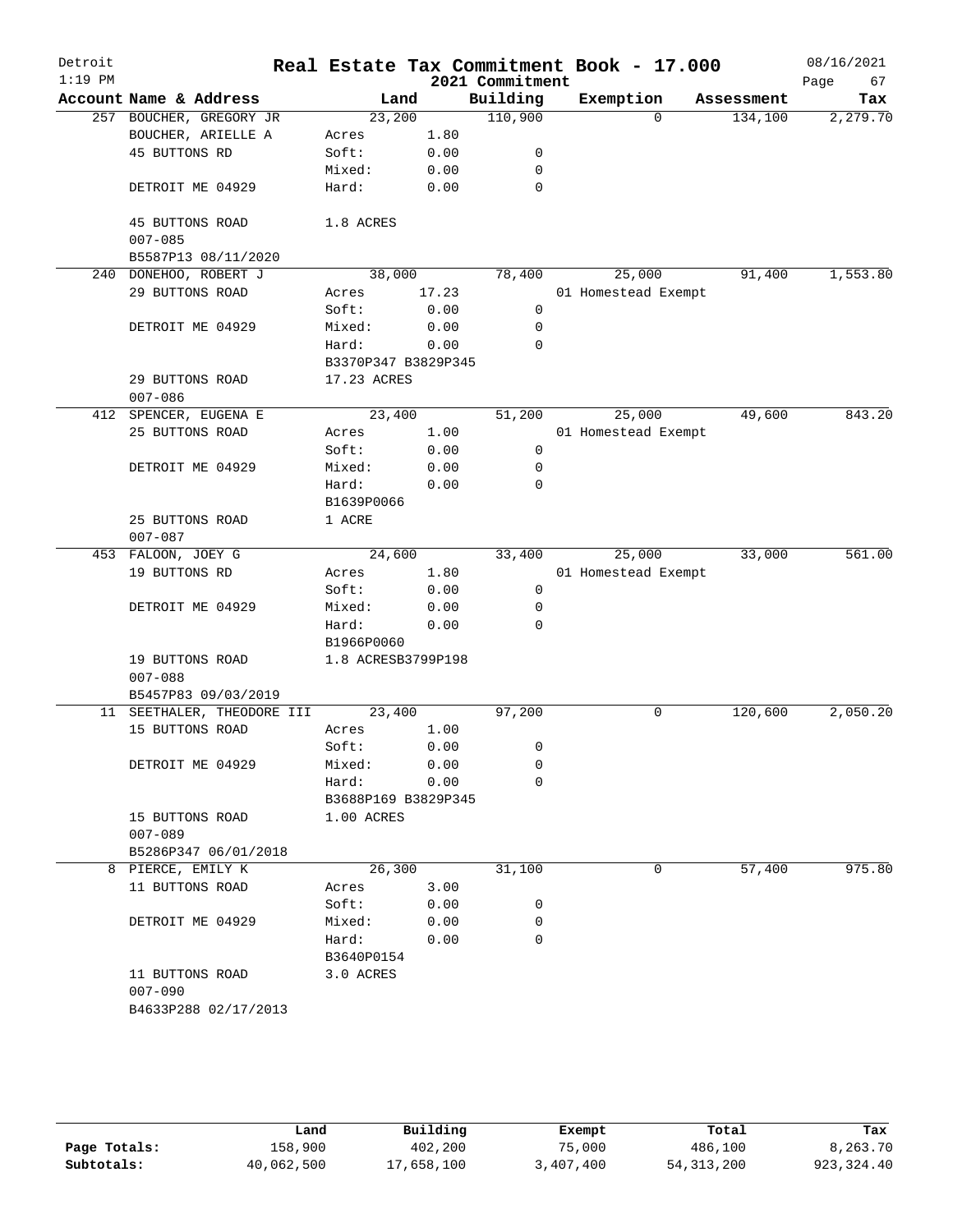# Real Estate Tax Commitment Book - 17.000

Detroit
1:19 PM

2021 Commitment

08/16/2021

| Account Name & Address | Land | | Building | Exemption | Assessment | Tax |
|---|---|---|---|---|---|---|
| 257 BOUCHER, GREGORY JR | 23,200 | | 110,900 | 0 | 134,100 | 2,279.70 |
| BOUCHER, ARIELLE A | Acres | 1.80 | | | | |
| 45 BUTTONS RD | Soft: | 0.00 | 0 | | | |
| | Mixed: | 0.00 | 0 | | | |
| DETROIT ME 04929 | Hard: | 0.00 | 0 | | | |
| 45 BUTTONS ROAD | 1.8 ACRES | | | | | |
| 007-085 | | | | | | |
| B5587P13 08/11/2020 | | | | | | |
| 240 DONEHOO, ROBERT J | 38,000 | | 78,400 | 25,000 | 91,400 | 1,553.80 |
| 29 BUTTONS ROAD | Acres | 17.23 | | 01 Homestead Exempt | | |
| | Soft: | 0.00 | 0 | | | |
| DETROIT ME 04929 | Mixed: | 0.00 | 0 | | | |
| | Hard: | 0.00 | 0 | | | |
| | B3370P347 B3829P345 | | | | | |
| 29 BUTTONS ROAD | 17.23 ACRES | | | | | |
| 007-086 | | | | | | |
| 412 SPENCER, EUGENA E | 23,400 | | 51,200 | 25,000 | 49,600 | 843.20 |
| 25 BUTTONS ROAD | Acres | 1.00 | | 01 Homestead Exempt | | |
| | Soft: | 0.00 | 0 | | | |
| DETROIT ME 04929 | Mixed: | 0.00 | 0 | | | |
| | Hard: | 0.00 | 0 | | | |
| | B1639P0066 | | | | | |
| 25 BUTTONS ROAD | 1 ACRE | | | | | |
| 007-087 | | | | | | |
| 453 FALOON, JOEY G | 24,600 | | 33,400 | 25,000 | 33,000 | 561.00 |
| 19 BUTTONS RD | Acres | 1.80 | | 01 Homestead Exempt | | |
| | Soft: | 0.00 | 0 | | | |
| DETROIT ME 04929 | Mixed: | 0.00 | 0 | | | |
| | Hard: | 0.00 | 0 | | | |
| | B1966P0060 | | | | | |
| 19 BUTTONS ROAD | 1.8 ACRESB3799P198 | | | | | |
| 007-088 | | | | | | |
| B5457P83 09/03/2019 | | | | | | |
| 11 SEETHALER, THEODORE III | 23,400 | | 97,200 | 0 | 120,600 | 2,050.20 |
| 15 BUTTONS ROAD | Acres | 1.00 | | | | |
| | Soft: | 0.00 | 0 | | | |
| DETROIT ME 04929 | Mixed: | 0.00 | 0 | | | |
| | Hard: | 0.00 | 0 | | | |
| | B3688P169 B3829P345 | | | | | |
| 15 BUTTONS ROAD | 1.00 ACRES | | | | | |
| 007-089 | | | | | | |
| B5286P347 06/01/2018 | | | | | | |
| 8 PIERCE, EMILY K | 26,300 | | 31,100 | 0 | 57,400 | 975.80 |
| 11 BUTTONS ROAD | Acres | 3.00 | | | | |
| | Soft: | 0.00 | 0 | | | |
| DETROIT ME 04929 | Mixed: | 0.00 | 0 | | | |
| | Hard: | 0.00 | 0 | | | |
| | B3640P0154 | | | | | |
| 11 BUTTONS ROAD | 3.0 ACRES | | | | | |
| 007-090 | | | | | | |
| B4633P288 02/17/2013 | | | | | | |

| | Land | Building | Exempt | Total | Tax |
|---|---|---|---|---|---|
| Page Totals: | 158,900 | 402,200 | 75,000 | 486,100 | 8,263.70 |
| Subtotals: | 40,062,500 | 17,658,100 | 3,407,400 | 54,313,200 | 923,324.40 |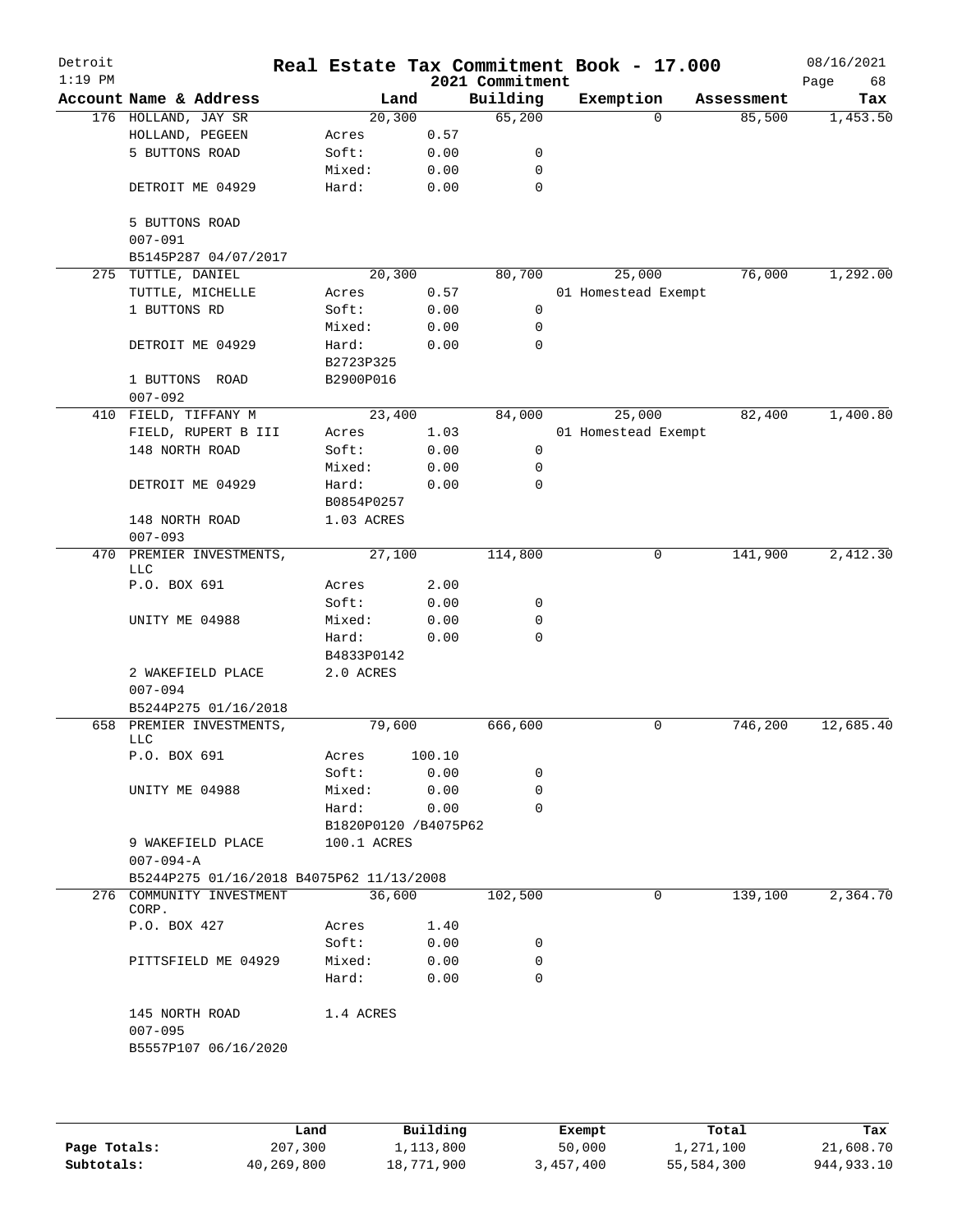# Real Estate Tax Commitment Book - 17.000

Detroit
1:19 PM

2021 Commitment

08/16/2021

| Account Name & Address | Land | | Building | Exemption | Assessment | Tax |
|---|---|---|---|---|---|---|
| 176 HOLLAND, JAY SR | 20,300 | | 65,200 | 0 | 85,500 | 1,453.50 |
| HOLLAND, PEGEEN | Acres | 0.57 | | | | |
| 5 BUTTONS ROAD | Soft: | 0.00 | 0 | | | |
| | Mixed: | 0.00 | 0 | | | |
| DETROIT ME 04929 | Hard: | 0.00 | 0 | | | |
| 5 BUTTONS ROAD | | | | | | |
| 007-091 | | | | | | |
| B5145P287 04/07/2017 | | | | | | |
| 275 TUTTLE, DANIEL | 20,300 | | 80,700 | 25,000 | 76,000 | 1,292.00 |
| TUTTLE, MICHELLE | Acres | 0.57 | | 01 Homestead Exempt | | |
| 1 BUTTONS RD | Soft: | 0.00 | 0 | | | |
| | Mixed: | 0.00 | 0 | | | |
| DETROIT ME 04929 | Hard: | 0.00 | 0 | | | |
| | B2723P325 | | | | | |
| 1 BUTTONS ROAD | B2900P016 | | | | | |
| 007-092 | | | | | | |
| 410 FIELD, TIFFANY M | 23,400 | | 84,000 | 25,000 | 82,400 | 1,400.80 |
| FIELD, RUPERT B III | Acres | 1.03 | | 01 Homestead Exempt | | |
| 148 NORTH ROAD | Soft: | 0.00 | 0 | | | |
| | Mixed: | 0.00 | 0 | | | |
| DETROIT ME 04929 | Hard: | 0.00 | 0 | | | |
| | B0854P0257 | | | | | |
| 148 NORTH ROAD | 1.03 ACRES | | | | | |
| 007-093 | | | | | | |
| 470 PREMIER INVESTMENTS, LLC | 27,100 | | 114,800 | 0 | 141,900 | 2,412.30 |
| P.O. BOX 691 | Acres | 2.00 | | | | |
| | Soft: | 0.00 | 0 | | | |
| UNITY ME 04988 | Mixed: | 0.00 | 0 | | | |
| | Hard: | 0.00 | 0 | | | |
| | B4833P0142 | | | | | |
| 2 WAKEFIELD PLACE | 2.0 ACRES | | | | | |
| 007-094 | | | | | | |
| B5244P275 01/16/2018 | | | | | | |
| 658 PREMIER INVESTMENTS, LLC | 79,600 | | 666,600 | 0 | 746,200 | 12,685.40 |
| P.O. BOX 691 | Acres | 100.10 | | | | |
| | Soft: | 0.00 | 0 | | | |
| UNITY ME 04988 | Mixed: | 0.00 | 0 | | | |
| | Hard: | 0.00 | 0 | | | |
| | B1820P0120 /B4075P62 | | | | | |
| 9 WAKEFIELD PLACE | 100.1 ACRES | | | | | |
| 007-094-A | | | | | | |
| B5244P275 01/16/2018 B4075P62 11/13/2008 | | | | | | |
| 276 COMMUNITY INVESTMENT CORP. | 36,600 | | 102,500 | 0 | 139,100 | 2,364.70 |
| P.O. BOX 427 | Acres | 1.40 | | | | |
| | Soft: | 0.00 | 0 | | | |
| PITTSFIELD ME 04929 | Mixed: | 0.00 | 0 | | | |
| | Hard: | 0.00 | 0 | | | |
| 145 NORTH ROAD | 1.4 ACRES | | | | | |
| 007-095 | | | | | | |
| B5557P107 06/16/2020 | | | | | | |

| | Land | Building | Exempt | Total | Tax |
|---|---|---|---|---|---|
| Page Totals: | 207,300 | 1,113,800 | 50,000 | 1,271,100 | 21,608.70 |
| Subtotals: | 40,269,800 | 18,771,900 | 3,457,400 | 55,584,300 | 944,933.10 |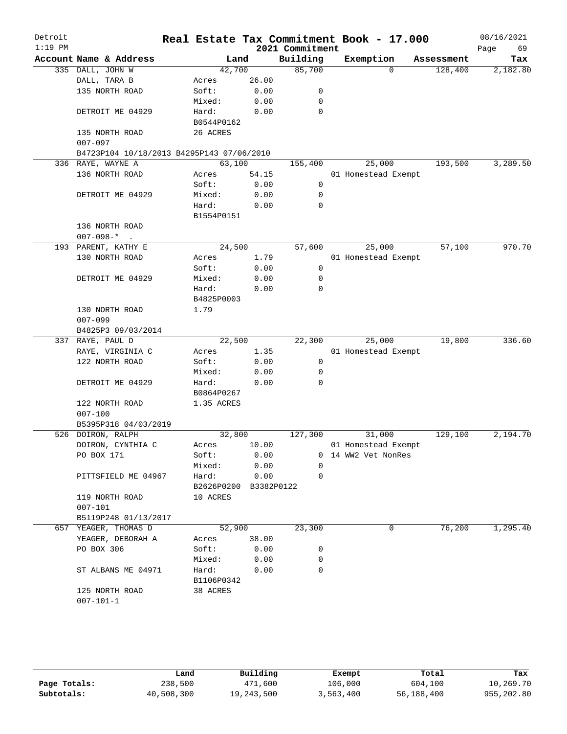# Detroit — Real Estate Tax Commitment Book - 17.000 — 2021 Commitment

1:19 PM — 08/16/2021

| Account Name & Address | Land | | Building | Exemption | Assessment | Tax |
|---|---|---|---|---|---|---|
| 335 DALL, JOHN W | 42,700 | | 85,700 | 0 | 128,400 | 2,182.80 |
| DALL, TARA B | Acres | 26.00 | | | | |
| 135 NORTH ROAD | Soft: | 0.00 | 0 | | | |
| | Mixed: | 0.00 | 0 | | | |
| DETROIT ME 04929 | Hard: | 0.00 | 0 | | | |
| | B0544P0162 | | | | | |
| 135 NORTH ROAD | 26 ACRES | | | | | |
| 007-097 | | | | | | |
| B4723P104 10/18/2013 B4295P143 07/06/2010 | | | | | | |
| 336 RAYE, WAYNE A | 63,100 | | 155,400 | 25,000 | 193,500 | 3,289.50 |
| 136 NORTH ROAD | Acres | 54.15 | | 01 Homestead Exempt | | |
| | Soft: | 0.00 | 0 | | | |
| DETROIT ME 04929 | Mixed: | 0.00 | 0 | | | |
| | Hard: | 0.00 | 0 | | | |
| | B1554P0151 | | | | | |
| 136 NORTH ROAD | | | | | | |
| 007-098-* . | | | | | | |
| 193 PARENT, KATHY E | 24,500 | | 57,600 | 25,000 | 57,100 | 970.70 |
| 130 NORTH ROAD | Acres | 1.79 | | 01 Homestead Exempt | | |
| | Soft: | 0.00 | 0 | | | |
| DETROIT ME 04929 | Mixed: | 0.00 | 0 | | | |
| | Hard: | 0.00 | 0 | | | |
| | B4825P0003 | | | | | |
| 130 NORTH ROAD | 1.79 | | | | | |
| 007-099 | | | | | | |
| B4825P3 09/03/2014 | | | | | | |
| 337 RAYE, PAUL D | 22,500 | | 22,300 | 25,000 | 19,800 | 336.60 |
| RAYE, VIRGINIA C | Acres | 1.35 | | 01 Homestead Exempt | | |
| 122 NORTH ROAD | Soft: | 0.00 | 0 | | | |
| | Mixed: | 0.00 | 0 | | | |
| DETROIT ME 04929 | Hard: | 0.00 | 0 | | | |
| | B0864P0267 | | | | | |
| 122 NORTH ROAD | 1.35 ACRES | | | | | |
| 007-100 | | | | | | |
| B5395P318 04/03/2019 | | | | | | |
| 526 DOIRON, RALPH | 32,800 | | 127,300 | 31,000 | 129,100 | 2,194.70 |
| DOIRON, CYNTHIA C | Acres | 10.00 | | 01 Homestead Exempt | | |
| PO BOX 171 | Soft: | 0.00 | 0 | 14 WW2 Vet NonRes | | |
| | Mixed: | 0.00 | 0 | | | |
| PITTSFIELD ME 04967 | Hard: | 0.00 | 0 | | | |
| | B2626P0200 | B3382P0122 | | | | |
| 119 NORTH ROAD | 10 ACRES | | | | | |
| 007-101 | | | | | | |
| B5119P248 01/13/2017 | | | | | | |
| 657 YEAGER, THOMAS D | 52,900 | | 23,300 | 0 | 76,200 | 1,295.40 |
| YEAGER, DEBORAH A | Acres | 38.00 | | | | |
| PO BOX 306 | Soft: | 0.00 | 0 | | | |
| | Mixed: | 0.00 | 0 | | | |
| ST ALBANS ME 04971 | Hard: | 0.00 | 0 | | | |
| | B1106P0342 | | | | | |
| 125 NORTH ROAD | 38 ACRES | | | | | |
| 007-101-1 | | | | | | |

| | Land | Building | Exempt | Total | Tax |
|---|---|---|---|---|---|
| Page Totals: | 238,500 | 471,600 | 106,000 | 604,100 | 10,269.70 |
| Subtotals: | 40,508,300 | 19,243,500 | 3,563,400 | 56,188,400 | 955,202.80 |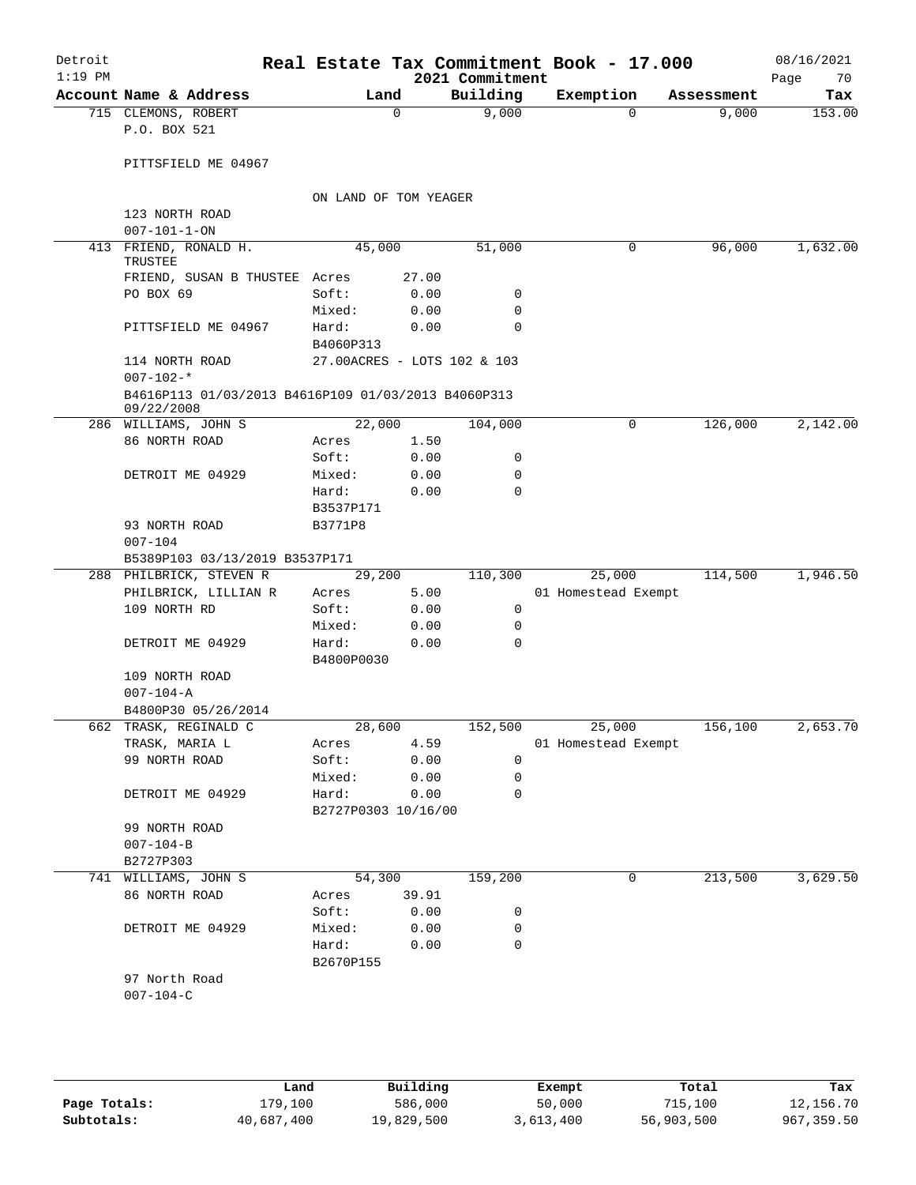Detroit 1:19 PM

# Real Estate Tax Commitment Book - 17.000

2021 Commitment

08/16/2021

| Account | Name & Address | Land | | Building | Exemption | Assessment | Tax |
|---|---|---|---|---|---|---|---|
| 715 | CLEMONS, ROBERT | 0 | | 9,000 | 0 | 9,000 | 153.00 |
| | P.O. BOX 521 | | | | | | |
| | PITTSFIELD ME 04967 | | | | | | |
| | | ON LAND OF TOM YEAGER | | | | | |
| | 123 NORTH ROAD | | | | | | |
| | 007-101-1-ON | | | | | | |
| 413 | FRIEND, RONALD H. TRUSTEE | 45,000 | | 51,000 | 0 | 96,000 | 1,632.00 |
| | FRIEND, SUSAN B THUSTEE | Acres | 27.00 | | | | |
| | PO BOX 69 | Soft: | 0.00 | 0 | | | |
| | | Mixed: | 0.00 | 0 | | | |
| | PITTSFIELD ME 04967 | Hard: | 0.00 | 0 | | | |
| | | B4060P313 | | | | | |
| | 114 NORTH ROAD | 27.00ACRES - LOTS 102 & 103 | | | | | |
| | 007-102-* | | | | | | |
| | B4616P113 01/03/2013 B4616P109 01/03/2013 B4060P313 09/22/2008 | | | | | | |
| 286 | WILLIAMS, JOHN S | 22,000 | | 104,000 | 0 | 126,000 | 2,142.00 |
| | 86 NORTH ROAD | Acres | 1.50 | | | | |
| | | Soft: | 0.00 | 0 | | | |
| | DETROIT ME 04929 | Mixed: | 0.00 | 0 | | | |
| | | Hard: | 0.00 | 0 | | | |
| | | B3537P171 | | | | | |
| | 93 NORTH ROAD | B3771P8 | | | | | |
| | 007-104 | | | | | | |
| | B5389P103 03/13/2019 B3537P171 | | | | | | |
| 288 | PHILBRICK, STEVEN R | 29,200 | | 110,300 | 25,000 | 114,500 | 1,946.50 |
| | PHILBRICK, LILLIAN R | Acres | 5.00 | | 01 Homestead Exempt | | |
| | 109 NORTH RD | Soft: | 0.00 | 0 | | | |
| | | Mixed: | 0.00 | 0 | | | |
| | DETROIT ME 04929 | Hard: | 0.00 | 0 | | | |
| | | B4800P0030 | | | | | |
| | 109 NORTH ROAD | | | | | | |
| | 007-104-A | | | | | | |
| | B4800P30 05/26/2014 | | | | | | |
| 662 | TRASK, REGINALD C | 28,600 | | 152,500 | 25,000 | 156,100 | 2,653.70 |
| | TRASK, MARIA L | Acres | 4.59 | | 01 Homestead Exempt | | |
| | 99 NORTH ROAD | Soft: | 0.00 | 0 | | | |
| | | Mixed: | 0.00 | 0 | | | |
| | DETROIT ME 04929 | Hard: | 0.00 | 0 | | | |
| | | B2727P0303 10/16/00 | | | | | |
| | 99 NORTH ROAD | | | | | | |
| | 007-104-B | | | | | | |
| | B2727P303 | | | | | | |
| 741 | WILLIAMS, JOHN S | 54,300 | | 159,200 | 0 | 213,500 | 3,629.50 |
| | 86 NORTH ROAD | Acres | 39.91 | | | | |
| | | Soft: | 0.00 | 0 | | | |
| | DETROIT ME 04929 | Mixed: | 0.00 | 0 | | | |
| | | Hard: | 0.00 | 0 | | | |
| | | B2670P155 | | | | | |
| | 97 North Road | | | | | | |
| | 007-104-C | | | | | | |

| | Land | Building | Exempt | Total | Tax |
|---|---|---|---|---|---|
| Page Totals: | 179,100 | 586,000 | 50,000 | 715,100 | 12,156.70 |
| Subtotals: | 40,687,400 | 19,829,500 | 3,613,400 | 56,903,500 | 967,359.50 |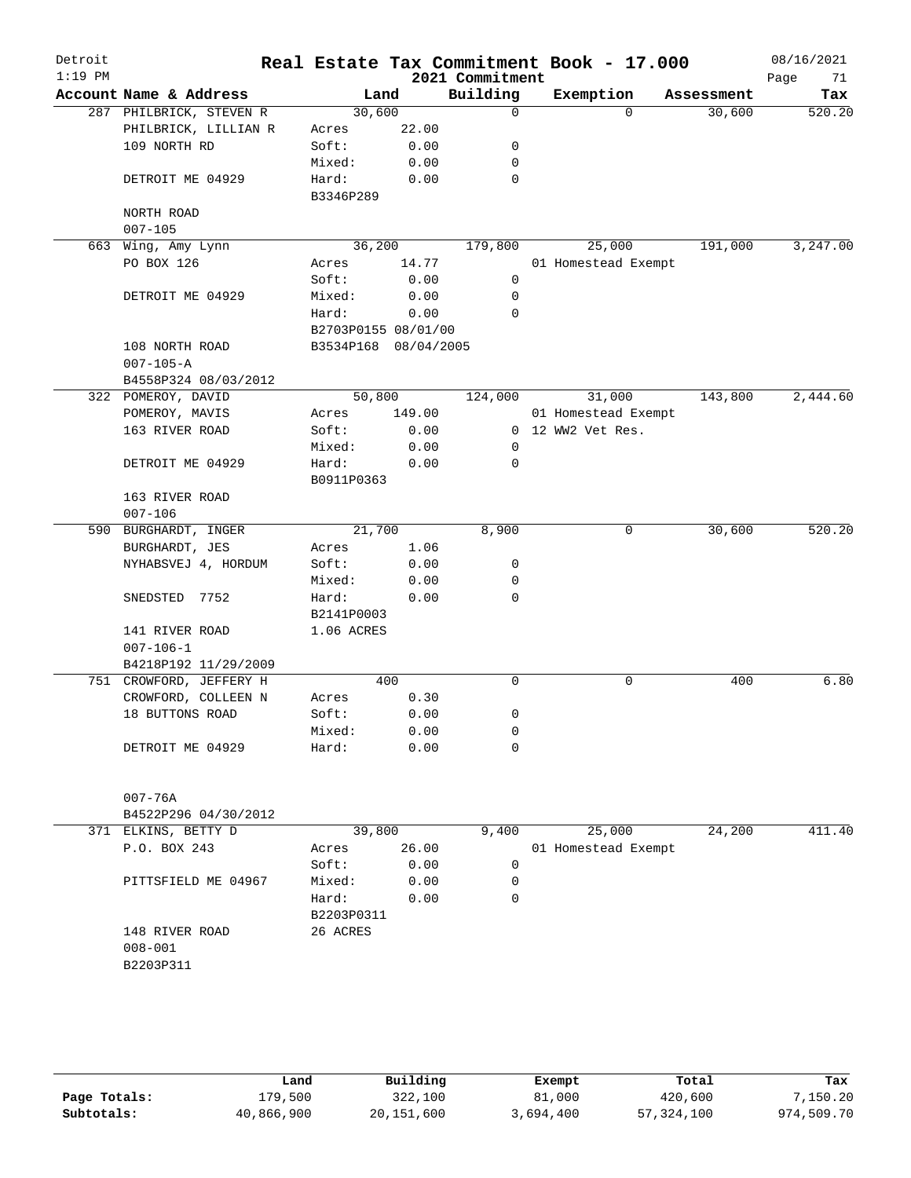# Real Estate Tax Commitment Book - 17.000

Detroit
1:19 PM

2021 Commitment

08/16/2021

| Account | Name & Address | Land | | Building | Exemption | Assessment | Tax |
|---|---|---|---|---|---|---|---|
| 287 | PHILBRICK, STEVEN R | 30,600 | | 0 | 0 | 30,600 | 520.20 |
| | PHILBRICK, LILLIAN R | Acres | 22.00 | | | | |
| | 109 NORTH RD | Soft: | 0.00 | 0 | | | |
| | | Mixed: | 0.00 | 0 | | | |
| | DETROIT ME 04929 | Hard: | 0.00 | 0 | | | |
| | | B3346P289 | | | | | |
| | NORTH ROAD | | | | | | |
| | 007-105 | | | | | | |
| 663 | Wing, Amy Lynn | 36,200 | | 179,800 | 25,000 | 191,000 | 3,247.00 |
| | PO BOX 126 | Acres | 14.77 | | 01 Homestead Exempt | | |
| | | Soft: | 0.00 | 0 | | | |
| | DETROIT ME 04929 | Mixed: | 0.00 | 0 | | | |
| | | Hard: | 0.00 | 0 | | | |
| | | B2703P0155 08/01/00 | | | | | |
| | 108 NORTH ROAD | B3534P168 08/04/2005 | | | | | |
| | 007-105-A | | | | | | |
| | B4558P324 08/03/2012 | | | | | | |
| 322 | POMEROY, DAVID | 50,800 | | 124,000 | 31,000 | 143,800 | 2,444.60 |
| | POMEROY, MAVIS | Acres | 149.00 | | 01 Homestead Exempt | | |
| | 163 RIVER ROAD | Soft: | 0.00 | 0 | 12 WW2 Vet Res. | | |
| | | Mixed: | 0.00 | 0 | | | |
| | DETROIT ME 04929 | Hard: | 0.00 | 0 | | | |
| | | B0911P0363 | | | | | |
| | 163 RIVER ROAD | | | | | | |
| | 007-106 | | | | | | |
| 590 | BURGHARDT, INGER | 21,700 | | 8,900 | 0 | 30,600 | 520.20 |
| | BURGHARDT, JES | Acres | 1.06 | | | | |
| | NYHABSVEJ 4, HORDUM | Soft: | 0.00 | 0 | | | |
| | | Mixed: | 0.00 | 0 | | | |
| | SNEDSTED 7752 | Hard: | 0.00 | 0 | | | |
| | | B2141P0003 | | | | | |
| | 141 RIVER ROAD | 1.06 ACRES | | | | | |
| | 007-106-1 | | | | | | |
| | B4218P192 11/29/2009 | | | | | | |
| 751 | CROWFORD, JEFFERY H | 400 | | 0 | 0 | 400 | 6.80 |
| | CROWFORD, COLLEEN N | Acres | 0.30 | | | | |
| | 18 BUTTONS ROAD | Soft: | 0.00 | 0 | | | |
| | | Mixed: | 0.00 | 0 | | | |
| | DETROIT ME 04929 | Hard: | 0.00 | 0 | | | |
| | 007-76A | | | | | | |
| | B4522P296 04/30/2012 | | | | | | |
| 371 | ELKINS, BETTY D | 39,800 | | 9,400 | 25,000 | 24,200 | 411.40 |
| | P.O. BOX 243 | Acres | 26.00 | | 01 Homestead Exempt | | |
| | | Soft: | 0.00 | 0 | | | |
| | PITTSFIELD ME 04967 | Mixed: | 0.00 | 0 | | | |
| | | Hard: | 0.00 | 0 | | | |
| | | B2203P0311 | | | | | |
| | 148 RIVER ROAD | 26 ACRES | | | | | |
| | 008-001 | | | | | | |
| | B2203P311 | | | | | | |

| | Land | Building | Exempt | Total | Tax |
|---|---|---|---|---|---|
| Page Totals: | 179,500 | 322,100 | 81,000 | 420,600 | 7,150.20 |
| Subtotals: | 40,866,900 | 20,151,600 | 3,694,400 | 57,324,100 | 974,509.70 |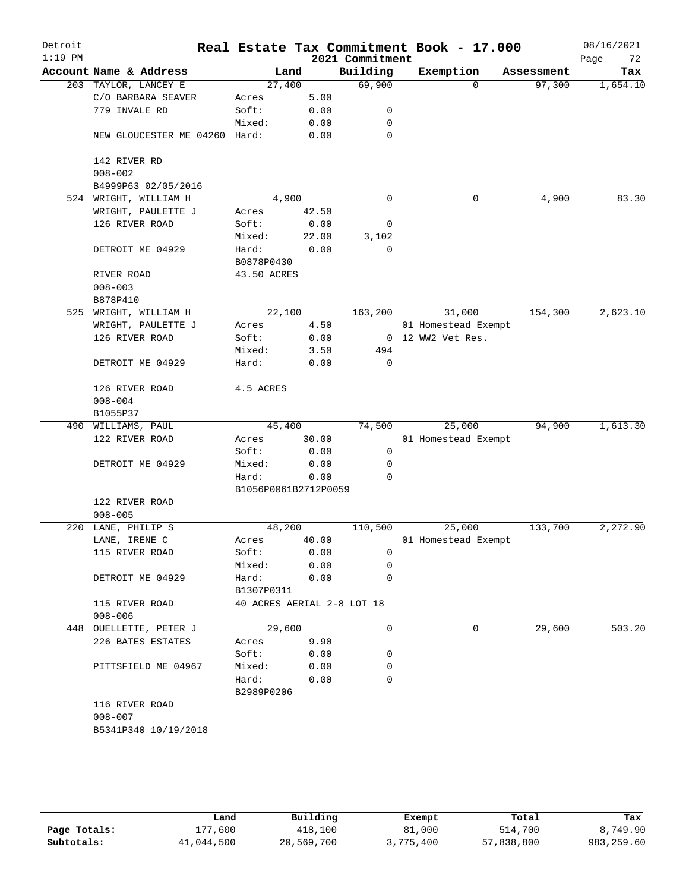Detroit
1:19 PM

# Real Estate Tax Commitment Book - 17.000

2021 Commitment

08/16/2021

| Account Name & Address | Land | | Building | Exemption | Assessment | Tax |
|---|---|---|---|---|---|---|
| 203 TAYLOR, LANCEY E | 27,400 | | 69,900 | 0 | 97,300 | 1,654.10 |
| C/O BARBARA SEAVER | Acres | 5.00 | | | | |
| 779 INVALE RD | Soft: | 0.00 | 0 | | | |
| | Mixed: | 0.00 | 0 | | | |
| NEW GLOUCESTER ME 04260 | Hard: | 0.00 | 0 | | | |
| 142 RIVER RD | | | | | | |
| 008-002 | | | | | | |
| B4999P63 02/05/2016 | | | | | | |
| 524 WRIGHT, WILLIAM H | 4,900 | | 0 | 0 | 4,900 | 83.30 |
| WRIGHT, PAULETTE J | Acres | 42.50 | | | | |
| 126 RIVER ROAD | Soft: | 0.00 | 0 | | | |
| | Mixed: | 22.00 | 3,102 | | | |
| DETROIT ME 04929 | Hard: | 0.00 | 0 | | | |
| | B0878P0430 | | | | | |
| RIVER ROAD | 43.50 ACRES | | | | | |
| 008-003 | | | | | | |
| B878P410 | | | | | | |
| 525 WRIGHT, WILLIAM H | 22,100 | | 163,200 | 31,000 | 154,300 | 2,623.10 |
| WRIGHT, PAULETTE J | Acres | 4.50 | | 01 Homestead Exempt | | |
| 126 RIVER ROAD | Soft: | 0.00 | 0 | 12 WW2 Vet Res. | | |
| | Mixed: | 3.50 | 494 | | | |
| DETROIT ME 04929 | Hard: | 0.00 | 0 | | | |
| 126 RIVER ROAD | 4.5 ACRES | | | | | |
| 008-004 | | | | | | |
| B1055P37 | | | | | | |
| 490 WILLIAMS, PAUL | 45,400 | | 74,500 | 25,000 | 94,900 | 1,613.30 |
| 122 RIVER ROAD | Acres | 30.00 | | 01 Homestead Exempt | | |
| | Soft: | 0.00 | 0 | | | |
| DETROIT ME 04929 | Mixed: | 0.00 | 0 | | | |
| | Hard: | 0.00 | 0 | | | |
| | B1056P0061B2712P0059 | | | | | |
| 122 RIVER ROAD | | | | | | |
| 008-005 | | | | | | |
| 220 LANE, PHILIP S | 48,200 | | 110,500 | 25,000 | 133,700 | 2,272.90 |
| LANE, IRENE C | Acres | 40.00 | | 01 Homestead Exempt | | |
| 115 RIVER ROAD | Soft: | 0.00 | 0 | | | |
| | Mixed: | 0.00 | 0 | | | |
| DETROIT ME 04929 | Hard: | 0.00 | 0 | | | |
| | B1307P0311 | | | | | |
| 115 RIVER ROAD | 40 ACRES AERIAL 2-8 LOT 18 | | | | | |
| 008-006 | | | | | | |
| 448 OUELLETTE, PETER J | 29,600 | | 0 | 0 | 29,600 | 503.20 |
| 226 BATES ESTATES | Acres | 9.90 | | | | |
| | Soft: | 0.00 | 0 | | | |
| PITTSFIELD ME 04967 | Mixed: | 0.00 | 0 | | | |
| | Hard: | 0.00 | 0 | | | |
| | B2989P0206 | | | | | |
| 116 RIVER ROAD | | | | | | |
| 008-007 | | | | | | |
| B5341P340 10/19/2018 | | | | | | |

| | Land | Building | Exempt | Total | Tax |
|---|---|---|---|---|---|
| Page Totals: | 177,600 | 418,100 | 81,000 | 514,700 | 8,749.90 |
| Subtotals: | 41,044,500 | 20,569,700 | 3,775,400 | 57,838,800 | 983,259.60 |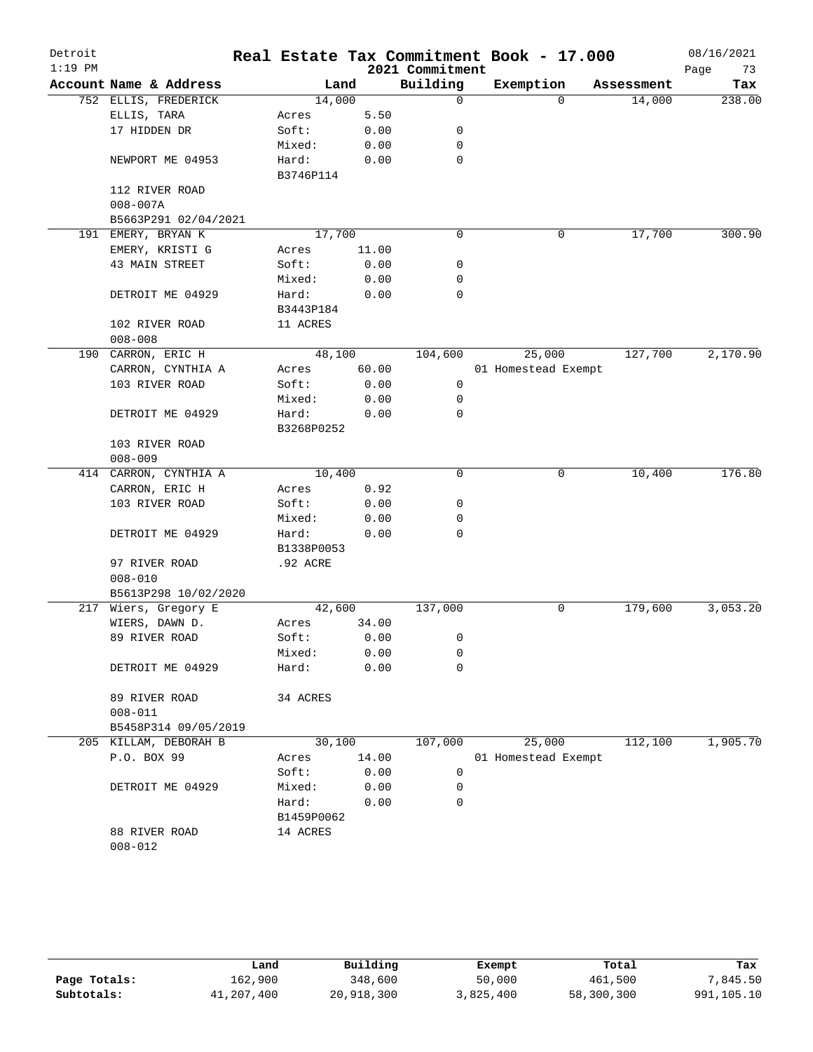# Real Estate Tax Commitment Book - 17.000

Detroit
1:19 PM

2021 Commitment

08/16/2021

| Account Name & Address | Land | | Building | Exemption | Assessment | Tax |
|---|---|---|---|---|---|---|
| 752 ELLIS, FREDERICK | 14,000 | | 0 | 0 | 14,000 | 238.00 |
| ELLIS, TARA | Acres | 5.50 | | | | |
| 17 HIDDEN DR | Soft: | 0.00 | 0 | | | |
| | Mixed: | 0.00 | 0 | | | |
| NEWPORT ME 04953 | Hard: | 0.00 | 0 | | | |
| | B3746P114 | | | | | |
| 112 RIVER ROAD | | | | | | |
| 008-007A | | | | | | |
| B5663P291 02/04/2021 | | | | | | |
| 191 EMERY, BRYAN K | 17,700 | | 0 | 0 | 17,700 | 300.90 |
| EMERY, KRISTI G | Acres | 11.00 | | | | |
| 43 MAIN STREET | Soft: | 0.00 | 0 | | | |
| | Mixed: | 0.00 | 0 | | | |
| DETROIT ME 04929 | Hard: | 0.00 | 0 | | | |
| | B3443P184 | | | | | |
| 102 RIVER ROAD | 11 ACRES | | | | | |
| 008-008 | | | | | | |
| 190 CARRON, ERIC H | 48,100 | | 104,600 | 25,000 | 127,700 | 2,170.90 |
| CARRON, CYNTHIA A | Acres | 60.00 | | 01 Homestead Exempt | | |
| 103 RIVER ROAD | Soft: | 0.00 | 0 | | | |
| | Mixed: | 0.00 | 0 | | | |
| DETROIT ME 04929 | Hard: | 0.00 | 0 | | | |
| | B3268P0252 | | | | | |
| 103 RIVER ROAD | | | | | | |
| 008-009 | | | | | | |
| 414 CARRON, CYNTHIA A | 10,400 | | 0 | 0 | 10,400 | 176.80 |
| CARRON, ERIC H | Acres | 0.92 | | | | |
| 103 RIVER ROAD | Soft: | 0.00 | 0 | | | |
| | Mixed: | 0.00 | 0 | | | |
| DETROIT ME 04929 | Hard: | 0.00 | 0 | | | |
| | B1338P0053 | | | | | |
| 97 RIVER ROAD | .92 ACRE | | | | | |
| 008-010 | | | | | | |
| B5613P298 10/02/2020 | | | | | | |
| 217 Wiers, Gregory E | 42,600 | | 137,000 | 0 | 179,600 | 3,053.20 |
| WIERS, DAWN D. | Acres | 34.00 | | | | |
| 89 RIVER ROAD | Soft: | 0.00 | 0 | | | |
| | Mixed: | 0.00 | 0 | | | |
| DETROIT ME 04929 | Hard: | 0.00 | 0 | | | |
| 89 RIVER ROAD | 34 ACRES | | | | | |
| 008-011 | | | | | | |
| B5458P314 09/05/2019 | | | | | | |
| 205 KILLAM, DEBORAH B | 30,100 | | 107,000 | 25,000 | 112,100 | 1,905.70 |
| P.O. BOX 99 | Acres | 14.00 | | 01 Homestead Exempt | | |
| | Soft: | 0.00 | 0 | | | |
| DETROIT ME 04929 | Mixed: | 0.00 | 0 | | | |
| | Hard: | 0.00 | 0 | | | |
| | B1459P0062 | | | | | |
| 88 RIVER ROAD | 14 ACRES | | | | | |
| 008-012 | | | | | | |

| | Land | Building | Exempt | Total | Tax |
|---|---|---|---|---|---|
| Page Totals: | 162,900 | 348,600 | 50,000 | 461,500 | 7,845.50 |
| Subtotals: | 41,207,400 | 20,918,300 | 3,825,400 | 58,300,300 | 991,105.10 |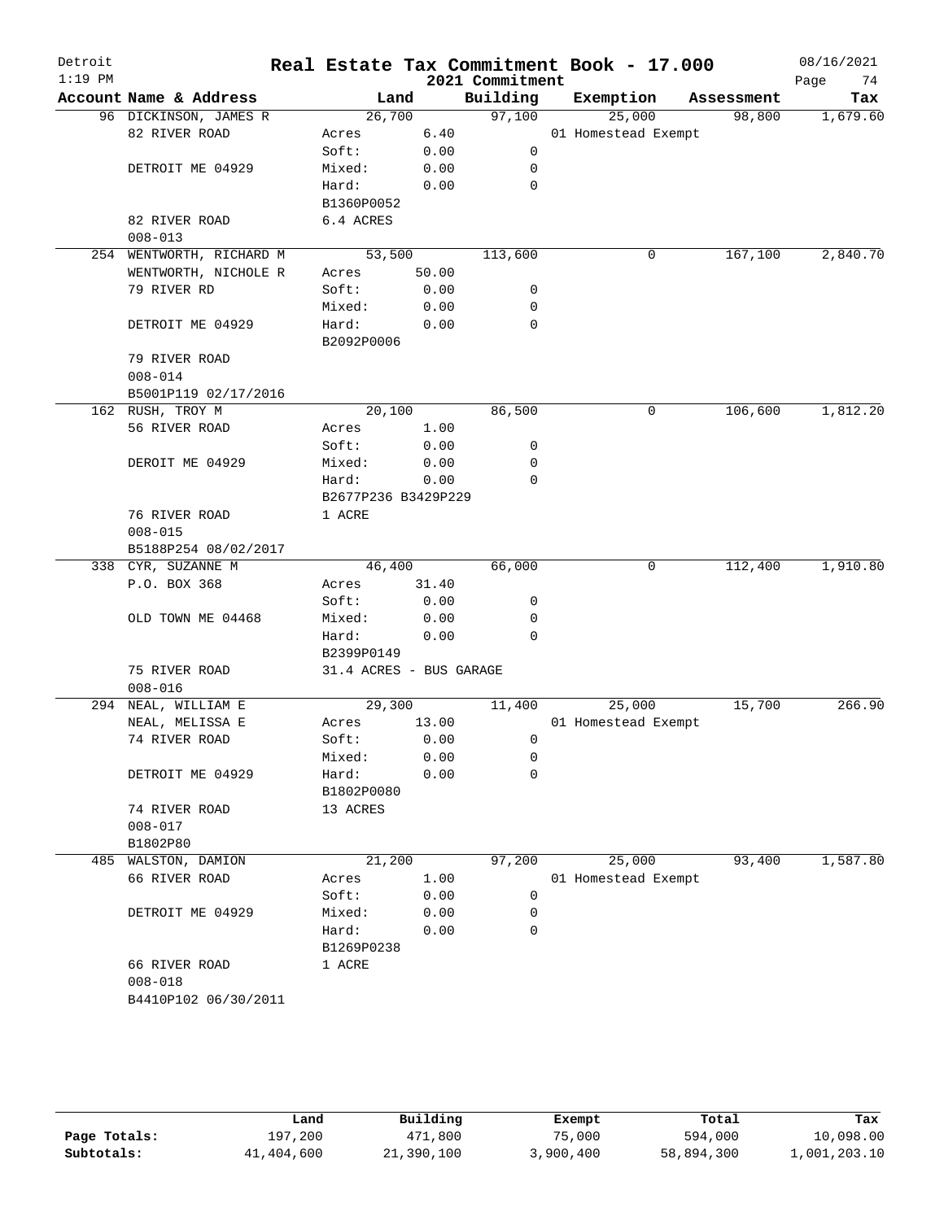# Real Estate Tax Commitment Book - 17.000

Detroit
1:19 PM

2021 Commitment

08/16/2021

| Account Name & Address | Land | | Building | Exemption | Assessment | Tax |
|---|---|---|---|---|---|---|
| 96 DICKINSON, JAMES R | 26,700 | | 97,100 | 25,000 | 98,800 | 1,679.60 |
| 82 RIVER ROAD | Acres | 6.40 | | 01 Homestead Exempt | | |
| | Soft: | 0.00 | 0 | | | |
| DETROIT ME 04929 | Mixed: | 0.00 | 0 | | | |
| | Hard: | 0.00 | 0 | | | |
| | B1360P0052 | | | | | |
| 82 RIVER ROAD | 6.4 ACRES | | | | | |
| 008-013 | | | | | | |
| 254 WENTWORTH, RICHARD M | 53,500 | | 113,600 | 0 | 167,100 | 2,840.70 |
| WENTWORTH, NICHOLE R | Acres | 50.00 | | | | |
| 79 RIVER RD | Soft: | 0.00 | 0 | | | |
| | Mixed: | 0.00 | 0 | | | |
| DETROIT ME 04929 | Hard: | 0.00 | 0 | | | |
| | B2092P0006 | | | | | |
| 79 RIVER ROAD | | | | | | |
| 008-014 | | | | | | |
| B5001P119 02/17/2016 | | | | | | |
| 162 RUSH, TROY M | 20,100 | | 86,500 | 0 | 106,600 | 1,812.20 |
| 56 RIVER ROAD | Acres | 1.00 | | | | |
| | Soft: | 0.00 | 0 | | | |
| DEROIT ME 04929 | Mixed: | 0.00 | 0 | | | |
| | Hard: | 0.00 | 0 | | | |
| | B2677P236 B3429P229 | | | | | |
| 76 RIVER ROAD | 1 ACRE | | | | | |
| 008-015 | | | | | | |
| B5188P254 08/02/2017 | | | | | | |
| 338 CYR, SUZANNE M | 46,400 | | 66,000 | 0 | 112,400 | 1,910.80 |
| P.O. BOX 368 | Acres | 31.40 | | | | |
| | Soft: | 0.00 | 0 | | | |
| OLD TOWN ME 04468 | Mixed: | 0.00 | 0 | | | |
| | Hard: | 0.00 | 0 | | | |
| | B2399P0149 | | | | | |
| 75 RIVER ROAD | 31.4 ACRES - BUS GARAGE | | | | | |
| 008-016 | | | | | | |
| 294 NEAL, WILLIAM E | 29,300 | | 11,400 | 25,000 | 15,700 | 266.90 |
| NEAL, MELISSA E | Acres | 13.00 | | 01 Homestead Exempt | | |
| 74 RIVER ROAD | Soft: | 0.00 | 0 | | | |
| | Mixed: | 0.00 | 0 | | | |
| DETROIT ME 04929 | Hard: | 0.00 | 0 | | | |
| | B1802P0080 | | | | | |
| 74 RIVER ROAD | 13 ACRES | | | | | |
| 008-017 | | | | | | |
| B1802P80 | | | | | | |
| 485 WALSTON, DAMION | 21,200 | | 97,200 | 25,000 | 93,400 | 1,587.80 |
| 66 RIVER ROAD | Acres | 1.00 | | 01 Homestead Exempt | | |
| | Soft: | 0.00 | 0 | | | |
| DETROIT ME 04929 | Mixed: | 0.00 | 0 | | | |
| | Hard: | 0.00 | 0 | | | |
| | B1269P0238 | | | | | |
| 66 RIVER ROAD | 1 ACRE | | | | | |
| 008-018 | | | | | | |
| B4410P102 06/30/2011 | | | | | | |

| | Land | Building | Exempt | Total | Tax |
|---|---|---|---|---|---|
| Page Totals: | 197,200 | 471,800 | 75,000 | 594,000 | 10,098.00 |
| Subtotals: | 41,404,600 | 21,390,100 | 3,900,400 | 58,894,300 | 1,001,203.10 |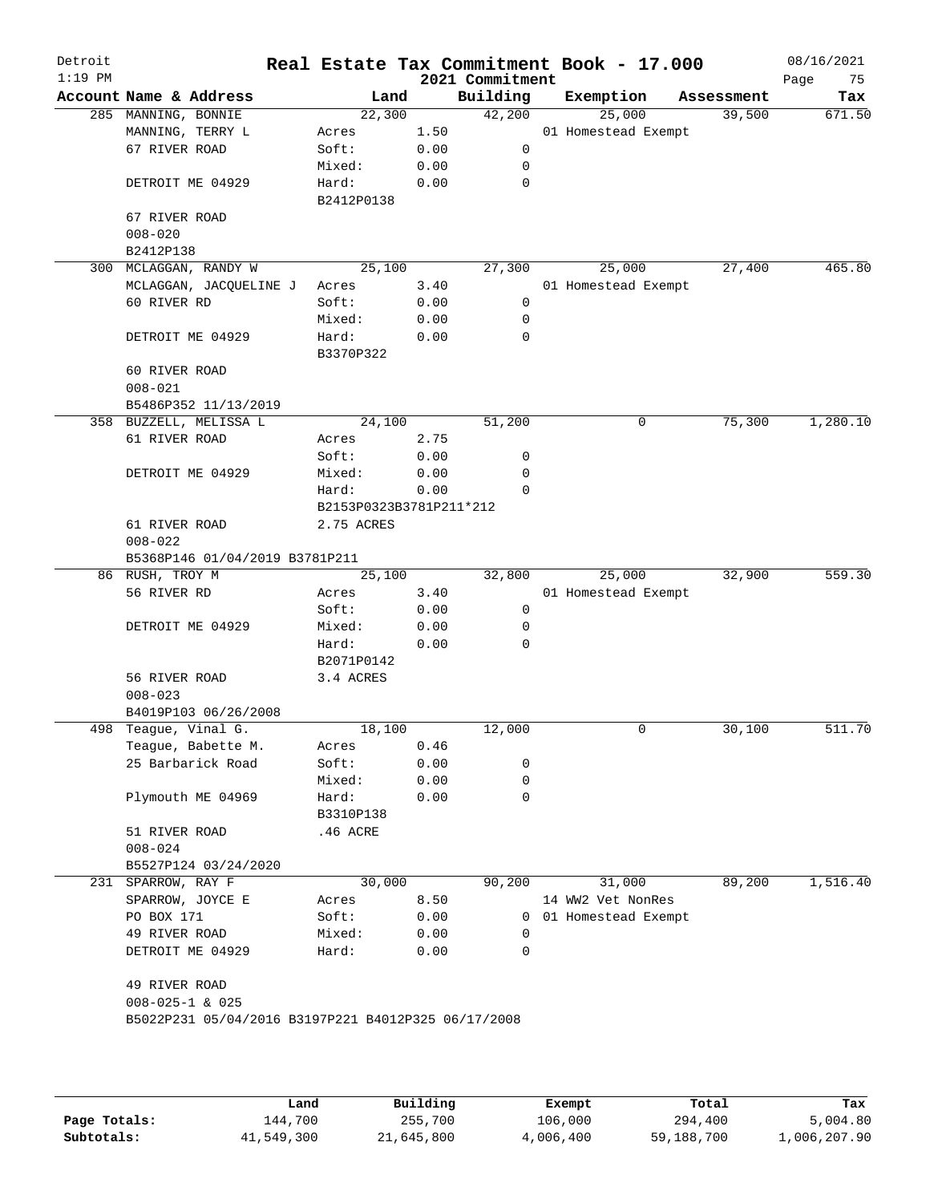# Real Estate Tax Commitment Book - 17.000

Detroit
1:19 PM

2021 Commitment

08/16/2021

| Account | Name & Address | Land | | Building | Exemption | Assessment | Tax |
|---|---|---|---|---|---|---|---|
| 285 | MANNING, BONNIE | 22,300 | | 42,200 | 25,000 | 39,500 | 671.50 |
| | MANNING, TERRY L | Acres | 1.50 | | 01 Homestead Exempt | | |
| | 67 RIVER ROAD | Soft: | 0.00 | 0 | | | |
| | | Mixed: | 0.00 | 0 | | | |
| | DETROIT ME 04929 | Hard: | 0.00 | 0 | | | |
| | | B2412P0138 | | | | | |
| | 67 RIVER ROAD | | | | | | |
| | 008-020 | | | | | | |
| | B2412P138 | | | | | | |
| 300 | MCLAGGAN, RANDY W | 25,100 | | 27,300 | 25,000 | 27,400 | 465.80 |
| | MCLAGGAN, JACQUELINE J | Acres | 3.40 | | 01 Homestead Exempt | | |
| | 60 RIVER RD | Soft: | 0.00 | 0 | | | |
| | | Mixed: | 0.00 | 0 | | | |
| | DETROIT ME 04929 | Hard: | 0.00 | 0 | | | |
| | | B3370P322 | | | | | |
| | 60 RIVER ROAD | | | | | | |
| | 008-021 | | | | | | |
| | B5486P352 11/13/2019 | | | | | | |
| 358 | BUZZELL, MELISSA L | 24,100 | | 51,200 | 0 | 75,300 | 1,280.10 |
| | 61 RIVER ROAD | Acres | 2.75 | | | | |
| | | Soft: | 0.00 | 0 | | | |
| | DETROIT ME 04929 | Mixed: | 0.00 | 0 | | | |
| | | Hard: | 0.00 | 0 | | | |
| | | B2153P0323B3781P211*212 | | | | | |
| | 61 RIVER ROAD | 2.75 ACRES | | | | | |
| | 008-022 | | | | | | |
| | B5368P146 01/04/2019 B3781P211 | | | | | | |
| 86 | RUSH, TROY M | 25,100 | | 32,800 | 25,000 | 32,900 | 559.30 |
| | 56 RIVER RD | Acres | 3.40 | | 01 Homestead Exempt | | |
| | | Soft: | 0.00 | 0 | | | |
| | DETROIT ME 04929 | Mixed: | 0.00 | 0 | | | |
| | | Hard: | 0.00 | 0 | | | |
| | | B2071P0142 | | | | | |
| | 56 RIVER ROAD | 3.4 ACRES | | | | | |
| | 008-023 | | | | | | |
| | B4019P103 06/26/2008 | | | | | | |
| 498 | Teague, Vinal G. | 18,100 | | 12,000 | 0 | 30,100 | 511.70 |
| | Teague, Babette M. | Acres | 0.46 | | | | |
| | 25 Barbarick Road | Soft: | 0.00 | 0 | | | |
| | | Mixed: | 0.00 | 0 | | | |
| | Plymouth ME 04969 | Hard: | 0.00 | 0 | | | |
| | | B3310P138 | | | | | |
| | 51 RIVER ROAD | .46 ACRE | | | | | |
| | 008-024 | | | | | | |
| | B5527P124 03/24/2020 | | | | | | |
| 231 | SPARROW, RAY F | 30,000 | | 90,200 | 31,000 | 89,200 | 1,516.40 |
| | SPARROW, JOYCE E | Acres | 8.50 | | 14 WW2 Vet NonRes | | |
| | PO BOX 171 | Soft: | 0.00 | 0 | 01 Homestead Exempt | | |
| | 49 RIVER ROAD | Mixed: | 0.00 | 0 | | | |
| | DETROIT ME 04929 | Hard: | 0.00 | 0 | | | |
| | 49 RIVER ROAD | | | | | | |
| | 008-025-1 & 025 | | | | | | |
| | B5022P231 05/04/2016 B3197P221 B4012P325 06/17/2008 | | | | | | |

| | Land | Building | Exempt | Total | Tax |
|---|---|---|---|---|---|
| Page Totals: | 144,700 | 255,700 | 106,000 | 294,400 | 5,004.80 |
| Subtotals: | 41,549,300 | 21,645,800 | 4,006,400 | 59,188,700 | 1,006,207.90 |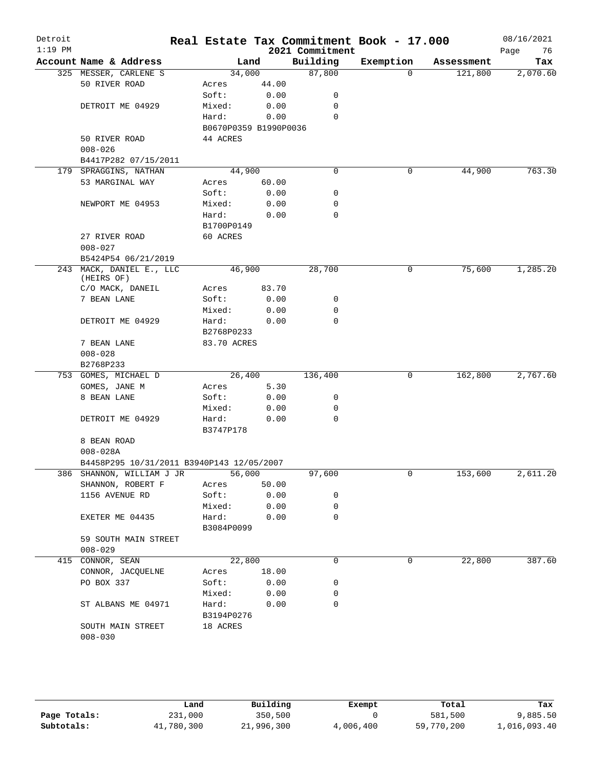# Real Estate Tax Commitment Book - 17.000

Detroit
1:19 PM

2021 Commitment

08/16/2021

| Account | Name & Address | Land | | Building | Exemption | Assessment | Tax |
|---|---|---|---|---|---|---|---|
| 325 | MESSER, CARLENE S | 34,000 | | 87,800 | 0 | 121,800 | 2,070.60 |
| | 50 RIVER ROAD | Acres | 44.00 | | | | |
| | | Soft: | 0.00 | 0 | | | |
| | DETROIT ME 04929 | Mixed: | 0.00 | 0 | | | |
| | | Hard: | 0.00 | 0 | | | |
| | | B0670P0359 B1990P0036 | | | | | |
| | 50 RIVER ROAD | 44 ACRES | | | | | |
| | 008-026 | | | | | | |
| | B4417P282 07/15/2011 | | | | | | |
| 179 | SPRAGGINS, NATHAN | 44,900 | | 0 | 0 | 44,900 | 763.30 |
| | 53 MARGINAL WAY | Acres | 60.00 | | | | |
| | | Soft: | 0.00 | 0 | | | |
| | NEWPORT ME 04953 | Mixed: | 0.00 | 0 | | | |
| | | Hard: | 0.00 | 0 | | | |
| | | B1700P0149 | | | | | |
| | 27 RIVER ROAD | 60 ACRES | | | | | |
| | 008-027 | | | | | | |
| | B5424P54 06/21/2019 | | | | | | |
| 243 | MACK, DANIEL E., LLC (HEIRS OF) | 46,900 | | 28,700 | 0 | 75,600 | 1,285.20 |
| | C/O MACK, DANEIL | Acres | 83.70 | | | | |
| | 7 BEAN LANE | Soft: | 0.00 | 0 | | | |
| | | Mixed: | 0.00 | 0 | | | |
| | DETROIT ME 04929 | Hard: | 0.00 | 0 | | | |
| | | B2768P0233 | | | | | |
| | 7 BEAN LANE | 83.70 ACRES | | | | | |
| | 008-028 | | | | | | |
| | B2768P233 | | | | | | |
| 753 | GOMES, MICHAEL D | 26,400 | | 136,400 | 0 | 162,800 | 2,767.60 |
| | GOMES, JANE M | Acres | 5.30 | | | | |
| | 8 BEAN LANE | Soft: | 0.00 | 0 | | | |
| | | Mixed: | 0.00 | 0 | | | |
| | DETROIT ME 04929 | Hard: | 0.00 | 0 | | | |
| | | B3747P178 | | | | | |
| | 8 BEAN ROAD | | | | | | |
| | 008-028A | | | | | | |
| | B4458P295 10/31/2011 B3940P143 12/05/2007 | | | | | | |
| 386 | SHANNON, WILLIAM J JR | 56,000 | | 97,600 | 0 | 153,600 | 2,611.20 |
| | SHANNON, ROBERT F | Acres | 50.00 | | | | |
| | 1156 AVENUE RD | Soft: | 0.00 | 0 | | | |
| | | Mixed: | 0.00 | 0 | | | |
| | EXETER ME 04435 | Hard: | 0.00 | 0 | | | |
| | | B3084P0099 | | | | | |
| | 59 SOUTH MAIN STREET | | | | | | |
| | 008-029 | | | | | | |
| 415 | CONNOR, SEAN | 22,800 | | 0 | 0 | 22,800 | 387.60 |
| | CONNOR, JACQUELNE | Acres | 18.00 | | | | |
| | PO BOX 337 | Soft: | 0.00 | 0 | | | |
| | | Mixed: | 0.00 | 0 | | | |
| | ST ALBANS ME 04971 | Hard: | 0.00 | 0 | | | |
| | | B3194P0276 | | | | | |
| | SOUTH MAIN STREET | 18 ACRES | | | | | |
| | 008-030 | | | | | | |

| | Land | Building | Exempt | Total | Tax |
|---|---|---|---|---|---|
| Page Totals: | 231,000 | 350,500 | 0 | 581,500 | 9,885.50 |
| Subtotals: | 41,780,300 | 21,996,300 | 4,006,400 | 59,770,200 | 1,016,093.40 |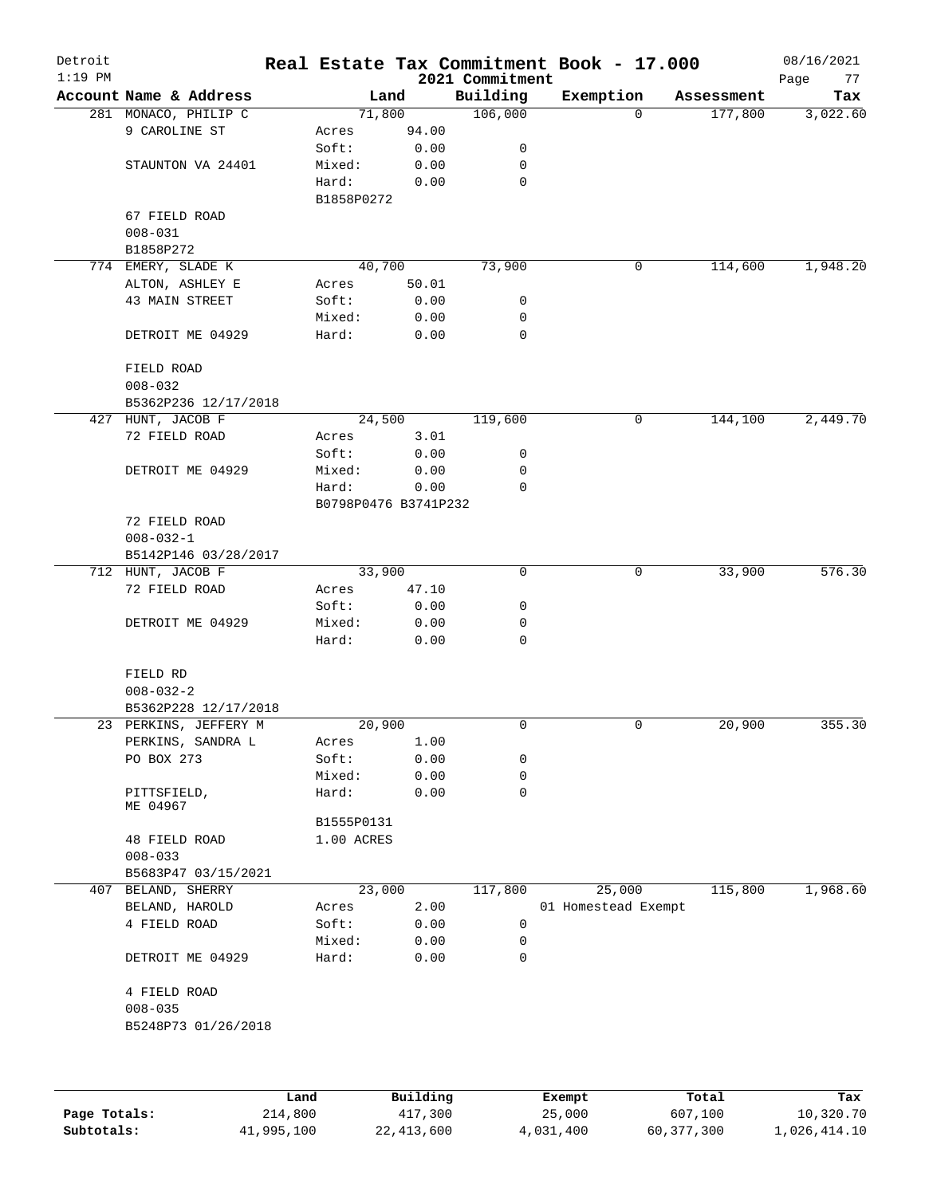# Real Estate Tax Commitment Book - 17.000

Detroit
1:19 PM

2021 Commitment

08/16/2021

| Account Name & Address | Land | | Building | Exemption | Assessment | Tax |
|---|---|---|---|---|---|---|
| 281 MONACO, PHILIP C | 71,800 | | 106,000 | 0 | 177,800 | 3,022.60 |
| 9 CAROLINE ST | Acres | 94.00 | | | | |
| | Soft: | 0.00 | 0 | | | |
| STAUNTON VA 24401 | Mixed: | 0.00 | 0 | | | |
| | Hard: | 0.00 | 0 | | | |
| | B1858P0272 | | | | | |
| 67 FIELD ROAD | | | | | | |
| 008-031 | | | | | | |
| B1858P272 | | | | | | |
| 774 EMERY, SLADE K | 40,700 | | 73,900 | 0 | 114,600 | 1,948.20 |
| ALTON, ASHLEY E | Acres | 50.01 | | | | |
| 43 MAIN STREET | Soft: | 0.00 | 0 | | | |
| | Mixed: | 0.00 | 0 | | | |
| DETROIT ME 04929 | Hard: | 0.00 | 0 | | | |
| FIELD ROAD | | | | | | |
| 008-032 | | | | | | |
| B5362P236 12/17/2018 | | | | | | |
| 427 HUNT, JACOB F | 24,500 | | 119,600 | 0 | 144,100 | 2,449.70 |
| 72 FIELD ROAD | Acres | 3.01 | | | | |
| | Soft: | 0.00 | 0 | | | |
| DETROIT ME 04929 | Mixed: | 0.00 | 0 | | | |
| | Hard: | 0.00 | 0 | | | |
| | B0798P0476 B3741P232 | | | | | |
| 72 FIELD ROAD | | | | | | |
| 008-032-1 | | | | | | |
| B5142P146 03/28/2017 | | | | | | |
| 712 HUNT, JACOB F | 33,900 | | 0 | 0 | 33,900 | 576.30 |
| 72 FIELD ROAD | Acres | 47.10 | | | | |
| | Soft: | 0.00 | 0 | | | |
| DETROIT ME 04929 | Mixed: | 0.00 | 0 | | | |
| | Hard: | 0.00 | 0 | | | |
| FIELD RD | | | | | | |
| 008-032-2 | | | | | | |
| B5362P228 12/17/2018 | | | | | | |
| 23 PERKINS, JEFFERY M | 20,900 | | 0 | 0 | 20,900 | 355.30 |
| PERKINS, SANDRA L | Acres | 1.00 | | | | |
| PO BOX 273 | Soft: | 0.00 | 0 | | | |
| | Mixed: | 0.00 | 0 | | | |
| PITTSFIELD, ME 04967 | Hard: | 0.00 | 0 | | | |
| | B1555P0131 | | | | | |
| 48 FIELD ROAD | 1.00 ACRES | | | | | |
| 008-033 | | | | | | |
| B5683P47 03/15/2021 | | | | | | |
| 407 BELAND, SHERRY | 23,000 | | 117,800 | 25,000 | 115,800 | 1,968.60 |
| BELAND, HAROLD | Acres | 2.00 | | 01 Homestead Exempt | | |
| 4 FIELD ROAD | Soft: | 0.00 | 0 | | | |
| | Mixed: | 0.00 | 0 | | | |
| DETROIT ME 04929 | Hard: | 0.00 | 0 | | | |
| 4 FIELD ROAD | | | | | | |
| 008-035 | | | | | | |
| B5248P73 01/26/2018 | | | | | | |

| | Land | Building | Exempt | Total | Tax |
|---|---|---|---|---|---|
| Page Totals: | 214,800 | 417,300 | 25,000 | 607,100 | 10,320.70 |
| Subtotals: | 41,995,100 | 22,413,600 | 4,031,400 | 60,377,300 | 1,026,414.10 |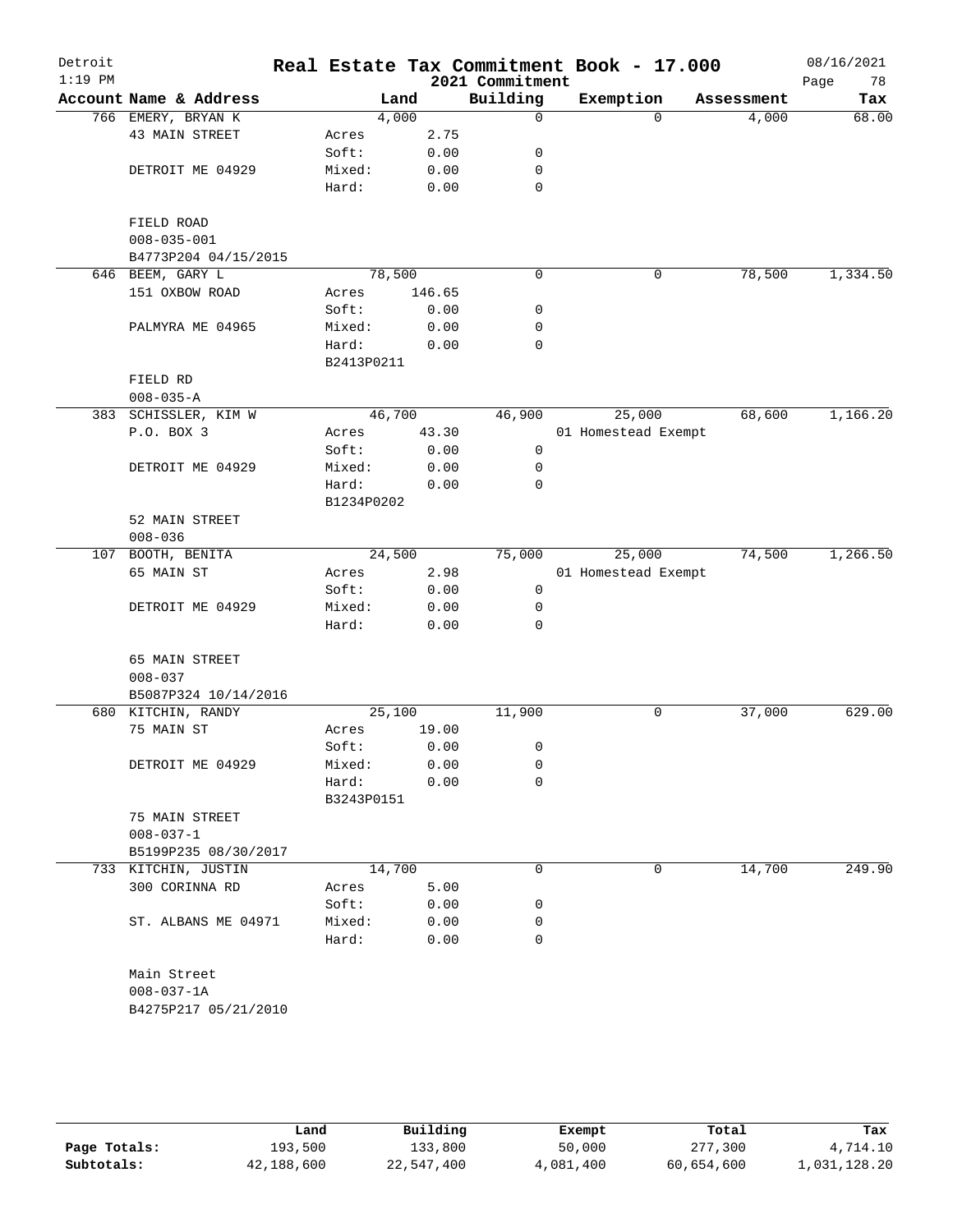# Real Estate Tax Commitment Book - 17.000

Detroit
1:19 PM

2021 Commitment

08/16/2021

| Account Name & Address | Land | | Building | Exemption | Assessment | Tax |
|---|---|---|---|---|---|---|
| 766 EMERY, BRYAN K | 4,000 | | 0 | 0 | 4,000 | 68.00 |
| 43 MAIN STREET | Acres | 2.75 | | | | |
| | Soft: | 0.00 | 0 | | | |
| DETROIT ME 04929 | Mixed: | 0.00 | 0 | | | |
| | Hard: | 0.00 | 0 | | | |
| FIELD ROAD | | | | | | |
| 008-035-001 | | | | | | |
| B4773P204 04/15/2015 | | | | | | |
| 646 BEEM, GARY L | 78,500 | | 0 | 0 | 78,500 | 1,334.50 |
| 151 OXBOW ROAD | Acres | 146.65 | | | | |
| | Soft: | 0.00 | 0 | | | |
| PALMYRA ME 04965 | Mixed: | 0.00 | 0 | | | |
| | Hard: | 0.00 | 0 | | | |
| | B2413P0211 | | | | | |
| FIELD RD | | | | | | |
| 008-035-A | | | | | | |
| 383 SCHISSLER, KIM W | 46,700 | | 46,900 | 25,000 | 68,600 | 1,166.20 |
| P.O. BOX 3 | Acres | 43.30 | | 01 Homestead Exempt | | |
| | Soft: | 0.00 | 0 | | | |
| DETROIT ME 04929 | Mixed: | 0.00 | 0 | | | |
| | Hard: | 0.00 | 0 | | | |
| | B1234P0202 | | | | | |
| 52 MAIN STREET | | | | | | |
| 008-036 | | | | | | |
| 107 BOOTH, BENITA | 24,500 | | 75,000 | 25,000 | 74,500 | 1,266.50 |
| 65 MAIN ST | Acres | 2.98 | | 01 Homestead Exempt | | |
| | Soft: | 0.00 | 0 | | | |
| DETROIT ME 04929 | Mixed: | 0.00 | 0 | | | |
| | Hard: | 0.00 | 0 | | | |
| 65 MAIN STREET | | | | | | |
| 008-037 | | | | | | |
| B5087P324 10/14/2016 | | | | | | |
| 680 KITCHIN, RANDY | 25,100 | | 11,900 | 0 | 37,000 | 629.00 |
| 75 MAIN ST | Acres | 19.00 | | | | |
| | Soft: | 0.00 | 0 | | | |
| DETROIT ME 04929 | Mixed: | 0.00 | 0 | | | |
| | Hard: | 0.00 | 0 | | | |
| | B3243P0151 | | | | | |
| 75 MAIN STREET | | | | | | |
| 008-037-1 | | | | | | |
| B5199P235 08/30/2017 | | | | | | |
| 733 KITCHIN, JUSTIN | 14,700 | | 0 | 0 | 14,700 | 249.90 |
| 300 CORINNA RD | Acres | 5.00 | | | | |
| | Soft: | 0.00 | 0 | | | |
| ST. ALBANS ME 04971 | Mixed: | 0.00 | 0 | | | |
| | Hard: | 0.00 | 0 | | | |
| Main Street | | | | | | |
| 008-037-1A | | | | | | |
| B4275P217 05/21/2010 | | | | | | |

| | Land | Building | Exempt | Total | Tax |
|---|---|---|---|---|---|
| Page Totals: | 193,500 | 133,800 | 50,000 | 277,300 | 4,714.10 |
| Subtotals: | 42,188,600 | 22,547,400 | 4,081,400 | 60,654,600 | 1,031,128.20 |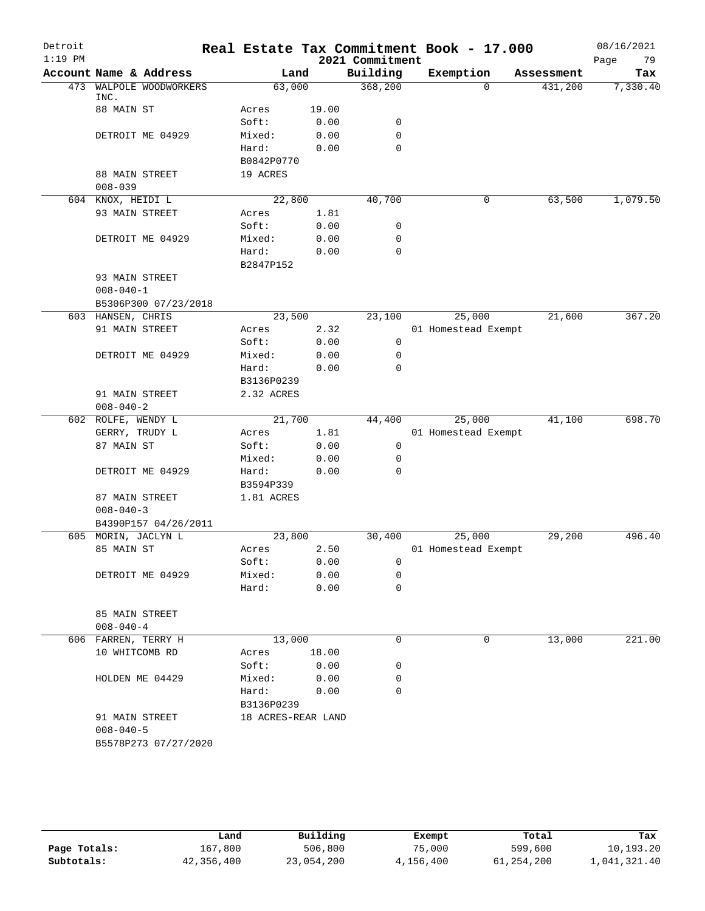# Real Estate Tax Commitment Book - 17.000

Detroit
1:19 PM

2021 Commitment

08/16/2021

| Account Name & Address | Land | | Building | Exemption | Assessment | Tax |
|---|---|---|---|---|---|---|
| 473 WALPOLE WOODWORKERS INC. | 63,000 | | 368,200 | 0 | 431,200 | 7,330.40 |
| 88 MAIN ST | Acres | 19.00 | | | | |
| | Soft: | 0.00 | 0 | | | |
| DETROIT ME 04929 | Mixed: | 0.00 | 0 | | | |
| | Hard: | 0.00 | 0 | | | |
| | B0842P0770 | | | | | |
| 88 MAIN STREET | 19 ACRES | | | | | |
| 008-039 | | | | | | |
| 604 KNOX, HEIDI L | 22,800 | | 40,700 | 0 | 63,500 | 1,079.50 |
| 93 MAIN STREET | Acres | 1.81 | | | | |
| | Soft: | 0.00 | 0 | | | |
| DETROIT ME 04929 | Mixed: | 0.00 | 0 | | | |
| | Hard: | 0.00 | 0 | | | |
| | B2847P152 | | | | | |
| 93 MAIN STREET | | | | | | |
| 008-040-1 | | | | | | |
| B5306P300 07/23/2018 | | | | | | |
| 603 HANSEN, CHRIS | 23,500 | | 23,100 | 25,000 | 21,600 | 367.20 |
| 91 MAIN STREET | Acres | 2.32 | | 01 Homestead Exempt | | |
| | Soft: | 0.00 | 0 | | | |
| DETROIT ME 04929 | Mixed: | 0.00 | 0 | | | |
| | Hard: | 0.00 | 0 | | | |
| | B3136P0239 | | | | | |
| 91 MAIN STREET | 2.32 ACRES | | | | | |
| 008-040-2 | | | | | | |
| 602 ROLFE, WENDY L | 21,700 | | 44,400 | 25,000 | 41,100 | 698.70 |
| GERRY, TRUDY L | Acres | 1.81 | | 01 Homestead Exempt | | |
| 87 MAIN ST | Soft: | 0.00 | 0 | | | |
| | Mixed: | 0.00 | 0 | | | |
| DETROIT ME 04929 | Hard: | 0.00 | 0 | | | |
| | B3594P339 | | | | | |
| 87 MAIN STREET | 1.81 ACRES | | | | | |
| 008-040-3 | | | | | | |
| B4390P157 04/26/2011 | | | | | | |
| 605 MORIN, JACLYN L | 23,800 | | 30,400 | 25,000 | 29,200 | 496.40 |
| 85 MAIN ST | Acres | 2.50 | | 01 Homestead Exempt | | |
| | Soft: | 0.00 | 0 | | | |
| DETROIT ME 04929 | Mixed: | 0.00 | 0 | | | |
| | Hard: | 0.00 | 0 | | | |
| 85 MAIN STREET | | | | | | |
| 008-040-4 | | | | | | |
| 606 FARREN, TERRY H | 13,000 | | 0 | 0 | 13,000 | 221.00 |
| 10 WHITCOMB RD | Acres | 18.00 | | | | |
| | Soft: | 0.00 | 0 | | | |
| HOLDEN ME 04429 | Mixed: | 0.00 | 0 | | | |
| | Hard: | 0.00 | 0 | | | |
| | B3136P0239 | | | | | |
| 91 MAIN STREET | 18 ACRES-REAR LAND | | | | | |
| 008-040-5 | | | | | | |
| B5578P273 07/27/2020 | | | | | | |

| | Land | Building | Exempt | Total | Tax |
|---|---|---|---|---|---|
| Page Totals: | 167,800 | 506,800 | 75,000 | 599,600 | 10,193.20 |
| Subtotals: | 42,356,400 | 23,054,200 | 4,156,400 | 61,254,200 | 1,041,321.40 |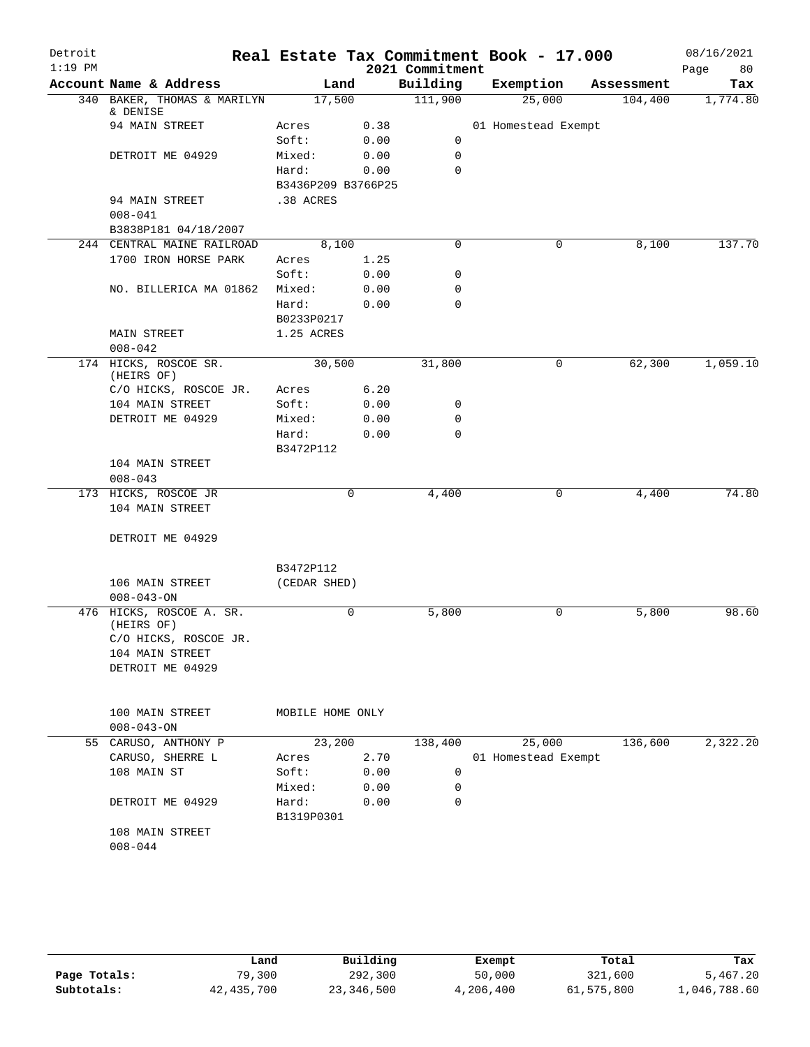# Real Estate Tax Commitment Book - 17.000

Detroit
1:19 PM

2021 Commitment

08/16/2021

| Account Name & Address | Land | | Building | Exemption | Assessment | Tax |
|---|---|---|---|---|---|---|
| 340 BAKER, THOMAS & MARILYN & DENISE | 17,500 | | 111,900 | 25,000 | 104,400 | 1,774.80 |
| 94 MAIN STREET | Acres | 0.38 | | 01 Homestead Exempt | | |
| | Soft: | 0.00 | 0 | | | |
| DETROIT ME 04929 | Mixed: | 0.00 | 0 | | | |
| | Hard: | 0.00 | 0 | | | |
| | B3436P209 B3766P25 | | | | | |
| 94 MAIN STREET | .38 ACRES | | | | | |
| 008-041 | | | | | | |
| B3838P181 04/18/2007 | | | | | | |
| 244 CENTRAL MAINE RAILROAD | 8,100 | | 0 | 0 | 8,100 | 137.70 |
| 1700 IRON HORSE PARK | Acres | 1.25 | | | | |
| | Soft: | 0.00 | 0 | | | |
| NO. BILLERICA MA 01862 | Mixed: | 0.00 | 0 | | | |
| | Hard: | 0.00 | 0 | | | |
| | B0233P0217 | | | | | |
| MAIN STREET | 1.25 ACRES | | | | | |
| 008-042 | | | | | | |
| 174 HICKS, ROSCOE SR. (HEIRS OF) | 30,500 | | 31,800 | 0 | 62,300 | 1,059.10 |
| C/O HICKS, ROSCOE JR. | Acres | 6.20 | | | | |
| 104 MAIN STREET | Soft: | 0.00 | 0 | | | |
| DETROIT ME 04929 | Mixed: | 0.00 | 0 | | | |
| | Hard: | 0.00 | 0 | | | |
| | B3472P112 | | | | | |
| 104 MAIN STREET | | | | | | |
| 008-043 | | | | | | |
| 173 HICKS, ROSCOE JR | 0 | | 4,400 | 0 | 4,400 | 74.80 |
| 104 MAIN STREET | | | | | | |
| DETROIT ME 04929 | | | | | | |
| | B3472P112 | | | | | |
| 106 MAIN STREET | (CEDAR SHED) | | | | | |
| 008-043-ON | | | | | | |
| 476 HICKS, ROSCOE A. SR. (HEIRS OF) | 0 | | 5,800 | 0 | 5,800 | 98.60 |
| C/O HICKS, ROSCOE JR. | | | | | | |
| 104 MAIN STREET | | | | | | |
| DETROIT ME 04929 | | | | | | |
| 100 MAIN STREET | MOBILE HOME ONLY | | | | | |
| 008-043-ON | | | | | | |
| 55 CARUSO, ANTHONY P | 23,200 | | 138,400 | 25,000 | 136,600 | 2,322.20 |
| CARUSO, SHERRE L | Acres | 2.70 | | 01 Homestead Exempt | | |
| 108 MAIN ST | Soft: | 0.00 | 0 | | | |
| | Mixed: | 0.00 | 0 | | | |
| DETROIT ME 04929 | Hard: | 0.00 | 0 | | | |
| | B1319P0301 | | | | | |
| 108 MAIN STREET | | | | | | |
| 008-044 | | | | | | |

| | Land | Building | Exempt | Total | Tax |
|---|---|---|---|---|---|
| Page Totals: | 79,300 | 292,300 | 50,000 | 321,600 | 5,467.20 |
| Subtotals: | 42,435,700 | 23,346,500 | 4,206,400 | 61,575,800 | 1,046,788.60 |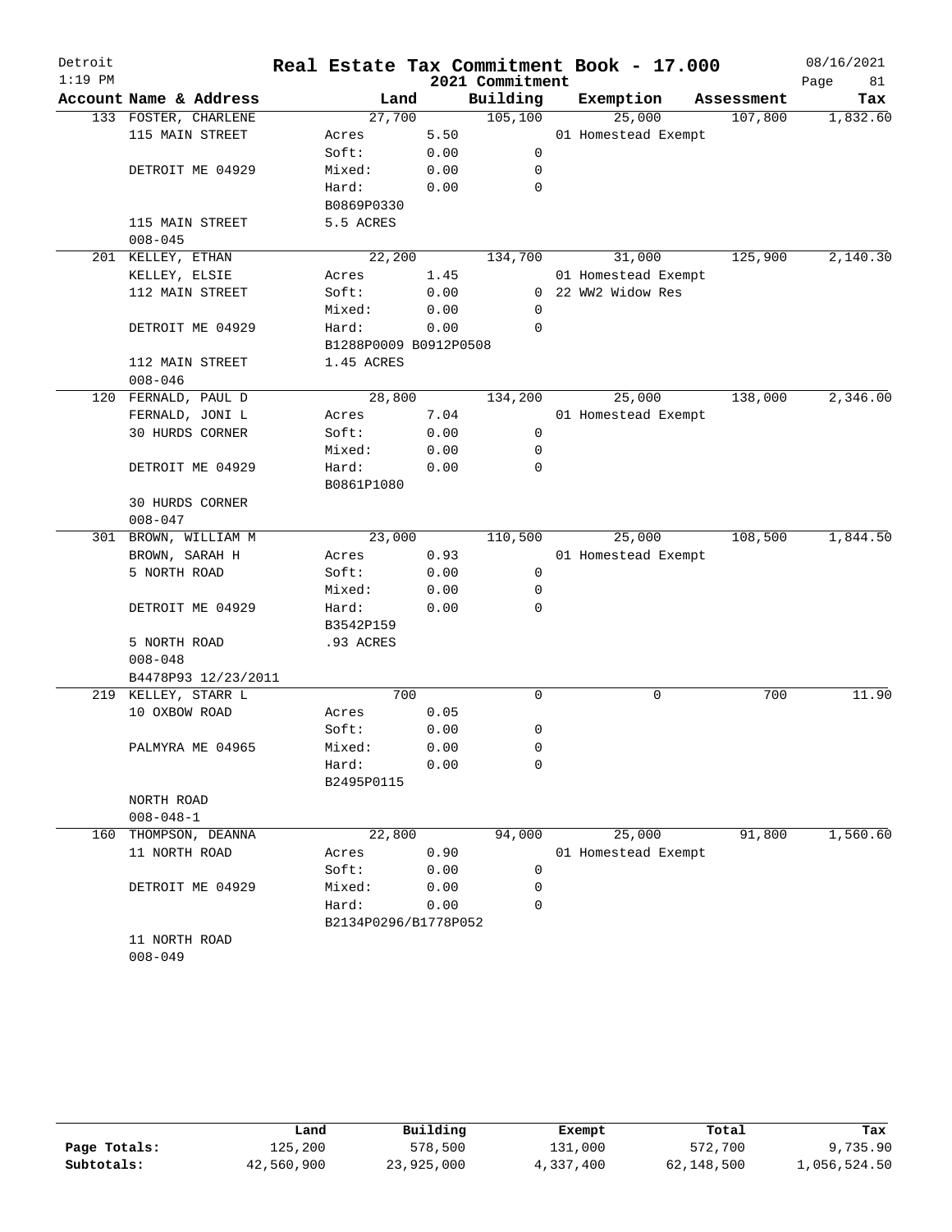# Real Estate Tax Commitment Book - 17.000

Detroit
1:19 PM

2021 Commitment

08/16/2021
Page 81

| Account | Name & Address | Land | | Building | Exemption | Assessment | Tax |
|---|---|---|---|---|---|---|---|
| 133 | FOSTER, CHARLENE | 27,700 | | 105,100 | 25,000 | 107,800 | 1,832.60 |
| | 115 MAIN STREET | Acres | 5.50 | | 01 Homestead Exempt | | |
| | | Soft: | 0.00 | 0 | | | |
| | DETROIT ME 04929 | Mixed: | 0.00 | 0 | | | |
| | | Hard: | 0.00 | 0 | | | |
| | | B0869P0330 | | | | | |
| | 115 MAIN STREET | 5.5 ACRES | | | | | |
| | 008-045 | | | | | | |
| 201 | KELLEY, ETHAN | 22,200 | | 134,700 | 31,000 | 125,900 | 2,140.30 |
| | KELLEY, ELSIE | Acres | 1.45 | | 01 Homestead Exempt | | |
| | 112 MAIN STREET | Soft: | 0.00 | 0 | 22 WW2 Widow Res | | |
| | | Mixed: | 0.00 | 0 | | | |
| | DETROIT ME 04929 | Hard: | 0.00 | 0 | | | |
| | | B1288P0009 B0912P0508 | | | | | |
| | 112 MAIN STREET | 1.45 ACRES | | | | | |
| | 008-046 | | | | | | |
| 120 | FERNALD, PAUL D | 28,800 | | 134,200 | 25,000 | 138,000 | 2,346.00 |
| | FERNALD, JONI L | Acres | 7.04 | | 01 Homestead Exempt | | |
| | 30 HURDS CORNER | Soft: | 0.00 | 0 | | | |
| | | Mixed: | 0.00 | 0 | | | |
| | DETROIT ME 04929 | Hard: | 0.00 | 0 | | | |
| | | B0861P1080 | | | | | |
| | 30 HURDS CORNER | | | | | | |
| | 008-047 | | | | | | |
| 301 | BROWN, WILLIAM M | 23,000 | | 110,500 | 25,000 | 108,500 | 1,844.50 |
| | BROWN, SARAH H | Acres | 0.93 | | 01 Homestead Exempt | | |
| | 5 NORTH ROAD | Soft: | 0.00 | 0 | | | |
| | | Mixed: | 0.00 | 0 | | | |
| | DETROIT ME 04929 | Hard: | 0.00 | 0 | | | |
| | | B3542P159 | | | | | |
| | 5 NORTH ROAD | .93 ACRES | | | | | |
| | 008-048 | | | | | | |
| | B4478P93 12/23/2011 | | | | | | |
| 219 | KELLEY, STARR L | 700 | | 0 | 0 | 700 | 11.90 |
| | 10 OXBOW ROAD | Acres | 0.05 | | | | |
| | | Soft: | 0.00 | 0 | | | |
| | PALMYRA ME 04965 | Mixed: | 0.00 | 0 | | | |
| | | Hard: | 0.00 | 0 | | | |
| | | B2495P0115 | | | | | |
| | NORTH ROAD | | | | | | |
| | 008-048-1 | | | | | | |
| 160 | THOMPSON, DEANNA | 22,800 | | 94,000 | 25,000 | 91,800 | 1,560.60 |
| | 11 NORTH ROAD | Acres | 0.90 | | 01 Homestead Exempt | | |
| | | Soft: | 0.00 | 0 | | | |
| | DETROIT ME 04929 | Mixed: | 0.00 | 0 | | | |
| | | Hard: | 0.00 | 0 | | | |
| | | B2134P0296/B1778P052 | | | | | |
| | 11 NORTH ROAD | | | | | | |
| | 008-049 | | | | | | |

| | Land | Building | Exempt | Total | Tax |
|---|---|---|---|---|---|
| Page Totals: | 125,200 | 578,500 | 131,000 | 572,700 | 9,735.90 |
| Subtotals: | 42,560,900 | 23,925,000 | 4,337,400 | 62,148,500 | 1,056,524.50 |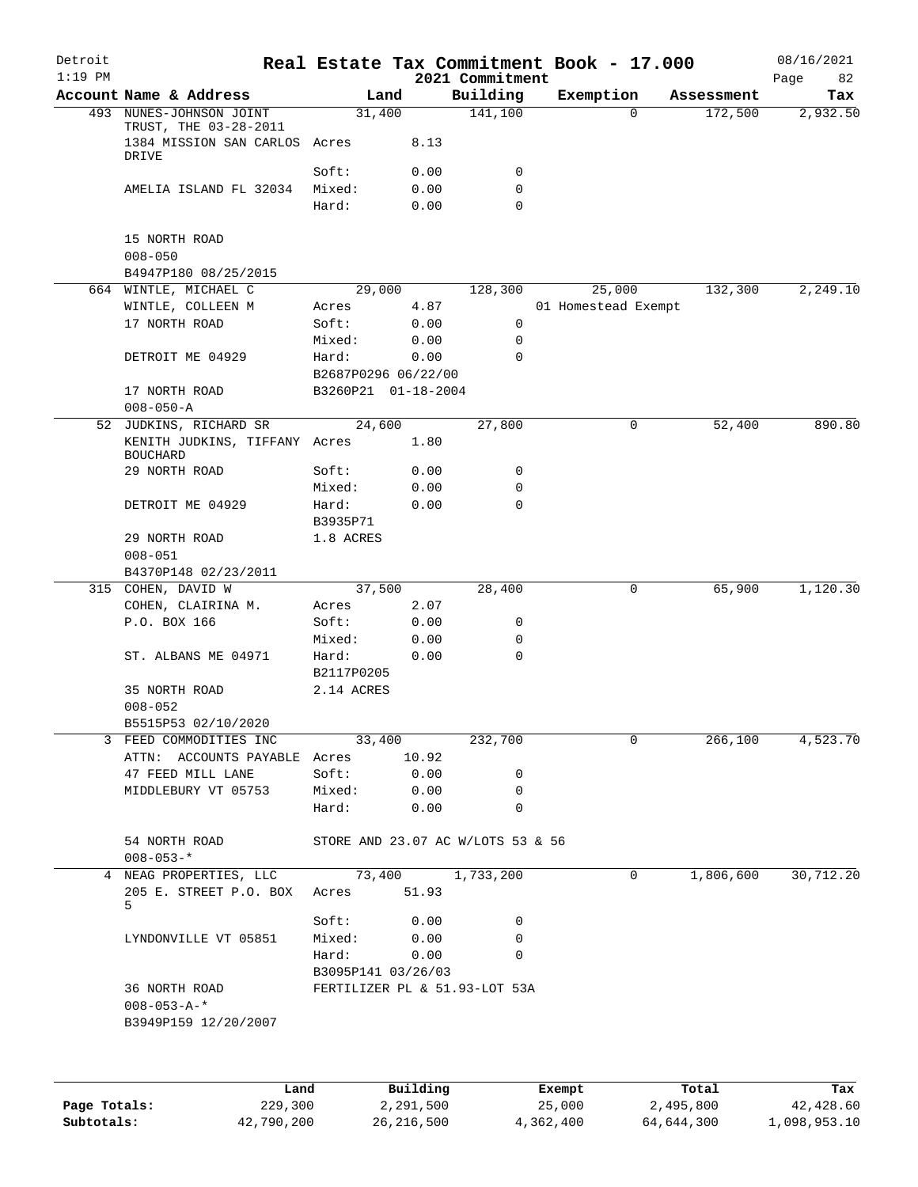# Real Estate Tax Commitment Book - 17.000

Detroit
1:19 PM

2021 Commitment

08/16/2021

| Account | Name & Address | Land | | Building | Exemption | Assessment | Tax |
|---|---|---|---|---|---|---|---|
| 493 | NUNES-JOHNSON JOINT TRUST, THE 03-28-2011 | | 31,400 | 141,100 | 0 | 172,500 | 2,932.50 |
| | 1384 MISSION SAN CARLOS DRIVE | Acres | 8.13 | | | | |
| | | Soft: | 0.00 | 0 | | | |
| | AMELIA ISLAND FL 32034 | Mixed: | 0.00 | 0 | | | |
| | | Hard: | 0.00 | 0 | | | |
| | 15 NORTH ROAD | | | | | | |
| | 008-050 | | | | | | |
| | B4947P180 08/25/2015 | | | | | | |
| 664 | WINTLE, MICHAEL C | | 29,000 | 128,300 | 25,000 | 132,300 | 2,249.10 |
| | WINTLE, COLLEEN M | Acres | 4.87 | | 01 Homestead Exempt | | |
| | 17 NORTH ROAD | Soft: | 0.00 | 0 | | | |
| | | Mixed: | 0.00 | 0 | | | |
| | DETROIT ME 04929 | Hard: | 0.00 | 0 | | | |
| | | B2687P0296 06/22/00 | | | | | |
| | 17 NORTH ROAD | B3260P21 01-18-2004 | | | | | |
| | 008-050-A | | | | | | |
| 52 | JUDKINS, RICHARD SR | | 24,600 | 27,800 | 0 | 52,400 | 890.80 |
| | KENITH JUDKINS, TIFFANY BOUCHARD | Acres | 1.80 | | | | |
| | 29 NORTH ROAD | Soft: | 0.00 | 0 | | | |
| | | Mixed: | 0.00 | 0 | | | |
| | DETROIT ME 04929 | Hard: | 0.00 | 0 | | | |
| | | B3935P71 | | | | | |
| | 29 NORTH ROAD | 1.8 ACRES | | | | | |
| | 008-051 | | | | | | |
| | B4370P148 02/23/2011 | | | | | | |
| 315 | COHEN, DAVID W | | 37,500 | 28,400 | 0 | 65,900 | 1,120.30 |
| | COHEN, CLAIRINA M. | Acres | 2.07 | | | | |
| | P.O. BOX 166 | Soft: | 0.00 | 0 | | | |
| | | Mixed: | 0.00 | 0 | | | |
| | ST. ALBANS ME 04971 | Hard: | 0.00 | 0 | | | |
| | | B2117P0205 | | | | | |
| | 35 NORTH ROAD | 2.14 ACRES | | | | | |
| | 008-052 | | | | | | |
| | B5515P53 02/10/2020 | | | | | | |
| 3 | FEED COMMODITIES INC | | 33,400 | 232,700 | 0 | 266,100 | 4,523.70 |
| | ATTN: ACCOUNTS PAYABLE | Acres | 10.92 | | | | |
| | 47 FEED MILL LANE | Soft: | 0.00 | 0 | | | |
| | MIDDLEBURY VT 05753 | Mixed: | 0.00 | 0 | | | |
| | | Hard: | 0.00 | 0 | | | |
| | 54 NORTH ROAD | STORE AND 23.07 AC W/LOTS 53 & 56 | | | | | |
| | 008-053-* | | | | | | |
| 4 | NEAG PROPERTIES, LLC | | 73,400 | 1,733,200 | 0 | 1,806,600 | 30,712.20 |
| | 205 E. STREET P.O. BOX 5 | Acres | 51.93 | | | | |
| | | Soft: | 0.00 | 0 | | | |
| | LYNDONVILLE VT 05851 | Mixed: | 0.00 | 0 | | | |
| | | Hard: | 0.00 | 0 | | | |
| | | B3095P141 03/26/03 | | | | | |
| | 36 NORTH ROAD | FERTILIZER PL & 51.93-LOT 53A | | | | | |
| | 008-053-A-* | | | | | | |
| | B3949P159 12/20/2007 | | | | | | |

| | Land | Building | Exempt | Total | Tax |
|---|---|---|---|---|---|
| Page Totals: | 229,300 | 2,291,500 | 25,000 | 2,495,800 | 42,428.60 |
| Subtotals: | 42,790,200 | 26,216,500 | 4,362,400 | 64,644,300 | 1,098,953.10 |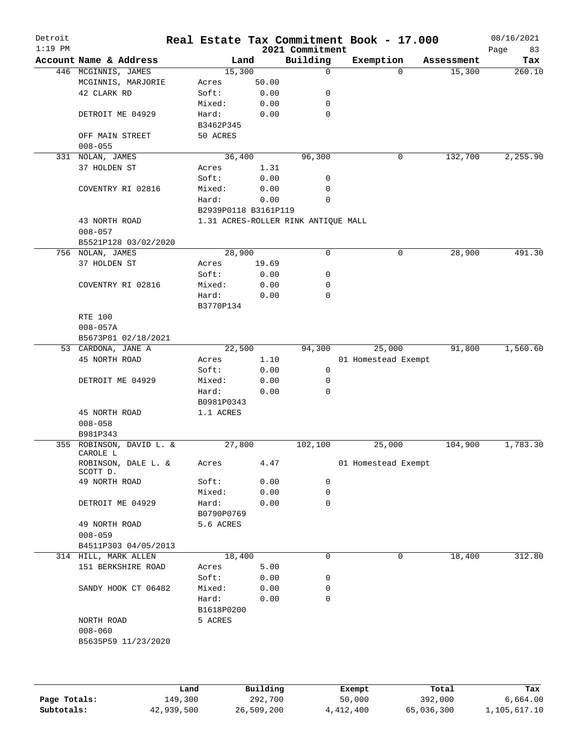# Real Estate Tax Commitment Book - 17.000

Detroit
1:19 PM

2021 Commitment

08/16/2021

| Account Name & Address | Land | | Building | Exemption | Assessment | Tax |
|---|---|---|---|---|---|---|
| 446 MCGINNIS, JAMES | 15,300 | | 0 | 0 | 15,300 | 260.10 |
| MCGINNIS, MARJORIE | Acres | 50.00 | | | | |
| 42 CLARK RD | Soft: | 0.00 | 0 | | | |
| | Mixed: | 0.00 | 0 | | | |
| DETROIT ME 04929 | Hard: | 0.00 | 0 | | | |
| | B3462P345 | | | | | |
| OFF MAIN STREET | 50 ACRES | | | | | |
| 008-055 | | | | | | |
| 331 NOLAN, JAMES | 36,400 | | 96,300 | 0 | 132,700 | 2,255.90 |
| 37 HOLDEN ST | Acres | 1.31 | | | | |
| | Soft: | 0.00 | 0 | | | |
| COVENTRY RI 02816 | Mixed: | 0.00 | 0 | | | |
| | Hard: | 0.00 | 0 | | | |
| | B2939P0118 B3161P119 | | | | | |
| 43 NORTH ROAD | 1.31 ACRES-ROLLER RINK ANTIQUE MALL | | | | | |
| 008-057 | | | | | | |
| B5521P128 03/02/2020 | | | | | | |
| 756 NOLAN, JAMES | 28,900 | | 0 | 0 | 28,900 | 491.30 |
| 37 HOLDEN ST | Acres | 19.69 | | | | |
| | Soft: | 0.00 | 0 | | | |
| COVENTRY RI 02816 | Mixed: | 0.00 | 0 | | | |
| | Hard: | 0.00 | 0 | | | |
| | B3770P134 | | | | | |
| RTE 100 | | | | | | |
| 008-057A | | | | | | |
| B5673P81 02/18/2021 | | | | | | |
| 53 CARDONA, JANE A | 22,500 | | 94,300 | 25,000 | 91,800 | 1,560.60 |
| 45 NORTH ROAD | Acres | 1.10 | | 01 Homestead Exempt | | |
| | Soft: | 0.00 | 0 | | | |
| DETROIT ME 04929 | Mixed: | 0.00 | 0 | | | |
| | Hard: | 0.00 | 0 | | | |
| | B0981P0343 | | | | | |
| 45 NORTH ROAD | 1.1 ACRES | | | | | |
| 008-058 | | | | | | |
| B981P343 | | | | | | |
| 355 ROBINSON, DAVID L. & CAROLE L | 27,800 | | 102,100 | 25,000 | 104,900 | 1,783.30 |
| ROBINSON, DALE L. & SCOTT D. | Acres | 4.47 | | 01 Homestead Exempt | | |
| 49 NORTH ROAD | Soft: | 0.00 | 0 | | | |
| | Mixed: | 0.00 | 0 | | | |
| DETROIT ME 04929 | Hard: | 0.00 | 0 | | | |
| | B0790P0769 | | | | | |
| 49 NORTH ROAD | 5.6 ACRES | | | | | |
| 008-059 | | | | | | |
| B4511P303 04/05/2013 | | | | | | |
| 314 HILL, MARK ALLEN | 18,400 | | 0 | 0 | 18,400 | 312.80 |
| 151 BERKSHIRE ROAD | Acres | 5.00 | | | | |
| | Soft: | 0.00 | 0 | | | |
| SANDY HOOK CT 06482 | Mixed: | 0.00 | 0 | | | |
| | Hard: | 0.00 | 0 | | | |
| | B1618P0200 | | | | | |
| NORTH ROAD | 5 ACRES | | | | | |
| 008-060 | | | | | | |
| B5635P59 11/23/2020 | | | | | | |

| | Land | Building | Exempt | Total | Tax |
|---|---|---|---|---|---|
| Page Totals: | 149,300 | 292,700 | 50,000 | 392,000 | 6,664.00 |
| Subtotals: | 42,939,500 | 26,509,200 | 4,412,400 | 65,036,300 | 1,105,617.10 |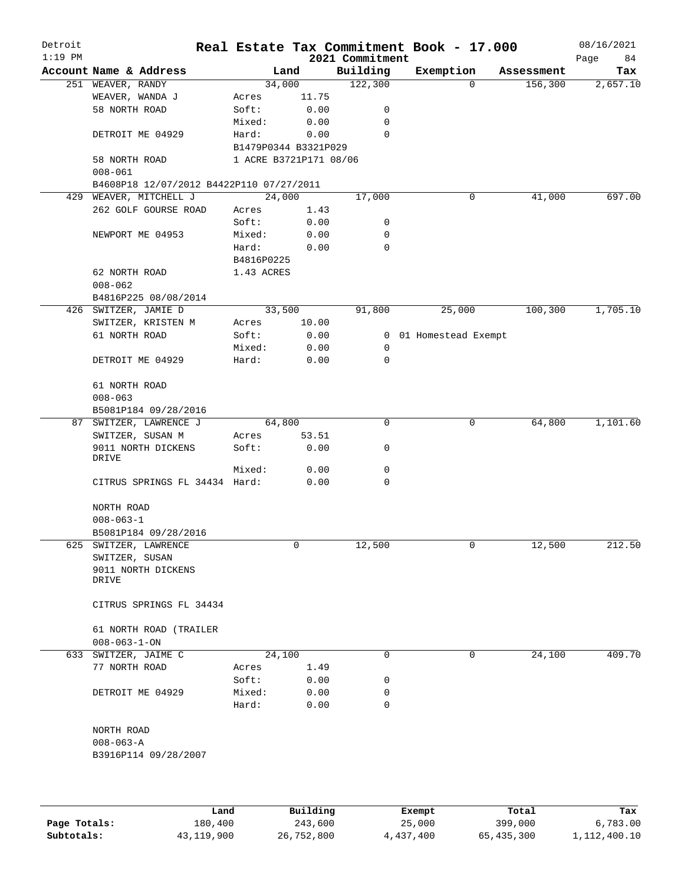# Real Estate Tax Commitment Book - 17.000

Detroit
1:19 PM

2021 Commitment

08/16/2021

| Account Name & Address | Land | | Building | Exemption | Assessment | Tax |
|---|---|---|---|---|---|---|
| 251 WEAVER, RANDY | | 34,000 | 122,300 | 0 | 156,300 | 2,657.10 |
| WEAVER, WANDA J | Acres | 11.75 | | | | |
| 58 NORTH ROAD | Soft: | 0.00 | 0 | | | |
| | Mixed: | 0.00 | 0 | | | |
| DETROIT ME 04929 | Hard: | 0.00 | 0 | | | |
| | B1479P0344 B3321P029 | | | | | |
| 58 NORTH ROAD | 1 ACRE B3721P171 08/06 | | | | | |
| 008-061 | | | | | | |
| B4608P18 12/07/2012 B4422P110 07/27/2011 | | | | | | |
| 429 WEAVER, MITCHELL J | | 24,000 | 17,000 | 0 | 41,000 | 697.00 |
| 262 GOLF GOURSE ROAD | Acres | 1.43 | | | | |
| | Soft: | 0.00 | 0 | | | |
| NEWPORT ME 04953 | Mixed: | 0.00 | 0 | | | |
| | Hard: | 0.00 | 0 | | | |
| | B4816P0225 | | | | | |
| 62 NORTH ROAD | 1.43 ACRES | | | | | |
| 008-062 | | | | | | |
| B4816P225 08/08/2014 | | | | | | |
| 426 SWITZER, JAMIE D | | 33,500 | 91,800 | 25,000 | 100,300 | 1,705.10 |
| SWITZER, KRISTEN M | Acres | 10.00 | | | | |
| 61 NORTH ROAD | Soft: | 0.00 | 0 | 01 Homestead Exempt | | |
| | Mixed: | 0.00 | 0 | | | |
| DETROIT ME 04929 | Hard: | 0.00 | 0 | | | |
| 61 NORTH ROAD | | | | | | |
| 008-063 | | | | | | |
| B5081P184 09/28/2016 | | | | | | |
| 87 SWITZER, LAWRENCE J | | 64,800 | 0 | 0 | 64,800 | 1,101.60 |
| SWITZER, SUSAN M | Acres | 53.51 | | | | |
| 9011 NORTH DICKENS DRIVE | Soft: | 0.00 | 0 | | | |
| | Mixed: | 0.00 | 0 | | | |
| CITRUS SPRINGS FL 34434 | Hard: | 0.00 | 0 | | | |
| NORTH ROAD | | | | | | |
| 008-063-1 | | | | | | |
| B5081P184 09/28/2016 | | | | | | |
| 625 SWITZER, LAWRENCE | | 0 | 12,500 | 0 | 12,500 | 212.50 |
| SWITZER, SUSAN | | | | | | |
| 9011 NORTH DICKENS DRIVE | | | | | | |
| CITRUS SPRINGS FL 34434 | | | | | | |
| 61 NORTH ROAD (TRAILER | | | | | | |
| 008-063-1-ON | | | | | | |
| 633 SWITZER, JAIME C | | 24,100 | 0 | 0 | 24,100 | 409.70 |
| 77 NORTH ROAD | Acres | 1.49 | | | | |
| | Soft: | 0.00 | 0 | | | |
| DETROIT ME 04929 | Mixed: | 0.00 | 0 | | | |
| | Hard: | 0.00 | 0 | | | |
| NORTH ROAD | | | | | | |
| 008-063-A | | | | | | |
| B3916P114 09/28/2007 | | | | | | |

| | Land | Building | Exempt | Total | Tax |
|---|---|---|---|---|---|
| Page Totals: | 180,400 | 243,600 | 25,000 | 399,000 | 6,783.00 |
| Subtotals: | 43,119,900 | 26,752,800 | 4,437,400 | 65,435,300 | 1,112,400.10 |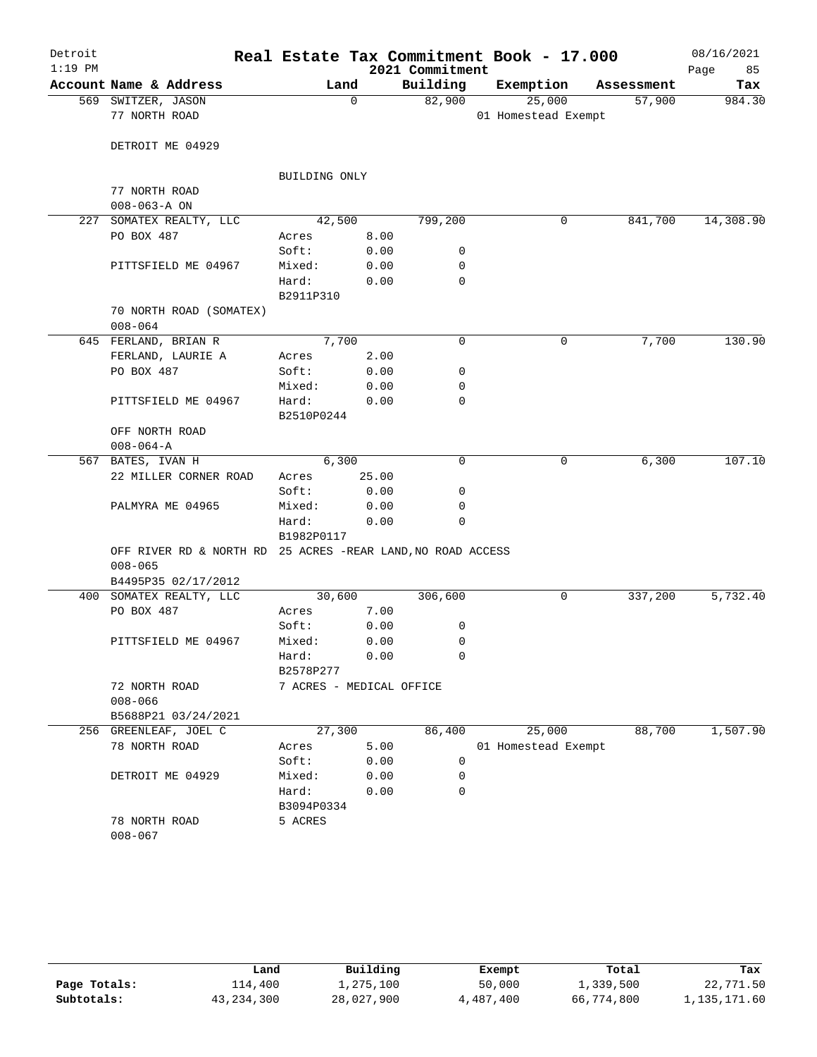Detroit
1:19 PM

# Real Estate Tax Commitment Book - 17.000
## 2021 Commitment

08/16/2021

| Account Name & Address | Land | | Building | Exemption | Assessment | Tax |
|---|---|---|---|---|---|---|
| 569 SWITZER, JASON | 0 | | 82,900 | 25,000 | 57,900 | 984.30 |
| 77 NORTH ROAD | | | | 01 Homestead Exempt | | |
| DETROIT ME 04929 | | | | | | |
| | BUILDING ONLY | | | | | |
| 77 NORTH ROAD | | | | | | |
| 008-063-A ON | | | | | | |
| 227 SOMATEX REALTY, LLC | 42,500 | | 799,200 | 0 | 841,700 | 14,308.90 |
| PO BOX 487 | Acres | 8.00 | | | | |
| | Soft: | 0.00 | 0 | | | |
| PITTSFIELD ME 04967 | Mixed: | 0.00 | 0 | | | |
| | Hard: | 0.00 | 0 | | | |
| | B2911P310 | | | | | |
| 70 NORTH ROAD (SOMATEX) | | | | | | |
| 008-064 | | | | | | |
| 645 FERLAND, BRIAN R | 7,700 | | 0 | 0 | 7,700 | 130.90 |
| FERLAND, LAURIE A | Acres | 2.00 | | | | |
| PO BOX 487 | Soft: | 0.00 | 0 | | | |
| | Mixed: | 0.00 | 0 | | | |
| PITTSFIELD ME 04967 | Hard: | 0.00 | 0 | | | |
| | B2510P0244 | | | | | |
| OFF NORTH ROAD | | | | | | |
| 008-064-A | | | | | | |
| 567 BATES, IVAN H | 6,300 | | 0 | 0 | 6,300 | 107.10 |
| 22 MILLER CORNER ROAD | Acres | 25.00 | | | | |
| | Soft: | 0.00 | 0 | | | |
| PALMYRA ME 04965 | Mixed: | 0.00 | 0 | | | |
| | Hard: | 0.00 | 0 | | | |
| | B1982P0117 | | | | | |
| OFF RIVER RD & NORTH RD | 25 ACRES -REAR LAND,NO ROAD ACCESS | | | | | |
| 008-065 | | | | | | |
| B4495P35 02/17/2012 | | | | | | |
| 400 SOMATEX REALTY, LLC | 30,600 | | 306,600 | 0 | 337,200 | 5,732.40 |
| PO BOX 487 | Acres | 7.00 | | | | |
| | Soft: | 0.00 | 0 | | | |
| PITTSFIELD ME 04967 | Mixed: | 0.00 | 0 | | | |
| | Hard: | 0.00 | 0 | | | |
| | B2578P277 | | | | | |
| 72 NORTH ROAD | 7 ACRES - MEDICAL OFFICE | | | | | |
| 008-066 | | | | | | |
| B5688P21 03/24/2021 | | | | | | |
| 256 GREENLEAF, JOEL C | 27,300 | | 86,400 | 25,000 | 88,700 | 1,507.90 |
| 78 NORTH ROAD | Acres | 5.00 | | 01 Homestead Exempt | | |
| | Soft: | 0.00 | 0 | | | |
| DETROIT ME 04929 | Mixed: | 0.00 | 0 | | | |
| | Hard: | 0.00 | 0 | | | |
| | B3094P0334 | | | | | |
| 78 NORTH ROAD | 5 ACRES | | | | | |
| 008-067 | | | | | | |

| | Land | Building | Exempt | Total | Tax |
|---|---|---|---|---|---|
| Page Totals: | 114,400 | 1,275,100 | 50,000 | 1,339,500 | 22,771.50 |
| Subtotals: | 43,234,300 | 28,027,900 | 4,487,400 | 66,774,800 | 1,135,171.60 |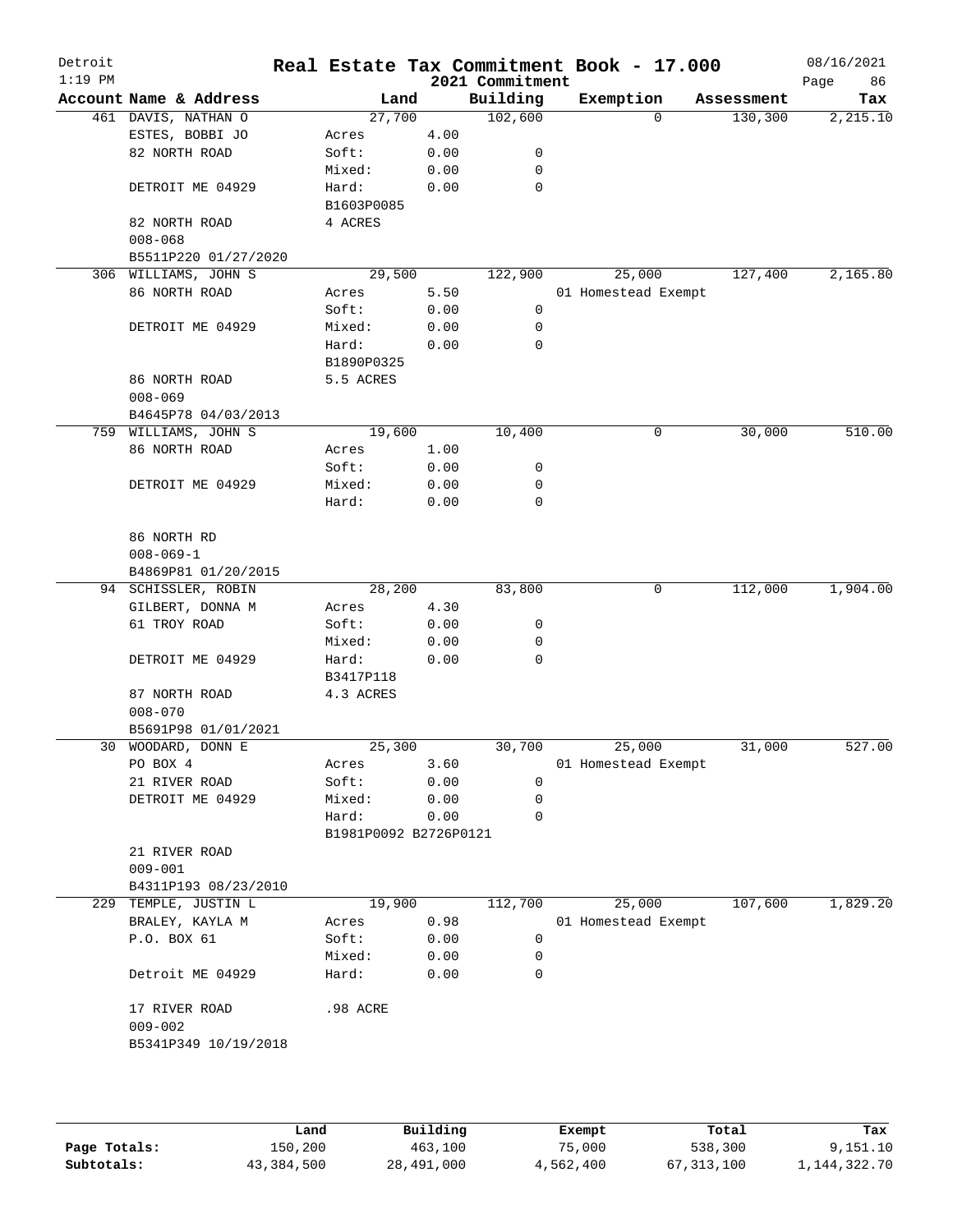# Real Estate Tax Commitment Book - 17.000

Detroit
1:19 PM

2021 Commitment

08/16/2021

| Account Name & Address | Land | | Building | Exemption | Assessment | Tax |
|---|---|---|---|---|---|---|
| 461 DAVIS, NATHAN O | 27,700 | | 102,600 | 0 | 130,300 | 2,215.10 |
| ESTES, BOBBI JO | Acres | 4.00 | | | | |
| 82 NORTH ROAD | Soft: | 0.00 | 0 | | | |
| | Mixed: | 0.00 | 0 | | | |
| DETROIT ME 04929 | Hard: | 0.00 | 0 | | | |
| | B1603P0085 | | | | | |
| 82 NORTH ROAD | 4 ACRES | | | | | |
| 008-068 | | | | | | |
| B5511P220 01/27/2020 | | | | | | |
| 306 WILLIAMS, JOHN S | 29,500 | | 122,900 | 25,000 | 127,400 | 2,165.80 |
| 86 NORTH ROAD | Acres | 5.50 | | 01 Homestead Exempt | | |
| | Soft: | 0.00 | 0 | | | |
| DETROIT ME 04929 | Mixed: | 0.00 | 0 | | | |
| | Hard: | 0.00 | 0 | | | |
| | B1890P0325 | | | | | |
| 86 NORTH ROAD | 5.5 ACRES | | | | | |
| 008-069 | | | | | | |
| B4645P78 04/03/2013 | | | | | | |
| 759 WILLIAMS, JOHN S | 19,600 | | 10,400 | 0 | 30,000 | 510.00 |
| 86 NORTH ROAD | Acres | 1.00 | | | | |
| | Soft: | 0.00 | 0 | | | |
| DETROIT ME 04929 | Mixed: | 0.00 | 0 | | | |
| | Hard: | 0.00 | 0 | | | |
| 86 NORTH RD | | | | | | |
| 008-069-1 | | | | | | |
| B4869P81 01/20/2015 | | | | | | |
| 94 SCHISSLER, ROBIN | 28,200 | | 83,800 | 0 | 112,000 | 1,904.00 |
| GILBERT, DONNA M | Acres | 4.30 | | | | |
| 61 TROY ROAD | Soft: | 0.00 | 0 | | | |
| | Mixed: | 0.00 | 0 | | | |
| DETROIT ME 04929 | Hard: | 0.00 | 0 | | | |
| | B3417P118 | | | | | |
| 87 NORTH ROAD | 4.3 ACRES | | | | | |
| 008-070 | | | | | | |
| B5691P98 01/01/2021 | | | | | | |
| 30 WOODARD, DONN E | 25,300 | | 30,700 | 25,000 | 31,000 | 527.00 |
| PO BOX 4 | Acres | 3.60 | | 01 Homestead Exempt | | |
| 21 RIVER ROAD | Soft: | 0.00 | 0 | | | |
| DETROIT ME 04929 | Mixed: | 0.00 | 0 | | | |
| | Hard: | 0.00 | 0 | | | |
| | B1981P0092 B2726P0121 | | | | | |
| 21 RIVER ROAD | | | | | | |
| 009-001 | | | | | | |
| B4311P193 08/23/2010 | | | | | | |
| 229 TEMPLE, JUSTIN L | 19,900 | | 112,700 | 25,000 | 107,600 | 1,829.20 |
| BRALEY, KAYLA M | Acres | 0.98 | | 01 Homestead Exempt | | |
| P.O. BOX 61 | Soft: | 0.00 | 0 | | | |
| | Mixed: | 0.00 | 0 | | | |
| Detroit ME 04929 | Hard: | 0.00 | 0 | | | |
| 17 RIVER ROAD | .98 ACRE | | | | | |
| 009-002 | | | | | | |
| B5341P349 10/19/2018 | | | | | | |

| | Land | Building | Exempt | Total | Tax |
|---|---|---|---|---|---|
| Page Totals: | 150,200 | 463,100 | 75,000 | 538,300 | 9,151.10 |
| Subtotals: | 43,384,500 | 28,491,000 | 4,562,400 | 67,313,100 | 1,144,322.70 |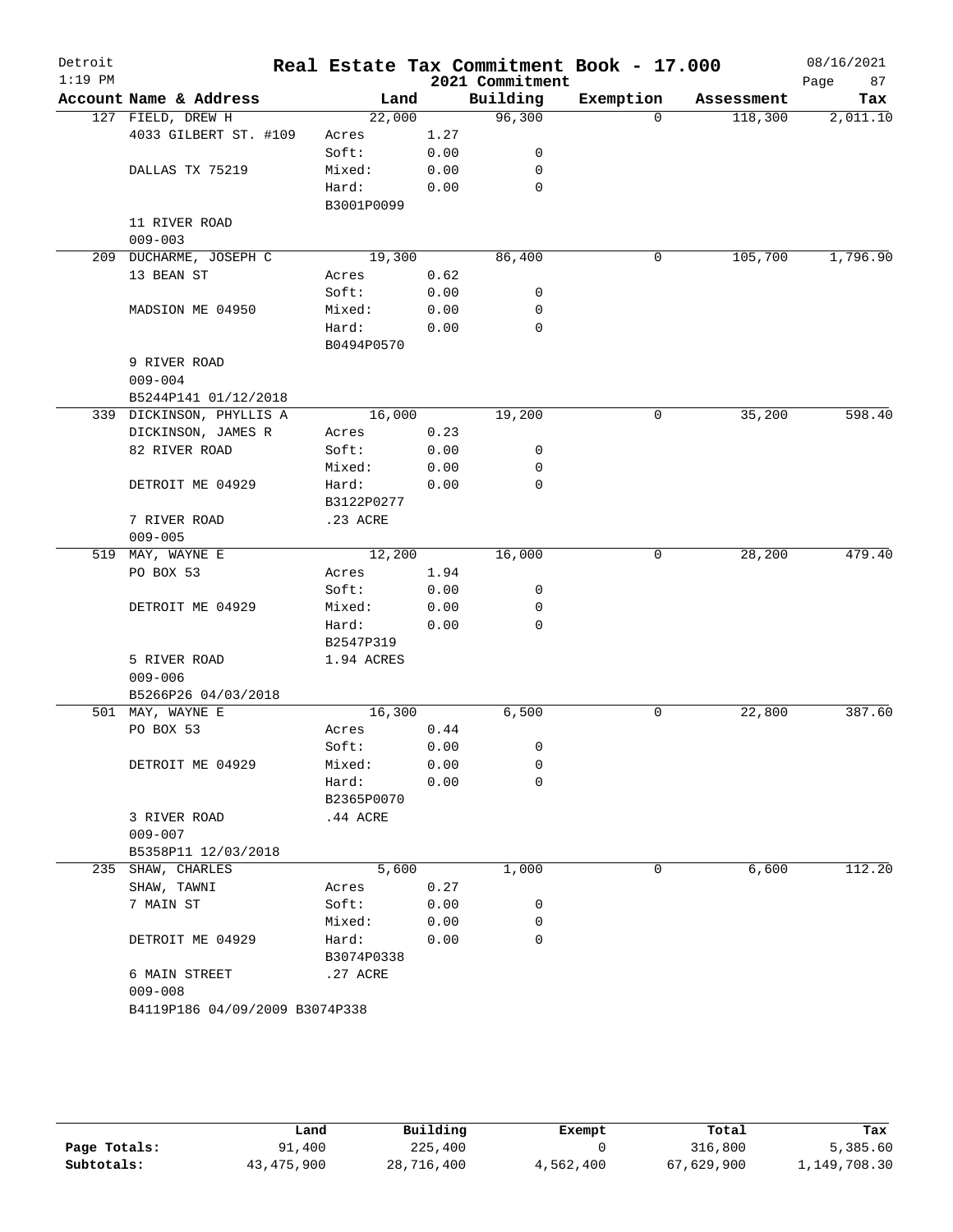# Real Estate Tax Commitment Book - 17.000

Detroit
1:19 PM

2021 Commitment

08/16/2021

| Account Name & Address | Land | | Building | Exemption | Assessment | Tax |
|---|---|---|---|---|---|---|
| 127 FIELD, DREW H | 22,000 | | 96,300 | 0 | 118,300 | 2,011.10 |
| 4033 GILBERT ST. #109 | Acres | 1.27 | | | | |
| | Soft: | 0.00 | 0 | | | |
| DALLAS TX 75219 | Mixed: | 0.00 | 0 | | | |
| | Hard: | 0.00 | 0 | | | |
| | B3001P0099 | | | | | |
| 11 RIVER ROAD | | | | | | |
| 009-003 | | | | | | |
| 209 DUCHARME, JOSEPH C | 19,300 | | 86,400 | 0 | 105,700 | 1,796.90 |
| 13 BEAN ST | Acres | 0.62 | | | | |
| | Soft: | 0.00 | 0 | | | |
| MADSION ME 04950 | Mixed: | 0.00 | 0 | | | |
| | Hard: | 0.00 | 0 | | | |
| | B0494P0570 | | | | | |
| 9 RIVER ROAD | | | | | | |
| 009-004 | | | | | | |
| B5244P141 01/12/2018 | | | | | | |
| 339 DICKINSON, PHYLLIS A | 16,000 | | 19,200 | 0 | 35,200 | 598.40 |
| DICKINSON, JAMES R | Acres | 0.23 | | | | |
| 82 RIVER ROAD | Soft: | 0.00 | 0 | | | |
| | Mixed: | 0.00 | 0 | | | |
| DETROIT ME 04929 | Hard: | 0.00 | 0 | | | |
| | B3122P0277 | | | | | |
| 7 RIVER ROAD | .23 ACRE | | | | | |
| 009-005 | | | | | | |
| 519 MAY, WAYNE E | 12,200 | | 16,000 | 0 | 28,200 | 479.40 |
| PO BOX 53 | Acres | 1.94 | | | | |
| | Soft: | 0.00 | 0 | | | |
| DETROIT ME 04929 | Mixed: | 0.00 | 0 | | | |
| | Hard: | 0.00 | 0 | | | |
| | B2547P319 | | | | | |
| 5 RIVER ROAD | 1.94 ACRES | | | | | |
| 009-006 | | | | | | |
| B5266P26 04/03/2018 | | | | | | |
| 501 MAY, WAYNE E | 16,300 | | 6,500 | 0 | 22,800 | 387.60 |
| PO BOX 53 | Acres | 0.44 | | | | |
| | Soft: | 0.00 | 0 | | | |
| DETROIT ME 04929 | Mixed: | 0.00 | 0 | | | |
| | Hard: | 0.00 | 0 | | | |
| | B2365P0070 | | | | | |
| 3 RIVER ROAD | .44 ACRE | | | | | |
| 009-007 | | | | | | |
| B5358P11 12/03/2018 | | | | | | |
| 235 SHAW, CHARLES | 5,600 | | 1,000 | 0 | 6,600 | 112.20 |
| SHAW, TAWNI | Acres | 0.27 | | | | |
| 7 MAIN ST | Soft: | 0.00 | 0 | | | |
| | Mixed: | 0.00 | 0 | | | |
| DETROIT ME 04929 | Hard: | 0.00 | 0 | | | |
| | B3074P0338 | | | | | |
| 6 MAIN STREET | .27 ACRE | | | | | |
| 009-008 | | | | | | |
| B4119P186 04/09/2009 B3074P338 | | | | | | |

| | Land | Building | Exempt | Total | Tax |
|---|---|---|---|---|---|
| Page Totals: | 91,400 | 225,400 | 0 | 316,800 | 5,385.60 |
| Subtotals: | 43,475,900 | 28,716,400 | 4,562,400 | 67,629,900 | 1,149,708.30 |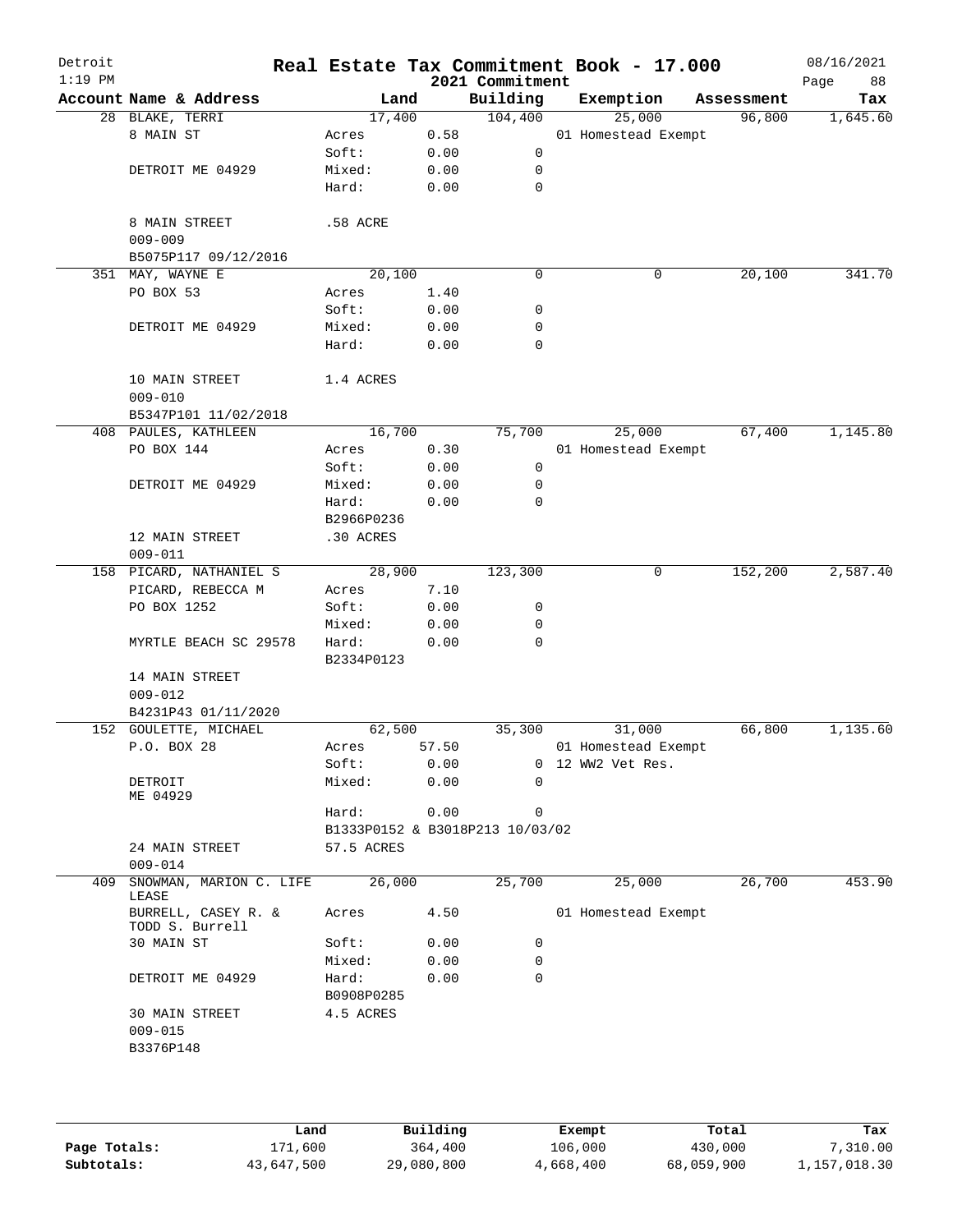Detroit
1:19 PM

# Real Estate Tax Commitment Book - 17.000

2021 Commitment

08/16/2021

| Account Name & Address | Land | | Building | Exemption | Assessment | Tax |
|---|---|---|---|---|---|---|
| 28 BLAKE, TERRI | 17,400 | | 104,400 | 25,000 | 96,800 | 1,645.60 |
| 8 MAIN ST | Acres | 0.58 | | 01 Homestead Exempt | | |
| | Soft: | 0.00 | 0 | | | |
| DETROIT ME 04929 | Mixed: | 0.00 | 0 | | | |
| | Hard: | 0.00 | 0 | | | |
| 8 MAIN STREET | .58 ACRE | | | | | |
| 009-009 | | | | | | |
| B5075P117 09/12/2016 | | | | | | |
| 351 MAY, WAYNE E | 20,100 | | 0 | 0 | 20,100 | 341.70 |
| PO BOX 53 | Acres | 1.40 | | | | |
| | Soft: | 0.00 | 0 | | | |
| DETROIT ME 04929 | Mixed: | 0.00 | 0 | | | |
| | Hard: | 0.00 | 0 | | | |
| 10 MAIN STREET | 1.4 ACRES | | | | | |
| 009-010 | | | | | | |
| B5347P101 11/02/2018 | | | | | | |
| 408 PAULES, KATHLEEN | 16,700 | | 75,700 | 25,000 | 67,400 | 1,145.80 |
| PO BOX 144 | Acres | 0.30 | | 01 Homestead Exempt | | |
| | Soft: | 0.00 | 0 | | | |
| DETROIT ME 04929 | Mixed: | 0.00 | 0 | | | |
| | Hard: | 0.00 | 0 | | | |
| | B2966P0236 | | | | | |
| 12 MAIN STREET | .30 ACRES | | | | | |
| 009-011 | | | | | | |
| 158 PICARD, NATHANIEL S | 28,900 | | 123,300 | 0 | 152,200 | 2,587.40 |
| PICARD, REBECCA M | Acres | 7.10 | | | | |
| PO BOX 1252 | Soft: | 0.00 | 0 | | | |
| | Mixed: | 0.00 | 0 | | | |
| MYRTLE BEACH SC 29578 | Hard: | 0.00 | 0 | | | |
| | B2334P0123 | | | | | |
| 14 MAIN STREET | | | | | | |
| 009-012 | | | | | | |
| B4231P43 01/11/2020 | | | | | | |
| 152 GOULETTE, MICHAEL | 62,500 | | 35,300 | 31,000 | 66,800 | 1,135.60 |
| P.O. BOX 28 | Acres | 57.50 | | 01 Homestead Exempt | | |
| | Soft: | 0.00 | 0 | 12 WW2 Vet Res. | | |
| DETROIT ME 04929 | Mixed: | 0.00 | 0 | | | |
| | Hard: | 0.00 | 0 | | | |
| | B1333P0152 & B3018P213 10/03/02 | | | | | |
| 24 MAIN STREET | 57.5 ACRES | | | | | |
| 009-014 | | | | | | |
| 409 SNOWMAN, MARION C. LIFE LEASE | 26,000 | | 25,700 | 25,000 | 26,700 | 453.90 |
| BURRELL, CASEY R. & TODD S. Burrell | Acres | 4.50 | | 01 Homestead Exempt | | |
| 30 MAIN ST | Soft: | 0.00 | 0 | | | |
| | Mixed: | 0.00 | 0 | | | |
| DETROIT ME 04929 | Hard: | 0.00 | 0 | | | |
| | B0908P0285 | | | | | |
| 30 MAIN STREET | 4.5 ACRES | | | | | |
| 009-015 | | | | | | |
| B3376P148 | | | | | | |

| | Land | Building | Exempt | Total | Tax |
|---|---|---|---|---|---|
| Page Totals: | 171,600 | 364,400 | 106,000 | 430,000 | 7,310.00 |
| Subtotals: | 43,647,500 | 29,080,800 | 4,668,400 | 68,059,900 | 1,157,018.30 |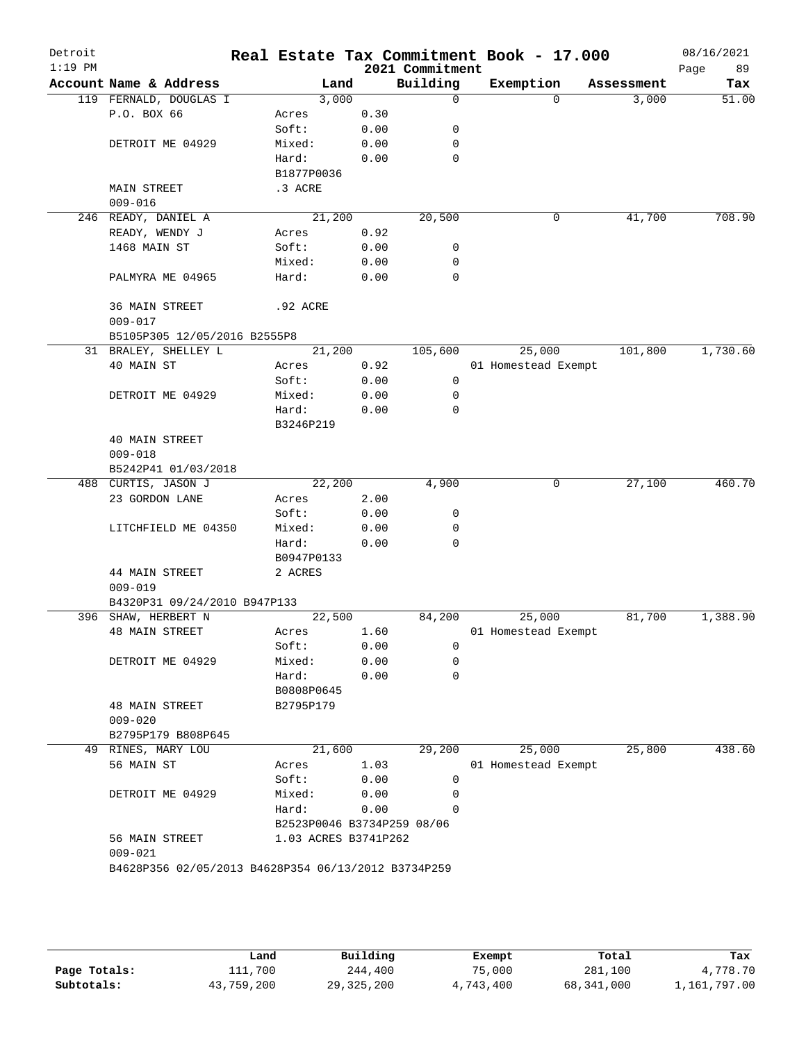# Real Estate Tax Commitment Book - 17.000

Detroit
1:19 PM

2021 Commitment

08/16/2021

| Account Name & Address | Land | | Building | Exemption | Assessment | Tax |
|---|---|---|---|---|---|---|
| 119 FERNALD, DOUGLAS I | 3,000 | | 0 | 0 | 3,000 | 51.00 |
| P.O. BOX 66 | Acres | 0.30 | | | | |
| | Soft: | 0.00 | 0 | | | |
| DETROIT ME 04929 | Mixed: | 0.00 | 0 | | | |
| | Hard: | 0.00 | 0 | | | |
| | B1877P0036 | | | | | |
| MAIN STREET | .3 ACRE | | | | | |
| 009-016 | | | | | | |
| 246 READY, DANIEL A | 21,200 | | 20,500 | 0 | 41,700 | 708.90 |
| READY, WENDY J | Acres | 0.92 | | | | |
| 1468 MAIN ST | Soft: | 0.00 | 0 | | | |
| | Mixed: | 0.00 | 0 | | | |
| PALMYRA ME 04965 | Hard: | 0.00 | 0 | | | |
| 36 MAIN STREET | .92 ACRE | | | | | |
| 009-017 | | | | | | |
| B5105P305 12/05/2016 B2555P8 | | | | | | |
| 31 BRALEY, SHELLEY L | 21,200 | | 105,600 | 25,000 | 101,800 | 1,730.60 |
| 40 MAIN ST | Acres | 0.92 | | 01 Homestead Exempt | | |
| | Soft: | 0.00 | 0 | | | |
| DETROIT ME 04929 | Mixed: | 0.00 | 0 | | | |
| | Hard: | 0.00 | 0 | | | |
| | B3246P219 | | | | | |
| 40 MAIN STREET | | | | | | |
| 009-018 | | | | | | |
| B5242P41 01/03/2018 | | | | | | |
| 488 CURTIS, JASON J | 22,200 | | 4,900 | 0 | 27,100 | 460.70 |
| 23 GORDON LANE | Acres | 2.00 | | | | |
| | Soft: | 0.00 | 0 | | | |
| LITCHFIELD ME 04350 | Mixed: | 0.00 | 0 | | | |
| | Hard: | 0.00 | 0 | | | |
| | B0947P0133 | | | | | |
| 44 MAIN STREET | 2 ACRES | | | | | |
| 009-019 | | | | | | |
| B4320P31 09/24/2010 B947P133 | | | | | | |
| 396 SHAW, HERBERT N | 22,500 | | 84,200 | 25,000 | 81,700 | 1,388.90 |
| 48 MAIN STREET | Acres | 1.60 | | 01 Homestead Exempt | | |
| | Soft: | 0.00 | 0 | | | |
| DETROIT ME 04929 | Mixed: | 0.00 | 0 | | | |
| | Hard: | 0.00 | 0 | | | |
| | B0808P0645 | | | | | |
| 48 MAIN STREET | B2795P179 | | | | | |
| 009-020 | | | | | | |
| B2795P179 B808P645 | | | | | | |
| 49 RINES, MARY LOU | 21,600 | | 29,200 | 25,000 | 25,800 | 438.60 |
| 56 MAIN ST | Acres | 1.03 | | 01 Homestead Exempt | | |
| | Soft: | 0.00 | 0 | | | |
| DETROIT ME 04929 | Mixed: | 0.00 | 0 | | | |
| | Hard: | 0.00 | 0 | | | |
| | B2523P0046 B3734P259 08/06 | | | | | |
| 56 MAIN STREET | 1.03 ACRES B3741P262 | | | | | |
| 009-021 | | | | | | |
| B4628P356 02/05/2013 B4628P354 06/13/2012 B3734P259 | | | | | | |

| | Land | Building | Exempt | Total | Tax |
|---|---|---|---|---|---|
| Page Totals: | 111,700 | 244,400 | 75,000 | 281,100 | 4,778.70 |
| Subtotals: | 43,759,200 | 29,325,200 | 4,743,400 | 68,341,000 | 1,161,797.00 |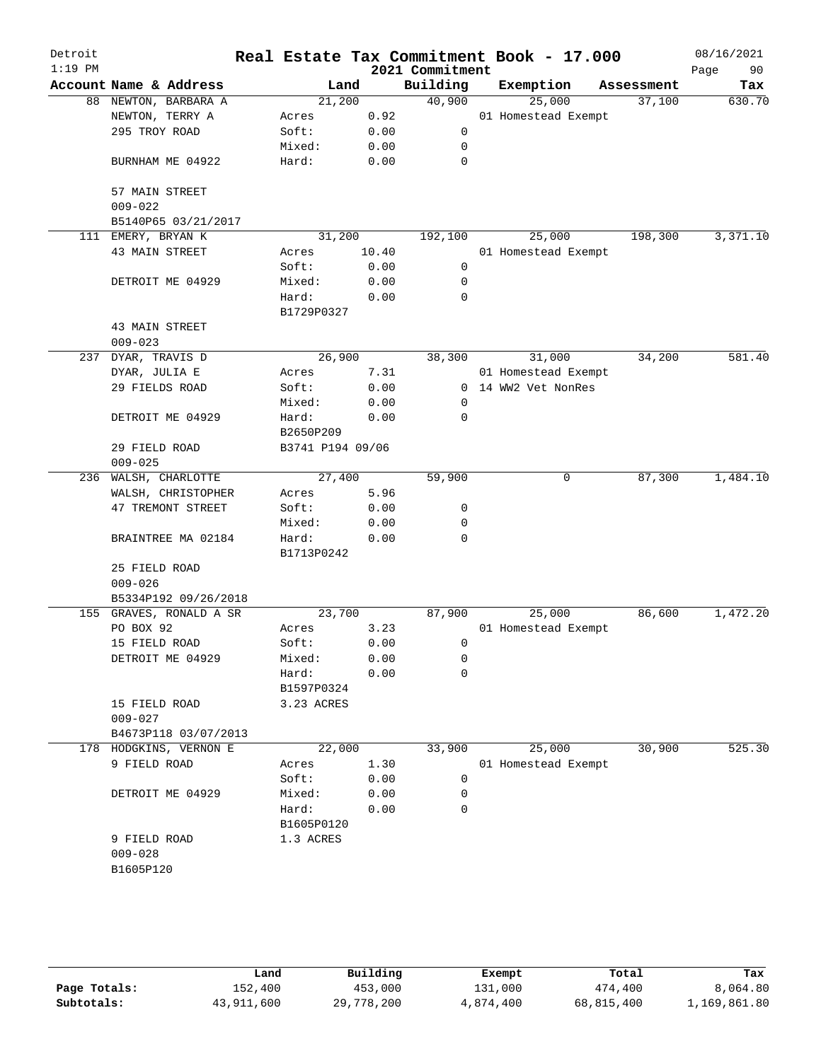# Real Estate Tax Commitment Book - 17.000

Detroit — 2021 Commitment — 08/16/2021 — 1:19 PM

| Account Name & Address | Land | | Building | Exemption | Assessment | Tax |
|---|---|---|---|---|---|---|
| 88 NEWTON, BARBARA A | 21,200 | | 40,900 | 25,000 | 37,100 | 630.70 |
| NEWTON, TERRY A | Acres | 0.92 | | 01 Homestead Exempt | | |
| 295 TROY ROAD | Soft: | 0.00 | 0 | | | |
| | Mixed: | 0.00 | 0 | | | |
| BURNHAM ME 04922 | Hard: | 0.00 | 0 | | | |
| 57 MAIN STREET | | | | | | |
| 009-022 | | | | | | |
| B5140P65 03/21/2017 | | | | | | |
| 111 EMERY, BRYAN K | 31,200 | | 192,100 | 25,000 | 198,300 | 3,371.10 |
| 43 MAIN STREET | Acres | 10.40 | | 01 Homestead Exempt | | |
| | Soft: | 0.00 | 0 | | | |
| DETROIT ME 04929 | Mixed: | 0.00 | 0 | | | |
| | Hard: | 0.00 | 0 | | | |
| | B1729P0327 | | | | | |
| 43 MAIN STREET | | | | | | |
| 009-023 | | | | | | |
| 237 DYAR, TRAVIS D | 26,900 | | 38,300 | 31,000 | 34,200 | 581.40 |
| DYAR, JULIA E | Acres | 7.31 | | 01 Homestead Exempt | | |
| 29 FIELDS ROAD | Soft: | 0.00 | 0 | 14 WW2 Vet NonRes | | |
| | Mixed: | 0.00 | 0 | | | |
| DETROIT ME 04929 | Hard: | 0.00 | 0 | | | |
| | B2650P209 | | | | | |
| 29 FIELD ROAD | B3741 P194 09/06 | | | | | |
| 009-025 | | | | | | |
| 236 WALSH, CHARLOTTE | 27,400 | | 59,900 | 0 | 87,300 | 1,484.10 |
| WALSH, CHRISTOPHER | Acres | 5.96 | | | | |
| 47 TREMONT STREET | Soft: | 0.00 | 0 | | | |
| | Mixed: | 0.00 | 0 | | | |
| BRAINTREE MA 02184 | Hard: | 0.00 | 0 | | | |
| | B1713P0242 | | | | | |
| 25 FIELD ROAD | | | | | | |
| 009-026 | | | | | | |
| B5334P192 09/26/2018 | | | | | | |
| 155 GRAVES, RONALD A SR | 23,700 | | 87,900 | 25,000 | 86,600 | 1,472.20 |
| PO BOX 92 | Acres | 3.23 | | 01 Homestead Exempt | | |
| 15 FIELD ROAD | Soft: | 0.00 | 0 | | | |
| DETROIT ME 04929 | Mixed: | 0.00 | 0 | | | |
| | Hard: | 0.00 | 0 | | | |
| | B1597P0324 | | | | | |
| 15 FIELD ROAD | 3.23 ACRES | | | | | |
| 009-027 | | | | | | |
| B4673P118 03/07/2013 | | | | | | |
| 178 HODGKINS, VERNON E | 22,000 | | 33,900 | 25,000 | 30,900 | 525.30 |
| 9 FIELD ROAD | Acres | 1.30 | | 01 Homestead Exempt | | |
| | Soft: | 0.00 | 0 | | | |
| DETROIT ME 04929 | Mixed: | 0.00 | 0 | | | |
| | Hard: | 0.00 | 0 | | | |
| | B1605P0120 | | | | | |
| 9 FIELD ROAD | 1.3 ACRES | | | | | |
| 009-028 | | | | | | |
| B1605P120 | | | | | | |

| | Land | Building | Exempt | Total | Tax |
|---|---|---|---|---|---|
| Page Totals: | 152,400 | 453,000 | 131,000 | 474,400 | 8,064.80 |
| Subtotals: | 43,911,600 | 29,778,200 | 4,874,400 | 68,815,400 | 1,169,861.80 |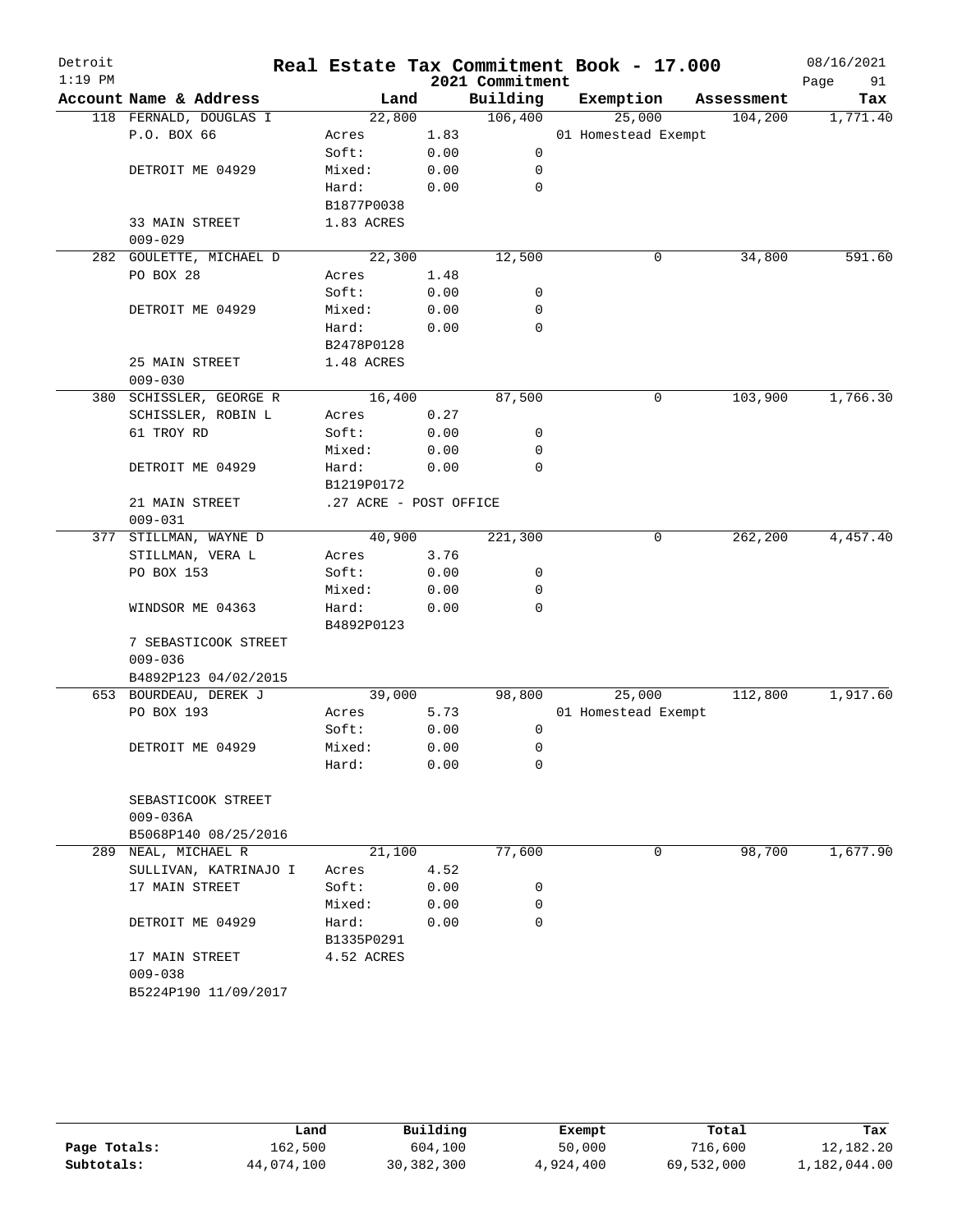# Real Estate Tax Commitment Book - 17.000

Detroit 1:19 PM — 2021 Commitment — 08/16/2021

| Account Name & Address | Land | | Building | Exemption | Assessment | Tax |
|---|---|---|---|---|---|---|
| 118 FERNALD, DOUGLAS I | 22,800 | | 106,400 | 25,000 | 104,200 | 1,771.40 |
| P.O. BOX 66 | Acres | 1.83 | | 01 Homestead Exempt | | |
| | Soft: | 0.00 | 0 | | | |
| DETROIT ME 04929 | Mixed: | 0.00 | 0 | | | |
| | Hard: | 0.00 | 0 | | | |
| | B1877P0038 | | | | | |
| 33 MAIN STREET | 1.83 ACRES | | | | | |
| 009-029 | | | | | | |
| 282 GOULETTE, MICHAEL D | 22,300 | | 12,500 | 0 | 34,800 | 591.60 |
| PO BOX 28 | Acres | 1.48 | | | | |
| | Soft: | 0.00 | 0 | | | |
| DETROIT ME 04929 | Mixed: | 0.00 | 0 | | | |
| | Hard: | 0.00 | 0 | | | |
| | B2478P0128 | | | | | |
| 25 MAIN STREET | 1.48 ACRES | | | | | |
| 009-030 | | | | | | |
| 380 SCHISSLER, GEORGE R | 16,400 | | 87,500 | 0 | 103,900 | 1,766.30 |
| SCHISSLER, ROBIN L | Acres | 0.27 | | | | |
| 61 TROY RD | Soft: | 0.00 | 0 | | | |
| | Mixed: | 0.00 | 0 | | | |
| DETROIT ME 04929 | Hard: | 0.00 | 0 | | | |
| | B1219P0172 | | | | | |
| 21 MAIN STREET | .27 ACRE - POST OFFICE | | | | | |
| 009-031 | | | | | | |
| 377 STILLMAN, WAYNE D | 40,900 | | 221,300 | 0 | 262,200 | 4,457.40 |
| STILLMAN, VERA L | Acres | 3.76 | | | | |
| PO BOX 153 | Soft: | 0.00 | 0 | | | |
| | Mixed: | 0.00 | 0 | | | |
| WINDSOR ME 04363 | Hard: | 0.00 | 0 | | | |
| | B4892P0123 | | | | | |
| 7 SEBASTICOOK STREET | | | | | | |
| 009-036 | | | | | | |
| B4892P123 04/02/2015 | | | | | | |
| 653 BOURDEAU, DEREK J | 39,000 | | 98,800 | 25,000 | 112,800 | 1,917.60 |
| PO BOX 193 | Acres | 5.73 | | 01 Homestead Exempt | | |
| | Soft: | 0.00 | 0 | | | |
| DETROIT ME 04929 | Mixed: | 0.00 | 0 | | | |
| | Hard: | 0.00 | 0 | | | |
| SEBASTICOOK STREET | | | | | | |
| 009-036A | | | | | | |
| B5068P140 08/25/2016 | | | | | | |
| 289 NEAL, MICHAEL R | 21,100 | | 77,600 | 0 | 98,700 | 1,677.90 |
| SULLIVAN, KATRINAJO I | Acres | 4.52 | | | | |
| 17 MAIN STREET | Soft: | 0.00 | 0 | | | |
| | Mixed: | 0.00 | 0 | | | |
| DETROIT ME 04929 | Hard: | 0.00 | 0 | | | |
| | B1335P0291 | | | | | |
| 17 MAIN STREET | 4.52 ACRES | | | | | |
| 009-038 | | | | | | |
| B5224P190 11/09/2017 | | | | | | |

| | Land | Building | Exempt | Total | Tax |
|---|---|---|---|---|---|
| Page Totals: | 162,500 | 604,100 | 50,000 | 716,600 | 12,182.20 |
| Subtotals: | 44,074,100 | 30,382,300 | 4,924,400 | 69,532,000 | 1,182,044.00 |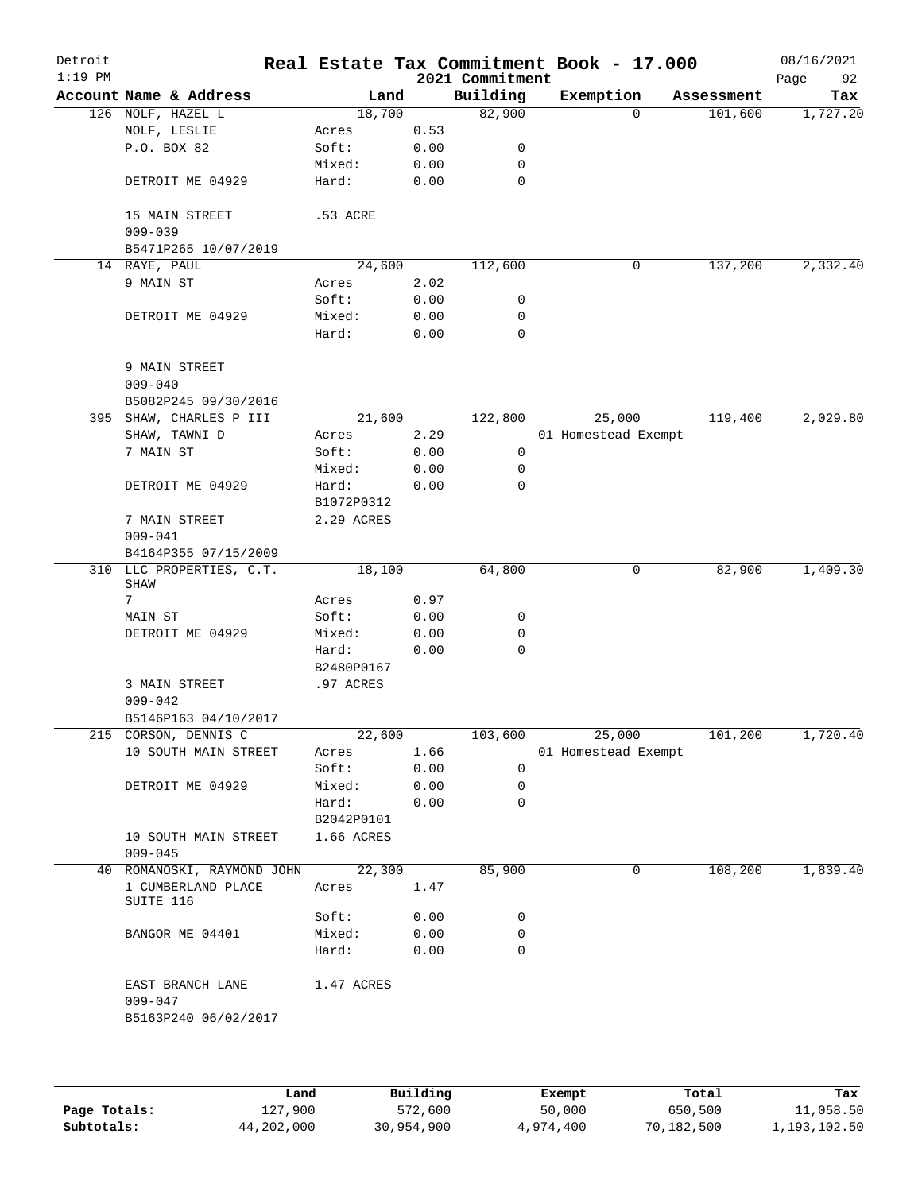Detroit 1:19 PM

# Real Estate Tax Commitment Book - 17.000

2021 Commitment

08/16/2021

| Account Name & Address | Land | | Building | Exemption | Assessment | Tax |
|---|---|---|---|---|---|---|
| 126 NOLF, HAZEL L | 18,700 | | 82,900 | 0 | 101,600 | 1,727.20 |
| NOLF, LESLIE | Acres | 0.53 | | | | |
| P.O. BOX 82 | Soft: | 0.00 | 0 | | | |
| | Mixed: | 0.00 | 0 | | | |
| DETROIT ME 04929 | Hard: | 0.00 | 0 | | | |
| 15 MAIN STREET | .53 ACRE | | | | | |
| 009-039 | | | | | | |
| B5471P265 10/07/2019 | | | | | | |
| 14 RAYE, PAUL | 24,600 | | 112,600 | 0 | 137,200 | 2,332.40 |
| 9 MAIN ST | Acres | 2.02 | | | | |
| | Soft: | 0.00 | 0 | | | |
| DETROIT ME 04929 | Mixed: | 0.00 | 0 | | | |
| | Hard: | 0.00 | 0 | | | |
| 9 MAIN STREET | | | | | | |
| 009-040 | | | | | | |
| B5082P245 09/30/2016 | | | | | | |
| 395 SHAW, CHARLES P III | 21,600 | | 122,800 | 25,000 | 119,400 | 2,029.80 |
| SHAW, TAWNI D | Acres | 2.29 | | 01 Homestead Exempt | | |
| 7 MAIN ST | Soft: | 0.00 | 0 | | | |
| | Mixed: | 0.00 | 0 | | | |
| DETROIT ME 04929 | Hard: | 0.00 | 0 | | | |
| | B1072P0312 | | | | | |
| 7 MAIN STREET | 2.29 ACRES | | | | | |
| 009-041 | | | | | | |
| B4164P355 07/15/2009 | | | | | | |
| 310 LLC PROPERTIES, C.T. SHAW | 18,100 | | 64,800 | 0 | 82,900 | 1,409.30 |
| 7 | Acres | 0.97 | | | | |
| MAIN ST | Soft: | 0.00 | 0 | | | |
| DETROIT ME 04929 | Mixed: | 0.00 | 0 | | | |
| | Hard: | 0.00 | 0 | | | |
| | B2480P0167 | | | | | |
| 3 MAIN STREET | .97 ACRES | | | | | |
| 009-042 | | | | | | |
| B5146P163 04/10/2017 | | | | | | |
| 215 CORSON, DENNIS C | 22,600 | | 103,600 | 25,000 | 101,200 | 1,720.40 |
| 10 SOUTH MAIN STREET | Acres | 1.66 | | 01 Homestead Exempt | | |
| | Soft: | 0.00 | 0 | | | |
| DETROIT ME 04929 | Mixed: | 0.00 | 0 | | | |
| | Hard: | 0.00 | 0 | | | |
| | B2042P0101 | | | | | |
| 10 SOUTH MAIN STREET | 1.66 ACRES | | | | | |
| 009-045 | | | | | | |
| 40 ROMANOSKI, RAYMOND JOHN | 22,300 | | 85,900 | 0 | 108,200 | 1,839.40 |
| 1 CUMBERLAND PLACE SUITE 116 | Acres | 1.47 | | | | |
| | Soft: | 0.00 | 0 | | | |
| BANGOR ME 04401 | Mixed: | 0.00 | 0 | | | |
| | Hard: | 0.00 | 0 | | | |
| EAST BRANCH LANE | 1.47 ACRES | | | | | |
| 009-047 | | | | | | |
| B5163P240 06/02/2017 | | | | | | |

| | Land | Building | Exempt | Total | Tax |
|---|---|---|---|---|---|
| Page Totals: | 127,900 | 572,600 | 50,000 | 650,500 | 11,058.50 |
| Subtotals: | 44,202,000 | 30,954,900 | 4,974,400 | 70,182,500 | 1,193,102.50 |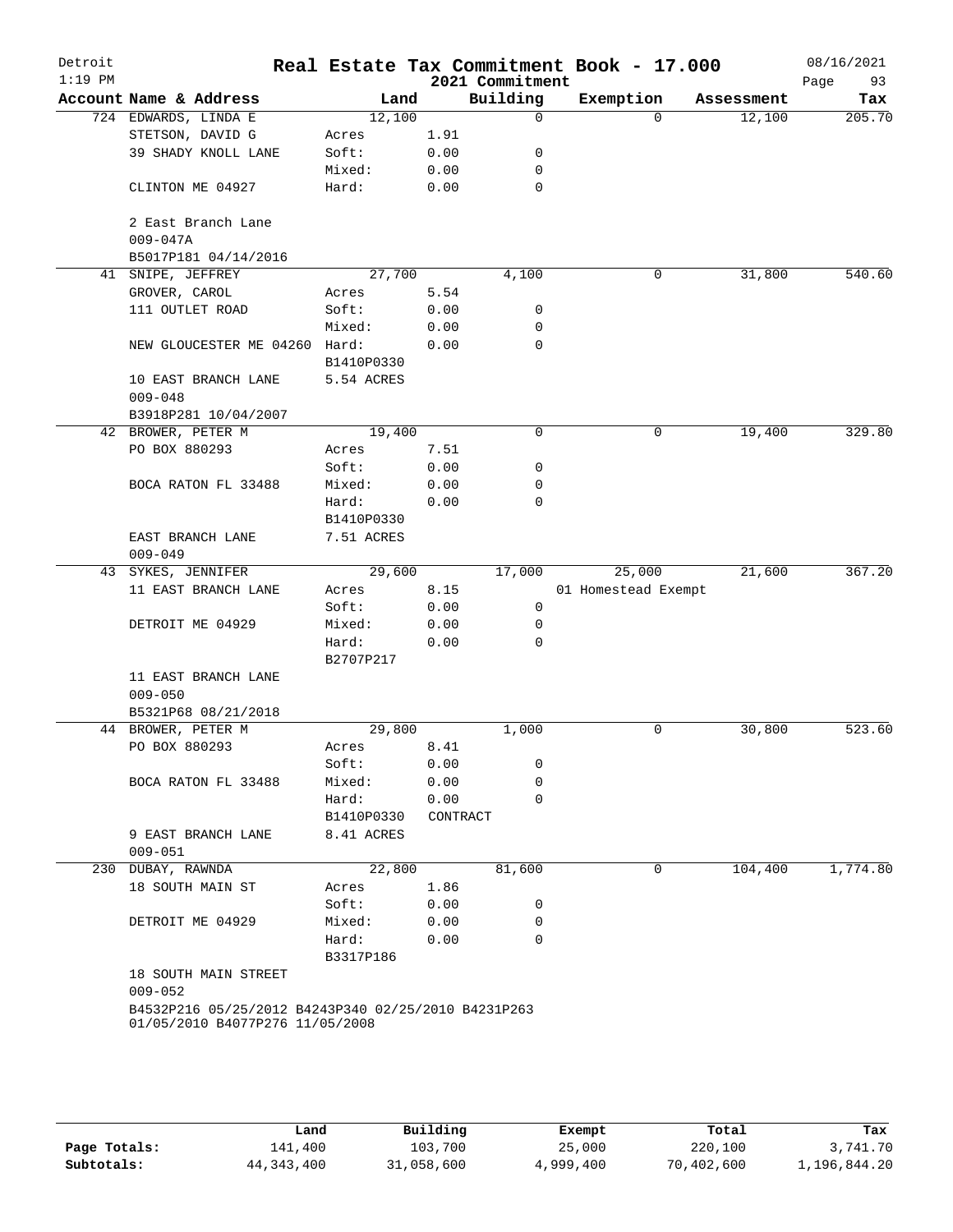# Real Estate Tax Commitment Book - 17.000

Detroit
1:19 PM

2021 Commitment

08/16/2021

| Account Name & Address | Land | | Building | Exemption | Assessment | Tax |
|---|---|---|---|---|---|---|
| 724 EDWARDS, LINDA E | 12,100 | | 0 | 0 | 12,100 | 205.70 |
| STETSON, DAVID G | Acres | 1.91 | | | | |
| 39 SHADY KNOLL LANE | Soft: | 0.00 | 0 | | | |
| | Mixed: | 0.00 | 0 | | | |
| CLINTON ME 04927 | Hard: | 0.00 | 0 | | | |
| 2 East Branch Lane | | | | | | |
| 009-047A | | | | | | |
| B5017P181 04/14/2016 | | | | | | |
| 41 SNIPE, JEFFREY | 27,700 | | 4,100 | 0 | 31,800 | 540.60 |
| GROVER, CAROL | Acres | 5.54 | | | | |
| 111 OUTLET ROAD | Soft: | 0.00 | 0 | | | |
| | Mixed: | 0.00 | 0 | | | |
| NEW GLOUCESTER ME 04260 | Hard: | 0.00 | 0 | | | |
| | B1410P0330 | | | | | |
| 10 EAST BRANCH LANE | 5.54 ACRES | | | | | |
| 009-048 | | | | | | |
| B3918P281 10/04/2007 | | | | | | |
| 42 BROWER, PETER M | 19,400 | | 0 | 0 | 19,400 | 329.80 |
| PO BOX 880293 | Acres | 7.51 | | | | |
| | Soft: | 0.00 | 0 | | | |
| BOCA RATON FL 33488 | Mixed: | 0.00 | 0 | | | |
| | Hard: | 0.00 | 0 | | | |
| | B1410P0330 | | | | | |
| EAST BRANCH LANE | 7.51 ACRES | | | | | |
| 009-049 | | | | | | |
| 43 SYKES, JENNIFER | 29,600 | | 17,000 | 25,000 | 21,600 | 367.20 |
| 11 EAST BRANCH LANE | Acres | 8.15 | | 01 Homestead Exempt | | |
| | Soft: | 0.00 | 0 | | | |
| DETROIT ME 04929 | Mixed: | 0.00 | 0 | | | |
| | Hard: | 0.00 | 0 | | | |
| | B2707P217 | | | | | |
| 11 EAST BRANCH LANE | | | | | | |
| 009-050 | | | | | | |
| B5321P68 08/21/2018 | | | | | | |
| 44 BROWER, PETER M | 29,800 | | 1,000 | 0 | 30,800 | 523.60 |
| PO BOX 880293 | Acres | 8.41 | | | | |
| | Soft: | 0.00 | 0 | | | |
| BOCA RATON FL 33488 | Mixed: | 0.00 | 0 | | | |
| | Hard: | 0.00 | 0 | | | |
| | B1410P0330 | CONTRACT | | | | |
| 9 EAST BRANCH LANE | 8.41 ACRES | | | | | |
| 009-051 | | | | | | |
| 230 DUBAY, RAWNDA | 22,800 | | 81,600 | 0 | 104,400 | 1,774.80 |
| 18 SOUTH MAIN ST | Acres | 1.86 | | | | |
| | Soft: | 0.00 | 0 | | | |
| DETROIT ME 04929 | Mixed: | 0.00 | 0 | | | |
| | Hard: | 0.00 | 0 | | | |
| | B3317P186 | | | | | |
| 18 SOUTH MAIN STREET | | | | | | |
| 009-052 | | | | | | |
| B4532P216 05/25/2012 B4243P340 02/25/2010 B4231P263 01/05/2010 B4077P276 11/05/2008 | | | | | | |

| | Land | Building | Exempt | Total | Tax |
|---|---|---|---|---|---|
| Page Totals: | 141,400 | 103,700 | 25,000 | 220,100 | 3,741.70 |
| Subtotals: | 44,343,400 | 31,058,600 | 4,999,400 | 70,402,600 | 1,196,844.20 |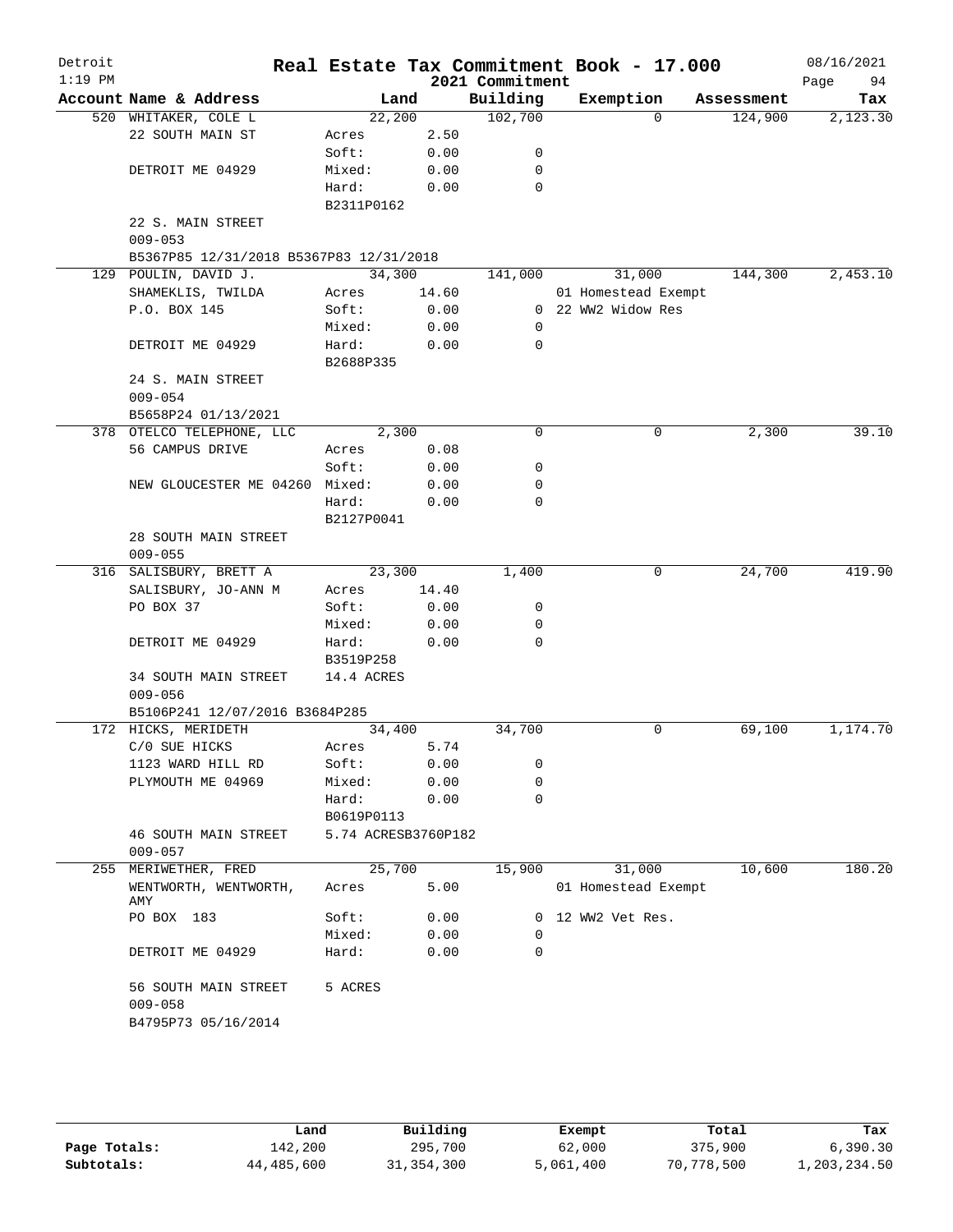# Real Estate Tax Commitment Book - 17.000

Detroit 1:19 PM — 2021 Commitment — 08/16/2021

| Account Name & Address | Land | | Building | Exemption | Assessment | Tax |
|---|---|---|---|---|---|---|
| 520 WHITAKER, COLE L | 22,200 | | 102,700 | 0 | 124,900 | 2,123.30 |
| 22 SOUTH MAIN ST | Acres | 2.50 | | | | |
| | Soft: | 0.00 | 0 | | | |
| DETROIT ME 04929 | Mixed: | 0.00 | 0 | | | |
| | Hard: | 0.00 | 0 | | | |
| | B2311P0162 | | | | | |
| 22 S. MAIN STREET | | | | | | |
| 009-053 | | | | | | |
| B5367P85 12/31/2018 B5367P83 12/31/2018 | | | | | | |
| 129 POULIN, DAVID J. | 34,300 | | 141,000 | 31,000 | 144,300 | 2,453.10 |
| SHAMEKLIS, TWILDA | Acres | 14.60 | | 01 Homestead Exempt | | |
| P.O. BOX 145 | Soft: | 0.00 | 0 | 22 WW2 Widow Res | | |
| | Mixed: | 0.00 | 0 | | | |
| DETROIT ME 04929 | Hard: | 0.00 | 0 | | | |
| | B2688P335 | | | | | |
| 24 S. MAIN STREET | | | | | | |
| 009-054 | | | | | | |
| B5658P24 01/13/2021 | | | | | | |
| 378 OTELCO TELEPHONE, LLC | 2,300 | | 0 | 0 | 2,300 | 39.10 |
| 56 CAMPUS DRIVE | Acres | 0.08 | | | | |
| | Soft: | 0.00 | 0 | | | |
| NEW GLOUCESTER ME 04260 | Mixed: | 0.00 | 0 | | | |
| | Hard: | 0.00 | 0 | | | |
| | B2127P0041 | | | | | |
| 28 SOUTH MAIN STREET | | | | | | |
| 009-055 | | | | | | |
| 316 SALISBURY, BRETT A | 23,300 | | 1,400 | 0 | 24,700 | 419.90 |
| SALISBURY, JO-ANN M | Acres | 14.40 | | | | |
| PO BOX 37 | Soft: | 0.00 | 0 | | | |
| | Mixed: | 0.00 | 0 | | | |
| DETROIT ME 04929 | Hard: | 0.00 | 0 | | | |
| | B3519P258 | | | | | |
| 34 SOUTH MAIN STREET | 14.4 ACRES | | | | | |
| 009-056 | | | | | | |
| B5106P241 12/07/2016 B3684P285 | | | | | | |
| 172 HICKS, MERIDETH | 34,400 | | 34,700 | 0 | 69,100 | 1,174.70 |
| C/0 SUE HICKS | Acres | 5.74 | | | | |
| 1123 WARD HILL RD | Soft: | 0.00 | 0 | | | |
| PLYMOUTH ME 04969 | Mixed: | 0.00 | 0 | | | |
| | Hard: | 0.00 | 0 | | | |
| | B0619P0113 | | | | | |
| 46 SOUTH MAIN STREET | 5.74 ACRESB3760P182 | | | | | |
| 009-057 | | | | | | |
| 255 MERIWETHER, FRED | 25,700 | | 15,900 | 31,000 | 10,600 | 180.20 |
| WENTWORTH, WENTWORTH, AMY | Acres | 5.00 | | 01 Homestead Exempt | | |
| PO BOX 183 | Soft: | 0.00 | 0 | 12 WW2 Vet Res. | | |
| | Mixed: | 0.00 | 0 | | | |
| DETROIT ME 04929 | Hard: | 0.00 | 0 | | | |
| 56 SOUTH MAIN STREET | 5 ACRES | | | | | |
| 009-058 | | | | | | |
| B4795P73 05/16/2014 | | | | | | |

| | Land | Building | Exempt | Total | Tax |
|---|---|---|---|---|---|
| Page Totals: | 142,200 | 295,700 | 62,000 | 375,900 | 6,390.30 |
| Subtotals: | 44,485,600 | 31,354,300 | 5,061,400 | 70,778,500 | 1,203,234.50 |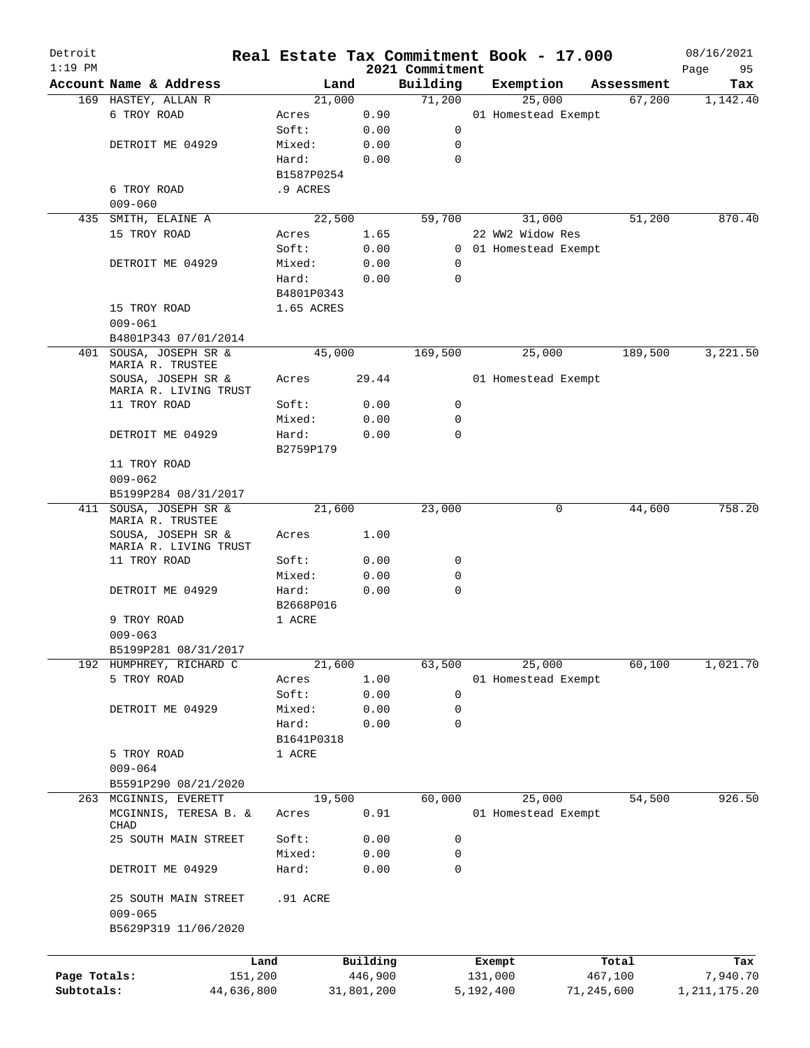# Real Estate Tax Commitment Book - 17.000

Detroit 1:19 PM — 2021 Commitment — 08/16/2021

| Account Name & Address | Land | | Building | Exemption | Assessment | Tax |
|---|---|---|---|---|---|---|
| 169 HASTEY, ALLAN R | 21,000 | | 71,200 | 25,000 | 67,200 | 1,142.40 |
| 6 TROY ROAD | Acres | 0.90 | | 01 Homestead Exempt | | |
| | Soft: | 0.00 | 0 | | | |
| DETROIT ME 04929 | Mixed: | 0.00 | 0 | | | |
| | Hard: | 0.00 | 0 | | | |
| | B1587P0254 | | | | | |
| 6 TROY ROAD | .9 ACRES | | | | | |
| 009-060 | | | | | | |
| 435 SMITH, ELAINE A | 22,500 | | 59,700 | 31,000 | 51,200 | 870.40 |
| 15 TROY ROAD | Acres | 1.65 | | 22 WW2 Widow Res | | |
| | Soft: | 0.00 | 0 | 01 Homestead Exempt | | |
| DETROIT ME 04929 | Mixed: | 0.00 | 0 | | | |
| | Hard: | 0.00 | 0 | | | |
| | B4801P0343 | | | | | |
| 15 TROY ROAD | 1.65 ACRES | | | | | |
| 009-061 | | | | | | |
| B4801P343 07/01/2014 | | | | | | |
| 401 SOUSA, JOSEPH SR & MARIA R. TRUSTEE | 45,000 | | 169,500 | 25,000 | 189,500 | 3,221.50 |
| SOUSA, JOSEPH SR & MARIA R. LIVING TRUST | Acres | 29.44 | | 01 Homestead Exempt | | |
| 11 TROY ROAD | Soft: | 0.00 | 0 | | | |
| | Mixed: | 0.00 | 0 | | | |
| DETROIT ME 04929 | Hard: | 0.00 | 0 | | | |
| | B2759P179 | | | | | |
| 11 TROY ROAD | | | | | | |
| 009-062 | | | | | | |
| B5199P284 08/31/2017 | | | | | | |
| 411 SOUSA, JOSEPH SR & MARIA R. TRUSTEE | 21,600 | | 23,000 | 0 | 44,600 | 758.20 |
| SOUSA, JOSEPH SR & MARIA R. LIVING TRUST | Acres | 1.00 | | | | |
| 11 TROY ROAD | Soft: | 0.00 | 0 | | | |
| | Mixed: | 0.00 | 0 | | | |
| DETROIT ME 04929 | Hard: | 0.00 | 0 | | | |
| | B2668P016 | | | | | |
| 9 TROY ROAD | 1 ACRE | | | | | |
| 009-063 | | | | | | |
| B5199P281 08/31/2017 | | | | | | |
| 192 HUMPHREY, RICHARD C | 21,600 | | 63,500 | 25,000 | 60,100 | 1,021.70 |
| 5 TROY ROAD | Acres | 1.00 | | 01 Homestead Exempt | | |
| | Soft: | 0.00 | 0 | | | |
| DETROIT ME 04929 | Mixed: | 0.00 | 0 | | | |
| | Hard: | 0.00 | 0 | | | |
| | B1641P0318 | | | | | |
| 5 TROY ROAD | 1 ACRE | | | | | |
| 009-064 | | | | | | |
| B5591P290 08/21/2020 | | | | | | |
| 263 MCGINNIS, EVERETT | 19,500 | | 60,000 | 25,000 | 54,500 | 926.50 |
| MCGINNIS, TERESA B. & CHAD | Acres | 0.91 | | 01 Homestead Exempt | | |
| 25 SOUTH MAIN STREET | Soft: | 0.00 | 0 | | | |
| | Mixed: | 0.00 | 0 | | | |
| DETROIT ME 04929 | Hard: | 0.00 | 0 | | | |
| 25 SOUTH MAIN STREET | .91 ACRE | | | | | |
| 009-065 | | | | | | |
| B5629P319 11/06/2020 | | | | | | |

| | Land | Building | Exempt | Total | Tax |
|---|---|---|---|---|---|
| Page Totals: | 151,200 | 446,900 | 131,000 | 467,100 | 7,940.70 |
| Subtotals: | 44,636,800 | 31,801,200 | 5,192,400 | 71,245,600 | 1,211,175.20 |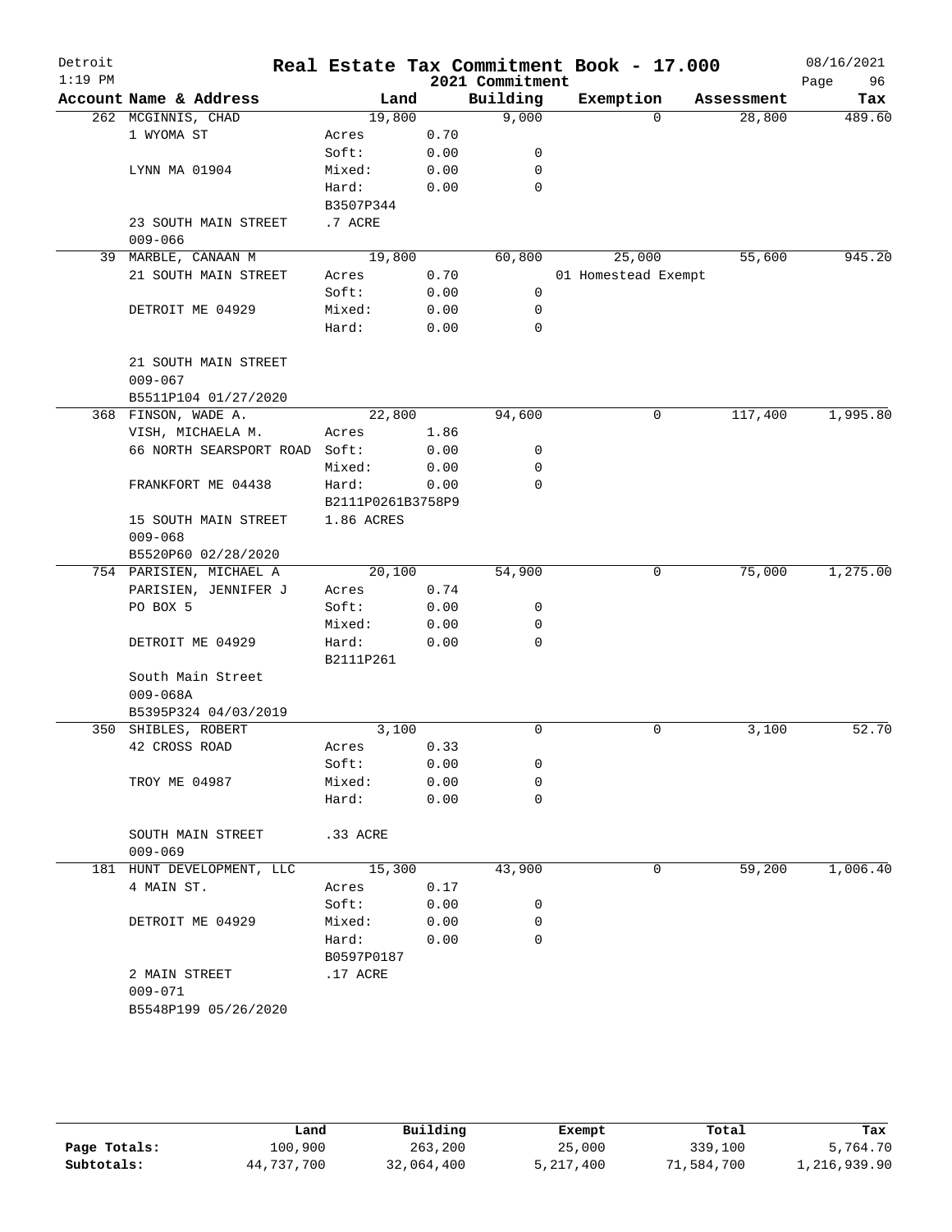# Real Estate Tax Commitment Book - 17.000

Detroit
1:19 PM

2021 Commitment

08/16/2021

| Account Name & Address | Land | | Building | Exemption | Assessment | Tax |
|---|---|---|---|---|---|---|
| 262 MCGINNIS, CHAD | 19,800 | | 9,000 | 0 | 28,800 | 489.60 |
| 1 WYOMA ST | Acres | 0.70 | | | | |
| | Soft: | 0.00 | 0 | | | |
| LYNN MA 01904 | Mixed: | 0.00 | 0 | | | |
| | Hard: | 0.00 | 0 | | | |
| | B3507P344 | | | | | |
| 23 SOUTH MAIN STREET | .7 ACRE | | | | | |
| 009-066 | | | | | | |
| 39 MARBLE, CANAAN M | 19,800 | | 60,800 | 25,000 | 55,600 | 945.20 |
| 21 SOUTH MAIN STREET | Acres | 0.70 | | 01 Homestead Exempt | | |
| | Soft: | 0.00 | 0 | | | |
| DETROIT ME 04929 | Mixed: | 0.00 | 0 | | | |
| | Hard: | 0.00 | 0 | | | |
| 21 SOUTH MAIN STREET | | | | | | |
| 009-067 | | | | | | |
| B5511P104 01/27/2020 | | | | | | |
| 368 FINSON, WADE A. | 22,800 | | 94,600 | 0 | 117,400 | 1,995.80 |
| VISH, MICHAELA M. | Acres | 1.86 | | | | |
| 66 NORTH SEARSPORT ROAD | Soft: | 0.00 | 0 | | | |
| | Mixed: | 0.00 | 0 | | | |
| FRANKFORT ME 04438 | Hard: | 0.00 | 0 | | | |
| | B2111P0261B3758P9 | | | | | |
| 15 SOUTH MAIN STREET | 1.86 ACRES | | | | | |
| 009-068 | | | | | | |
| B5520P60 02/28/2020 | | | | | | |
| 754 PARISIEN, MICHAEL A | 20,100 | | 54,900 | 0 | 75,000 | 1,275.00 |
| PARISIEN, JENNIFER J | Acres | 0.74 | | | | |
| PO BOX 5 | Soft: | 0.00 | 0 | | | |
| | Mixed: | 0.00 | 0 | | | |
| DETROIT ME 04929 | Hard: | 0.00 | 0 | | | |
| | B2111P261 | | | | | |
| South Main Street | | | | | | |
| 009-068A | | | | | | |
| B5395P324 04/03/2019 | | | | | | |
| 350 SHIBLES, ROBERT | 3,100 | | 0 | 0 | 3,100 | 52.70 |
| 42 CROSS ROAD | Acres | 0.33 | | | | |
| | Soft: | 0.00 | 0 | | | |
| TROY ME 04987 | Mixed: | 0.00 | 0 | | | |
| | Hard: | 0.00 | 0 | | | |
| SOUTH MAIN STREET | .33 ACRE | | | | | |
| 009-069 | | | | | | |
| 181 HUNT DEVELOPMENT, LLC | 15,300 | | 43,900 | 0 | 59,200 | 1,006.40 |
| 4 MAIN ST. | Acres | 0.17 | | | | |
| | Soft: | 0.00 | 0 | | | |
| DETROIT ME 04929 | Mixed: | 0.00 | 0 | | | |
| | Hard: | 0.00 | 0 | | | |
| | B0597P0187 | | | | | |
| 2 MAIN STREET | .17 ACRE | | | | | |
| 009-071 | | | | | | |
| B5548P199 05/26/2020 | | | | | | |

| | Land | Building | Exempt | Total | Tax |
|---|---|---|---|---|---|
| Page Totals: | 100,900 | 263,200 | 25,000 | 339,100 | 5,764.70 |
| Subtotals: | 44,737,700 | 32,064,400 | 5,217,400 | 71,584,700 | 1,216,939.90 |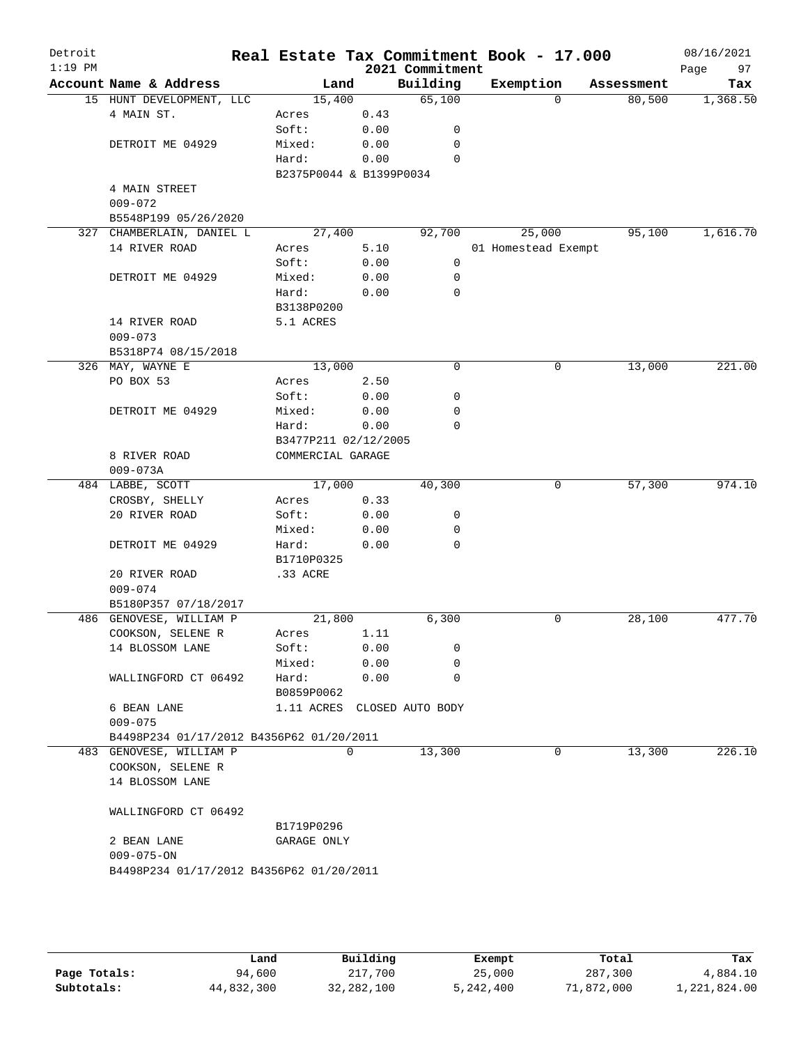# Real Estate Tax Commitment Book - 17.000

Detroit
1:19 PM

2021 Commitment

08/16/2021

| Account Name & Address | Land | | Building | Exemption | Assessment | Tax |
|---|---|---|---|---|---|---|
| 15 HUNT DEVELOPMENT, LLC | 15,400 | | 65,100 | 0 | 80,500 | 1,368.50 |
| 4 MAIN ST. | Acres | 0.43 | | | | |
| | Soft: | 0.00 | 0 | | | |
| DETROIT ME 04929 | Mixed: | 0.00 | 0 | | | |
| | Hard: | 0.00 | 0 | | | |
| | B2375P0044 & B1399P0034 | | | | | |
| 4 MAIN STREET | | | | | | |
| 009-072 | | | | | | |
| B5548P199 05/26/2020 | | | | | | |
| 327 CHAMBERLAIN, DANIEL L | 27,400 | | 92,700 | 25,000 | 95,100 | 1,616.70 |
| 14 RIVER ROAD | Acres | 5.10 | | 01 Homestead Exempt | | |
| | Soft: | 0.00 | 0 | | | |
| DETROIT ME 04929 | Mixed: | 0.00 | 0 | | | |
| | Hard: | 0.00 | 0 | | | |
| | B3138P0200 | | | | | |
| 14 RIVER ROAD | 5.1 ACRES | | | | | |
| 009-073 | | | | | | |
| B5318P74 08/15/2018 | | | | | | |
| 326 MAY, WAYNE E | 13,000 | | 0 | 0 | 13,000 | 221.00 |
| PO BOX 53 | Acres | 2.50 | | | | |
| | Soft: | 0.00 | 0 | | | |
| DETROIT ME 04929 | Mixed: | 0.00 | 0 | | | |
| | Hard: | 0.00 | 0 | | | |
| | B3477P211 02/12/2005 | | | | | |
| 8 RIVER ROAD | COMMERCIAL GARAGE | | | | | |
| 009-073A | | | | | | |
| 484 LABBE, SCOTT | 17,000 | | 40,300 | 0 | 57,300 | 974.10 |
| CROSBY, SHELLY | Acres | 0.33 | | | | |
| 20 RIVER ROAD | Soft: | 0.00 | 0 | | | |
| | Mixed: | 0.00 | 0 | | | |
| DETROIT ME 04929 | Hard: | 0.00 | 0 | | | |
| | B1710P0325 | | | | | |
| 20 RIVER ROAD | .33 ACRE | | | | | |
| 009-074 | | | | | | |
| B5180P357 07/18/2017 | | | | | | |
| 486 GENOVESE, WILLIAM P | 21,800 | | 6,300 | 0 | 28,100 | 477.70 |
| COOKSON, SELENE R | Acres | 1.11 | | | | |
| 14 BLOSSOM LANE | Soft: | 0.00 | 0 | | | |
| | Mixed: | 0.00 | 0 | | | |
| WALLINGFORD CT 06492 | Hard: | 0.00 | 0 | | | |
| | B0859P0062 | | | | | |
| 6 BEAN LANE | 1.11 ACRES | CLOSED AUTO BODY | | | | |
| 009-075 | | | | | | |
| B4498P234 01/17/2012 B4356P62 01/20/2011 | | | | | | |
| 483 GENOVESE, WILLIAM P | 0 | | 13,300 | 0 | 13,300 | 226.10 |
| COOKSON, SELENE R | | | | | | |
| 14 BLOSSOM LANE | | | | | | |
| WALLINGFORD CT 06492 | | | | | | |
| | B1719P0296 | | | | | |
| 2 BEAN LANE | GARAGE ONLY | | | | | |
| 009-075-ON | | | | | | |
| B4498P234 01/17/2012 B4356P62 01/20/2011 | | | | | | |

| | Land | Building | Exempt | Total | Tax |
|---|---|---|---|---|---|
| **Page Totals:** | 94,600 | 217,700 | 25,000 | 287,300 | 4,884.10 |
| **Subtotals:** | 44,832,300 | 32,282,100 | 5,242,400 | 71,872,000 | 1,221,824.00 |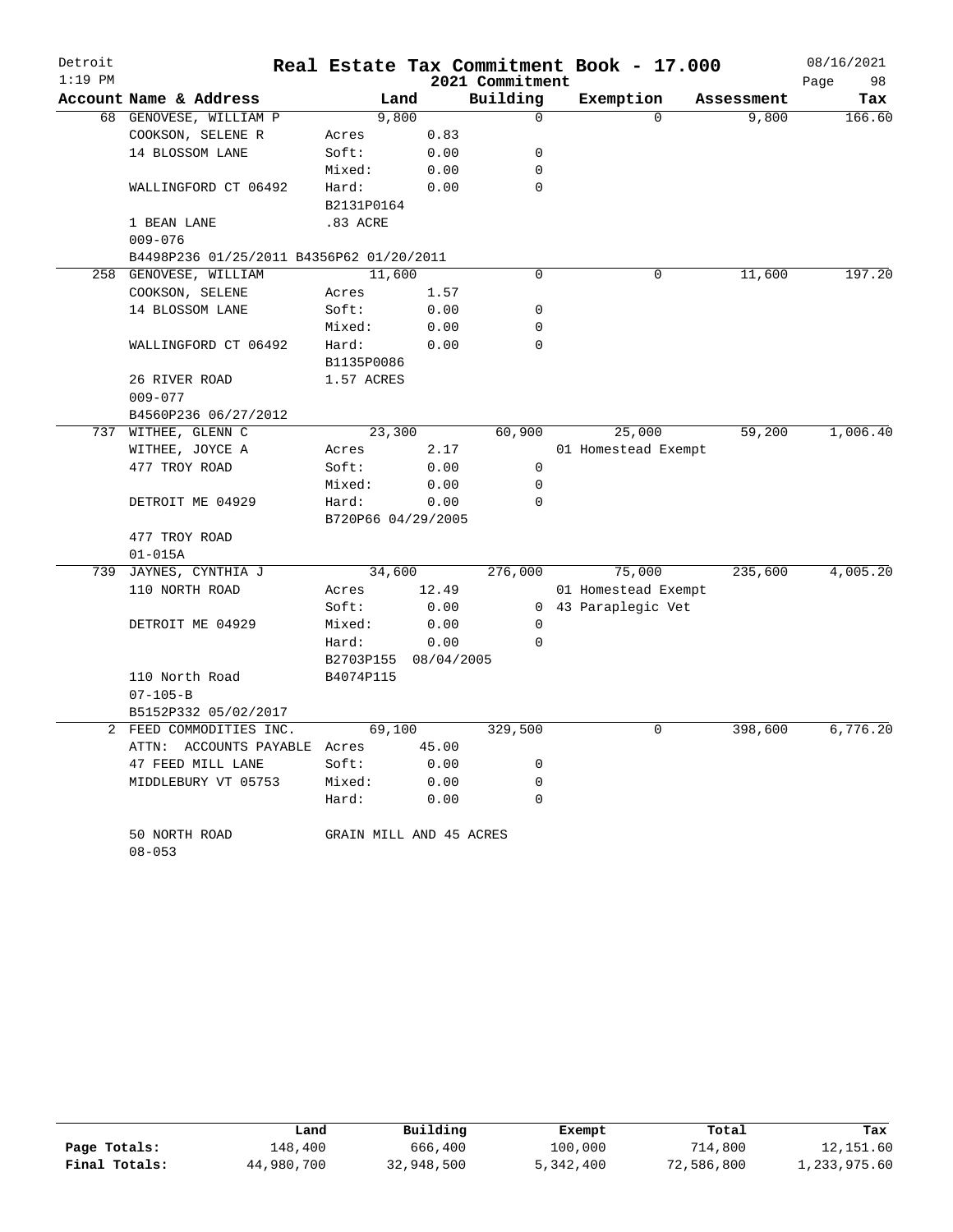# Real Estate Tax Commitment Book - 17.000

Detroit
1:19 PM

2021 Commitment

08/16/2021

| Account Name & Address | Land | | Building | Exemption | Assessment | Tax |
|---|---|---|---|---|---|---|
| 68 GENOVESE, WILLIAM P | 9,800 | | 0 | 0 | 9,800 | 166.60 |
| COOKSON, SELENE R | Acres | 0.83 | | | | |
| 14 BLOSSOM LANE | Soft: | 0.00 | 0 | | | |
| | Mixed: | 0.00 | 0 | | | |
| WALLINGFORD CT 06492 | Hard: | 0.00 | 0 | | | |
| | B2131P0164 | | | | | |
| 1 BEAN LANE | .83 ACRE | | | | | |
| 009-076 | | | | | | |
| B4498P236 01/25/2011 B4356P62 01/20/2011 | | | | | | |
| 258 GENOVESE, WILLIAM | 11,600 | | 0 | 0 | 11,600 | 197.20 |
| COOKSON, SELENE | Acres | 1.57 | | | | |
| 14 BLOSSOM LANE | Soft: | 0.00 | 0 | | | |
| | Mixed: | 0.00 | 0 | | | |
| WALLINGFORD CT 06492 | Hard: | 0.00 | 0 | | | |
| | B1135P0086 | | | | | |
| 26 RIVER ROAD | 1.57 ACRES | | | | | |
| 009-077 | | | | | | |
| B4560P236 06/27/2012 | | | | | | |
| 737 WITHEE, GLENN C | 23,300 | | 60,900 | 25,000 | 59,200 | 1,006.40 |
| WITHEE, JOYCE A | Acres | 2.17 | | 01 Homestead Exempt | | |
| 477 TROY ROAD | Soft: | 0.00 | 0 | | | |
| | Mixed: | 0.00 | 0 | | | |
| DETROIT ME 04929 | Hard: | 0.00 | 0 | | | |
| | B720P66 04/29/2005 | | | | | |
| 477 TROY ROAD | | | | | | |
| 01-015A | | | | | | |
| 739 JAYNES, CYNTHIA J | 34,600 | | 276,000 | 75,000 | 235,600 | 4,005.20 |
| 110 NORTH ROAD | Acres | 12.49 | | 01 Homestead Exempt | | |
| | Soft: | 0.00 | 0 | 43 Paraplegic Vet | | |
| DETROIT ME 04929 | Mixed: | 0.00 | 0 | | | |
| | Hard: | 0.00 | 0 | | | |
| | B2703P155 | 08/04/2005 | | | | |
| 110 North Road | B4074P115 | | | | | |
| 07-105-B | | | | | | |
| B5152P332 05/02/2017 | | | | | | |
| 2 FEED COMMODITIES INC. | 69,100 | | 329,500 | 0 | 398,600 | 6,776.20 |
| ATTN: ACCOUNTS PAYABLE | Acres | 45.00 | | | | |
| 47 FEED MILL LANE | Soft: | 0.00 | 0 | | | |
| MIDDLEBURY VT 05753 | Mixed: | 0.00 | 0 | | | |
| | Hard: | 0.00 | 0 | | | |
| 50 NORTH ROAD | GRAIN MILL AND 45 ACRES | | | | | |
| 08-053 | | | | | | |

| | Land | Building | Exempt | Total | Tax |
|---|---|---|---|---|---|
| Page Totals: | 148,400 | 666,400 | 100,000 | 714,800 | 12,151.60 |
| Final Totals: | 44,980,700 | 32,948,500 | 5,342,400 | 72,586,800 | 1,233,975.60 |